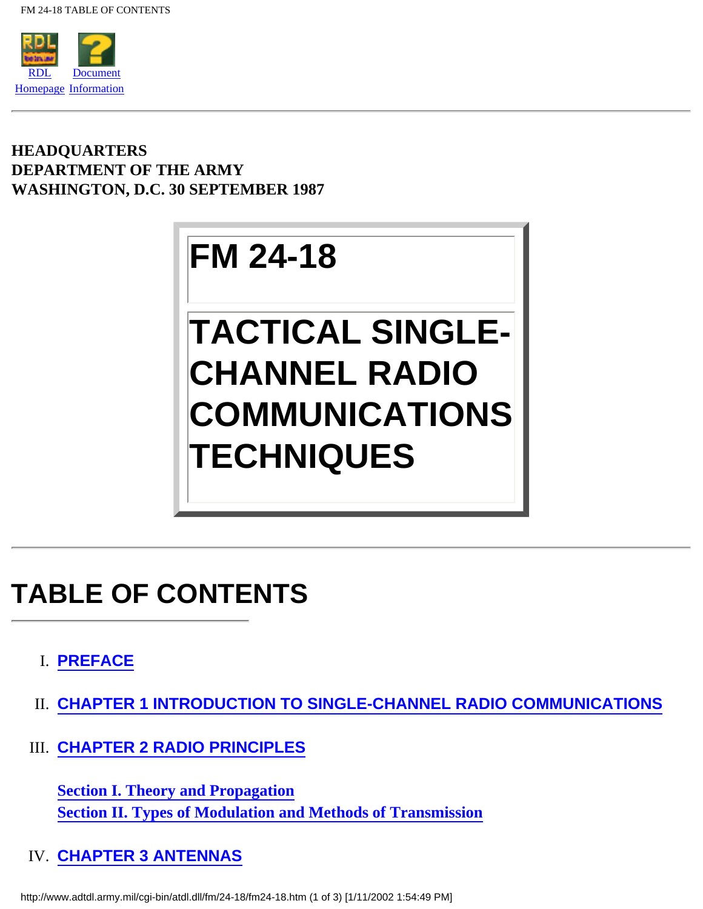RDL Homepage Document Information

---

**HEADQUARTERS**
**DEPARTMENT OF THE ARMY**
**WASHINGTON, D.C. 30 SEPTEMBER 1987**

# FM 24-18

# TACTICAL SINGLE-CHANNEL RADIO COMMUNICATIONS TECHNIQUES

---

## TABLE OF CONTENTS

I. **PREFACE**

II. **CHAPTER 1 INTRODUCTION TO SINGLE-CHANNEL RADIO COMMUNICATIONS**

III. **CHAPTER 2 RADIO PRINCIPLES**

   **Section I. Theory and Propagation**
   **Section II. Types of Modulation and Methods of Transmission**

IV. **CHAPTER 3 ANTENNAS**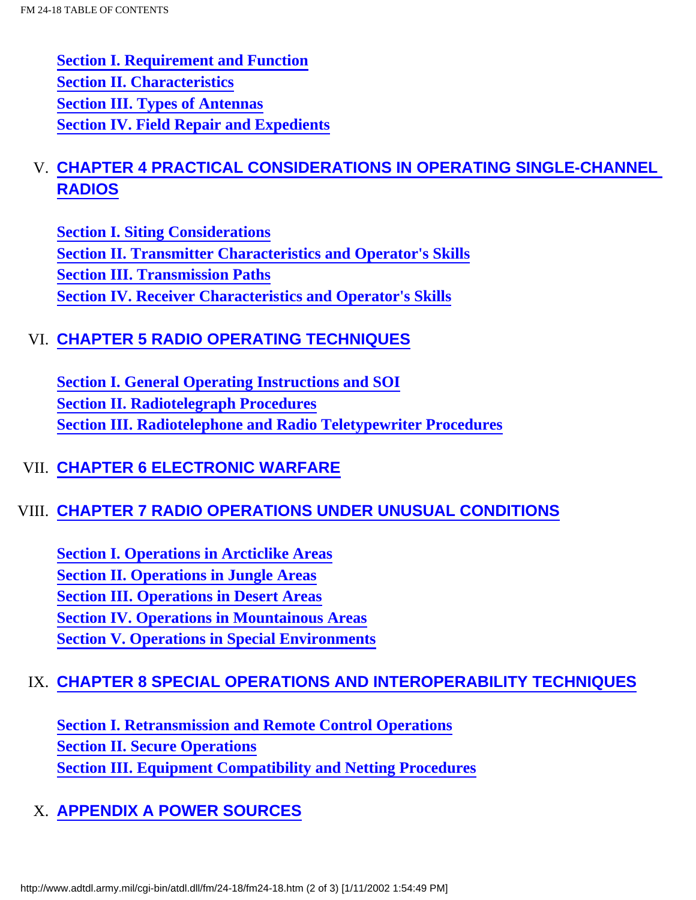Section I. Requirement and Function
Section II. Characteristics
Section III. Types of Antennas
Section IV. Field Repair and Expedients

V. **CHAPTER 4 PRACTICAL CONSIDERATIONS IN OPERATING SINGLE-CHANNEL RADIOS**

Section I. Siting Considerations
Section II. Transmitter Characteristics and Operator's Skills
Section III. Transmission Paths
Section IV. Receiver Characteristics and Operator's Skills

VI. **CHAPTER 5 RADIO OPERATING TECHNIQUES**

Section I. General Operating Instructions and SOI
Section II. Radiotelegraph Procedures
Section III. Radiotelephone and Radio Teletypewriter Procedures

VII. **CHAPTER 6 ELECTRONIC WARFARE**

VIII. **CHAPTER 7 RADIO OPERATIONS UNDER UNUSUAL CONDITIONS**

Section I. Operations in Arcticlike Areas
Section II. Operations in Jungle Areas
Section III. Operations in Desert Areas
Section IV. Operations in Mountainous Areas
Section V. Operations in Special Environments

IX. **CHAPTER 8 SPECIAL OPERATIONS AND INTEROPERABILITY TECHNIQUES**

Section I. Retransmission and Remote Control Operations
Section II. Secure Operations
Section III. Equipment Compatibility and Netting Procedures

X. **APPENDIX A POWER SOURCES**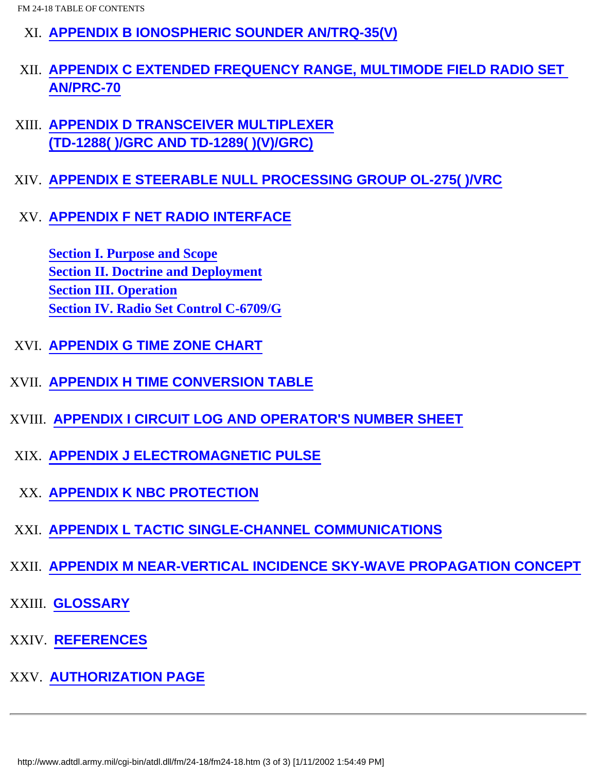XI. **APPENDIX B IONOSPHERIC SOUNDER AN/TRQ-35(V)**

XII. **APPENDIX C EXTENDED FREQUENCY RANGE, MULTIMODE FIELD RADIO SET AN/PRC-70**

XIII. **APPENDIX D TRANSCEIVER MULTIPLEXER (TD-1288( )/GRC AND TD-1289( )(V)/GRC)**

XIV. **APPENDIX E STEERABLE NULL PROCESSING GROUP OL-275( )/VRC**

XV. **APPENDIX F NET RADIO INTERFACE**

**Section I. Purpose and Scope**
**Section II. Doctrine and Deployment**
**Section III. Operation**
**Section IV. Radio Set Control C-6709/G**

XVI. **APPENDIX G TIME ZONE CHART**

XVII. **APPENDIX H TIME CONVERSION TABLE**

XVIII. **APPENDIX I CIRCUIT LOG AND OPERATOR'S NUMBER SHEET**

XIX. **APPENDIX J ELECTROMAGNETIC PULSE**

XX. **APPENDIX K NBC PROTECTION**

XXI. **APPENDIX L TACTIC SINGLE-CHANNEL COMMUNICATIONS**

XXII. **APPENDIX M NEAR-VERTICAL INCIDENCE SKY-WAVE PROPAGATION CONCEPT**

XXIII. **GLOSSARY**

XXIV. **REFERENCES**

XXV. **AUTHORIZATION PAGE**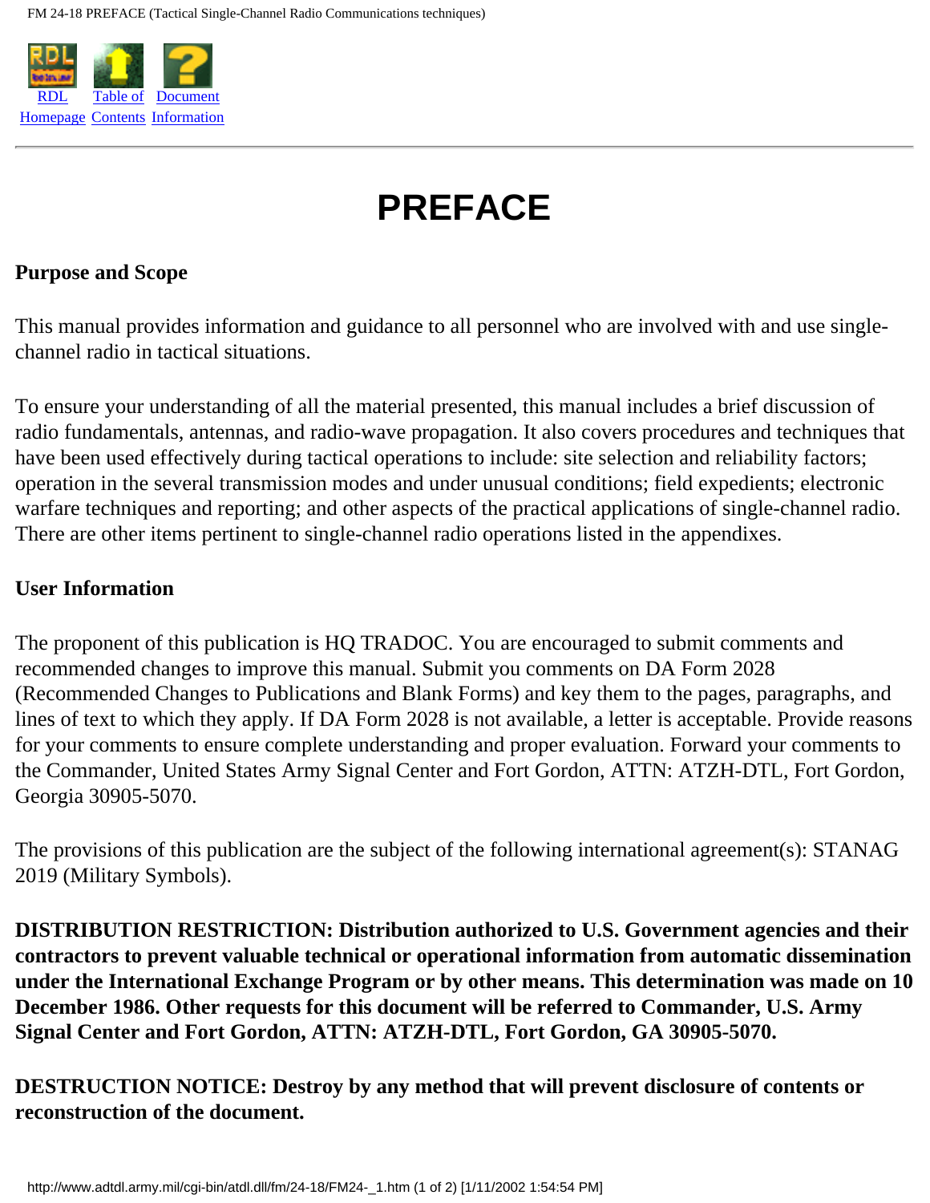# PREFACE

**Purpose and Scope**

This manual provides information and guidance to all personnel who are involved with and use single-channel radio in tactical situations.

To ensure your understanding of all the material presented, this manual includes a brief discussion of radio fundamentals, antennas, and radio-wave propagation. It also covers procedures and techniques that have been used effectively during tactical operations to include: site selection and reliability factors; operation in the several transmission modes and under unusual conditions; field expedients; electronic warfare techniques and reporting; and other aspects of the practical applications of single-channel radio. There are other items pertinent to single-channel radio operations listed in the appendixes.

**User Information**

The proponent of this publication is HQ TRADOC. You are encouraged to submit comments and recommended changes to improve this manual. Submit you comments on DA Form 2028 (Recommended Changes to Publications and Blank Forms) and key them to the pages, paragraphs, and lines of text to which they apply. If DA Form 2028 is not available, a letter is acceptable. Provide reasons for your comments to ensure complete understanding and proper evaluation. Forward your comments to the Commander, United States Army Signal Center and Fort Gordon, ATTN: ATZH-DTL, Fort Gordon, Georgia 30905-5070.

The provisions of this publication are the subject of the following international agreement(s): STANAG 2019 (Military Symbols).

**DISTRIBUTION RESTRICTION: Distribution authorized to U.S. Government agencies and their contractors to prevent valuable technical or operational information from automatic dissemination under the International Exchange Program or by other means. This determination was made on 10 December 1986. Other requests for this document will be referred to Commander, U.S. Army Signal Center and Fort Gordon, ATTN: ATZH-DTL, Fort Gordon, GA 30905-5070.**

**DESTRUCTION NOTICE: Destroy by any method that will prevent disclosure of contents or reconstruction of the document.**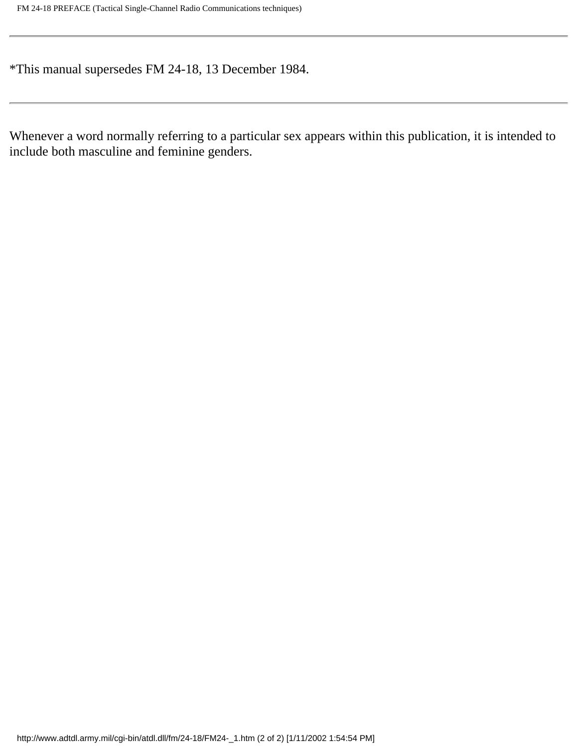---

*This manual supersedes FM 24-18, 13 December 1984.

---

Whenever a word normally referring to a particular sex appears within this publication, it is intended to include both masculine and feminine genders.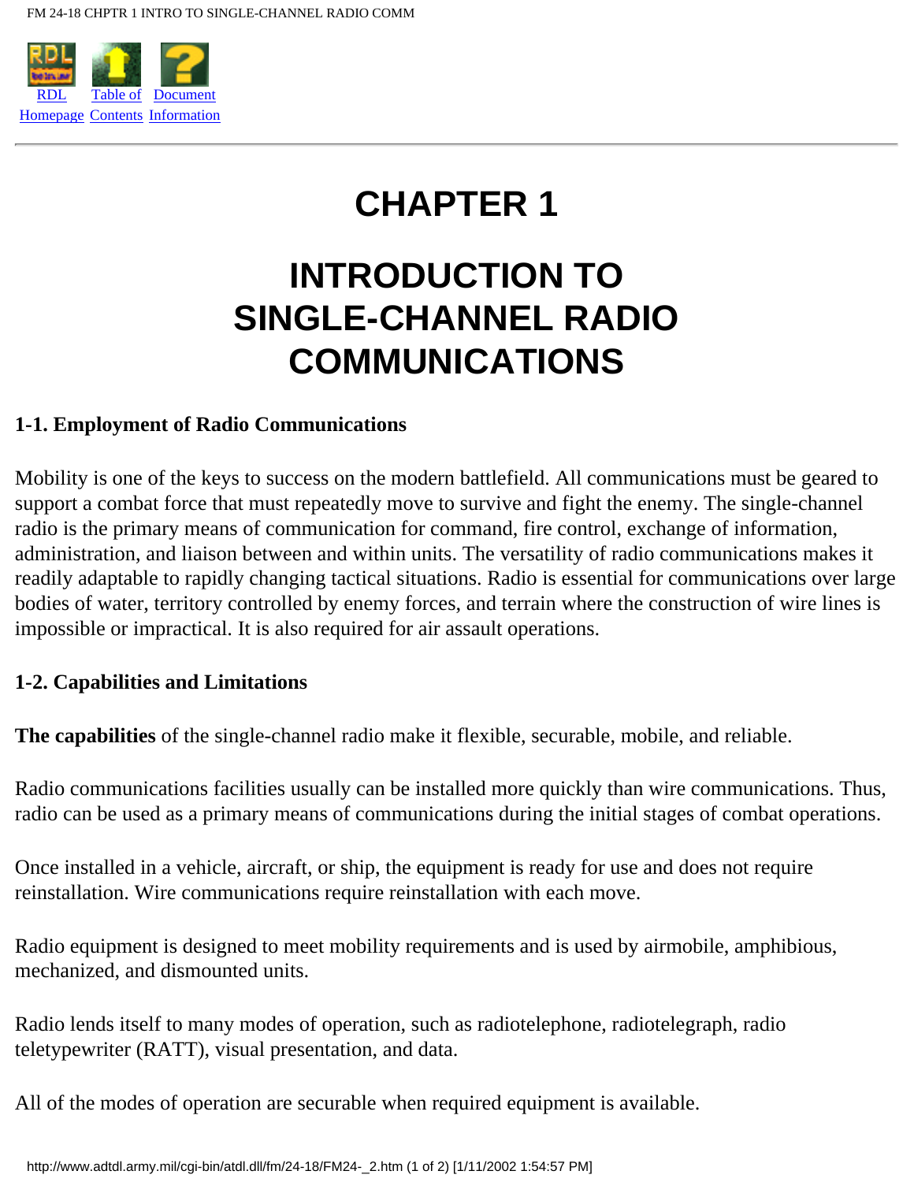# CHAPTER 1

# INTRODUCTION TO SINGLE-CHANNEL RADIO COMMUNICATIONS

### 1-1. Employment of Radio Communications

Mobility is one of the keys to success on the modern battlefield. All communications must be geared to support a combat force that must repeatedly move to survive and fight the enemy. The single-channel radio is the primary means of communication for command, fire control, exchange of information, administration, and liaison between and within units. The versatility of radio communications makes it readily adaptable to rapidly changing tactical situations. Radio is essential for communications over large bodies of water, territory controlled by enemy forces, and terrain where the construction of wire lines is impossible or impractical. It is also required for air assault operations.

### 1-2. Capabilities and Limitations

**The capabilities** of the single-channel radio make it flexible, securable, mobile, and reliable.

Radio communications facilities usually can be installed more quickly than wire communications. Thus, radio can be used as a primary means of communications during the initial stages of combat operations.

Once installed in a vehicle, aircraft, or ship, the equipment is ready for use and does not require reinstallation. Wire communications require reinstallation with each move.

Radio equipment is designed to meet mobility requirements and is used by airmobile, amphibious, mechanized, and dismounted units.

Radio lends itself to many modes of operation, such as radiotelephone, radiotelegraph, radio teletypewriter (RATT), visual presentation, and data.

All of the modes of operation are securable when required equipment is available.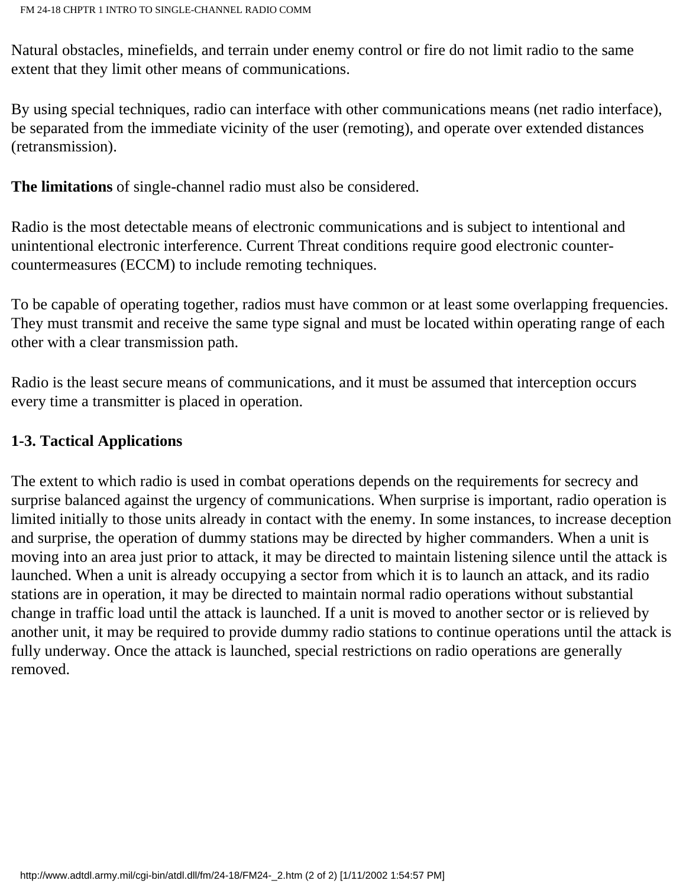Natural obstacles, minefields, and terrain under enemy control or fire do not limit radio to the same extent that they limit other means of communications.

By using special techniques, radio can interface with other communications means (net radio interface), be separated from the immediate vicinity of the user (remoting), and operate over extended distances (retransmission).

**The limitations** of single-channel radio must also be considered.

Radio is the most detectable means of electronic communications and is subject to intentional and unintentional electronic interference. Current Threat conditions require good electronic counter-countermeasures (ECCM) to include remoting techniques.

To be capable of operating together, radios must have common or at least some overlapping frequencies. They must transmit and receive the same type signal and must be located within operating range of each other with a clear transmission path.

Radio is the least secure means of communications, and it must be assumed that interception occurs every time a transmitter is placed in operation.

### 1-3. Tactical Applications

The extent to which radio is used in combat operations depends on the requirements for secrecy and surprise balanced against the urgency of communications. When surprise is important, radio operation is limited initially to those units already in contact with the enemy. In some instances, to increase deception and surprise, the operation of dummy stations may be directed by higher commanders. When a unit is moving into an area just prior to attack, it may be directed to maintain listening silence until the attack is launched. When a unit is already occupying a sector from which it is to launch an attack, and its radio stations are in operation, it may be directed to maintain normal radio operations without substantial change in traffic load until the attack is launched. If a unit is moved to another sector or is relieved by another unit, it may be required to provide dummy radio stations to continue operations until the attack is fully underway. Once the attack is launched, special restrictions on radio operations are generally removed.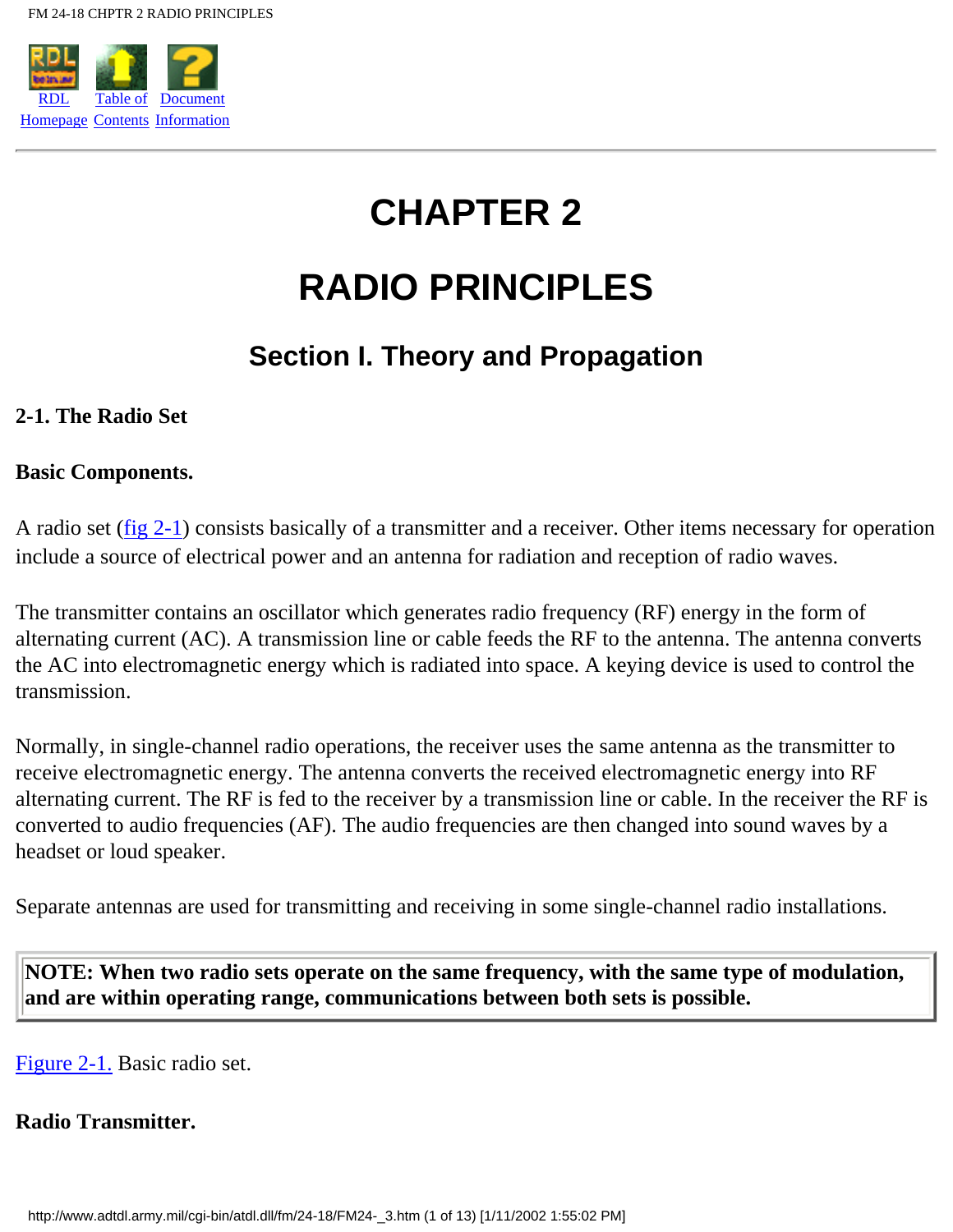# CHAPTER 2

# RADIO PRINCIPLES

## Section I. Theory and Propagation

### 2-1. The Radio Set

**Basic Components.**

A radio set (fig 2-1) consists basically of a transmitter and a receiver. Other items necessary for operation include a source of electrical power and an antenna for radiation and reception of radio waves.

The transmitter contains an oscillator which generates radio frequency (RF) energy in the form of alternating current (AC). A transmission line or cable feeds the RF to the antenna. The antenna converts the AC into electromagnetic energy which is radiated into space. A keying device is used to control the transmission.

Normally, in single-channel radio operations, the receiver uses the same antenna as the transmitter to receive electromagnetic energy. The antenna converts the received electromagnetic energy into RF alternating current. The RF is fed to the receiver by a transmission line or cable. In the receiver the RF is converted to audio frequencies (AF). The audio frequencies are then changed into sound waves by a headset or loud speaker.

Separate antennas are used for transmitting and receiving in some single-channel radio installations.

> **NOTE: When two radio sets operate on the same frequency, with the same type of modulation, and are within operating range, communications between both sets is possible.**

Figure 2-1. Basic radio set.

**Radio Transmitter.**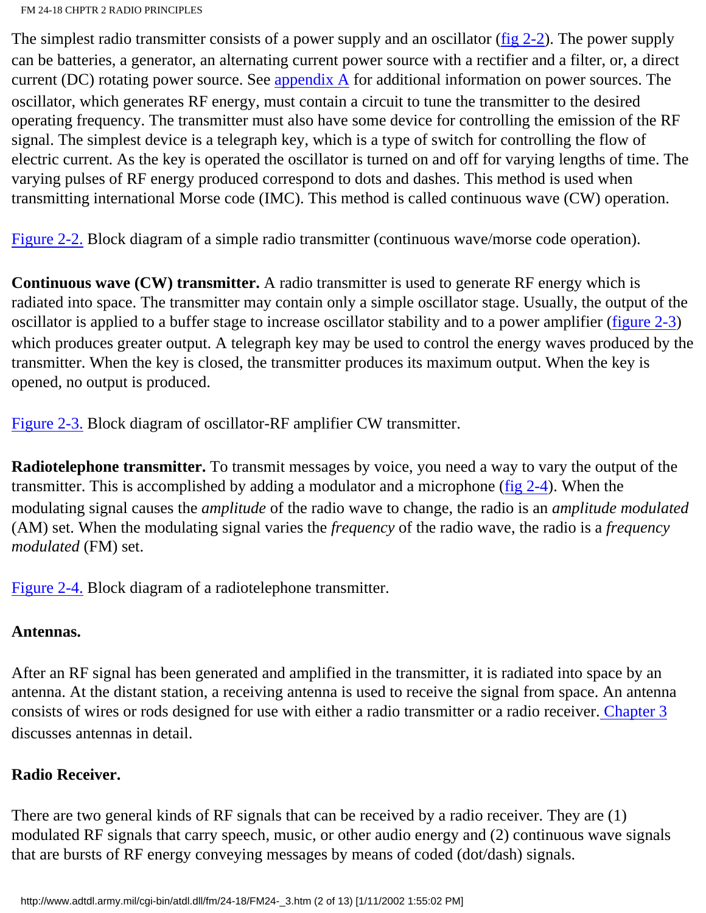The simplest radio transmitter consists of a power supply and an oscillator (fig 2-2). The power supply can be batteries, a generator, an alternating current power source with a rectifier and a filter, or, a direct current (DC) rotating power source. See appendix A for additional information on power sources. The oscillator, which generates RF energy, must contain a circuit to tune the transmitter to the desired operating frequency. The transmitter must also have some device for controlling the emission of the RF signal. The simplest device is a telegraph key, which is a type of switch for controlling the flow of electric current. As the key is operated the oscillator is turned on and off for varying lengths of time. The varying pulses of RF energy produced correspond to dots and dashes. This method is used when transmitting international Morse code (IMC). This method is called continuous wave (CW) operation.

Figure 2-2. Block diagram of a simple radio transmitter (continuous wave/morse code operation).

**Continuous wave (CW) transmitter.** A radio transmitter is used to generate RF energy which is radiated into space. The transmitter may contain only a simple oscillator stage. Usually, the output of the oscillator is applied to a buffer stage to increase oscillator stability and to a power amplifier (figure 2-3) which produces greater output. A telegraph key may be used to control the energy waves produced by the transmitter. When the key is closed, the transmitter produces its maximum output. When the key is opened, no output is produced.

Figure 2-3. Block diagram of oscillator-RF amplifier CW transmitter.

**Radiotelephone transmitter.** To transmit messages by voice, you need a way to vary the output of the transmitter. This is accomplished by adding a modulator and a microphone (fig 2-4). When the modulating signal causes the *amplitude* of the radio wave to change, the radio is an *amplitude modulated* (AM) set. When the modulating signal varies the *frequency* of the radio wave, the radio is a *frequency modulated* (FM) set.

Figure 2-4. Block diagram of a radiotelephone transmitter.

**Antennas.**

After an RF signal has been generated and amplified in the transmitter, it is radiated into space by an antenna. At the distant station, a receiving antenna is used to receive the signal from space. An antenna consists of wires or rods designed for use with either a radio transmitter or a radio receiver. Chapter 3 discusses antennas in detail.

**Radio Receiver.**

There are two general kinds of RF signals that can be received by a radio receiver. They are (1) modulated RF signals that carry speech, music, or other audio energy and (2) continuous wave signals that are bursts of RF energy conveying messages by means of coded (dot/dash) signals.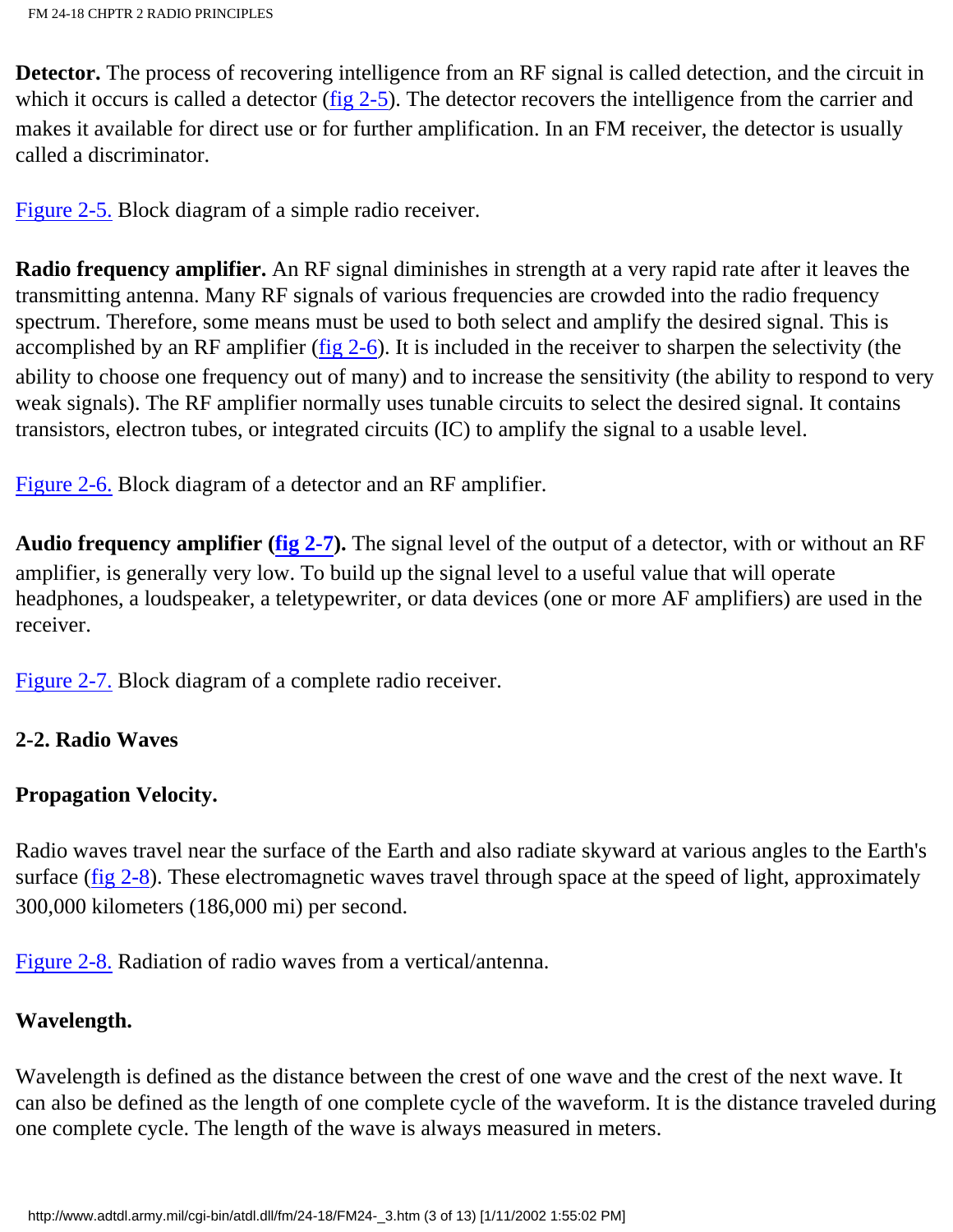**Detector.** The process of recovering intelligence from an RF signal is called detection, and the circuit in which it occurs is called a detector (fig 2-5). The detector recovers the intelligence from the carrier and makes it available for direct use or for further amplification. In an FM receiver, the detector is usually called a discriminator.

Figure 2-5. Block diagram of a simple radio receiver.

**Radio frequency amplifier.** An RF signal diminishes in strength at a very rapid rate after it leaves the transmitting antenna. Many RF signals of various frequencies are crowded into the radio frequency spectrum. Therefore, some means must be used to both select and amplify the desired signal. This is accomplished by an RF amplifier (fig 2-6). It is included in the receiver to sharpen the selectivity (the ability to choose one frequency out of many) and to increase the sensitivity (the ability to respond to very weak signals). The RF amplifier normally uses tunable circuits to select the desired signal. It contains transistors, electron tubes, or integrated circuits (IC) to amplify the signal to a usable level.

Figure 2-6. Block diagram of a detector and an RF amplifier.

**Audio frequency amplifier (fig 2-7).** The signal level of the output of a detector, with or without an RF amplifier, is generally very low. To build up the signal level to a useful value that will operate headphones, a loudspeaker, a teletypewriter, or data devices (one or more AF amplifiers) are used in the receiver.

Figure 2-7. Block diagram of a complete radio receiver.

## 2-2. Radio Waves

### Propagation Velocity.

Radio waves travel near the surface of the Earth and also radiate skyward at various angles to the Earth's surface (fig 2-8). These electromagnetic waves travel through space at the speed of light, approximately 300,000 kilometers (186,000 mi) per second.

Figure 2-8. Radiation of radio waves from a vertical/antenna.

### Wavelength.

Wavelength is defined as the distance between the crest of one wave and the crest of the next wave. It can also be defined as the length of one complete cycle of the waveform. It is the distance traveled during one complete cycle. The length of the wave is always measured in meters.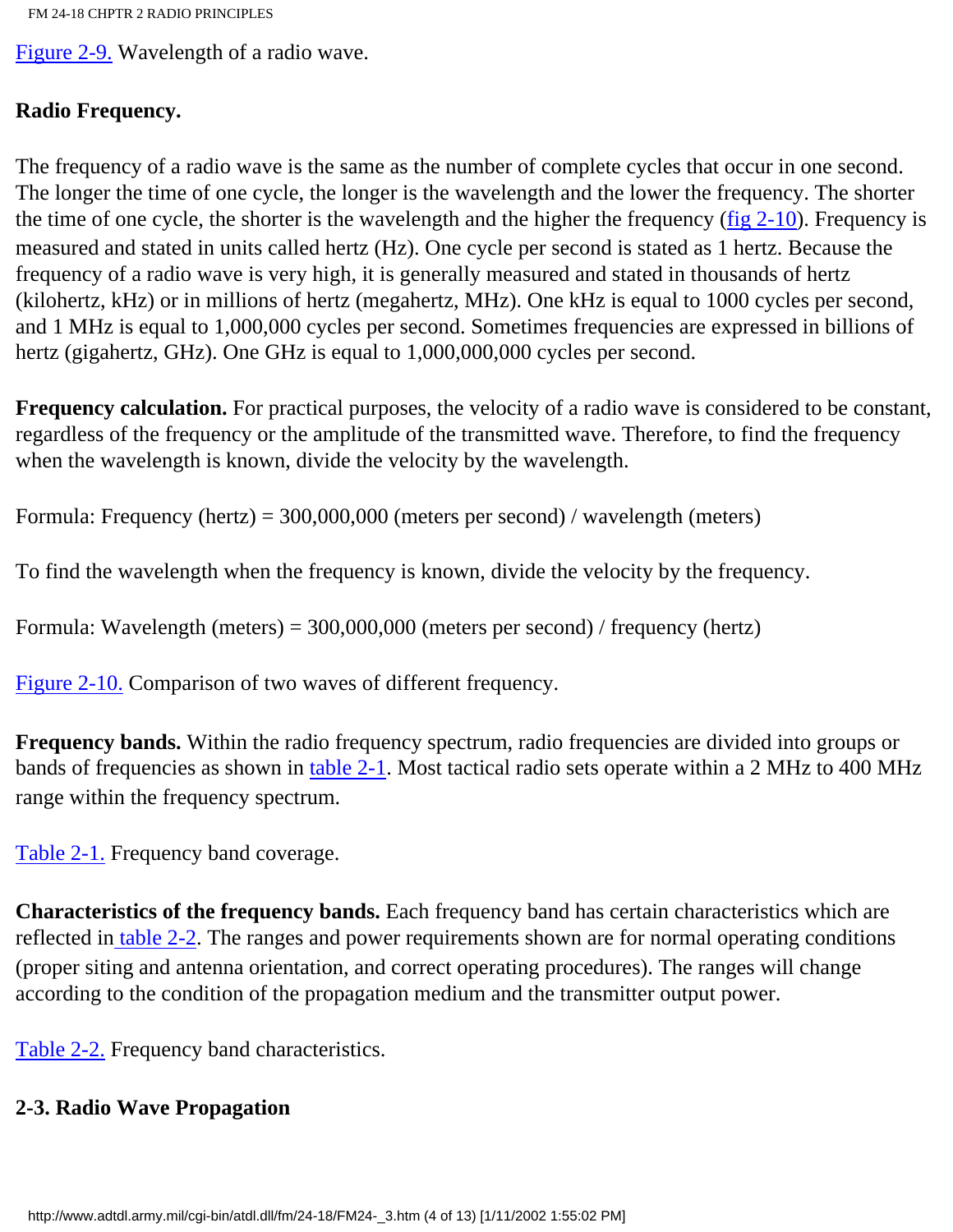Figure 2-9. Wavelength of a radio wave.

**Radio Frequency.**

The frequency of a radio wave is the same as the number of complete cycles that occur in one second. The longer the time of one cycle, the longer is the wavelength and the lower the frequency. The shorter the time of one cycle, the shorter is the wavelength and the higher the frequency (fig 2-10). Frequency is measured and stated in units called hertz (Hz). One cycle per second is stated as 1 hertz. Because the frequency of a radio wave is very high, it is generally measured and stated in thousands of hertz (kilohertz, kHz) or in millions of hertz (megahertz, MHz). One kHz is equal to 1000 cycles per second, and 1 MHz is equal to 1,000,000 cycles per second. Sometimes frequencies are expressed in billions of hertz (gigahertz, GHz). One GHz is equal to 1,000,000,000 cycles per second.

**Frequency calculation.** For practical purposes, the velocity of a radio wave is considered to be constant, regardless of the frequency or the amplitude of the transmitted wave. Therefore, to find the frequency when the wavelength is known, divide the velocity by the wavelength.

Formula: Frequency (hertz) = 300,000,000 (meters per second) / wavelength (meters)

To find the wavelength when the frequency is known, divide the velocity by the frequency.

Formula: Wavelength (meters) = 300,000,000 (meters per second) / frequency (hertz)

Figure 2-10. Comparison of two waves of different frequency.

**Frequency bands.** Within the radio frequency spectrum, radio frequencies are divided into groups or bands of frequencies as shown in table 2-1. Most tactical radio sets operate within a 2 MHz to 400 MHz range within the frequency spectrum.

Table 2-1. Frequency band coverage.

**Characteristics of the frequency bands.** Each frequency band has certain characteristics which are reflected in table 2-2. The ranges and power requirements shown are for normal operating conditions (proper siting and antenna orientation, and correct operating procedures). The ranges will change according to the condition of the propagation medium and the transmitter output power.

Table 2-2. Frequency band characteristics.

## 2-3. Radio Wave Propagation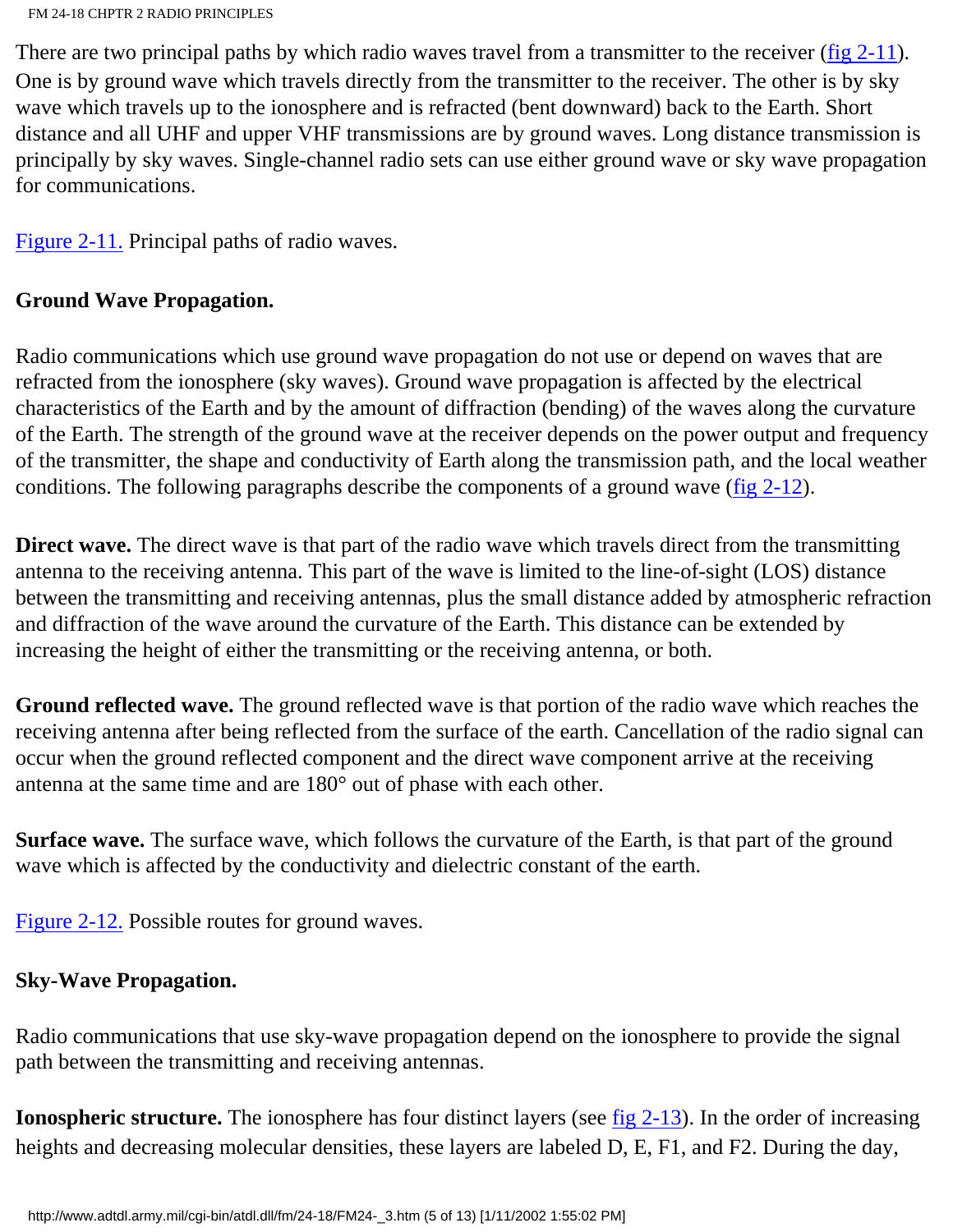There are two principal paths by which radio waves travel from a transmitter to the receiver (fig 2-11). One is by ground wave which travels directly from the transmitter to the receiver. The other is by sky wave which travels up to the ionosphere and is refracted (bent downward) back to the Earth. Short distance and all UHF and upper VHF transmissions are by ground waves. Long distance transmission is principally by sky waves. Single-channel radio sets can use either ground wave or sky wave propagation for communications.

Figure 2-11. Principal paths of radio waves.

**Ground Wave Propagation.**

Radio communications which use ground wave propagation do not use or depend on waves that are refracted from the ionosphere (sky waves). Ground wave propagation is affected by the electrical characteristics of the Earth and by the amount of diffraction (bending) of the waves along the curvature of the Earth. The strength of the ground wave at the receiver depends on the power output and frequency of the transmitter, the shape and conductivity of Earth along the transmission path, and the local weather conditions. The following paragraphs describe the components of a ground wave (fig 2-12).

**Direct wave.** The direct wave is that part of the radio wave which travels direct from the transmitting antenna to the receiving antenna. This part of the wave is limited to the line-of-sight (LOS) distance between the transmitting and receiving antennas, plus the small distance added by atmospheric refraction and diffraction of the wave around the curvature of the Earth. This distance can be extended by increasing the height of either the transmitting or the receiving antenna, or both.

**Ground reflected wave.** The ground reflected wave is that portion of the radio wave which reaches the receiving antenna after being reflected from the surface of the earth. Cancellation of the radio signal can occur when the ground reflected component and the direct wave component arrive at the receiving antenna at the same time and are 180° out of phase with each other.

**Surface wave.** The surface wave, which follows the curvature of the Earth, is that part of the ground wave which is affected by the conductivity and dielectric constant of the earth.

Figure 2-12. Possible routes for ground waves.

**Sky-Wave Propagation.**

Radio communications that use sky-wave propagation depend on the ionosphere to provide the signal path between the transmitting and receiving antennas.

**Ionospheric structure.** The ionosphere has four distinct layers (see fig 2-13). In the order of increasing heights and decreasing molecular densities, these layers are labeled D, E, F1, and F2. During the day,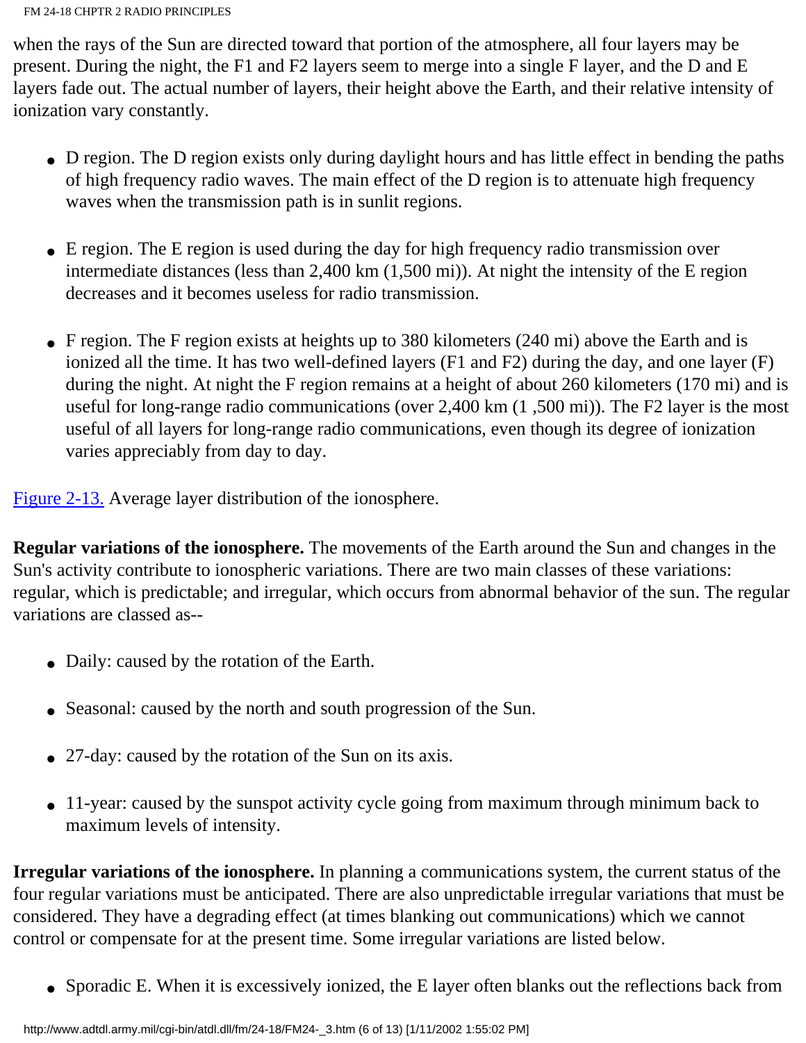when the rays of the Sun are directed toward that portion of the atmosphere, all four layers may be present. During the night, the F1 and F2 layers seem to merge into a single F layer, and the D and E layers fade out. The actual number of layers, their height above the Earth, and their relative intensity of ionization vary constantly.

- D region. The D region exists only during daylight hours and has little effect in bending the paths of high frequency radio waves. The main effect of the D region is to attenuate high frequency waves when the transmission path is in sunlit regions.

- E region. The E region is used during the day for high frequency radio transmission over intermediate distances (less than 2,400 km (1,500 mi)). At night the intensity of the E region decreases and it becomes useless for radio transmission.

- F region. The F region exists at heights up to 380 kilometers (240 mi) above the Earth and is ionized all the time. It has two well-defined layers (F1 and F2) during the day, and one layer (F) during the night. At night the F region remains at a height of about 260 kilometers (170 mi) and is useful for long-range radio communications (over 2,400 km (1 ,500 mi)). The F2 layer is the most useful of all layers for long-range radio communications, even though its degree of ionization varies appreciably from day to day.

Figure 2-13. Average layer distribution of the ionosphere.

**Regular variations of the ionosphere.** The movements of the Earth around the Sun and changes in the Sun's activity contribute to ionospheric variations. There are two main classes of these variations: regular, which is predictable; and irregular, which occurs from abnormal behavior of the sun. The regular variations are classed as--

- Daily: caused by the rotation of the Earth.

- Seasonal: caused by the north and south progression of the Sun.

- 27-day: caused by the rotation of the Sun on its axis.

- 11-year: caused by the sunspot activity cycle going from maximum through minimum back to maximum levels of intensity.

**Irregular variations of the ionosphere.** In planning a communications system, the current status of the four regular variations must be anticipated. There are also unpredictable irregular variations that must be considered. They have a degrading effect (at times blanking out communications) which we cannot control or compensate for at the present time. Some irregular variations are listed below.

- Sporadic E. When it is excessively ionized, the E layer often blanks out the reflections back from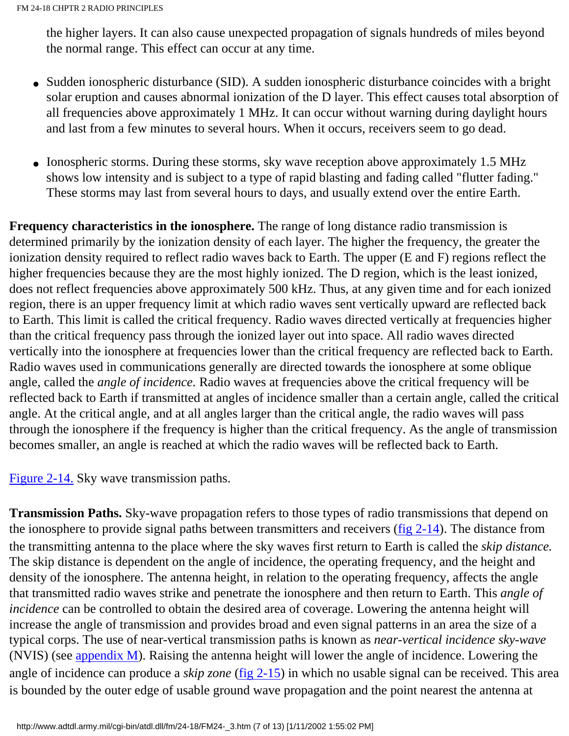the higher layers. It can also cause unexpected propagation of signals hundreds of miles beyond the normal range. This effect can occur at any time.

- Sudden ionospheric disturbance (SID). A sudden ionospheric disturbance coincides with a bright solar eruption and causes abnormal ionization of the D layer. This effect causes total absorption of all frequencies above approximately 1 MHz. It can occur without warning during daylight hours and last from a few minutes to several hours. When it occurs, receivers seem to go dead.

- Ionospheric storms. During these storms, sky wave reception above approximately 1.5 MHz shows low intensity and is subject to a type of rapid blasting and fading called "flutter fading." These storms may last from several hours to days, and usually extend over the entire Earth.

**Frequency characteristics in the ionosphere.** The range of long distance radio transmission is determined primarily by the ionization density of each layer. The higher the frequency, the greater the ionization density required to reflect radio waves back to Earth. The upper (E and F) regions reflect the higher frequencies because they are the most highly ionized. The D region, which is the least ionized, does not reflect frequencies above approximately 500 kHz. Thus, at any given time and for each ionized region, there is an upper frequency limit at which radio waves sent vertically upward are reflected back to Earth. This limit is called the critical frequency. Radio waves directed vertically at frequencies higher than the critical frequency pass through the ionized layer out into space. All radio waves directed vertically into the ionosphere at frequencies lower than the critical frequency are reflected back to Earth. Radio waves used in communications generally are directed towards the ionosphere at some oblique angle, called the *angle of incidence.* Radio waves at frequencies above the critical frequency will be reflected back to Earth if transmitted at angles of incidence smaller than a certain angle, called the critical angle. At the critical angle, and at all angles larger than the critical angle, the radio waves will pass through the ionosphere if the frequency is higher than the critical frequency. As the angle of transmission becomes smaller, an angle is reached at which the radio waves will be reflected back to Earth.

Figure 2-14. Sky wave transmission paths.

**Transmission Paths.** Sky-wave propagation refers to those types of radio transmissions that depend on the ionosphere to provide signal paths between transmitters and receivers (fig 2-14). The distance from the transmitting antenna to the place where the sky waves first return to Earth is called the *skip distance.* The skip distance is dependent on the angle of incidence, the operating frequency, and the height and density of the ionosphere. The antenna height, in relation to the operating frequency, affects the angle that transmitted radio waves strike and penetrate the ionosphere and then return to Earth. This *angle of incidence* can be controlled to obtain the desired area of coverage. Lowering the antenna height will increase the angle of transmission and provides broad and even signal patterns in an area the size of a typical corps. The use of near-vertical transmission paths is known as *near-vertical incidence sky-wave* (NVIS) (see appendix M). Raising the antenna height will lower the angle of incidence. Lowering the angle of incidence can produce a *skip zone* (fig 2-15) in which no usable signal can be received. This area is bounded by the outer edge of usable ground wave propagation and the point nearest the antenna at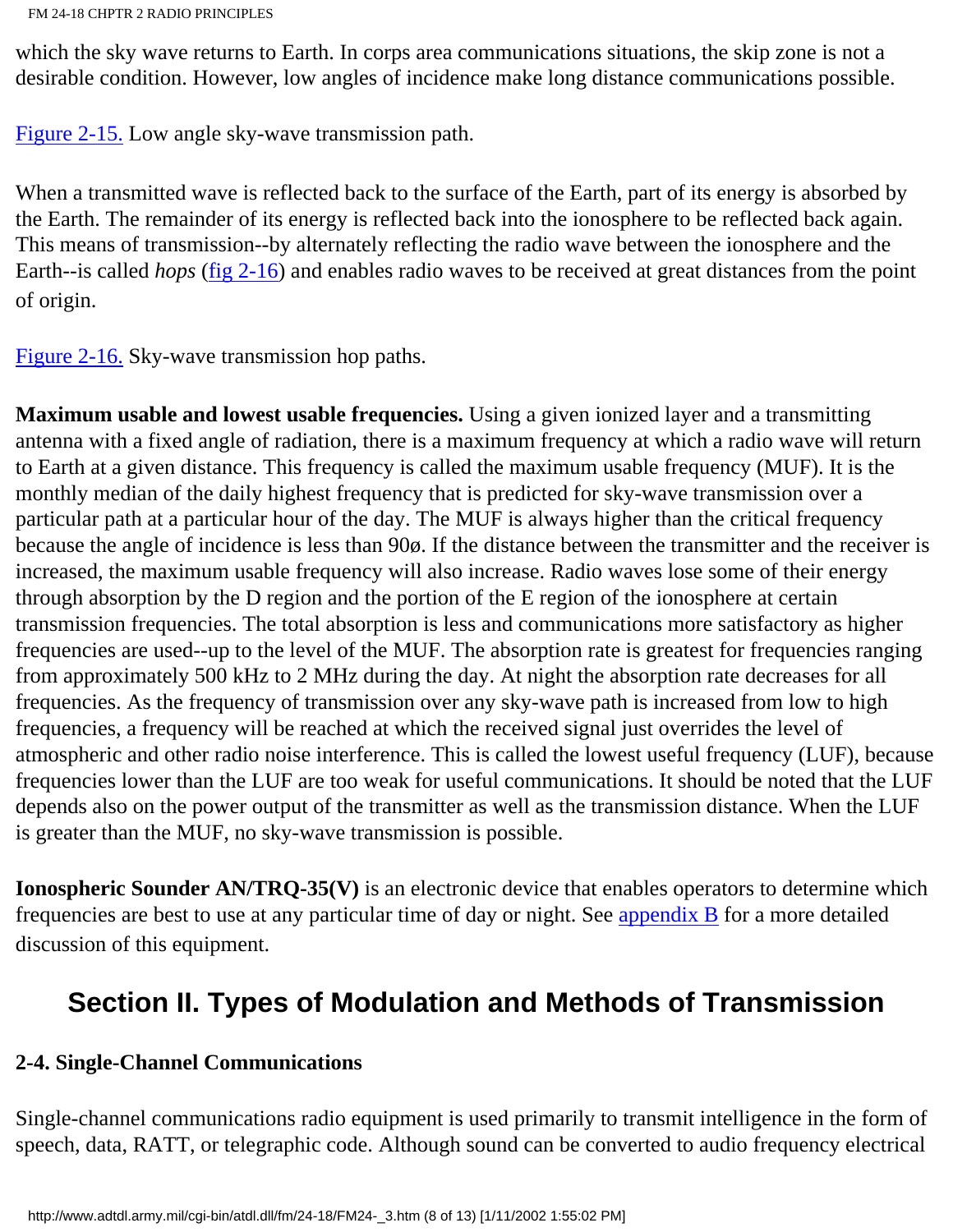which the sky wave returns to Earth. In corps area communications situations, the skip zone is not a desirable condition. However, low angles of incidence make long distance communications possible.

Figure 2-15. Low angle sky-wave transmission path.

When a transmitted wave is reflected back to the surface of the Earth, part of its energy is absorbed by the Earth. The remainder of its energy is reflected back into the ionosphere to be reflected back again. This means of transmission--by alternately reflecting the radio wave between the ionosphere and the Earth--is called *hops* (fig 2-16) and enables radio waves to be received at great distances from the point of origin.

Figure 2-16. Sky-wave transmission hop paths.

**Maximum usable and lowest usable frequencies.** Using a given ionized layer and a transmitting antenna with a fixed angle of radiation, there is a maximum frequency at which a radio wave will return to Earth at a given distance. This frequency is called the maximum usable frequency (MUF). It is the monthly median of the daily highest frequency that is predicted for sky-wave transmission over a particular path at a particular hour of the day. The MUF is always higher than the critical frequency because the angle of incidence is less than 90ø. If the distance between the transmitter and the receiver is increased, the maximum usable frequency will also increase. Radio waves lose some of their energy through absorption by the D region and the portion of the E region of the ionosphere at certain transmission frequencies. The total absorption is less and communications more satisfactory as higher frequencies are used--up to the level of the MUF. The absorption rate is greatest for frequencies ranging from approximately 500 kHz to 2 MHz during the day. At night the absorption rate decreases for all frequencies. As the frequency of transmission over any sky-wave path is increased from low to high frequencies, a frequency will be reached at which the received signal just overrides the level of atmospheric and other radio noise interference. This is called the lowest useful frequency (LUF), because frequencies lower than the LUF are too weak for useful communications. It should be noted that the LUF depends also on the power output of the transmitter as well as the transmission distance. When the LUF is greater than the MUF, no sky-wave transmission is possible.

**Ionospheric Sounder AN/TRQ-35(V)** is an electronic device that enables operators to determine which frequencies are best to use at any particular time of day or night. See appendix B for a more detailed discussion of this equipment.

## Section II. Types of Modulation and Methods of Transmission

### 2-4. Single-Channel Communications

Single-channel communications radio equipment is used primarily to transmit intelligence in the form of speech, data, RATT, or telegraphic code. Although sound can be converted to audio frequency electrical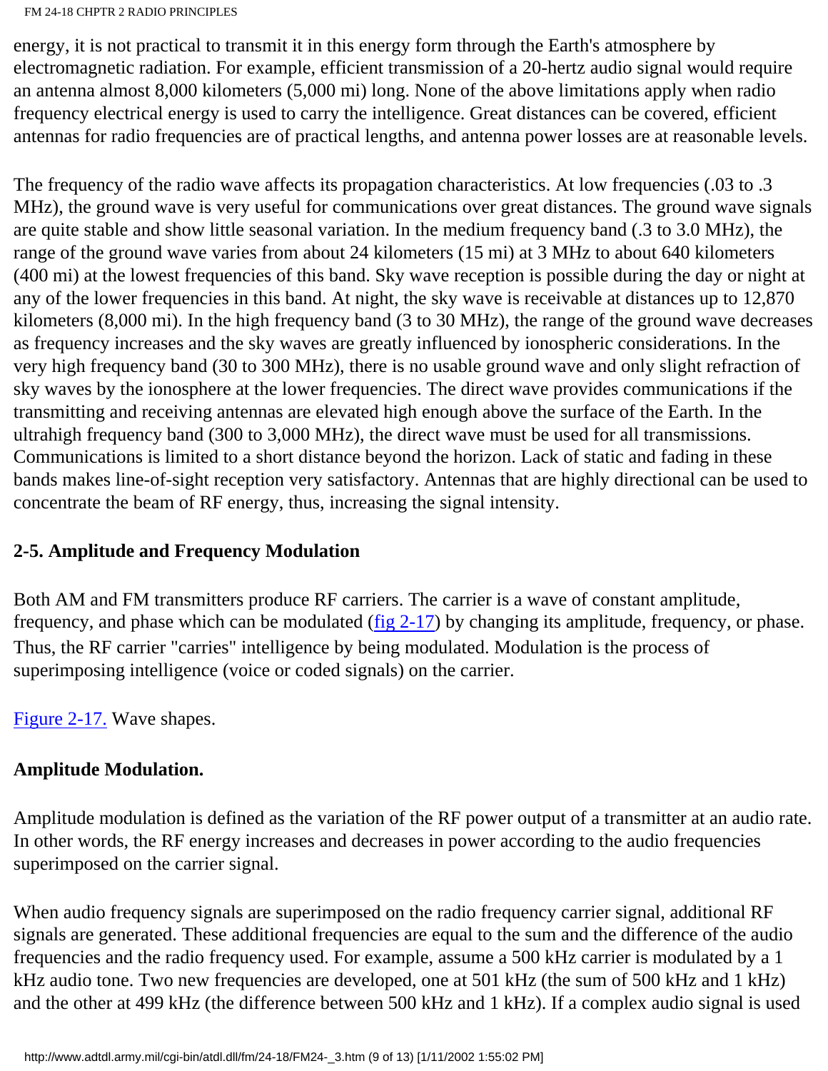energy, it is not practical to transmit it in this energy form through the Earth's atmosphere by electromagnetic radiation. For example, efficient transmission of a 20-hertz audio signal would require an antenna almost 8,000 kilometers (5,000 mi) long. None of the above limitations apply when radio frequency electrical energy is used to carry the intelligence. Great distances can be covered, efficient antennas for radio frequencies are of practical lengths, and antenna power losses are at reasonable levels.

The frequency of the radio wave affects its propagation characteristics. At low frequencies (.03 to .3 MHz), the ground wave is very useful for communications over great distances. The ground wave signals are quite stable and show little seasonal variation. In the medium frequency band (.3 to 3.0 MHz), the range of the ground wave varies from about 24 kilometers (15 mi) at 3 MHz to about 640 kilometers (400 mi) at the lowest frequencies of this band. Sky wave reception is possible during the day or night at any of the lower frequencies in this band. At night, the sky wave is receivable at distances up to 12,870 kilometers (8,000 mi). In the high frequency band (3 to 30 MHz), the range of the ground wave decreases as frequency increases and the sky waves are greatly influenced by ionospheric considerations. In the very high frequency band (30 to 300 MHz), there is no usable ground wave and only slight refraction of sky waves by the ionosphere at the lower frequencies. The direct wave provides communications if the transmitting and receiving antennas are elevated high enough above the surface of the Earth. In the ultrahigh frequency band (300 to 3,000 MHz), the direct wave must be used for all transmissions. Communications is limited to a short distance beyond the horizon. Lack of static and fading in these bands makes line-of-sight reception very satisfactory. Antennas that are highly directional can be used to concentrate the beam of RF energy, thus, increasing the signal intensity.

## 2-5. Amplitude and Frequency Modulation

Both AM and FM transmitters produce RF carriers. The carrier is a wave of constant amplitude, frequency, and phase which can be modulated (fig 2-17) by changing its amplitude, frequency, or phase. Thus, the RF carrier "carries" intelligence by being modulated. Modulation is the process of superimposing intelligence (voice or coded signals) on the carrier.

Figure 2-17. Wave shapes.

### Amplitude Modulation.

Amplitude modulation is defined as the variation of the RF power output of a transmitter at an audio rate. In other words, the RF energy increases and decreases in power according to the audio frequencies superimposed on the carrier signal.

When audio frequency signals are superimposed on the radio frequency carrier signal, additional RF signals are generated. These additional frequencies are equal to the sum and the difference of the audio frequencies and the radio frequency used. For example, assume a 500 kHz carrier is modulated by a 1 kHz audio tone. Two new frequencies are developed, one at 501 kHz (the sum of 500 kHz and 1 kHz) and the other at 499 kHz (the difference between 500 kHz and 1 kHz). If a complex audio signal is used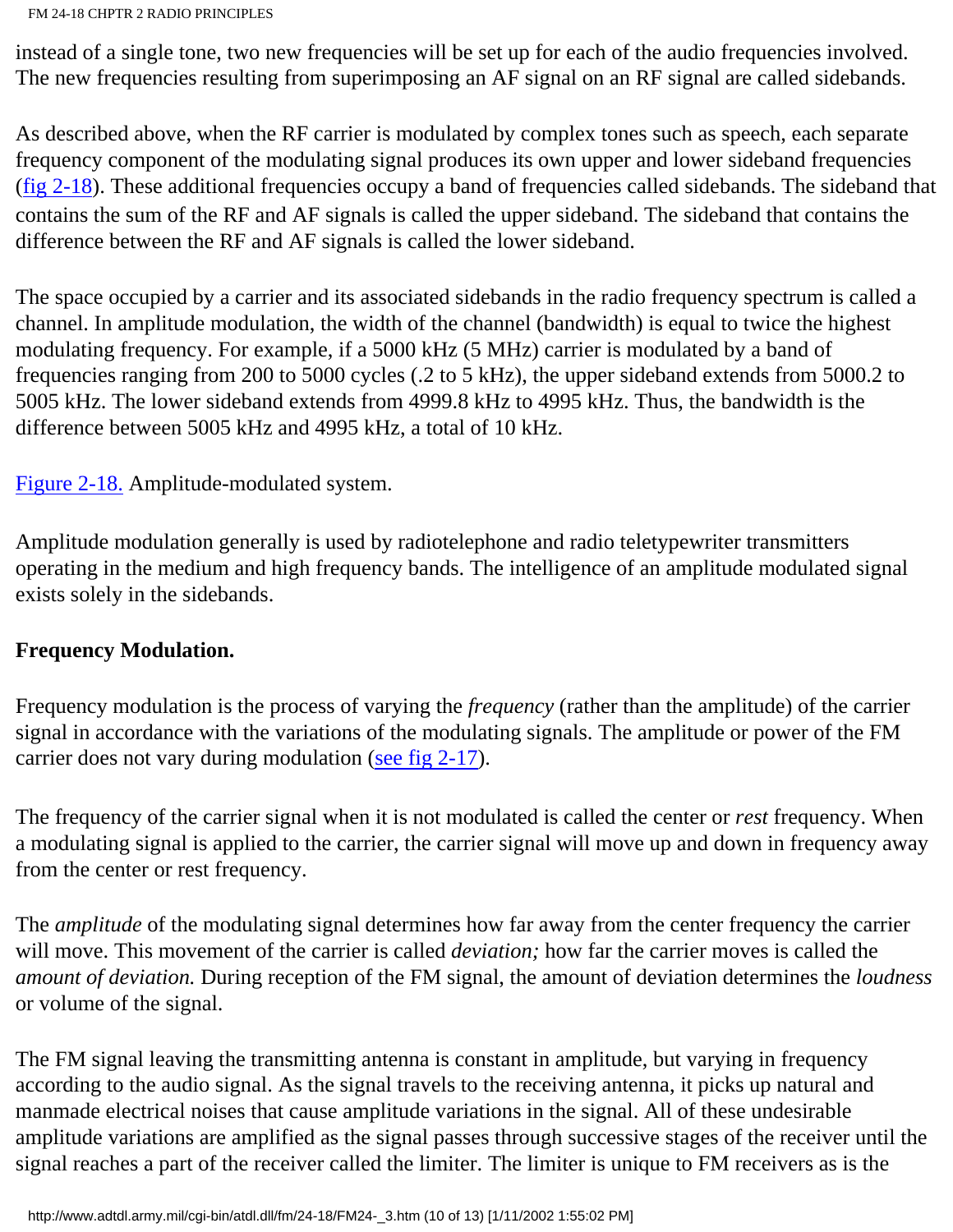instead of a single tone, two new frequencies will be set up for each of the audio frequencies involved. The new frequencies resulting from superimposing an AF signal on an RF signal are called sidebands.

As described above, when the RF carrier is modulated by complex tones such as speech, each separate frequency component of the modulating signal produces its own upper and lower sideband frequencies (fig 2-18). These additional frequencies occupy a band of frequencies called sidebands. The sideband that contains the sum of the RF and AF signals is called the upper sideband. The sideband that contains the difference between the RF and AF signals is called the lower sideband.

The space occupied by a carrier and its associated sidebands in the radio frequency spectrum is called a channel. In amplitude modulation, the width of the channel (bandwidth) is equal to twice the highest modulating frequency. For example, if a 5000 kHz (5 MHz) carrier is modulated by a band of frequencies ranging from 200 to 5000 cycles (.2 to 5 kHz), the upper sideband extends from 5000.2 to 5005 kHz. The lower sideband extends from 4999.8 kHz to 4995 kHz. Thus, the bandwidth is the difference between 5005 kHz and 4995 kHz, a total of 10 kHz.

Figure 2-18. Amplitude-modulated system.

Amplitude modulation generally is used by radiotelephone and radio teletypewriter transmitters operating in the medium and high frequency bands. The intelligence of an amplitude modulated signal exists solely in the sidebands.

**Frequency Modulation.**

Frequency modulation is the process of varying the *frequency* (rather than the amplitude) of the carrier signal in accordance with the variations of the modulating signals. The amplitude or power of the FM carrier does not vary during modulation (see fig 2-17).

The frequency of the carrier signal when it is not modulated is called the center or *rest* frequency. When a modulating signal is applied to the carrier, the carrier signal will move up and down in frequency away from the center or rest frequency.

The *amplitude* of the modulating signal determines how far away from the center frequency the carrier will move. This movement of the carrier is called *deviation;* how far the carrier moves is called the *amount of deviation.* During reception of the FM signal, the amount of deviation determines the *loudness* or volume of the signal.

The FM signal leaving the transmitting antenna is constant in amplitude, but varying in frequency according to the audio signal. As the signal travels to the receiving antenna, it picks up natural and manmade electrical noises that cause amplitude variations in the signal. All of these undesirable amplitude variations are amplified as the signal passes through successive stages of the receiver until the signal reaches a part of the receiver called the limiter. The limiter is unique to FM receivers as is the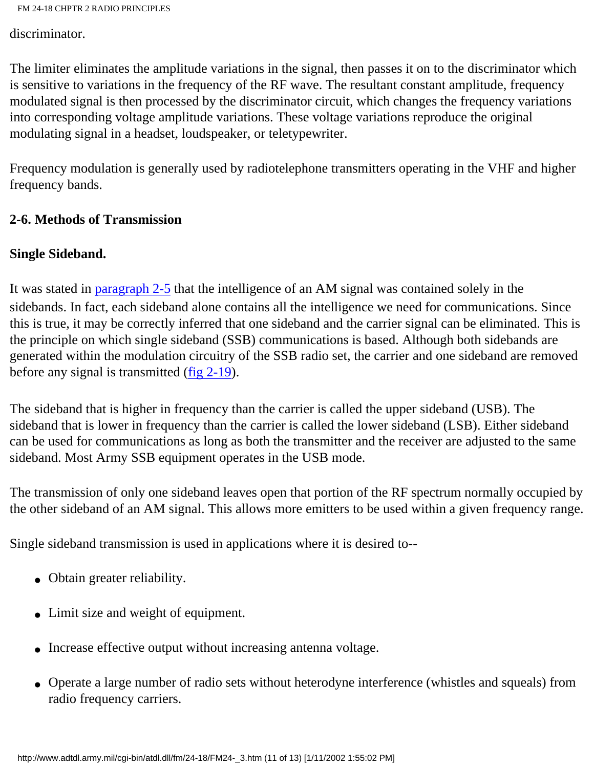discriminator.

The limiter eliminates the amplitude variations in the signal, then passes it on to the discriminator which is sensitive to variations in the frequency of the RF wave. The resultant constant amplitude, frequency modulated signal is then processed by the discriminator circuit, which changes the frequency variations into corresponding voltage amplitude variations. These voltage variations reproduce the original modulating signal in a headset, loudspeaker, or teletypewriter.

Frequency modulation is generally used by radiotelephone transmitters operating in the VHF and higher frequency bands.

## 2-6. Methods of Transmission

### Single Sideband.

It was stated in paragraph 2-5 that the intelligence of an AM signal was contained solely in the sidebands. In fact, each sideband alone contains all the intelligence we need for communications. Since this is true, it may be correctly inferred that one sideband and the carrier signal can be eliminated. This is the principle on which single sideband (SSB) communications is based. Although both sidebands are generated within the modulation circuitry of the SSB radio set, the carrier and one sideband are removed before any signal is transmitted (fig 2-19).

The sideband that is higher in frequency than the carrier is called the upper sideband (USB). The sideband that is lower in frequency than the carrier is called the lower sideband (LSB). Either sideband can be used for communications as long as both the transmitter and the receiver are adjusted to the same sideband. Most Army SSB equipment operates in the USB mode.

The transmission of only one sideband leaves open that portion of the RF spectrum normally occupied by the other sideband of an AM signal. This allows more emitters to be used within a given frequency range.

Single sideband transmission is used in applications where it is desired to--

- Obtain greater reliability.
- Limit size and weight of equipment.
- Increase effective output without increasing antenna voltage.
- Operate a large number of radio sets without heterodyne interference (whistles and squeals) from radio frequency carriers.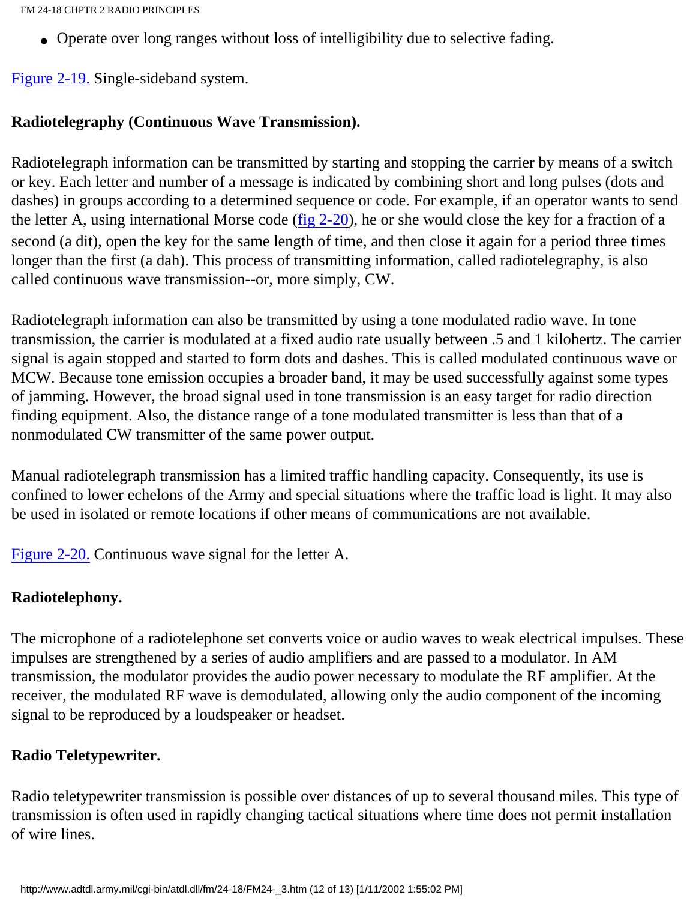- Operate over long ranges without loss of intelligibility due to selective fading.

Figure 2-19. Single-sideband system.

**Radiotelegraphy (Continuous Wave Transmission).**

Radiotelegraph information can be transmitted by starting and stopping the carrier by means of a switch or key. Each letter and number of a message is indicated by combining short and long pulses (dots and dashes) in groups according to a determined sequence or code. For example, if an operator wants to send the letter A, using international Morse code (fig 2-20), he or she would close the key for a fraction of a second (a dit), open the key for the same length of time, and then close it again for a period three times longer than the first (a dah). This process of transmitting information, called radiotelegraphy, is also called continuous wave transmission--or, more simply, CW.

Radiotelegraph information can also be transmitted by using a tone modulated radio wave. In tone transmission, the carrier is modulated at a fixed audio rate usually between .5 and 1 kilohertz. The carrier signal is again stopped and started to form dots and dashes. This is called modulated continuous wave or MCW. Because tone emission occupies a broader band, it may be used successfully against some types of jamming. However, the broad signal used in tone transmission is an easy target for radio direction finding equipment. Also, the distance range of a tone modulated transmitter is less than that of a nonmodulated CW transmitter of the same power output.

Manual radiotelegraph transmission has a limited traffic handling capacity. Consequently, its use is confined to lower echelons of the Army and special situations where the traffic load is light. It may also be used in isolated or remote locations if other means of communications are not available.

Figure 2-20. Continuous wave signal for the letter A.

**Radiotelephony.**

The microphone of a radiotelephone set converts voice or audio waves to weak electrical impulses. These impulses are strengthened by a series of audio amplifiers and are passed to a modulator. In AM transmission, the modulator provides the audio power necessary to modulate the RF amplifier. At the receiver, the modulated RF wave is demodulated, allowing only the audio component of the incoming signal to be reproduced by a loudspeaker or headset.

**Radio Teletypewriter.**

Radio teletypewriter transmission is possible over distances of up to several thousand miles. This type of transmission is often used in rapidly changing tactical situations where time does not permit installation of wire lines.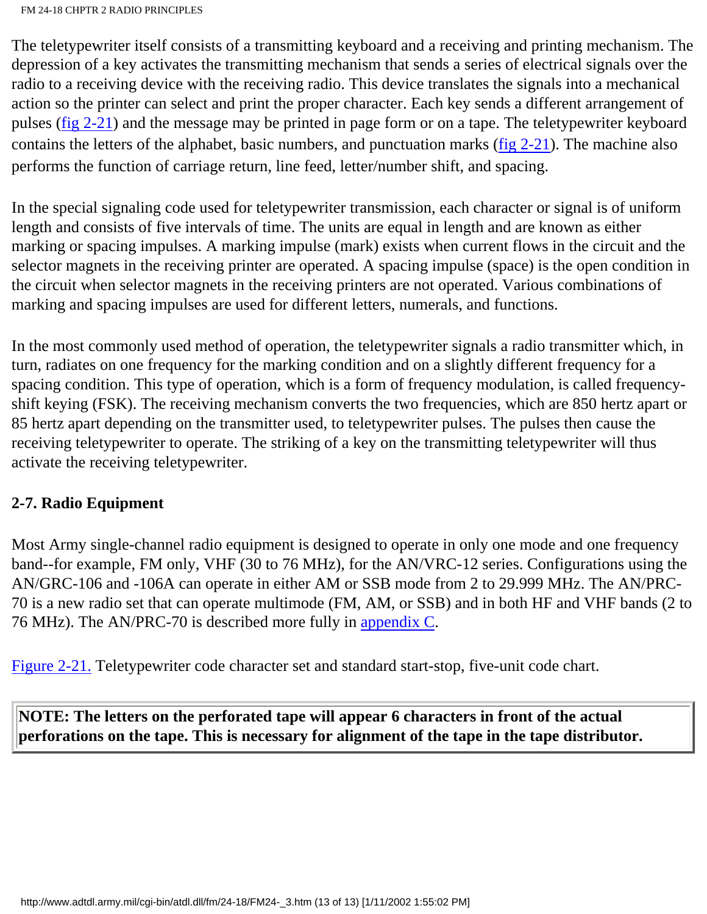The teletypewriter itself consists of a transmitting keyboard and a receiving and printing mechanism. The depression of a key activates the transmitting mechanism that sends a series of electrical signals over the radio to a receiving device with the receiving radio. This device translates the signals into a mechanical action so the printer can select and print the proper character. Each key sends a different arrangement of pulses (fig 2-21) and the message may be printed in page form or on a tape. The teletypewriter keyboard contains the letters of the alphabet, basic numbers, and punctuation marks (fig 2-21). The machine also performs the function of carriage return, line feed, letter/number shift, and spacing.

In the special signaling code used for teletypewriter transmission, each character or signal is of uniform length and consists of five intervals of time. The units are equal in length and are known as either marking or spacing impulses. A marking impulse (mark) exists when current flows in the circuit and the selector magnets in the receiving printer are operated. A spacing impulse (space) is the open condition in the circuit when selector magnets in the receiving printers are not operated. Various combinations of marking and spacing impulses are used for different letters, numerals, and functions.

In the most commonly used method of operation, the teletypewriter signals a radio transmitter which, in turn, radiates on one frequency for the marking condition and on a slightly different frequency for a spacing condition. This type of operation, which is a form of frequency modulation, is called frequency-shift keying (FSK). The receiving mechanism converts the two frequencies, which are 850 hertz apart or 85 hertz apart depending on the transmitter used, to teletypewriter pulses. The pulses then cause the receiving teletypewriter to operate. The striking of a key on the transmitting teletypewriter will thus activate the receiving teletypewriter.

### 2-7. Radio Equipment

Most Army single-channel radio equipment is designed to operate in only one mode and one frequency band--for example, FM only, VHF (30 to 76 MHz), for the AN/VRC-12 series. Configurations using the AN/GRC-106 and -106A can operate in either AM or SSB mode from 2 to 29.999 MHz. The AN/PRC-70 is a new radio set that can operate multimode (FM, AM, or SSB) and in both HF and VHF bands (2 to 76 MHz). The AN/PRC-70 is described more fully in appendix C.

Figure 2-21. Teletypewriter code character set and standard start-stop, five-unit code chart.

> **NOTE: The letters on the perforated tape will appear 6 characters in front of the actual perforations on the tape. This is necessary for alignment of the tape in the tape distributor.**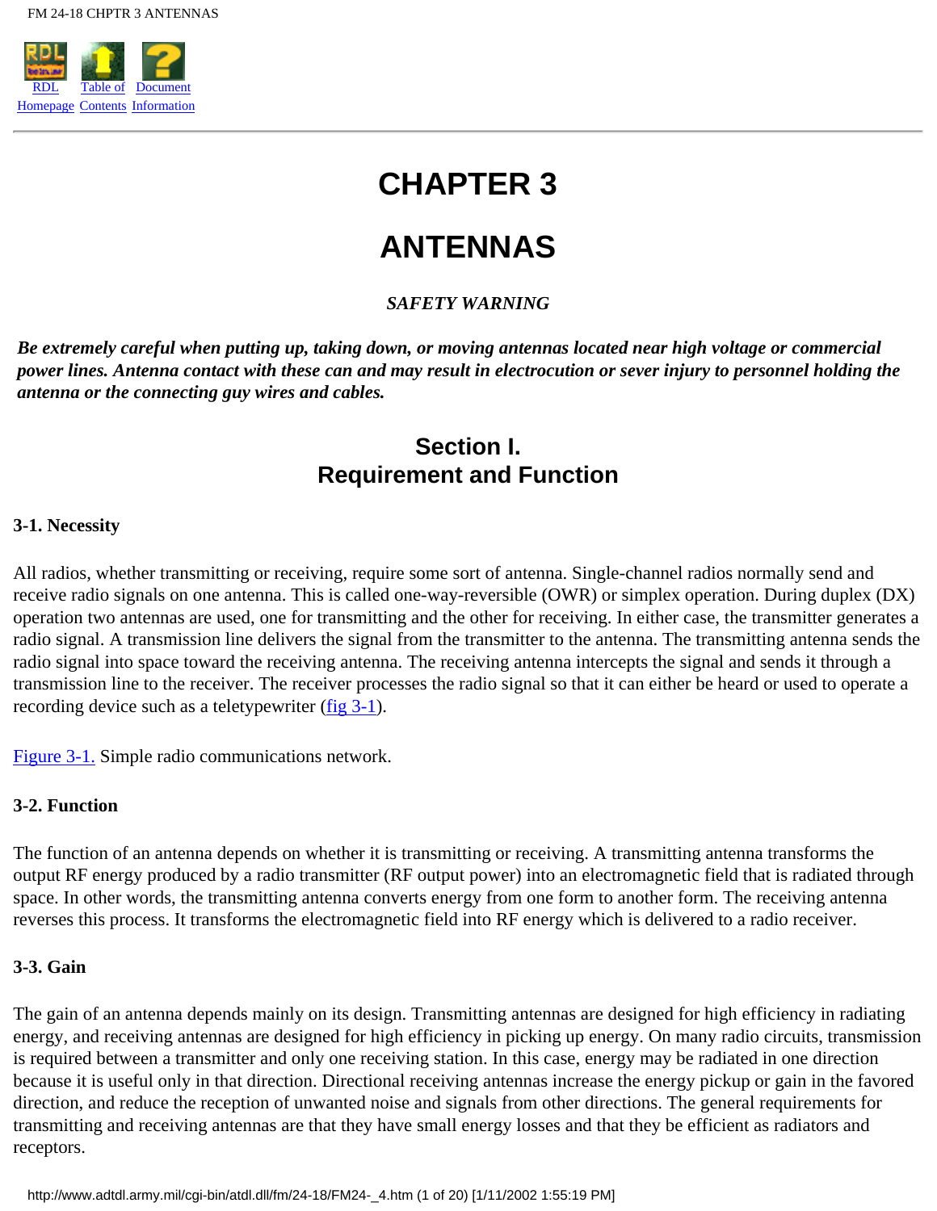# CHAPTER 3

# ANTENNAS

***SAFETY WARNING***

***Be extremely careful when putting up, taking down, or moving antennas located near high voltage or commercial power lines. Antenna contact with these can and may result in electrocution or sever injury to personnel holding the antenna or the connecting guy wires and cables.***

## Section I. Requirement and Function

### 3-1. Necessity

All radios, whether transmitting or receiving, require some sort of antenna. Single-channel radios normally send and receive radio signals on one antenna. This is called one-way-reversible (OWR) or simplex operation. During duplex (DX) operation two antennas are used, one for transmitting and the other for receiving. In either case, the transmitter generates a radio signal. A transmission line delivers the signal from the transmitter to the antenna. The transmitting antenna sends the radio signal into space toward the receiving antenna. The receiving antenna intercepts the signal and sends it through a transmission line to the receiver. The receiver processes the radio signal so that it can either be heard or used to operate a recording device such as a teletypewriter (fig 3-1).

Figure 3-1. Simple radio communications network.

### 3-2. Function

The function of an antenna depends on whether it is transmitting or receiving. A transmitting antenna transforms the output RF energy produced by a radio transmitter (RF output power) into an electromagnetic field that is radiated through space. In other words, the transmitting antenna converts energy from one form to another form. The receiving antenna reverses this process. It transforms the electromagnetic field into RF energy which is delivered to a radio receiver.

### 3-3. Gain

The gain of an antenna depends mainly on its design. Transmitting antennas are designed for high efficiency in radiating energy, and receiving antennas are designed for high efficiency in picking up energy. On many radio circuits, transmission is required between a transmitter and only one receiving station. In this case, energy may be radiated in one direction because it is useful only in that direction. Directional receiving antennas increase the energy pickup or gain in the favored direction, and reduce the reception of unwanted noise and signals from other directions. The general requirements for transmitting and receiving antennas are that they have small energy losses and that they be efficient as radiators and receptors.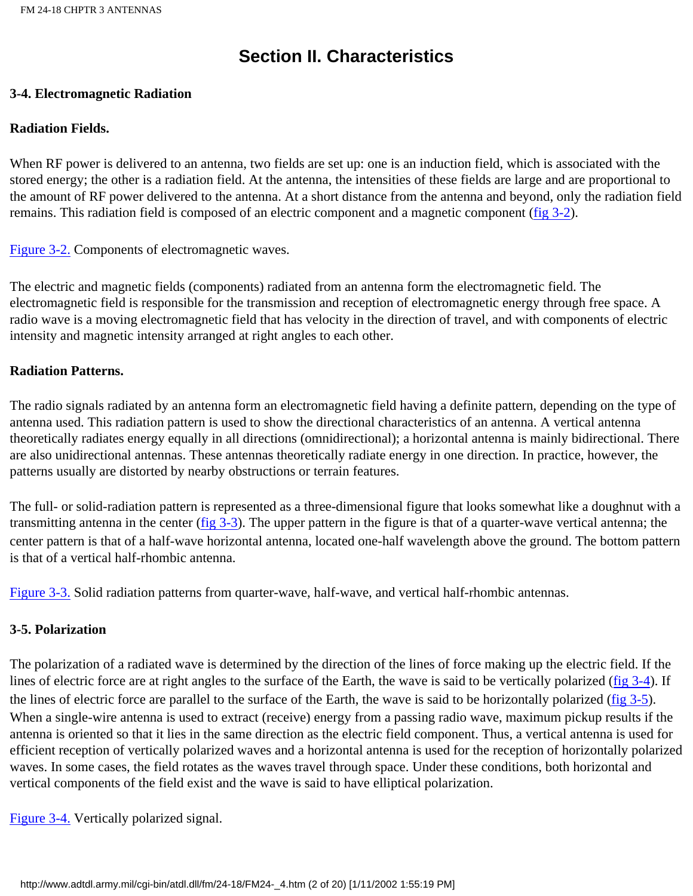# Section II. Characteristics

### 3-4. Electromagnetic Radiation

#### Radiation Fields.

When RF power is delivered to an antenna, two fields are set up: one is an induction field, which is associated with the stored energy; the other is a radiation field. At the antenna, the intensities of these fields are large and are proportional to the amount of RF power delivered to the antenna. At a short distance from the antenna and beyond, only the radiation field remains. This radiation field is composed of an electric component and a magnetic component (fig 3-2).

Figure 3-2. Components of electromagnetic waves.

The electric and magnetic fields (components) radiated from an antenna form the electromagnetic field. The electromagnetic field is responsible for the transmission and reception of electromagnetic energy through free space. A radio wave is a moving electromagnetic field that has velocity in the direction of travel, and with components of electric intensity and magnetic intensity arranged at right angles to each other.

#### Radiation Patterns.

The radio signals radiated by an antenna form an electromagnetic field having a definite pattern, depending on the type of antenna used. This radiation pattern is used to show the directional characteristics of an antenna. A vertical antenna theoretically radiates energy equally in all directions (omnidirectional); a horizontal antenna is mainly bidirectional. There are also unidirectional antennas. These antennas theoretically radiate energy in one direction. In practice, however, the patterns usually are distorted by nearby obstructions or terrain features.

The full- or solid-radiation pattern is represented as a three-dimensional figure that looks somewhat like a doughnut with a transmitting antenna in the center (fig 3-3). The upper pattern in the figure is that of a quarter-wave vertical antenna; the center pattern is that of a half-wave horizontal antenna, located one-half wavelength above the ground. The bottom pattern is that of a vertical half-rhombic antenna.

Figure 3-3. Solid radiation patterns from quarter-wave, half-wave, and vertical half-rhombic antennas.

### 3-5. Polarization

The polarization of a radiated wave is determined by the direction of the lines of force making up the electric field. If the lines of electric force are at right angles to the surface of the Earth, the wave is said to be vertically polarized (fig 3-4). If the lines of electric force are parallel to the surface of the Earth, the wave is said to be horizontally polarized (fig 3-5). When a single-wire antenna is used to extract (receive) energy from a passing radio wave, maximum pickup results if the antenna is oriented so that it lies in the same direction as the electric field component. Thus, a vertical antenna is used for efficient reception of vertically polarized waves and a horizontal antenna is used for the reception of horizontally polarized waves. In some cases, the field rotates as the waves travel through space. Under these conditions, both horizontal and vertical components of the field exist and the wave is said to have elliptical polarization.

Figure 3-4. Vertically polarized signal.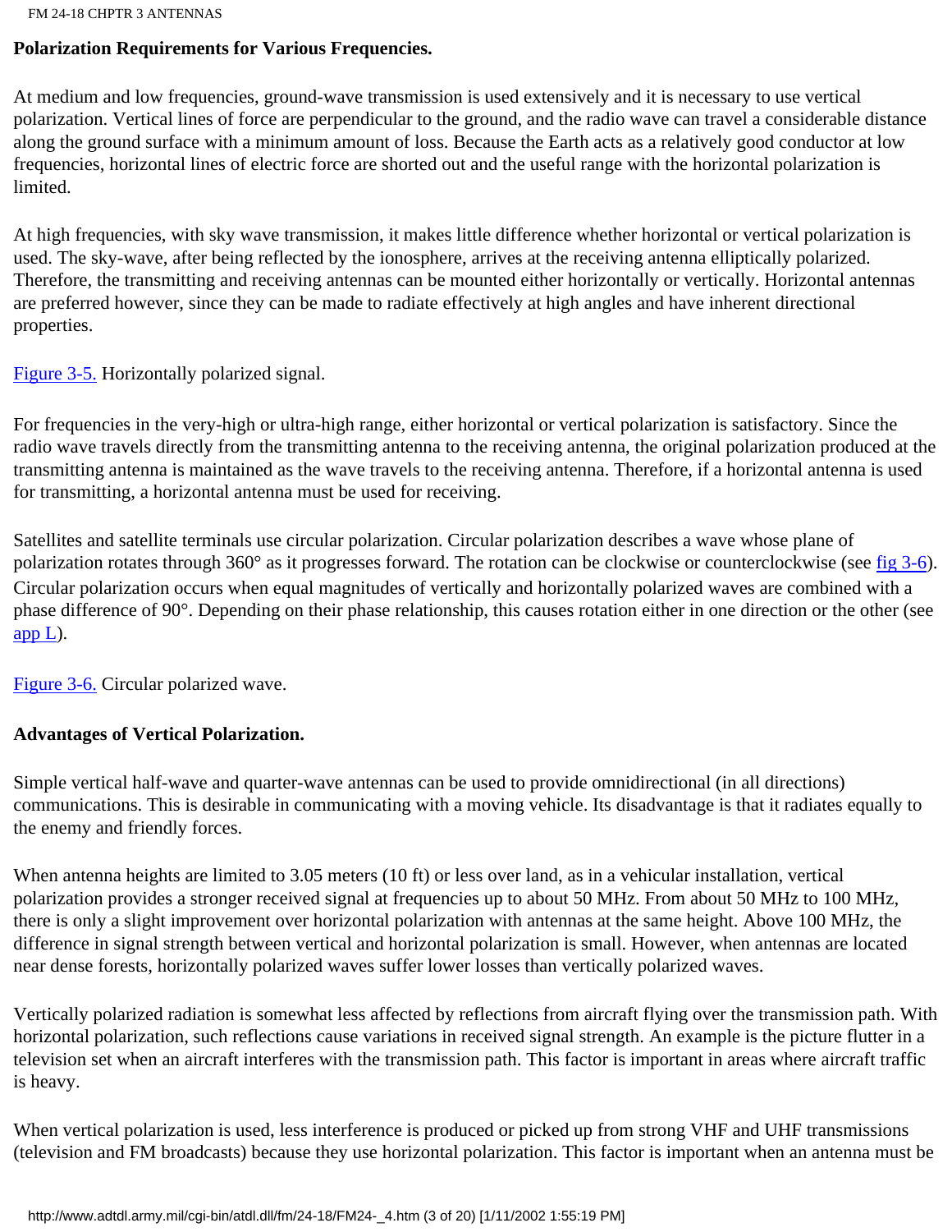**Polarization Requirements for Various Frequencies.**

At medium and low frequencies, ground-wave transmission is used extensively and it is necessary to use vertical polarization. Vertical lines of force are perpendicular to the ground, and the radio wave can travel a considerable distance along the ground surface with a minimum amount of loss. Because the Earth acts as a relatively good conductor at low frequencies, horizontal lines of electric force are shorted out and the useful range with the horizontal polarization is limited.

At high frequencies, with sky wave transmission, it makes little difference whether horizontal or vertical polarization is used. The sky-wave, after being reflected by the ionosphere, arrives at the receiving antenna elliptically polarized. Therefore, the transmitting and receiving antennas can be mounted either horizontally or vertically. Horizontal antennas are preferred however, since they can be made to radiate effectively at high angles and have inherent directional properties.

Figure 3-5. Horizontally polarized signal.

For frequencies in the very-high or ultra-high range, either horizontal or vertical polarization is satisfactory. Since the radio wave travels directly from the transmitting antenna to the receiving antenna, the original polarization produced at the transmitting antenna is maintained as the wave travels to the receiving antenna. Therefore, if a horizontal antenna is used for transmitting, a horizontal antenna must be used for receiving.

Satellites and satellite terminals use circular polarization. Circular polarization describes a wave whose plane of polarization rotates through 360° as it progresses forward. The rotation can be clockwise or counterclockwise (see fig 3-6). Circular polarization occurs when equal magnitudes of vertically and horizontally polarized waves are combined with a phase difference of 90°. Depending on their phase relationship, this causes rotation either in one direction or the other (see app L).

Figure 3-6. Circular polarized wave.

**Advantages of Vertical Polarization.**

Simple vertical half-wave and quarter-wave antennas can be used to provide omnidirectional (in all directions) communications. This is desirable in communicating with a moving vehicle. Its disadvantage is that it radiates equally to the enemy and friendly forces.

When antenna heights are limited to 3.05 meters (10 ft) or less over land, as in a vehicular installation, vertical polarization provides a stronger received signal at frequencies up to about 50 MHz. From about 50 MHz to 100 MHz, there is only a slight improvement over horizontal polarization with antennas at the same height. Above 100 MHz, the difference in signal strength between vertical and horizontal polarization is small. However, when antennas are located near dense forests, horizontally polarized waves suffer lower losses than vertically polarized waves.

Vertically polarized radiation is somewhat less affected by reflections from aircraft flying over the transmission path. With horizontal polarization, such reflections cause variations in received signal strength. An example is the picture flutter in a television set when an aircraft interferes with the transmission path. This factor is important in areas where aircraft traffic is heavy.

When vertical polarization is used, less interference is produced or picked up from strong VHF and UHF transmissions (television and FM broadcasts) because they use horizontal polarization. This factor is important when an antenna must be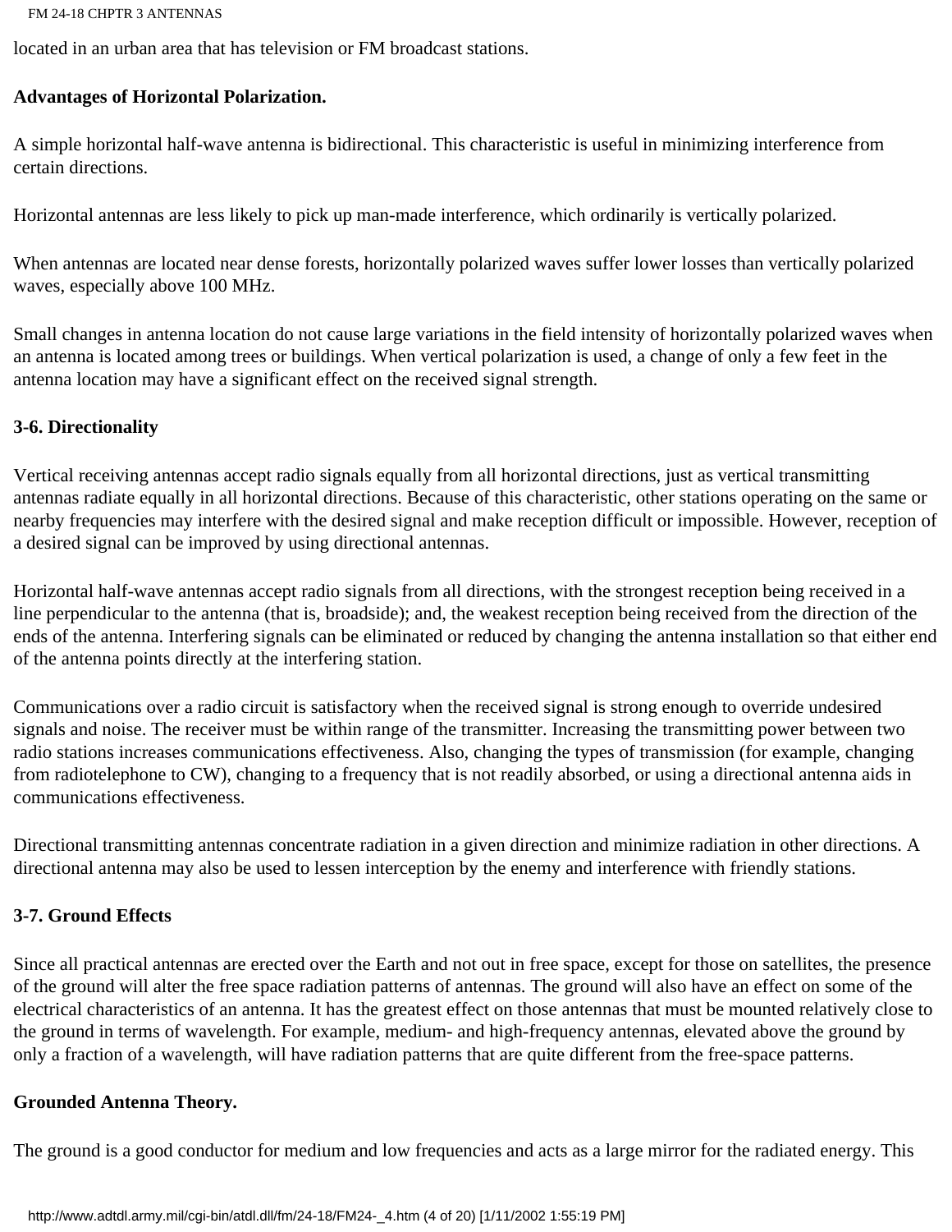located in an urban area that has television or FM broadcast stations.

**Advantages of Horizontal Polarization.**

A simple horizontal half-wave antenna is bidirectional. This characteristic is useful in minimizing interference from certain directions.

Horizontal antennas are less likely to pick up man-made interference, which ordinarily is vertically polarized.

When antennas are located near dense forests, horizontally polarized waves suffer lower losses than vertically polarized waves, especially above 100 MHz.

Small changes in antenna location do not cause large variations in the field intensity of horizontally polarized waves when an antenna is located among trees or buildings. When vertical polarization is used, a change of only a few feet in the antenna location may have a significant effect on the received signal strength.

### 3-6. Directionality

Vertical receiving antennas accept radio signals equally from all horizontal directions, just as vertical transmitting antennas radiate equally in all horizontal directions. Because of this characteristic, other stations operating on the same or nearby frequencies may interfere with the desired signal and make reception difficult or impossible. However, reception of a desired signal can be improved by using directional antennas.

Horizontal half-wave antennas accept radio signals from all directions, with the strongest reception being received in a line perpendicular to the antenna (that is, broadside); and, the weakest reception being received from the direction of the ends of the antenna. Interfering signals can be eliminated or reduced by changing the antenna installation so that either end of the antenna points directly at the interfering station.

Communications over a radio circuit is satisfactory when the received signal is strong enough to override undesired signals and noise. The receiver must be within range of the transmitter. Increasing the transmitting power between two radio stations increases communications effectiveness. Also, changing the types of transmission (for example, changing from radiotelephone to CW), changing to a frequency that is not readily absorbed, or using a directional antenna aids in communications effectiveness.

Directional transmitting antennas concentrate radiation in a given direction and minimize radiation in other directions. A directional antenna may also be used to lessen interception by the enemy and interference with friendly stations.

### 3-7. Ground Effects

Since all practical antennas are erected over the Earth and not out in free space, except for those on satellites, the presence of the ground will alter the free space radiation patterns of antennas. The ground will also have an effect on some of the electrical characteristics of an antenna. It has the greatest effect on those antennas that must be mounted relatively close to the ground in terms of wavelength. For example, medium- and high-frequency antennas, elevated above the ground by only a fraction of a wavelength, will have radiation patterns that are quite different from the free-space patterns.

**Grounded Antenna Theory.**

The ground is a good conductor for medium and low frequencies and acts as a large mirror for the radiated energy. This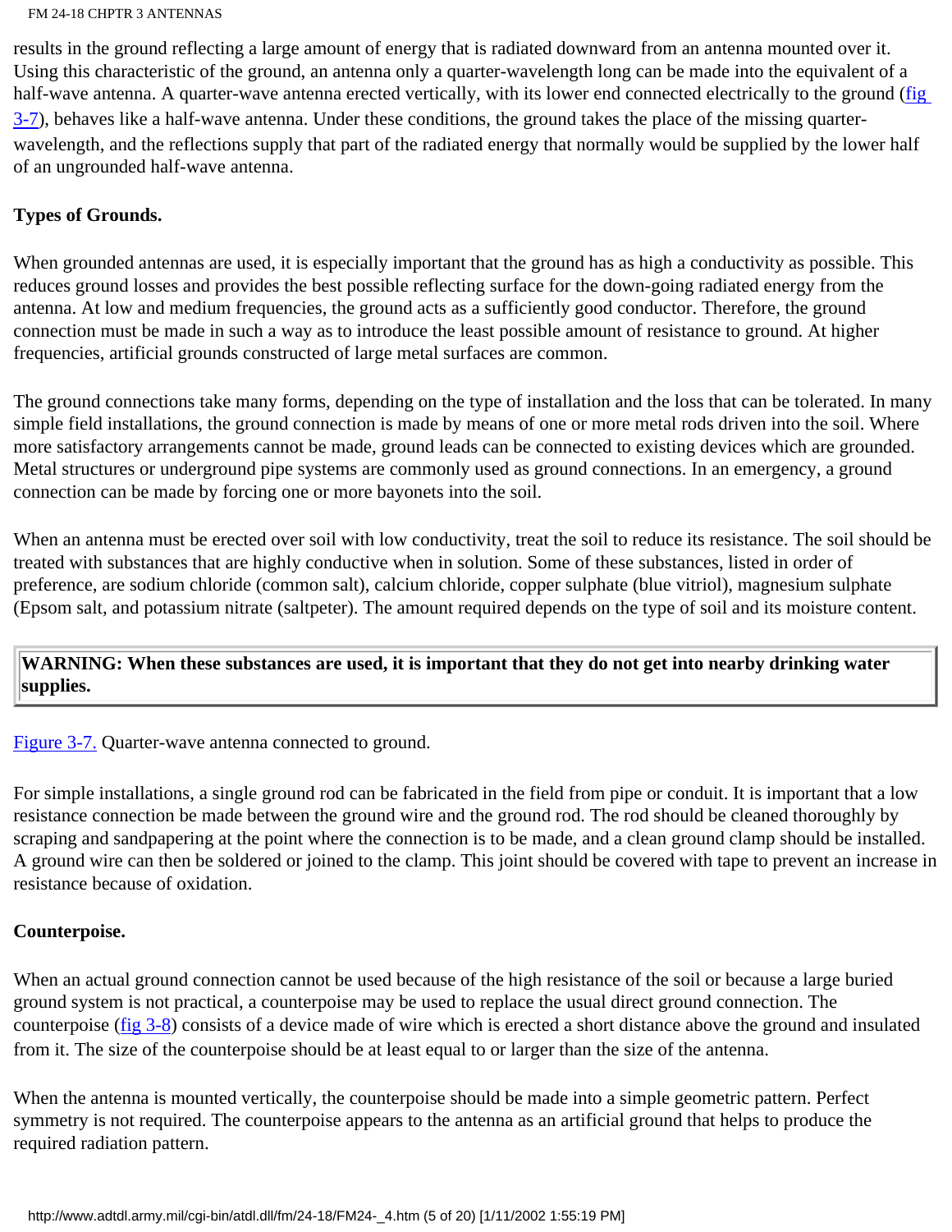results in the ground reflecting a large amount of energy that is radiated downward from an antenna mounted over it. Using this characteristic of the ground, an antenna only a quarter-wavelength long can be made into the equivalent of a half-wave antenna. A quarter-wave antenna erected vertically, with its lower end connected electrically to the ground (fig 3-7), behaves like a half-wave antenna. Under these conditions, the ground takes the place of the missing quarter-wavelength, and the reflections supply that part of the radiated energy that normally would be supplied by the lower half of an ungrounded half-wave antenna.

**Types of Grounds.**

When grounded antennas are used, it is especially important that the ground has as high a conductivity as possible. This reduces ground losses and provides the best possible reflecting surface for the down-going radiated energy from the antenna. At low and medium frequencies, the ground acts as a sufficiently good conductor. Therefore, the ground connection must be made in such a way as to introduce the least possible amount of resistance to ground. At higher frequencies, artificial grounds constructed of large metal surfaces are common.

The ground connections take many forms, depending on the type of installation and the loss that can be tolerated. In many simple field installations, the ground connection is made by means of one or more metal rods driven into the soil. Where more satisfactory arrangements cannot be made, ground leads can be connected to existing devices which are grounded. Metal structures or underground pipe systems are commonly used as ground connections. In an emergency, a ground connection can be made by forcing one or more bayonets into the soil.

When an antenna must be erected over soil with low conductivity, treat the soil to reduce its resistance. The soil should be treated with substances that are highly conductive when in solution. Some of these substances, listed in order of preference, are sodium chloride (common salt), calcium chloride, copper sulphate (blue vitriol), magnesium sulphate (Epsom salt, and potassium nitrate (saltpeter). The amount required depends on the type of soil and its moisture content.

> **WARNING: When these substances are used, it is important that they do not get into nearby drinking water supplies.**

Figure 3-7. Quarter-wave antenna connected to ground.

For simple installations, a single ground rod can be fabricated in the field from pipe or conduit. It is important that a low resistance connection be made between the ground wire and the ground rod. The rod should be cleaned thoroughly by scraping and sandpapering at the point where the connection is to be made, and a clean ground clamp should be installed. A ground wire can then be soldered or joined to the clamp. This joint should be covered with tape to prevent an increase in resistance because of oxidation.

**Counterpoise.**

When an actual ground connection cannot be used because of the high resistance of the soil or because a large buried ground system is not practical, a counterpoise may be used to replace the usual direct ground connection. The counterpoise (fig 3-8) consists of a device made of wire which is erected a short distance above the ground and insulated from it. The size of the counterpoise should be at least equal to or larger than the size of the antenna.

When the antenna is mounted vertically, the counterpoise should be made into a simple geometric pattern. Perfect symmetry is not required. The counterpoise appears to the antenna as an artificial ground that helps to produce the required radiation pattern.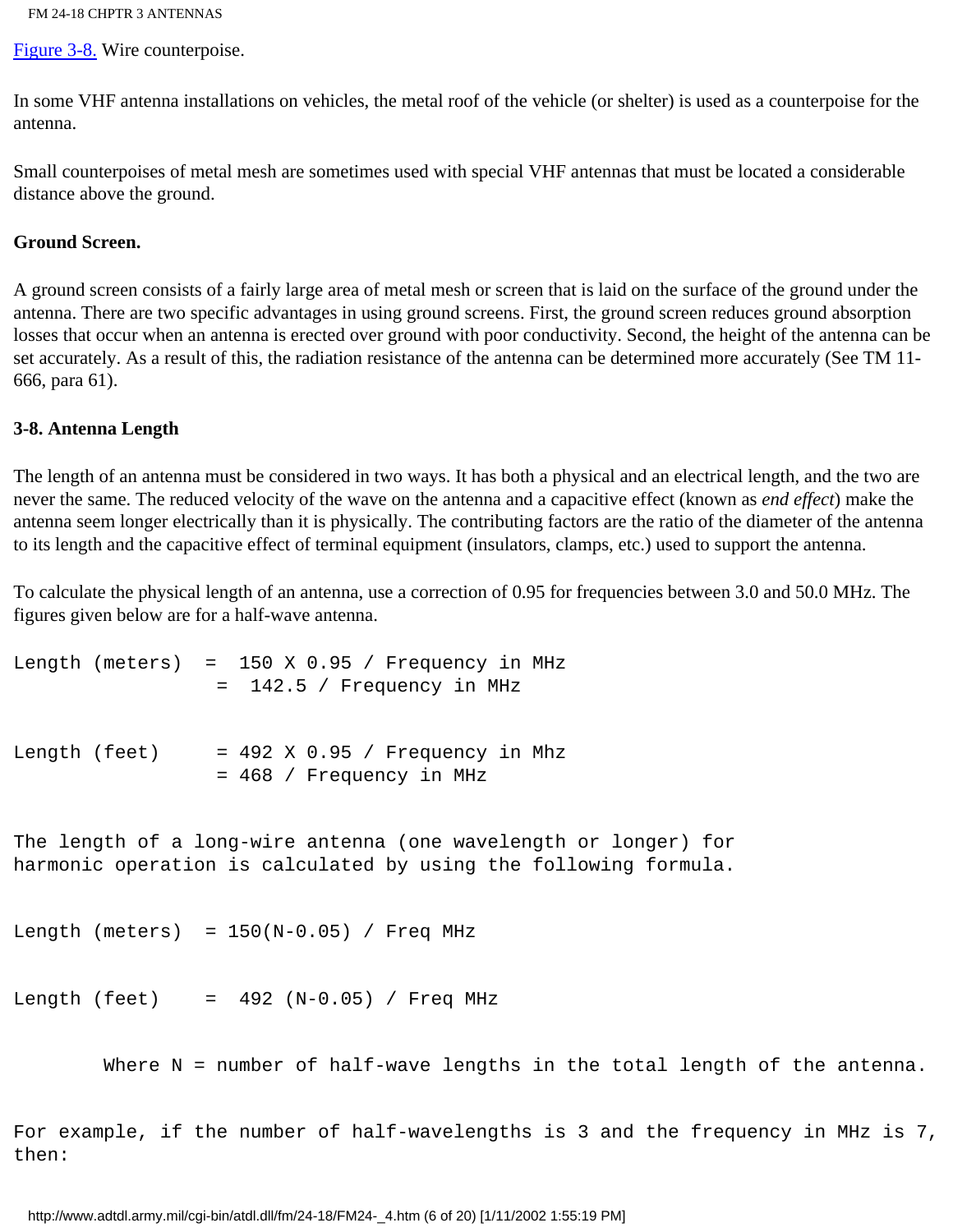Figure 3-8. Wire counterpoise.

In some VHF antenna installations on vehicles, the metal roof of the vehicle (or shelter) is used as a counterpoise for the antenna.

Small counterpoises of metal mesh are sometimes used with special VHF antennas that must be located a considerable distance above the ground.

**Ground Screen.**

A ground screen consists of a fairly large area of metal mesh or screen that is laid on the surface of the ground under the antenna. There are two specific advantages in using ground screens. First, the ground screen reduces ground absorption losses that occur when an antenna is erected over ground with poor conductivity. Second, the height of the antenna can be set accurately. As a result of this, the radiation resistance of the antenna can be determined more accurately (See TM 11-666, para 61).

**3-8. Antenna Length**

The length of an antenna must be considered in two ways. It has both a physical and an electrical length, and the two are never the same. The reduced velocity of the wave on the antenna and a capacitive effect (known as *end effect*) make the antenna seem longer electrically than it is physically. The contributing factors are the ratio of the diameter of the antenna to its length and the capacitive effect of terminal equipment (insulators, clamps, etc.) used to support the antenna.

To calculate the physical length of an antenna, use a correction of 0.95 for frequencies between 3.0 and 50.0 MHz. The figures given below are for a half-wave antenna.

```
Length (meters)  =  150 X 0.95 / Frequency in MHz
                  =  142.5 / Frequency in MHz


Length (feet)     = 492 X 0.95 / Frequency in Mhz
                  = 468 / Frequency in MHz


The length of a long-wire antenna (one wavelength or longer) for
harmonic operation is calculated by using the following formula.


Length (meters)  = 150(N-0.05) / Freq MHz


Length (feet)    =  492 (N-0.05) / Freq MHz


        Where N = number of half-wave lengths in the total length of the antenna.


For example, if the number of half-wavelengths is 3 and the frequency in MHz is 7,
then:
```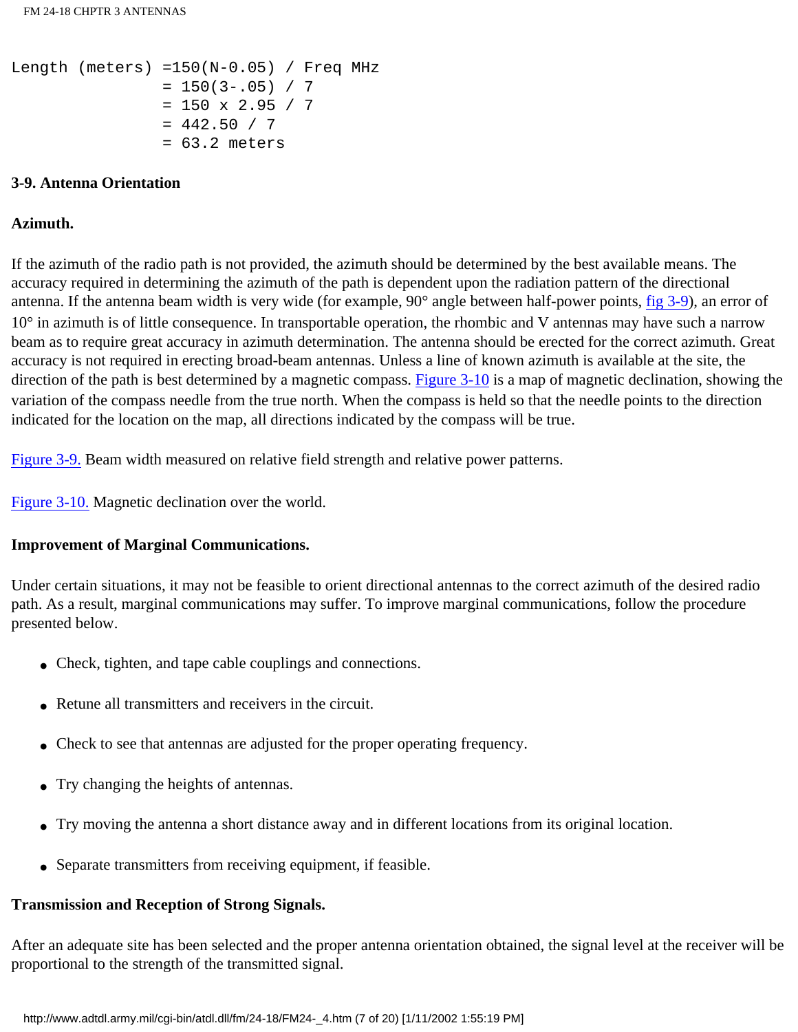```
Length (meters) =150(N-0.05) / Freq MHz
                = 150(3-.05) / 7
                = 150 x 2.95 / 7
                = 442.50 / 7
                = 63.2 meters
```

**3-9. Antenna Orientation**

**Azimuth.**

If the azimuth of the radio path is not provided, the azimuth should be determined by the best available means. The accuracy required in determining the azimuth of the path is dependent upon the radiation pattern of the directional antenna. If the antenna beam width is very wide (for example, 90° angle between half-power points, fig 3-9), an error of 10° in azimuth is of little consequence. In transportable operation, the rhombic and V antennas may have such a narrow beam as to require great accuracy in azimuth determination. The antenna should be erected for the correct azimuth. Great accuracy is not required in erecting broad-beam antennas. Unless a line of known azimuth is available at the site, the direction of the path is best determined by a magnetic compass. Figure 3-10 is a map of magnetic declination, showing the variation of the compass needle from the true north. When the compass is held so that the needle points to the direction indicated for the location on the map, all directions indicated by the compass will be true.

Figure 3-9. Beam width measured on relative field strength and relative power patterns.

Figure 3-10. Magnetic declination over the world.

**Improvement of Marginal Communications.**

Under certain situations, it may not be feasible to orient directional antennas to the correct azimuth of the desired radio path. As a result, marginal communications may suffer. To improve marginal communications, follow the procedure presented below.

- Check, tighten, and tape cable couplings and connections.
- Retune all transmitters and receivers in the circuit.
- Check to see that antennas are adjusted for the proper operating frequency.
- Try changing the heights of antennas.
- Try moving the antenna a short distance away and in different locations from its original location.
- Separate transmitters from receiving equipment, if feasible.

**Transmission and Reception of Strong Signals.**

After an adequate site has been selected and the proper antenna orientation obtained, the signal level at the receiver will be proportional to the strength of the transmitted signal.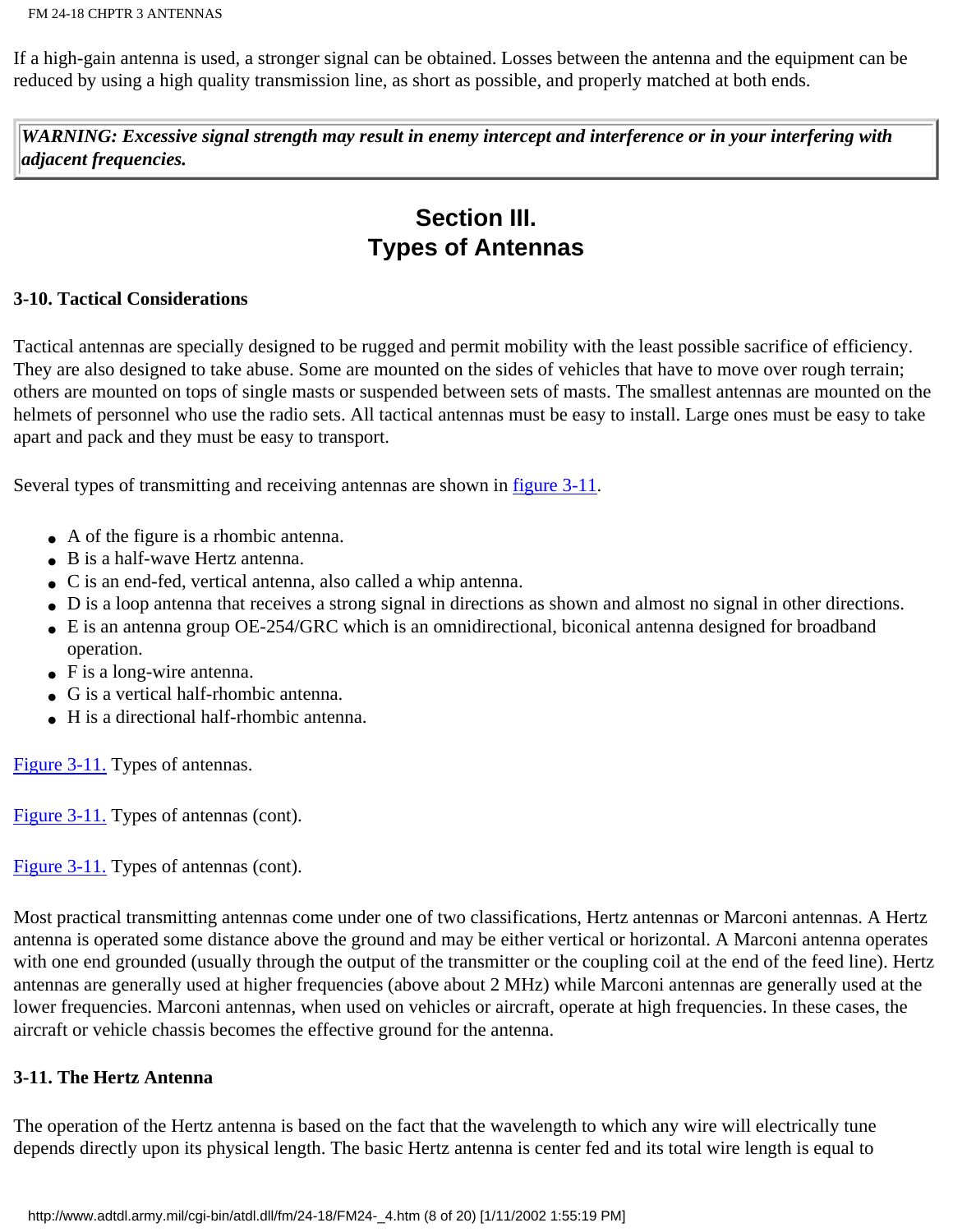If a high-gain antenna is used, a stronger signal can be obtained. Losses between the antenna and the equipment can be reduced by using a high quality transmission line, as short as possible, and properly matched at both ends.

> ***WARNING: Excessive signal strength may result in enemy intercept and interference or in your interfering with adjacent frequencies.***

## Section III.
## Types of Antennas

### 3-10. Tactical Considerations

Tactical antennas are specially designed to be rugged and permit mobility with the least possible sacrifice of efficiency. They are also designed to take abuse. Some are mounted on the sides of vehicles that have to move over rough terrain; others are mounted on tops of single masts or suspended between sets of masts. The smallest antennas are mounted on the helmets of personnel who use the radio sets. All tactical antennas must be easy to install. Large ones must be easy to take apart and pack and they must be easy to transport.

Several types of transmitting and receiving antennas are shown in figure 3-11.

- A of the figure is a rhombic antenna.
- B is a half-wave Hertz antenna.
- C is an end-fed, vertical antenna, also called a whip antenna.
- D is a loop antenna that receives a strong signal in directions as shown and almost no signal in other directions.
- E is an antenna group OE-254/GRC which is an omnidirectional, biconical antenna designed for broadband operation.
- F is a long-wire antenna.
- G is a vertical half-rhombic antenna.
- H is a directional half-rhombic antenna.

Figure 3-11. Types of antennas.

Figure 3-11. Types of antennas (cont).

Figure 3-11. Types of antennas (cont).

Most practical transmitting antennas come under one of two classifications, Hertz antennas or Marconi antennas. A Hertz antenna is operated some distance above the ground and may be either vertical or horizontal. A Marconi antenna operates with one end grounded (usually through the output of the transmitter or the coupling coil at the end of the feed line). Hertz antennas are generally used at higher frequencies (above about 2 MHz) while Marconi antennas are generally used at the lower frequencies. Marconi antennas, when used on vehicles or aircraft, operate at high frequencies. In these cases, the aircraft or vehicle chassis becomes the effective ground for the antenna.

### 3-11. The Hertz Antenna

The operation of the Hertz antenna is based on the fact that the wavelength to which any wire will electrically tune depends directly upon its physical length. The basic Hertz antenna is center fed and its total wire length is equal to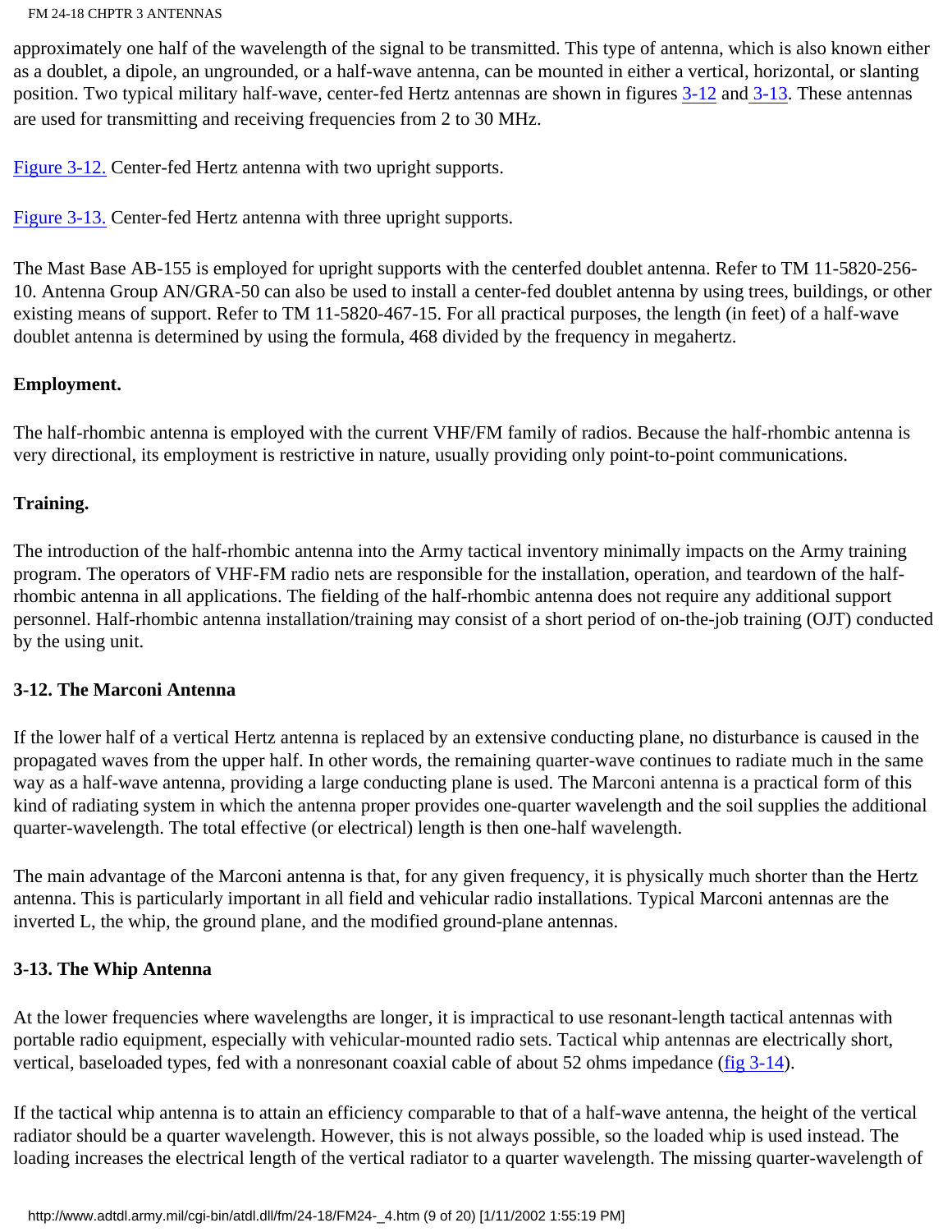approximately one half of the wavelength of the signal to be transmitted. This type of antenna, which is also known either as a doublet, a dipole, an ungrounded, or a half-wave antenna, can be mounted in either a vertical, horizontal, or slanting position. Two typical military half-wave, center-fed Hertz antennas are shown in figures 3-12 and 3-13. These antennas are used for transmitting and receiving frequencies from 2 to 30 MHz.

Figure 3-12. Center-fed Hertz antenna with two upright supports.

Figure 3-13. Center-fed Hertz antenna with three upright supports.

The Mast Base AB-155 is employed for upright supports with the centerfed doublet antenna. Refer to TM 11-5820-256-10. Antenna Group AN/GRA-50 can also be used to install a center-fed doublet antenna by using trees, buildings, or other existing means of support. Refer to TM 11-5820-467-15. For all practical purposes, the length (in feet) of a half-wave doublet antenna is determined by using the formula, 468 divided by the frequency in megahertz.

**Employment.**

The half-rhombic antenna is employed with the current VHF/FM family of radios. Because the half-rhombic antenna is very directional, its employment is restrictive in nature, usually providing only point-to-point communications.

**Training.**

The introduction of the half-rhombic antenna into the Army tactical inventory minimally impacts on the Army training program. The operators of VHF-FM radio nets are responsible for the installation, operation, and teardown of the half-rhombic antenna in all applications. The fielding of the half-rhombic antenna does not require any additional support personnel. Half-rhombic antenna installation/training may consist of a short period of on-the-job training (OJT) conducted by the using unit.

## 3-12. The Marconi Antenna

If the lower half of a vertical Hertz antenna is replaced by an extensive conducting plane, no disturbance is caused in the propagated waves from the upper half. In other words, the remaining quarter-wave continues to radiate much in the same way as a half-wave antenna, providing a large conducting plane is used. The Marconi antenna is a practical form of this kind of radiating system in which the antenna proper provides one-quarter wavelength and the soil supplies the additional quarter-wavelength. The total effective (or electrical) length is then one-half wavelength.

The main advantage of the Marconi antenna is that, for any given frequency, it is physically much shorter than the Hertz antenna. This is particularly important in all field and vehicular radio installations. Typical Marconi antennas are the inverted L, the whip, the ground plane, and the modified ground-plane antennas.

## 3-13. The Whip Antenna

At the lower frequencies where wavelengths are longer, it is impractical to use resonant-length tactical antennas with portable radio equipment, especially with vehicular-mounted radio sets. Tactical whip antennas are electrically short, vertical, baseloaded types, fed with a nonresonant coaxial cable of about 52 ohms impedance (fig 3-14).

If the tactical whip antenna is to attain an efficiency comparable to that of a half-wave antenna, the height of the vertical radiator should be a quarter wavelength. However, this is not always possible, so the loaded whip is used instead. The loading increases the electrical length of the vertical radiator to a quarter wavelength. The missing quarter-wavelength of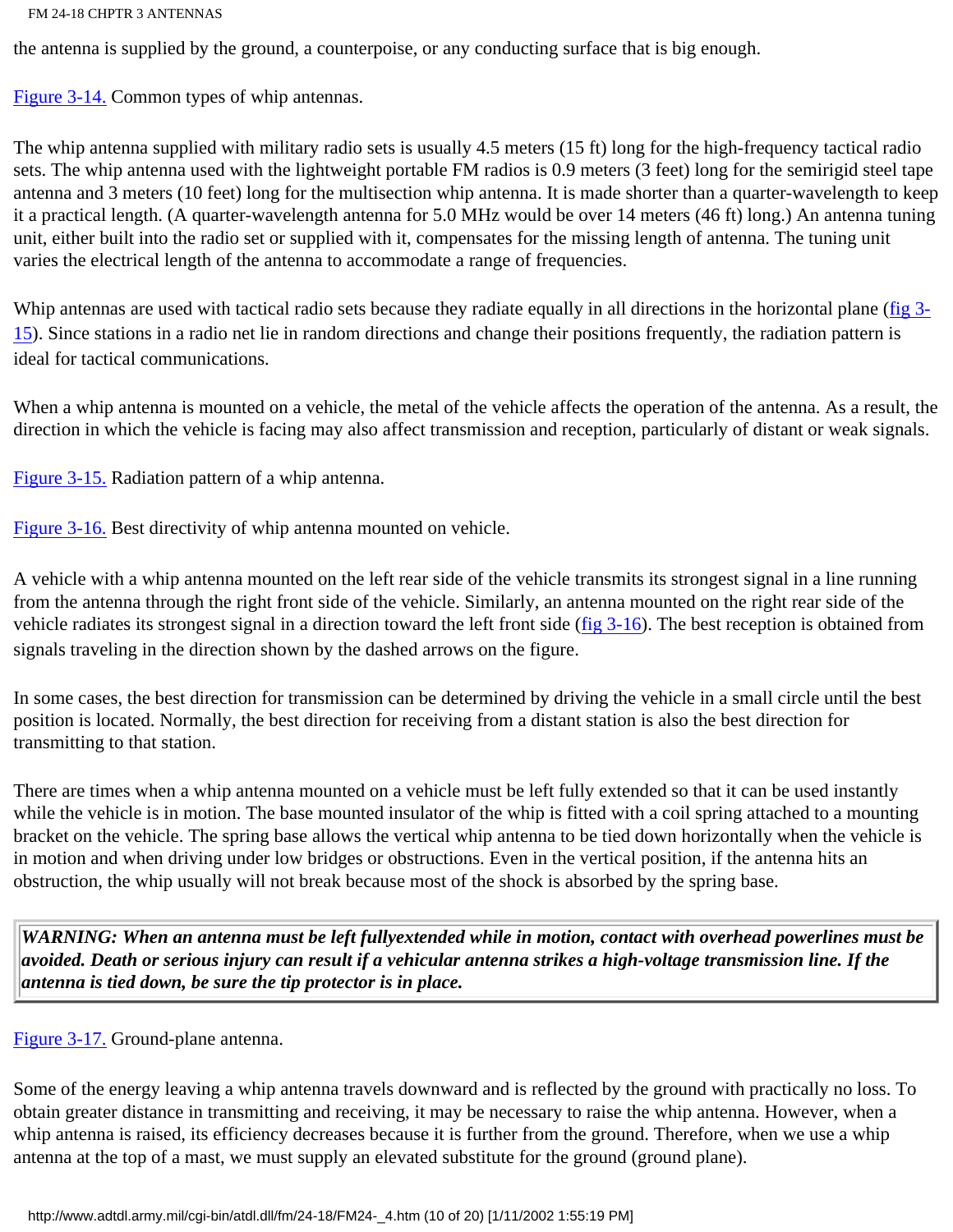the antenna is supplied by the ground, a counterpoise, or any conducting surface that is big enough.

[Figure 3-14.](#) Common types of whip antennas.

The whip antenna supplied with military radio sets is usually 4.5 meters (15 ft) long for the high-frequency tactical radio sets. The whip antenna used with the lightweight portable FM radios is 0.9 meters (3 feet) long for the semirigid steel tape antenna and 3 meters (10 feet) long for the multisection whip antenna. It is made shorter than a quarter-wavelength to keep it a practical length. (A quarter-wavelength antenna for 5.0 MHz would be over 14 meters (46 ft) long.) An antenna tuning unit, either built into the radio set or supplied with it, compensates for the missing length of antenna. The tuning unit varies the electrical length of the antenna to accommodate a range of frequencies.

Whip antennas are used with tactical radio sets because they radiate equally in all directions in the horizontal plane ([fig 3-15](#)). Since stations in a radio net lie in random directions and change their positions frequently, the radiation pattern is ideal for tactical communications.

When a whip antenna is mounted on a vehicle, the metal of the vehicle affects the operation of the antenna. As a result, the direction in which the vehicle is facing may also affect transmission and reception, particularly of distant or weak signals.

[Figure 3-15.](#) Radiation pattern of a whip antenna.

[Figure 3-16.](#) Best directivity of whip antenna mounted on vehicle.

A vehicle with a whip antenna mounted on the left rear side of the vehicle transmits its strongest signal in a line running from the antenna through the right front side of the vehicle. Similarly, an antenna mounted on the right rear side of the vehicle radiates its strongest signal in a direction toward the left front side ([fig 3-16](#)). The best reception is obtained from signals traveling in the direction shown by the dashed arrows on the figure.

In some cases, the best direction for transmission can be determined by driving the vehicle in a small circle until the best position is located. Normally, the best direction for receiving from a distant station is also the best direction for transmitting to that station.

There are times when a whip antenna mounted on a vehicle must be left fully extended so that it can be used instantly while the vehicle is in motion. The base mounted insulator of the whip is fitted with a coil spring attached to a mounting bracket on the vehicle. The spring base allows the vertical whip antenna to be tied down horizontally when the vehicle is in motion and when driving under low bridges or obstructions. Even in the vertical position, if the antenna hits an obstruction, the whip usually will not break because most of the shock is absorbed by the spring base.

> ***WARNING: When an antenna must be left fullyextended while in motion, contact with overhead powerlines must be avoided. Death or serious injury can result if a vehicular antenna strikes a high-voltage transmission line. If the antenna is tied down, be sure the tip protector is in place.***

[Figure 3-17.](#) Ground-plane antenna.

Some of the energy leaving a whip antenna travels downward and is reflected by the ground with practically no loss. To obtain greater distance in transmitting and receiving, it may be necessary to raise the whip antenna. However, when a whip antenna is raised, its efficiency decreases because it is further from the ground. Therefore, when we use a whip antenna at the top of a mast, we must supply an elevated substitute for the ground (ground plane).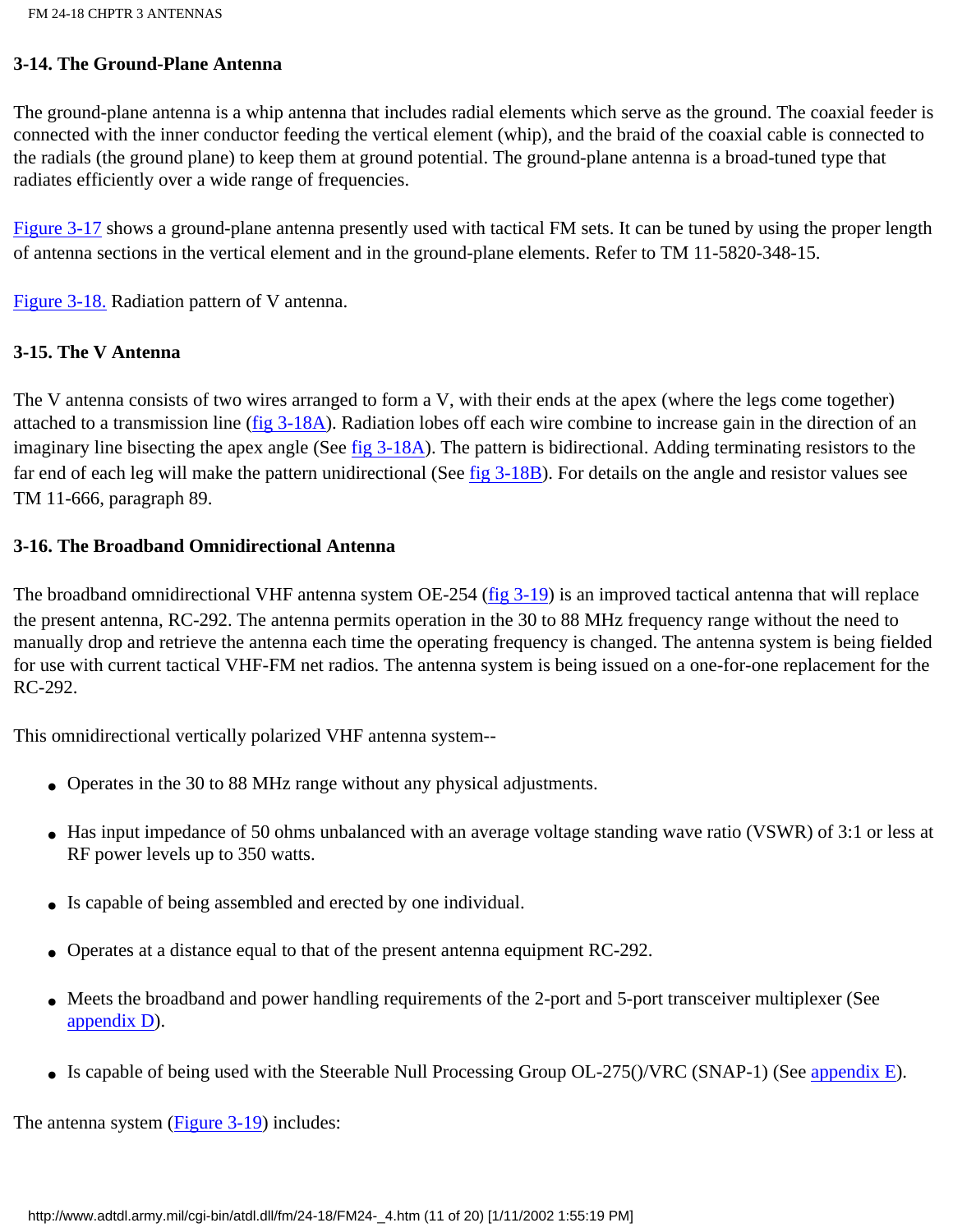### 3-14. The Ground-Plane Antenna

The ground-plane antenna is a whip antenna that includes radial elements which serve as the ground. The coaxial feeder is connected with the inner conductor feeding the vertical element (whip), and the braid of the coaxial cable is connected to the radials (the ground plane) to keep them at ground potential. The ground-plane antenna is a broad-tuned type that radiates efficiently over a wide range of frequencies.

Figure 3-17 shows a ground-plane antenna presently used with tactical FM sets. It can be tuned by using the proper length of antenna sections in the vertical element and in the ground-plane elements. Refer to TM 11-5820-348-15.

Figure 3-18. Radiation pattern of V antenna.

### 3-15. The V Antenna

The V antenna consists of two wires arranged to form a V, with their ends at the apex (where the legs come together) attached to a transmission line (fig 3-18A). Radiation lobes off each wire combine to increase gain in the direction of an imaginary line bisecting the apex angle (See fig 3-18A). The pattern is bidirectional. Adding terminating resistors to the far end of each leg will make the pattern unidirectional (See fig 3-18B). For details on the angle and resistor values see TM 11-666, paragraph 89.

### 3-16. The Broadband Omnidirectional Antenna

The broadband omnidirectional VHF antenna system OE-254 (fig 3-19) is an improved tactical antenna that will replace the present antenna, RC-292. The antenna permits operation in the 30 to 88 MHz frequency range without the need to manually drop and retrieve the antenna each time the operating frequency is changed. The antenna system is being fielded for use with current tactical VHF-FM net radios. The antenna system is being issued on a one-for-one replacement for the RC-292.

This omnidirectional vertically polarized VHF antenna system--

- Operates in the 30 to 88 MHz range without any physical adjustments.
- Has input impedance of 50 ohms unbalanced with an average voltage standing wave ratio (VSWR) of 3:1 or less at RF power levels up to 350 watts.
- Is capable of being assembled and erected by one individual.
- Operates at a distance equal to that of the present antenna equipment RC-292.
- Meets the broadband and power handling requirements of the 2-port and 5-port transceiver multiplexer (See appendix D).
- Is capable of being used with the Steerable Null Processing Group OL-275()/VRC (SNAP-1) (See appendix E).

The antenna system (Figure 3-19) includes: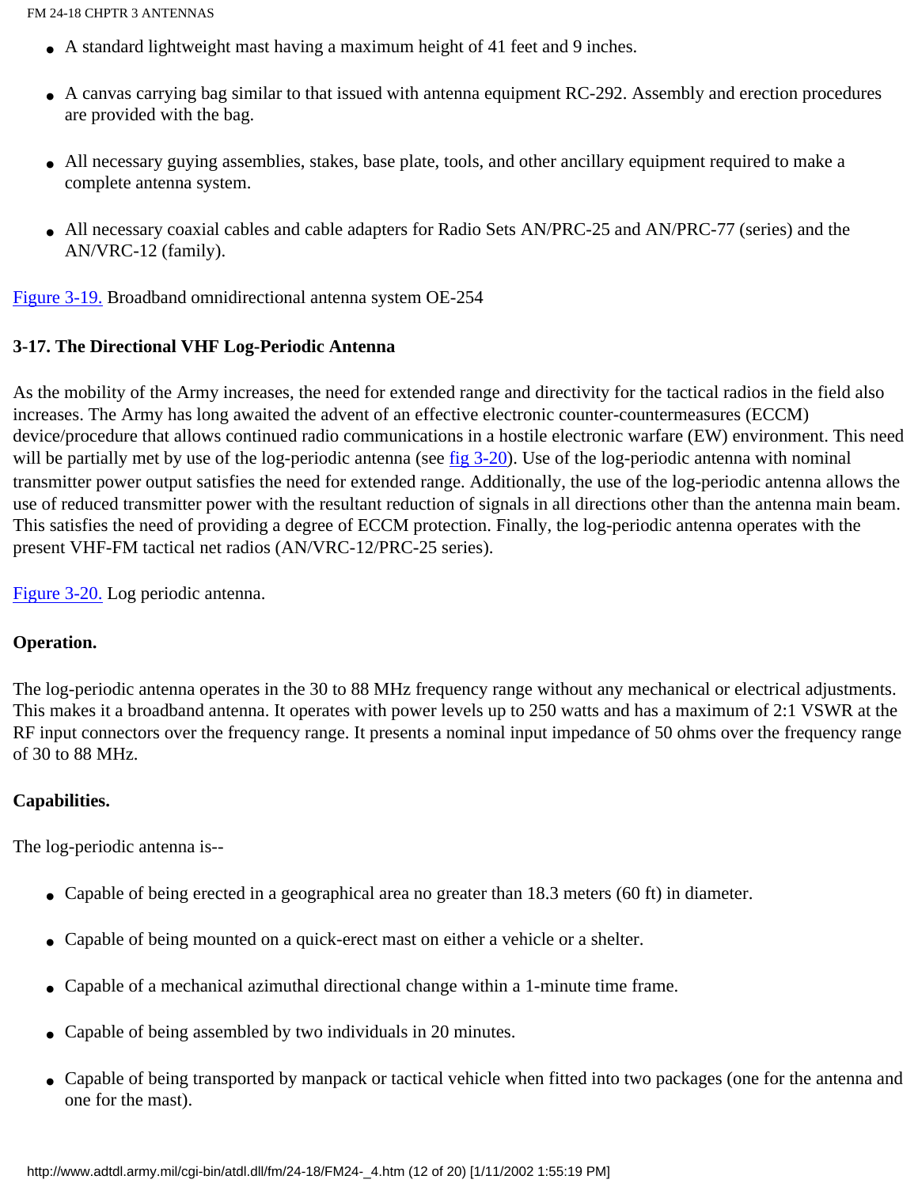- A standard lightweight mast having a maximum height of 41 feet and 9 inches.
- A canvas carrying bag similar to that issued with antenna equipment RC-292. Assembly and erection procedures are provided with the bag.
- All necessary guying assemblies, stakes, base plate, tools, and other ancillary equipment required to make a complete antenna system.
- All necessary coaxial cables and cable adapters for Radio Sets AN/PRC-25 and AN/PRC-77 (series) and the AN/VRC-12 (family).

Figure 3-19. Broadband omnidirectional antenna system OE-254

**3-17. The Directional VHF Log-Periodic Antenna**

As the mobility of the Army increases, the need for extended range and directivity for the tactical radios in the field also increases. The Army has long awaited the advent of an effective electronic counter-countermeasures (ECCM) device/procedure that allows continued radio communications in a hostile electronic warfare (EW) environment. This need will be partially met by use of the log-periodic antenna (see fig 3-20). Use of the log-periodic antenna with nominal transmitter power output satisfies the need for extended range. Additionally, the use of the log-periodic antenna allows the use of reduced transmitter power with the resultant reduction of signals in all directions other than the antenna main beam. This satisfies the need of providing a degree of ECCM protection. Finally, the log-periodic antenna operates with the present VHF-FM tactical net radios (AN/VRC-12/PRC-25 series).

Figure 3-20. Log periodic antenna.

**Operation.**

The log-periodic antenna operates in the 30 to 88 MHz frequency range without any mechanical or electrical adjustments. This makes it a broadband antenna. It operates with power levels up to 250 watts and has a maximum of 2:1 VSWR at the RF input connectors over the frequency range. It presents a nominal input impedance of 50 ohms over the frequency range of 30 to 88 MHz.

**Capabilities.**

The log-periodic antenna is--

- Capable of being erected in a geographical area no greater than 18.3 meters (60 ft) in diameter.
- Capable of being mounted on a quick-erect mast on either a vehicle or a shelter.
- Capable of a mechanical azimuthal directional change within a 1-minute time frame.
- Capable of being assembled by two individuals in 20 minutes.
- Capable of being transported by manpack or tactical vehicle when fitted into two packages (one for the antenna and one for the mast).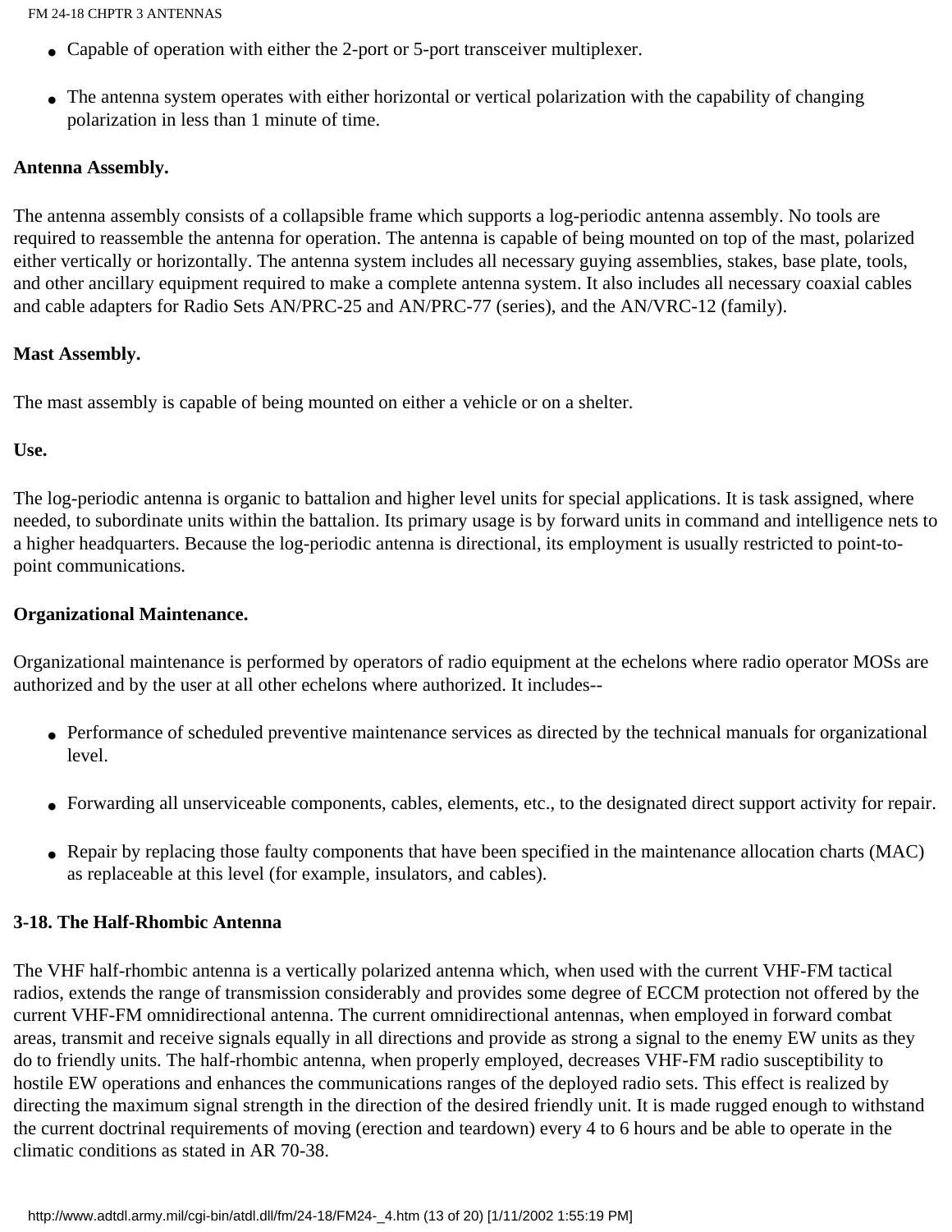- Capable of operation with either the 2-port or 5-port transceiver multiplexer.
- The antenna system operates with either horizontal or vertical polarization with the capability of changing polarization in less than 1 minute of time.

**Antenna Assembly.**

The antenna assembly consists of a collapsible frame which supports a log-periodic antenna assembly. No tools are required to reassemble the antenna for operation. The antenna is capable of being mounted on top of the mast, polarized either vertically or horizontally. The antenna system includes all necessary guying assemblies, stakes, base plate, tools, and other ancillary equipment required to make a complete antenna system. It also includes all necessary coaxial cables and cable adapters for Radio Sets AN/PRC-25 and AN/PRC-77 (series), and the AN/VRC-12 (family).

**Mast Assembly.**

The mast assembly is capable of being mounted on either a vehicle or on a shelter.

**Use.**

The log-periodic antenna is organic to battalion and higher level units for special applications. It is task assigned, where needed, to subordinate units within the battalion. Its primary usage is by forward units in command and intelligence nets to a higher headquarters. Because the log-periodic antenna is directional, its employment is usually restricted to point-to-point communications.

**Organizational Maintenance.**

Organizational maintenance is performed by operators of radio equipment at the echelons where radio operator MOSs are authorized and by the user at all other echelons where authorized. It includes--

- Performance of scheduled preventive maintenance services as directed by the technical manuals for organizational level.
- Forwarding all unserviceable components, cables, elements, etc., to the designated direct support activity for repair.
- Repair by replacing those faulty components that have been specified in the maintenance allocation charts (MAC) as replaceable at this level (for example, insulators, and cables).

**3-18. The Half-Rhombic Antenna**

The VHF half-rhombic antenna is a vertically polarized antenna which, when used with the current VHF-FM tactical radios, extends the range of transmission considerably and provides some degree of ECCM protection not offered by the current VHF-FM omnidirectional antenna. The current omnidirectional antennas, when employed in forward combat areas, transmit and receive signals equally in all directions and provide as strong a signal to the enemy EW units as they do to friendly units. The half-rhombic antenna, when properly employed, decreases VHF-FM radio susceptibility to hostile EW operations and enhances the communications ranges of the deployed radio sets. This effect is realized by directing the maximum signal strength in the direction of the desired friendly unit. It is made rugged enough to withstand the current doctrinal requirements of moving (erection and teardown) every 4 to 6 hours and be able to operate in the climatic conditions as stated in AR 70-38.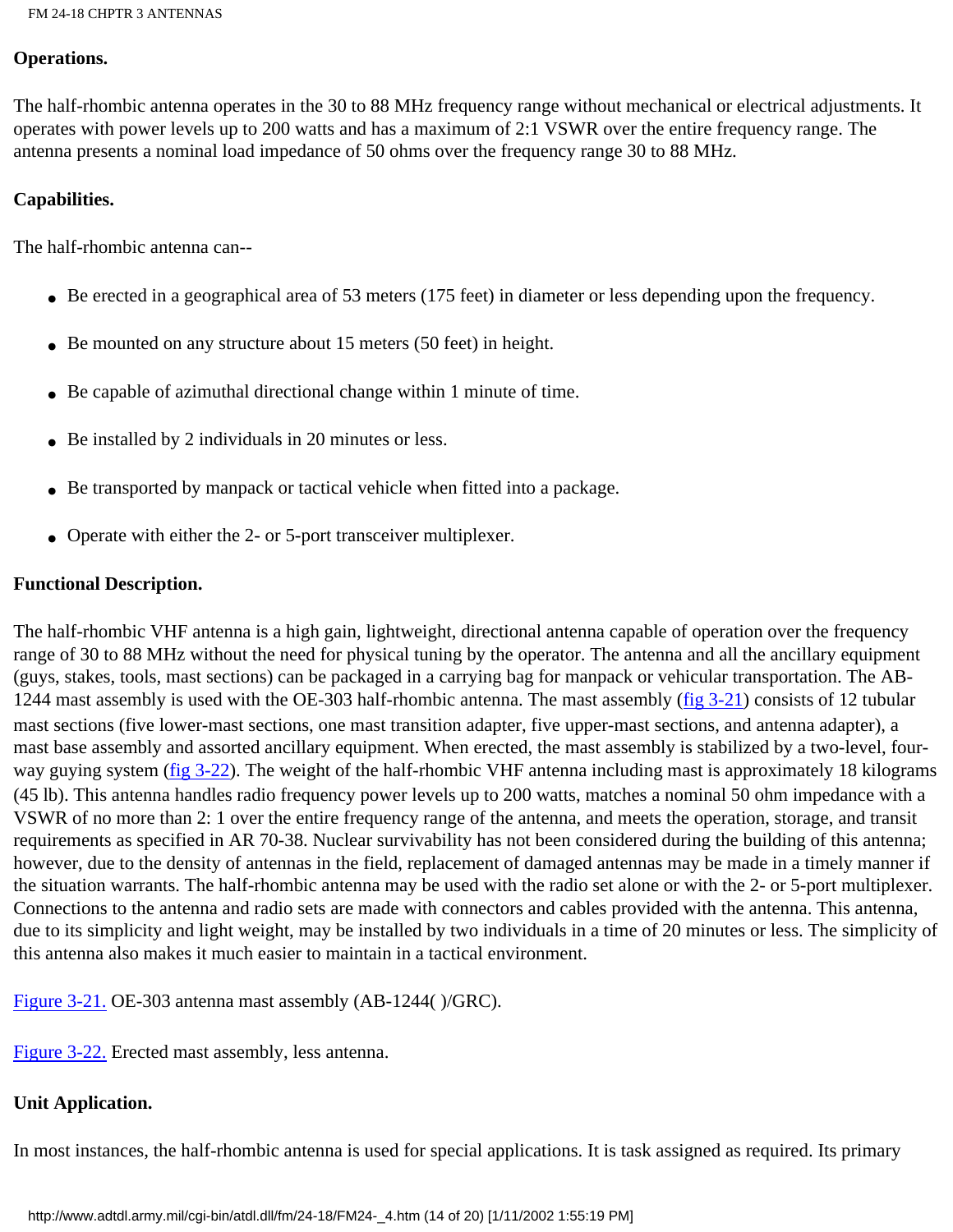**Operations.**

The half-rhombic antenna operates in the 30 to 88 MHz frequency range without mechanical or electrical adjustments. It operates with power levels up to 200 watts and has a maximum of 2:1 VSWR over the entire frequency range. The antenna presents a nominal load impedance of 50 ohms over the frequency range 30 to 88 MHz.

**Capabilities.**

The half-rhombic antenna can--

- Be erected in a geographical area of 53 meters (175 feet) in diameter or less depending upon the frequency.
- Be mounted on any structure about 15 meters (50 feet) in height.
- Be capable of azimuthal directional change within 1 minute of time.
- Be installed by 2 individuals in 20 minutes or less.
- Be transported by manpack or tactical vehicle when fitted into a package.
- Operate with either the 2- or 5-port transceiver multiplexer.

**Functional Description.**

The half-rhombic VHF antenna is a high gain, lightweight, directional antenna capable of operation over the frequency range of 30 to 88 MHz without the need for physical tuning by the operator. The antenna and all the ancillary equipment (guys, stakes, tools, mast sections) can be packaged in a carrying bag for manpack or vehicular transportation. The AB-1244 mast assembly is used with the OE-303 half-rhombic antenna. The mast assembly (fig 3-21) consists of 12 tubular mast sections (five lower-mast sections, one mast transition adapter, five upper-mast sections, and antenna adapter), a mast base assembly and assorted ancillary equipment. When erected, the mast assembly is stabilized by a two-level, four-way guying system (fig 3-22). The weight of the half-rhombic VHF antenna including mast is approximately 18 kilograms (45 lb). This antenna handles radio frequency power levels up to 200 watts, matches a nominal 50 ohm impedance with a VSWR of no more than 2: 1 over the entire frequency range of the antenna, and meets the operation, storage, and transit requirements as specified in AR 70-38. Nuclear survivability has not been considered during the building of this antenna; however, due to the density of antennas in the field, replacement of damaged antennas may be made in a timely manner if the situation warrants. The half-rhombic antenna may be used with the radio set alone or with the 2- or 5-port multiplexer. Connections to the antenna and radio sets are made with connectors and cables provided with the antenna. This antenna, due to its simplicity and light weight, may be installed by two individuals in a time of 20 minutes or less. The simplicity of this antenna also makes it much easier to maintain in a tactical environment.

Figure 3-21. OE-303 antenna mast assembly (AB-1244( )/GRC).

Figure 3-22. Erected mast assembly, less antenna.

**Unit Application.**

In most instances, the half-rhombic antenna is used for special applications. It is task assigned as required. Its primary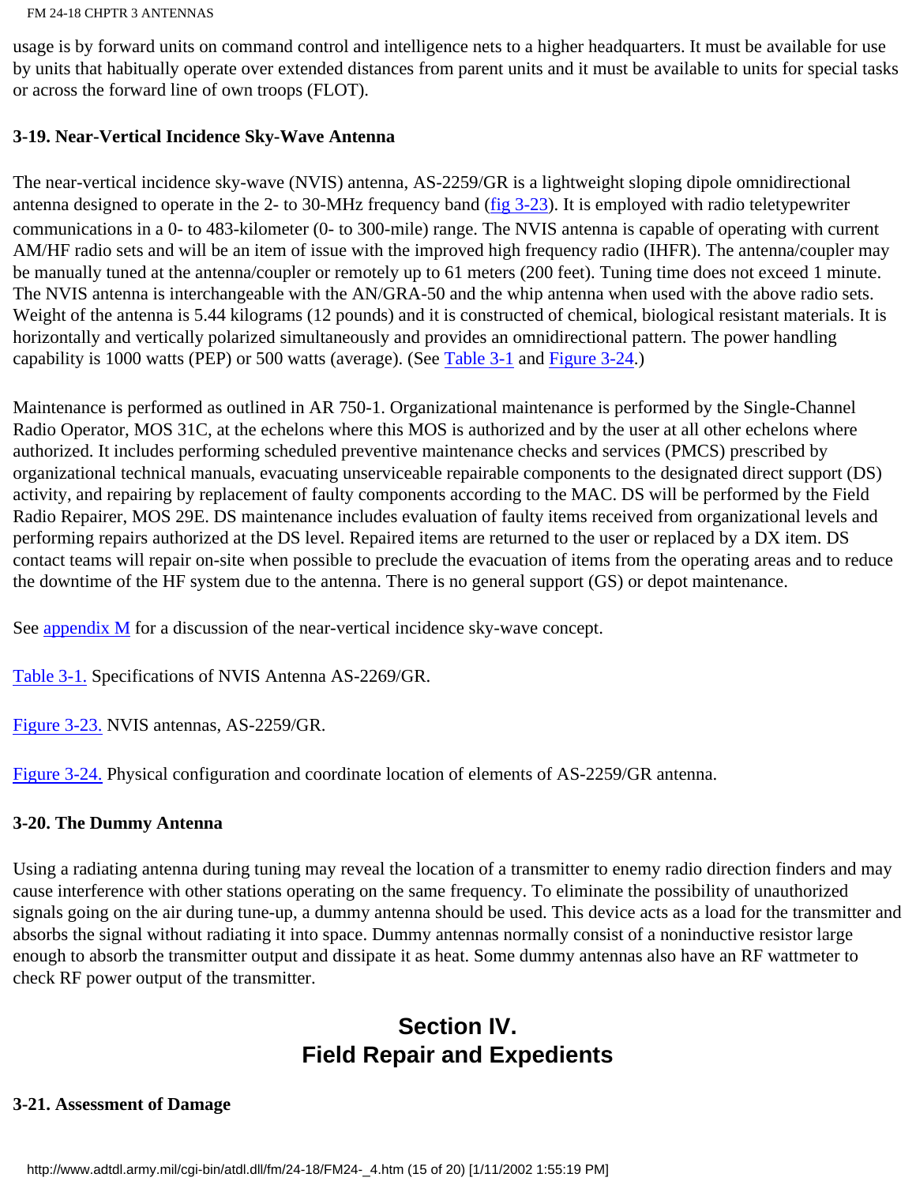usage is by forward units on command control and intelligence nets to a higher headquarters. It must be available for use by units that habitually operate over extended distances from parent units and it must be available to units for special tasks or across the forward line of own troops (FLOT).

### 3-19. Near-Vertical Incidence Sky-Wave Antenna

The near-vertical incidence sky-wave (NVIS) antenna, AS-2259/GR is a lightweight sloping dipole omnidirectional antenna designed to operate in the 2- to 30-MHz frequency band (fig 3-23). It is employed with radio teletypewriter communications in a 0- to 483-kilometer (0- to 300-mile) range. The NVIS antenna is capable of operating with current AM/HF radio sets and will be an item of issue with the improved high frequency radio (IHFR). The antenna/coupler may be manually tuned at the antenna/coupler or remotely up to 61 meters (200 feet). Tuning time does not exceed 1 minute. The NVIS antenna is interchangeable with the AN/GRA-50 and the whip antenna when used with the above radio sets. Weight of the antenna is 5.44 kilograms (12 pounds) and it is constructed of chemical, biological resistant materials. It is horizontally and vertically polarized simultaneously and provides an omnidirectional pattern. The power handling capability is 1000 watts (PEP) or 500 watts (average). (See Table 3-1 and Figure 3-24.)

Maintenance is performed as outlined in AR 750-1. Organizational maintenance is performed by the Single-Channel Radio Operator, MOS 31C, at the echelons where this MOS is authorized and by the user at all other echelons where authorized. It includes performing scheduled preventive maintenance checks and services (PMCS) prescribed by organizational technical manuals, evacuating unserviceable repairable components to the designated direct support (DS) activity, and repairing by replacement of faulty components according to the MAC. DS will be performed by the Field Radio Repairer, MOS 29E. DS maintenance includes evaluation of faulty items received from organizational levels and performing repairs authorized at the DS level. Repaired items are returned to the user or replaced by a DX item. DS contact teams will repair on-site when possible to preclude the evacuation of items from the operating areas and to reduce the downtime of the HF system due to the antenna. There is no general support (GS) or depot maintenance.

See appendix M for a discussion of the near-vertical incidence sky-wave concept.

Table 3-1. Specifications of NVIS Antenna AS-2269/GR.

Figure 3-23. NVIS antennas, AS-2259/GR.

Figure 3-24. Physical configuration and coordinate location of elements of AS-2259/GR antenna.

### 3-20. The Dummy Antenna

Using a radiating antenna during tuning may reveal the location of a transmitter to enemy radio direction finders and may cause interference with other stations operating on the same frequency. To eliminate the possibility of unauthorized signals going on the air during tune-up, a dummy antenna should be used. This device acts as a load for the transmitter and absorbs the signal without radiating it into space. Dummy antennas normally consist of a noninductive resistor large enough to absorb the transmitter output and dissipate it as heat. Some dummy antennas also have an RF wattmeter to check RF power output of the transmitter.

## Section IV.
## Field Repair and Expedients

### 3-21. Assessment of Damage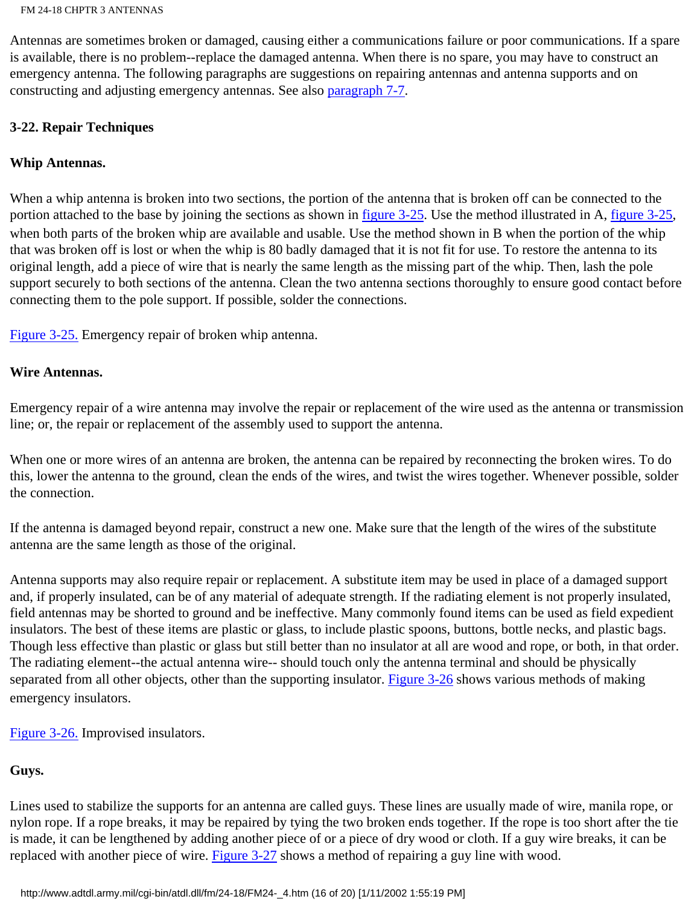Antennas are sometimes broken or damaged, causing either a communications failure or poor communications. If a spare is available, there is no problem--replace the damaged antenna. When there is no spare, you may have to construct an emergency antenna. The following paragraphs are suggestions on repairing antennas and antenna supports and on constructing and adjusting emergency antennas. See also paragraph 7-7.

### 3-22. Repair Techniques

#### Whip Antennas.

When a whip antenna is broken into two sections, the portion of the antenna that is broken off can be connected to the portion attached to the base by joining the sections as shown in figure 3-25. Use the method illustrated in A, figure 3-25, when both parts of the broken whip are available and usable. Use the method shown in B when the portion of the whip that was broken off is lost or when the whip is 80 badly damaged that it is not fit for use. To restore the antenna to its original length, add a piece of wire that is nearly the same length as the missing part of the whip. Then, lash the pole support securely to both sections of the antenna. Clean the two antenna sections thoroughly to ensure good contact before connecting them to the pole support. If possible, solder the connections.

Figure 3-25. Emergency repair of broken whip antenna.

#### Wire Antennas.

Emergency repair of a wire antenna may involve the repair or replacement of the wire used as the antenna or transmission line; or, the repair or replacement of the assembly used to support the antenna.

When one or more wires of an antenna are broken, the antenna can be repaired by reconnecting the broken wires. To do this, lower the antenna to the ground, clean the ends of the wires, and twist the wires together. Whenever possible, solder the connection.

If the antenna is damaged beyond repair, construct a new one. Make sure that the length of the wires of the substitute antenna are the same length as those of the original.

Antenna supports may also require repair or replacement. A substitute item may be used in place of a damaged support and, if properly insulated, can be of any material of adequate strength. If the radiating element is not properly insulated, field antennas may be shorted to ground and be ineffective. Many commonly found items can be used as field expedient insulators. The best of these items are plastic or glass, to include plastic spoons, buttons, bottle necks, and plastic bags. Though less effective than plastic or glass but still better than no insulator at all are wood and rope, or both, in that order. The radiating element--the actual antenna wire-- should touch only the antenna terminal and should be physically separated from all other objects, other than the supporting insulator. Figure 3-26 shows various methods of making emergency insulators.

Figure 3-26. Improvised insulators.

#### Guys.

Lines used to stabilize the supports for an antenna are called guys. These lines are usually made of wire, manila rope, or nylon rope. If a rope breaks, it may be repaired by tying the two broken ends together. If the rope is too short after the tie is made, it can be lengthened by adding another piece of or a piece of dry wood or cloth. If a guy wire breaks, it can be replaced with another piece of wire. Figure 3-27 shows a method of repairing a guy line with wood.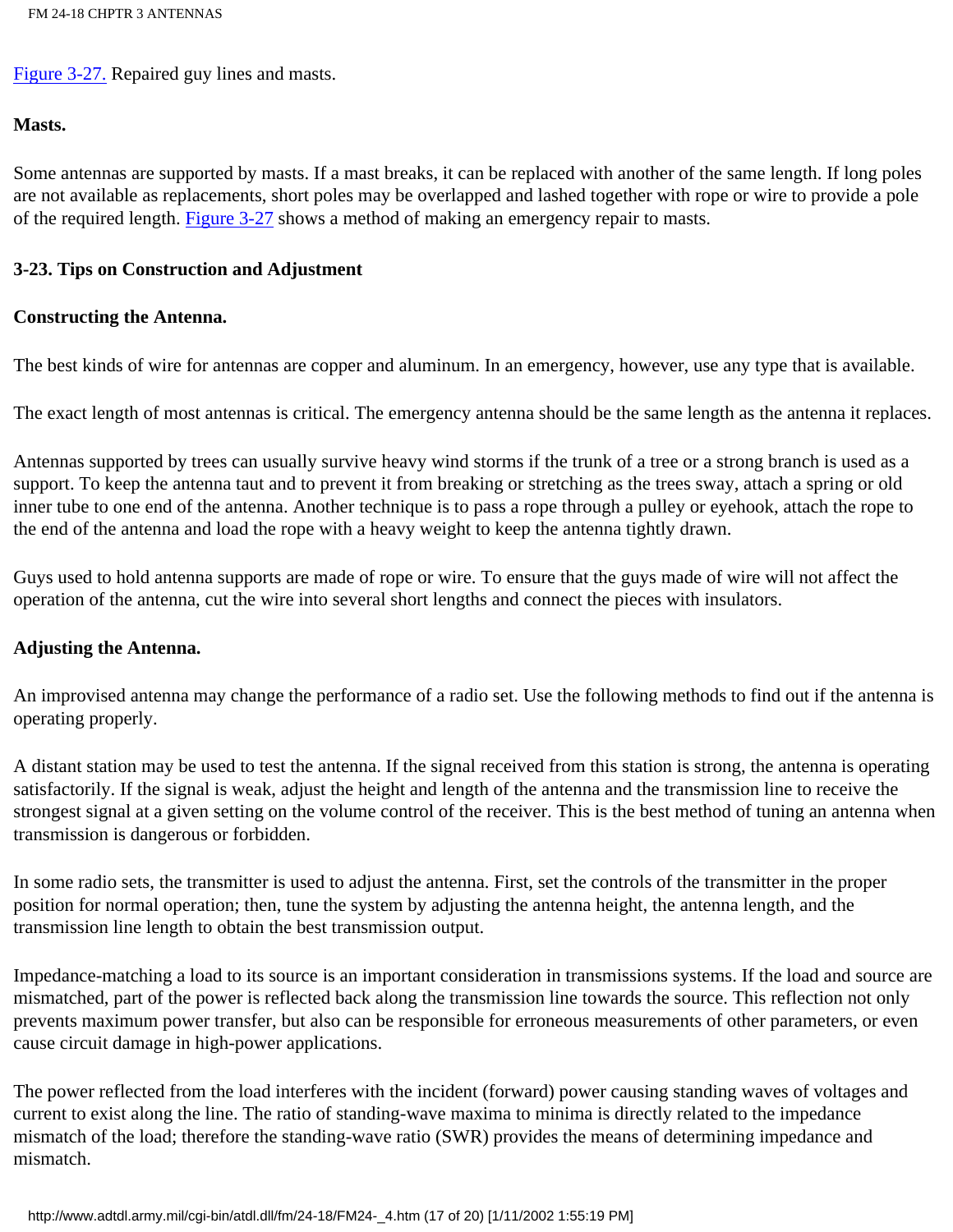Figure 3-27. Repaired guy lines and masts.

**Masts.**

Some antennas are supported by masts. If a mast breaks, it can be replaced with another of the same length. If long poles are not available as replacements, short poles may be overlapped and lashed together with rope or wire to provide a pole of the required length. Figure 3-27 shows a method of making an emergency repair to masts.

## 3-23. Tips on Construction and Adjustment

**Constructing the Antenna.**

The best kinds of wire for antennas are copper and aluminum. In an emergency, however, use any type that is available.

The exact length of most antennas is critical. The emergency antenna should be the same length as the antenna it replaces.

Antennas supported by trees can usually survive heavy wind storms if the trunk of a tree or a strong branch is used as a support. To keep the antenna taut and to prevent it from breaking or stretching as the trees sway, attach a spring or old inner tube to one end of the antenna. Another technique is to pass a rope through a pulley or eyehook, attach the rope to the end of the antenna and load the rope with a heavy weight to keep the antenna tightly drawn.

Guys used to hold antenna supports are made of rope or wire. To ensure that the guys made of wire will not affect the operation of the antenna, cut the wire into several short lengths and connect the pieces with insulators.

**Adjusting the Antenna.**

An improvised antenna may change the performance of a radio set. Use the following methods to find out if the antenna is operating properly.

A distant station may be used to test the antenna. If the signal received from this station is strong, the antenna is operating satisfactorily. If the signal is weak, adjust the height and length of the antenna and the transmission line to receive the strongest signal at a given setting on the volume control of the receiver. This is the best method of tuning an antenna when transmission is dangerous or forbidden.

In some radio sets, the transmitter is used to adjust the antenna. First, set the controls of the transmitter in the proper position for normal operation; then, tune the system by adjusting the antenna height, the antenna length, and the transmission line length to obtain the best transmission output.

Impedance-matching a load to its source is an important consideration in transmissions systems. If the load and source are mismatched, part of the power is reflected back along the transmission line towards the source. This reflection not only prevents maximum power transfer, but also can be responsible for erroneous measurements of other parameters, or even cause circuit damage in high-power applications.

The power reflected from the load interferes with the incident (forward) power causing standing waves of voltages and current to exist along the line. The ratio of standing-wave maxima to minima is directly related to the impedance mismatch of the load; therefore the standing-wave ratio (SWR) provides the means of determining impedance and mismatch.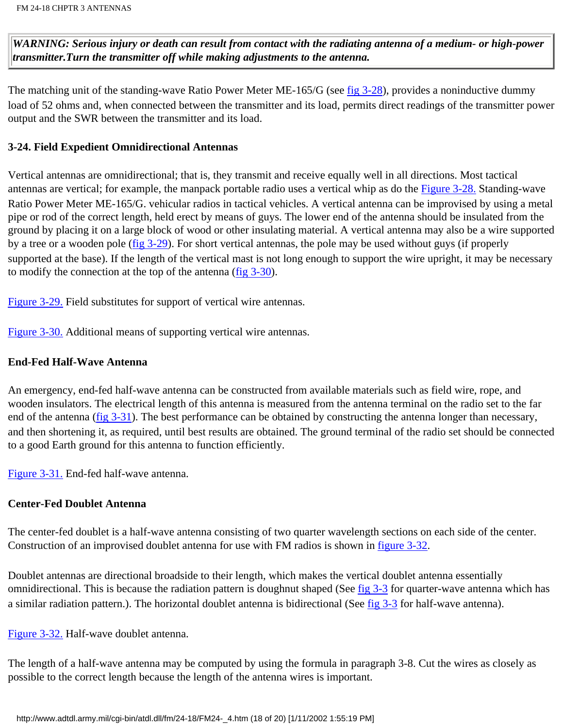***WARNING: Serious injury or death can result from contact with the radiating antenna of a medium- or high-power transmitter.Turn the transmitter off while making adjustments to the antenna.***

The matching unit of the standing-wave Ratio Power Meter ME-165/G (see fig 3-28), provides a noninductive dummy load of 52 ohms and, when connected between the transmitter and its load, permits direct readings of the transmitter power output and the SWR between the transmitter and its load.

### 3-24. Field Expedient Omnidirectional Antennas

Vertical antennas are omnidirectional; that is, they transmit and receive equally well in all directions. Most tactical antennas are vertical; for example, the manpack portable radio uses a vertical whip as do the Figure 3-28. Standing-wave Ratio Power Meter ME-165/G. vehicular radios in tactical vehicles. A vertical antenna can be improvised by using a metal pipe or rod of the correct length, held erect by means of guys. The lower end of the antenna should be insulated from the ground by placing it on a large block of wood or other insulating material. A vertical antenna may also be a wire supported by a tree or a wooden pole (fig 3-29). For short vertical antennas, the pole may be used without guys (if properly supported at the base). If the length of the vertical mast is not long enough to support the wire upright, it may be necessary to modify the connection at the top of the antenna (fig 3-30).

Figure 3-29. Field substitutes for support of vertical wire antennas.

Figure 3-30. Additional means of supporting vertical wire antennas.

### End-Fed Half-Wave Antenna

An emergency, end-fed half-wave antenna can be constructed from available materials such as field wire, rope, and wooden insulators. The electrical length of this antenna is measured from the antenna terminal on the radio set to the far end of the antenna (fig 3-31). The best performance can be obtained by constructing the antenna longer than necessary, and then shortening it, as required, until best results are obtained. The ground terminal of the radio set should be connected to a good Earth ground for this antenna to function efficiently.

Figure 3-31. End-fed half-wave antenna.

### Center-Fed Doublet Antenna

The center-fed doublet is a half-wave antenna consisting of two quarter wavelength sections on each side of the center. Construction of an improvised doublet antenna for use with FM radios is shown in figure 3-32.

Doublet antennas are directional broadside to their length, which makes the vertical doublet antenna essentially omnidirectional. This is because the radiation pattern is doughnut shaped (See fig 3-3 for quarter-wave antenna which has a similar radiation pattern.). The horizontal doublet antenna is bidirectional (See fig 3-3 for half-wave antenna).

Figure 3-32. Half-wave doublet antenna.

The length of a half-wave antenna may be computed by using the formula in paragraph 3-8. Cut the wires as closely as possible to the correct length because the length of the antenna wires is important.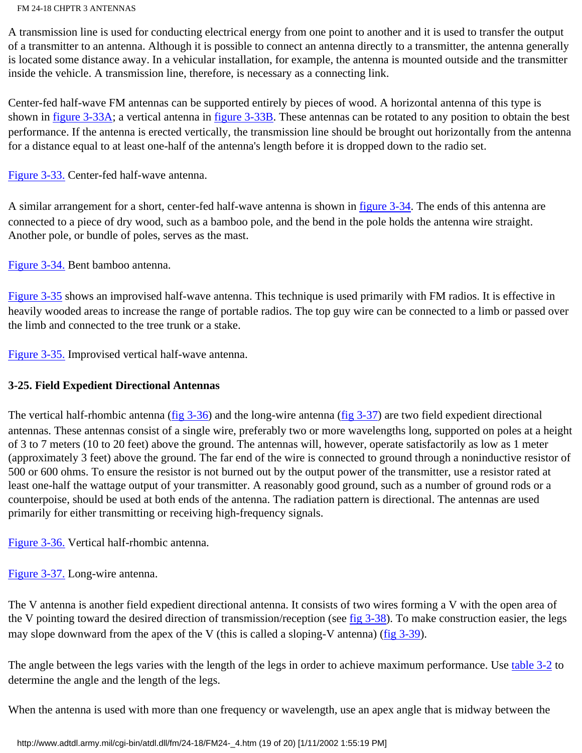A transmission line is used for conducting electrical energy from one point to another and it is used to transfer the output of a transmitter to an antenna. Although it is possible to connect an antenna directly to a transmitter, the antenna generally is located some distance away. In a vehicular installation, for example, the antenna is mounted outside and the transmitter inside the vehicle. A transmission line, therefore, is necessary as a connecting link.

Center-fed half-wave FM antennas can be supported entirely by pieces of wood. A horizontal antenna of this type is shown in figure 3-33A; a vertical antenna in figure 3-33B. These antennas can be rotated to any position to obtain the best performance. If the antenna is erected vertically, the transmission line should be brought out horizontally from the antenna for a distance equal to at least one-half of the antenna's length before it is dropped down to the radio set.

Figure 3-33. Center-fed half-wave antenna.

A similar arrangement for a short, center-fed half-wave antenna is shown in figure 3-34. The ends of this antenna are connected to a piece of dry wood, such as a bamboo pole, and the bend in the pole holds the antenna wire straight. Another pole, or bundle of poles, serves as the mast.

Figure 3-34. Bent bamboo antenna.

Figure 3-35 shows an improvised half-wave antenna. This technique is used primarily with FM radios. It is effective in heavily wooded areas to increase the range of portable radios. The top guy wire can be connected to a limb or passed over the limb and connected to the tree trunk or a stake.

Figure 3-35. Improvised vertical half-wave antenna.

### 3-25. Field Expedient Directional Antennas

The vertical half-rhombic antenna (fig 3-36) and the long-wire antenna (fig 3-37) are two field expedient directional antennas. These antennas consist of a single wire, preferably two or more wavelengths long, supported on poles at a height of 3 to 7 meters (10 to 20 feet) above the ground. The antennas will, however, operate satisfactorily as low as 1 meter (approximately 3 feet) above the ground. The far end of the wire is connected to ground through a noninductive resistor of 500 or 600 ohms. To ensure the resistor is not burned out by the output power of the transmitter, use a resistor rated at least one-half the wattage output of your transmitter. A reasonably good ground, such as a number of ground rods or a counterpoise, should be used at both ends of the antenna. The radiation pattern is directional. The antennas are used primarily for either transmitting or receiving high-frequency signals.

Figure 3-36. Vertical half-rhombic antenna.

Figure 3-37. Long-wire antenna.

The V antenna is another field expedient directional antenna. It consists of two wires forming a V with the open area of the V pointing toward the desired direction of transmission/reception (see fig 3-38). To make construction easier, the legs may slope downward from the apex of the V (this is called a sloping-V antenna) (fig 3-39).

The angle between the legs varies with the length of the legs in order to achieve maximum performance. Use table 3-2 to determine the angle and the length of the legs.

When the antenna is used with more than one frequency or wavelength, use an apex angle that is midway between the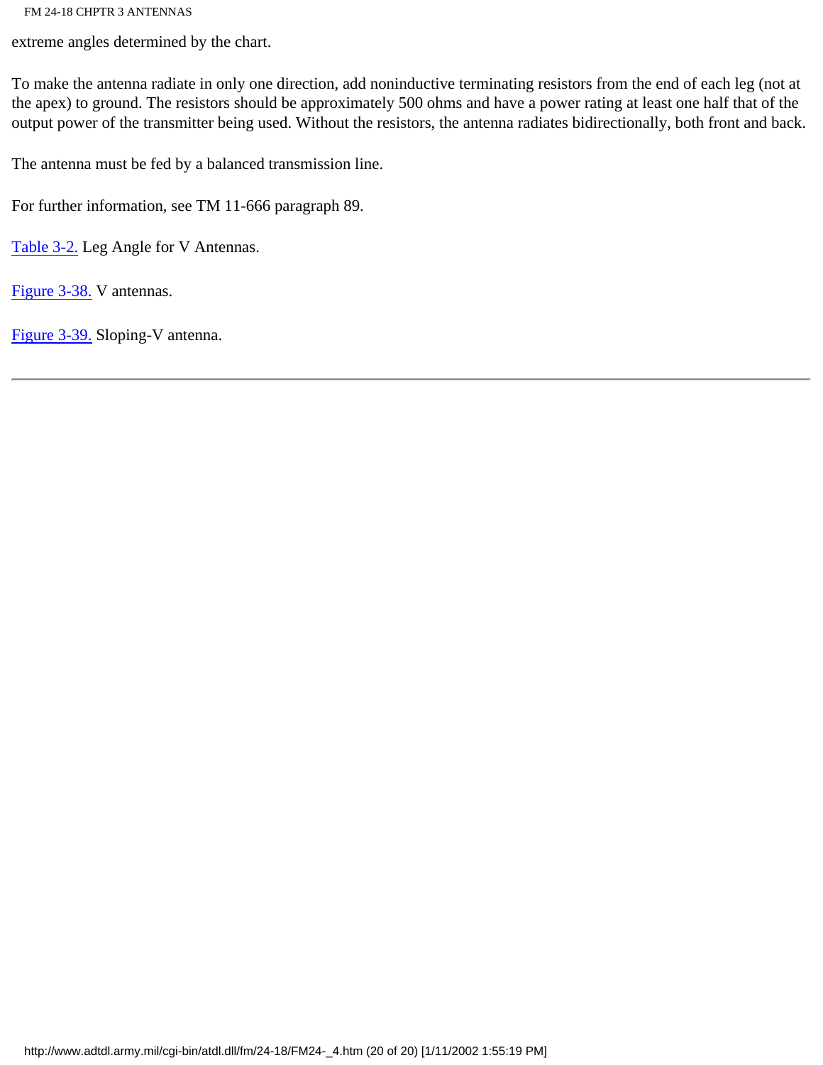extreme angles determined by the chart.

To make the antenna radiate in only one direction, add noninductive terminating resistors from the end of each leg (not at the apex) to ground. The resistors should be approximately 500 ohms and have a power rating at least one half that of the output power of the transmitter being used. Without the resistors, the antenna radiates bidirectionally, both front and back.

The antenna must be fed by a balanced transmission line.

For further information, see TM 11-666 paragraph 89.

Table 3-2. Leg Angle for V Antennas.

Figure 3-38. V antennas.

Figure 3-39. Sloping-V antenna.

---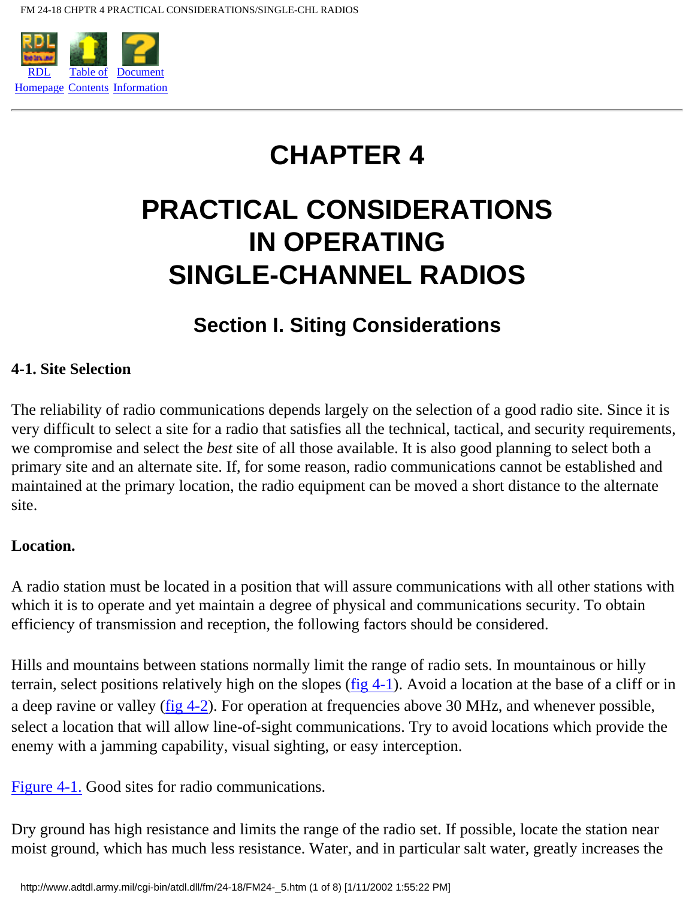RDL Homepage | Table of Contents | Document Information

---

# CHAPTER 4

# PRACTICAL CONSIDERATIONS IN OPERATING SINGLE-CHANNEL RADIOS

## Section I. Siting Considerations

### 4-1. Site Selection

The reliability of radio communications depends largely on the selection of a good radio site. Since it is very difficult to select a site for a radio that satisfies all the technical, tactical, and security requirements, we compromise and select the *best* site of all those available. It is also good planning to select both a primary site and an alternate site. If, for some reason, radio communications cannot be established and maintained at the primary location, the radio equipment can be moved a short distance to the alternate site.

**Location.**

A radio station must be located in a position that will assure communications with all other stations with which it is to operate and yet maintain a degree of physical and communications security. To obtain efficiency of transmission and reception, the following factors should be considered.

Hills and mountains between stations normally limit the range of radio sets. In mountainous or hilly terrain, select positions relatively high on the slopes (fig 4-1). Avoid a location at the base of a cliff or in a deep ravine or valley (fig 4-2). For operation at frequencies above 30 MHz, and whenever possible, select a location that will allow line-of-sight communications. Try to avoid locations which provide the enemy with a jamming capability, visual sighting, or easy interception.

Figure 4-1. Good sites for radio communications.

Dry ground has high resistance and limits the range of the radio set. If possible, locate the station near moist ground, which has much less resistance. Water, and in particular salt water, greatly increases the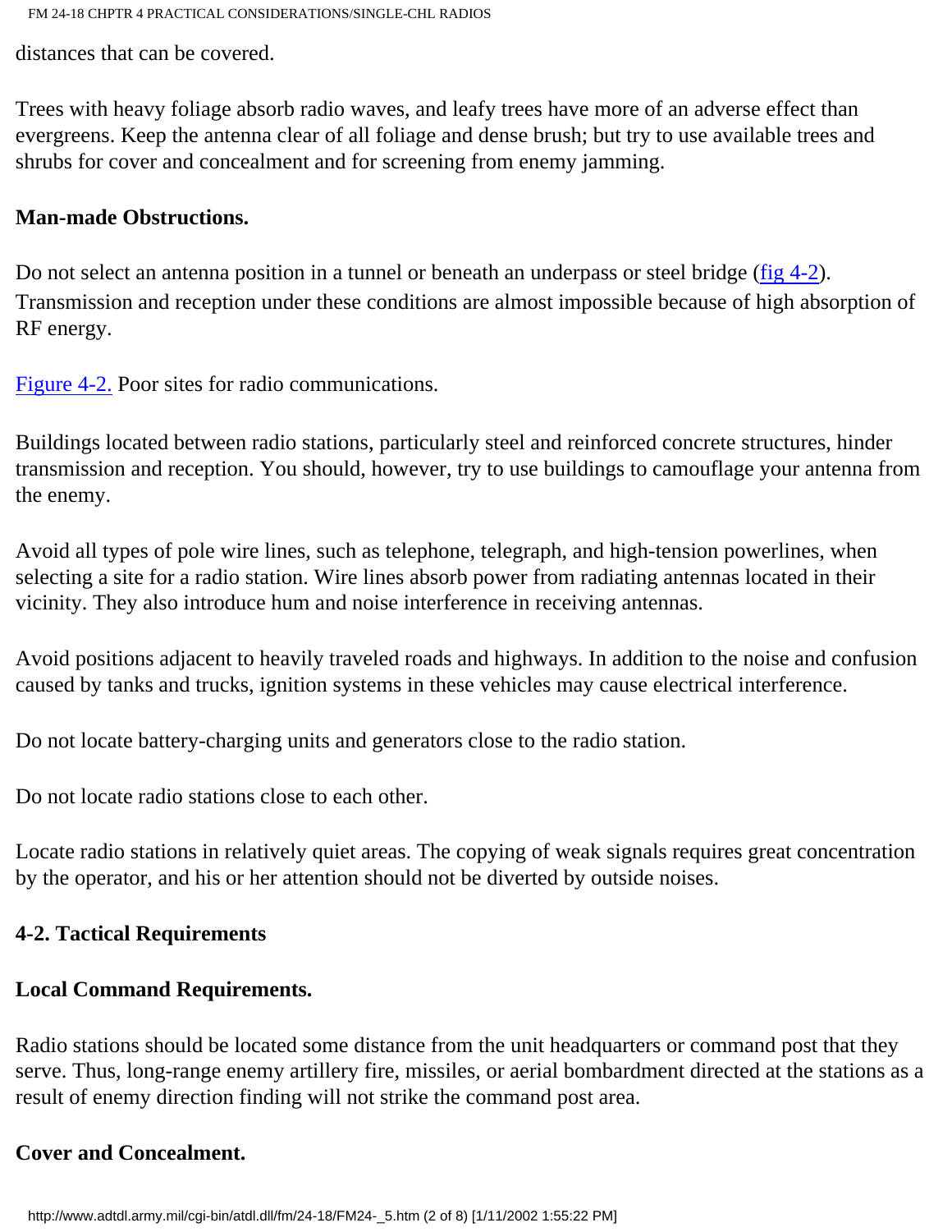distances that can be covered.

Trees with heavy foliage absorb radio waves, and leafy trees have more of an adverse effect than evergreens. Keep the antenna clear of all foliage and dense brush; but try to use available trees and shrubs for cover and concealment and for screening from enemy jamming.

**Man-made Obstructions.**

Do not select an antenna position in a tunnel or beneath an underpass or steel bridge (fig 4-2). Transmission and reception under these conditions are almost impossible because of high absorption of RF energy.

Figure 4-2. Poor sites for radio communications.

Buildings located between radio stations, particularly steel and reinforced concrete structures, hinder transmission and reception. You should, however, try to use buildings to camouflage your antenna from the enemy.

Avoid all types of pole wire lines, such as telephone, telegraph, and high-tension powerlines, when selecting a site for a radio station. Wire lines absorb power from radiating antennas located in their vicinity. They also introduce hum and noise interference in receiving antennas.

Avoid positions adjacent to heavily traveled roads and highways. In addition to the noise and confusion caused by tanks and trucks, ignition systems in these vehicles may cause electrical interference.

Do not locate battery-charging units and generators close to the radio station.

Do not locate radio stations close to each other.

Locate radio stations in relatively quiet areas. The copying of weak signals requires great concentration by the operator, and his or her attention should not be diverted by outside noises.

## 4-2. Tactical Requirements

**Local Command Requirements.**

Radio stations should be located some distance from the unit headquarters or command post that they serve. Thus, long-range enemy artillery fire, missiles, or aerial bombardment directed at the stations as a result of enemy direction finding will not strike the command post area.

**Cover and Concealment.**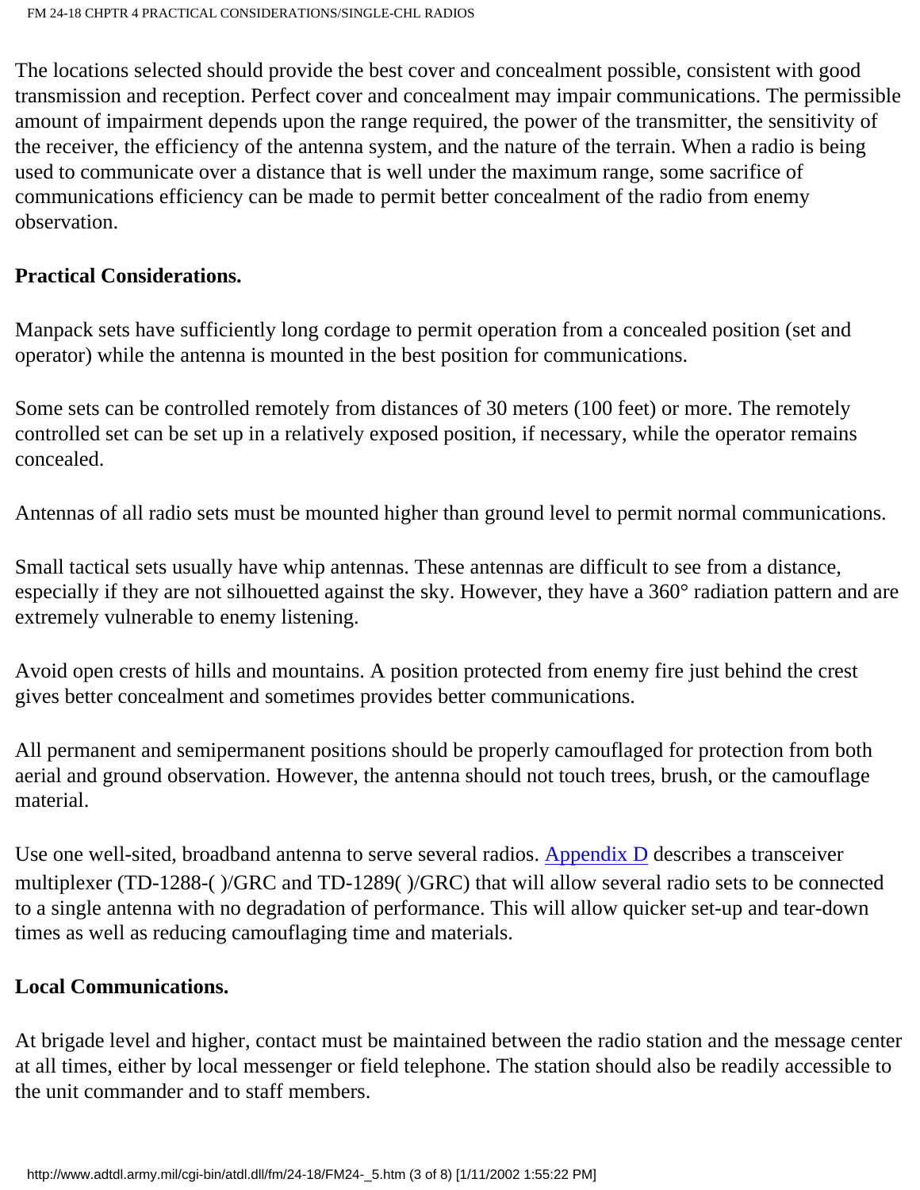The locations selected should provide the best cover and concealment possible, consistent with good transmission and reception. Perfect cover and concealment may impair communications. The permissible amount of impairment depends upon the range required, the power of the transmitter, the sensitivity of the receiver, the efficiency of the antenna system, and the nature of the terrain. When a radio is being used to communicate over a distance that is well under the maximum range, some sacrifice of communications efficiency can be made to permit better concealment of the radio from enemy observation.

**Practical Considerations.**

Manpack sets have sufficiently long cordage to permit operation from a concealed position (set and operator) while the antenna is mounted in the best position for communications.

Some sets can be controlled remotely from distances of 30 meters (100 feet) or more. The remotely controlled set can be set up in a relatively exposed position, if necessary, while the operator remains concealed.

Antennas of all radio sets must be mounted higher than ground level to permit normal communications.

Small tactical sets usually have whip antennas. These antennas are difficult to see from a distance, especially if they are not silhouetted against the sky. However, they have a 360° radiation pattern and are extremely vulnerable to enemy listening.

Avoid open crests of hills and mountains. A position protected from enemy fire just behind the crest gives better concealment and sometimes provides better communications.

All permanent and semipermanent positions should be properly camouflaged for protection from both aerial and ground observation. However, the antenna should not touch trees, brush, or the camouflage material.

Use one well-sited, broadband antenna to serve several radios. Appendix D describes a transceiver multiplexer (TD-1288-( )/GRC and TD-1289( )/GRC) that will allow several radio sets to be connected to a single antenna with no degradation of performance. This will allow quicker set-up and tear-down times as well as reducing camouflaging time and materials.

**Local Communications.**

At brigade level and higher, contact must be maintained between the radio station and the message center at all times, either by local messenger or field telephone. The station should also be readily accessible to the unit commander and to staff members.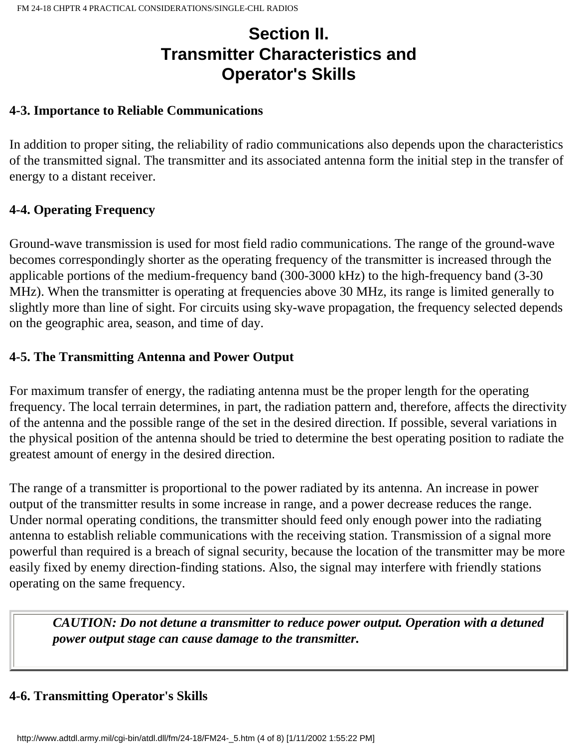## Section II. Transmitter Characteristics and Operator's Skills

### 4-3. Importance to Reliable Communications

In addition to proper siting, the reliability of radio communications also depends upon the characteristics of the transmitted signal. The transmitter and its associated antenna form the initial step in the transfer of energy to a distant receiver.

### 4-4. Operating Frequency

Ground-wave transmission is used for most field radio communications. The range of the ground-wave becomes correspondingly shorter as the operating frequency of the transmitter is increased through the applicable portions of the medium-frequency band (300-3000 kHz) to the high-frequency band (3-30 MHz). When the transmitter is operating at frequencies above 30 MHz, its range is limited generally to slightly more than line of sight. For circuits using sky-wave propagation, the frequency selected depends on the geographic area, season, and time of day.

### 4-5. The Transmitting Antenna and Power Output

For maximum transfer of energy, the radiating antenna must be the proper length for the operating frequency. The local terrain determines, in part, the radiation pattern and, therefore, affects the directivity of the antenna and the possible range of the set in the desired direction. If possible, several variations in the physical position of the antenna should be tried to determine the best operating position to radiate the greatest amount of energy in the desired direction.

The range of a transmitter is proportional to the power radiated by its antenna. An increase in power output of the transmitter results in some increase in range, and a power decrease reduces the range. Under normal operating conditions, the transmitter should feed only enough power into the radiating antenna to establish reliable communications with the receiving station. Transmission of a signal more powerful than required is a breach of signal security, because the location of the transmitter may be more easily fixed by enemy direction-finding stations. Also, the signal may interfere with friendly stations operating on the same frequency.

> ***CAUTION: Do not detune a transmitter to reduce power output. Operation with a detuned power output stage can cause damage to the transmitter.***

### 4-6. Transmitting Operator's Skills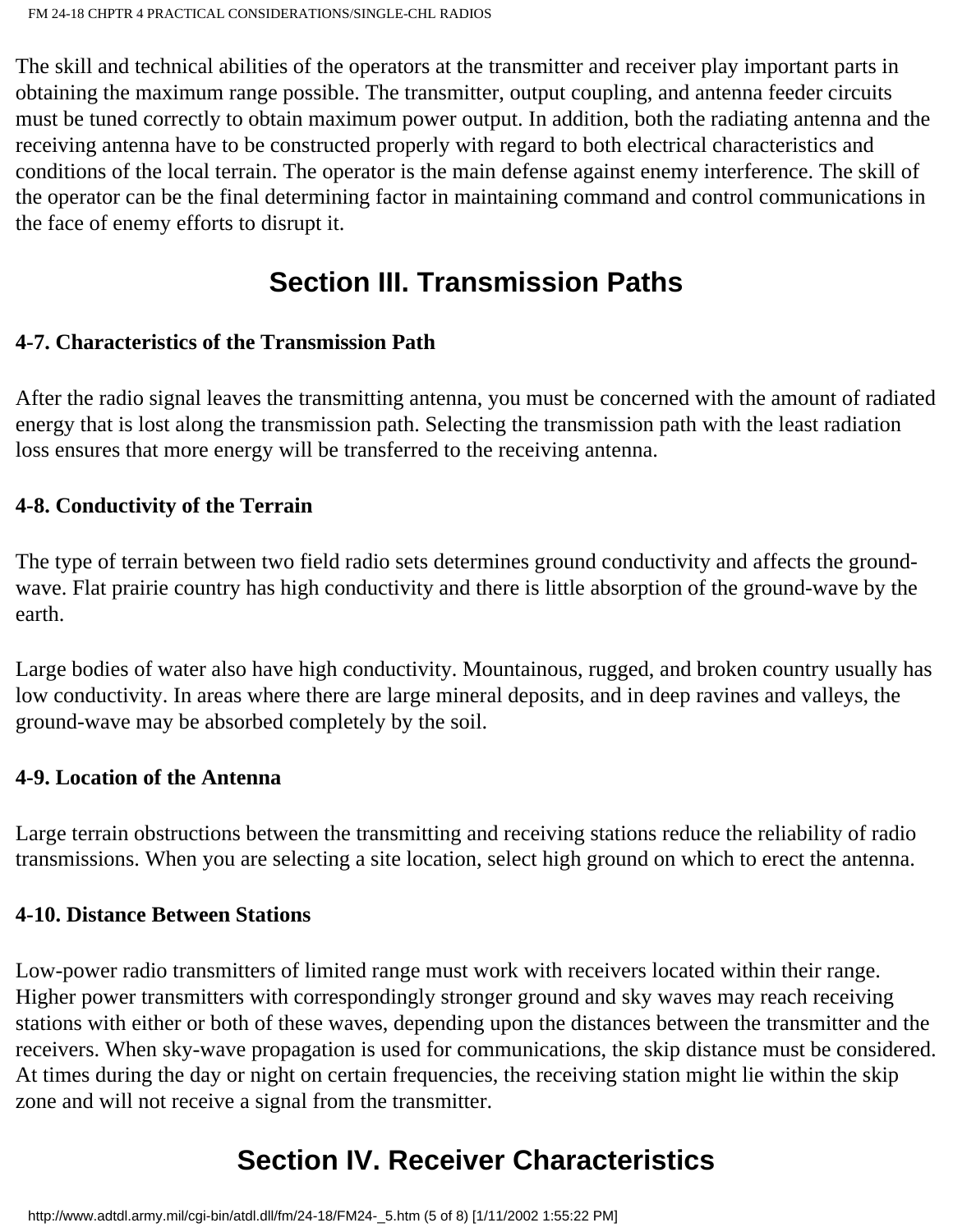The skill and technical abilities of the operators at the transmitter and receiver play important parts in obtaining the maximum range possible. The transmitter, output coupling, and antenna feeder circuits must be tuned correctly to obtain maximum power output. In addition, both the radiating antenna and the receiving antenna have to be constructed properly with regard to both electrical characteristics and conditions of the local terrain. The operator is the main defense against enemy interference. The skill of the operator can be the final determining factor in maintaining command and control communications in the face of enemy efforts to disrupt it.

## Section III. Transmission Paths

**4-7. Characteristics of the Transmission Path**

After the radio signal leaves the transmitting antenna, you must be concerned with the amount of radiated energy that is lost along the transmission path. Selecting the transmission path with the least radiation loss ensures that more energy will be transferred to the receiving antenna.

**4-8. Conductivity of the Terrain**

The type of terrain between two field radio sets determines ground conductivity and affects the ground-wave. Flat prairie country has high conductivity and there is little absorption of the ground-wave by the earth.

Large bodies of water also have high conductivity. Mountainous, rugged, and broken country usually has low conductivity. In areas where there are large mineral deposits, and in deep ravines and valleys, the ground-wave may be absorbed completely by the soil.

**4-9. Location of the Antenna**

Large terrain obstructions between the transmitting and receiving stations reduce the reliability of radio transmissions. When you are selecting a site location, select high ground on which to erect the antenna.

**4-10. Distance Between Stations**

Low-power radio transmitters of limited range must work with receivers located within their range. Higher power transmitters with correspondingly stronger ground and sky waves may reach receiving stations with either or both of these waves, depending upon the distances between the transmitter and the receivers. When sky-wave propagation is used for communications, the skip distance must be considered. At times during the day or night on certain frequencies, the receiving station might lie within the skip zone and will not receive a signal from the transmitter.

## Section IV. Receiver Characteristics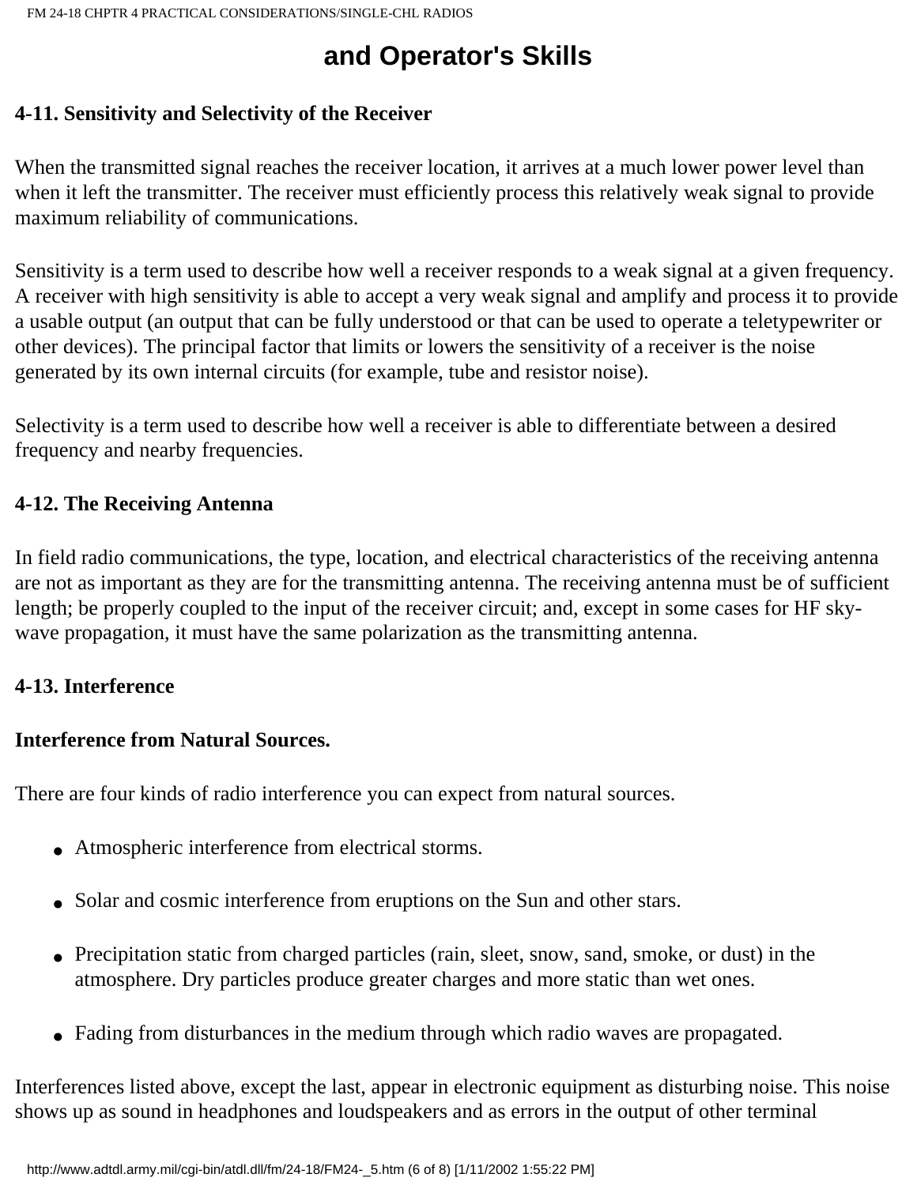## and Operator's Skills

### 4-11. Sensitivity and Selectivity of the Receiver

When the transmitted signal reaches the receiver location, it arrives at a much lower power level than when it left the transmitter. The receiver must efficiently process this relatively weak signal to provide maximum reliability of communications.

Sensitivity is a term used to describe how well a receiver responds to a weak signal at a given frequency. A receiver with high sensitivity is able to accept a very weak signal and amplify and process it to provide a usable output (an output that can be fully understood or that can be used to operate a teletypewriter or other devices). The principal factor that limits or lowers the sensitivity of a receiver is the noise generated by its own internal circuits (for example, tube and resistor noise).

Selectivity is a term used to describe how well a receiver is able to differentiate between a desired frequency and nearby frequencies.

### 4-12. The Receiving Antenna

In field radio communications, the type, location, and electrical characteristics of the receiving antenna are not as important as they are for the transmitting antenna. The receiving antenna must be of sufficient length; be properly coupled to the input of the receiver circuit; and, except in some cases for HF sky-wave propagation, it must have the same polarization as the transmitting antenna.

### 4-13. Interference

**Interference from Natural Sources.**

There are four kinds of radio interference you can expect from natural sources.

- Atmospheric interference from electrical storms.
- Solar and cosmic interference from eruptions on the Sun and other stars.
- Precipitation static from charged particles (rain, sleet, snow, sand, smoke, or dust) in the atmosphere. Dry particles produce greater charges and more static than wet ones.
- Fading from disturbances in the medium through which radio waves are propagated.

Interferences listed above, except the last, appear in electronic equipment as disturbing noise. This noise shows up as sound in headphones and loudspeakers and as errors in the output of other terminal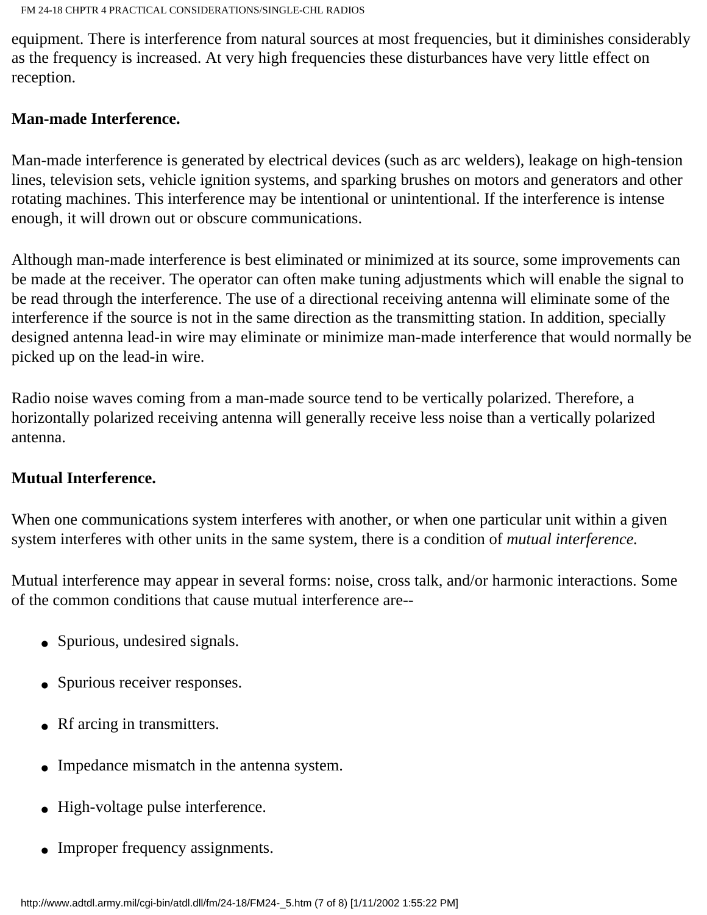equipment. There is interference from natural sources at most frequencies, but it diminishes considerably as the frequency is increased. At very high frequencies these disturbances have very little effect on reception.

**Man-made Interference.**

Man-made interference is generated by electrical devices (such as arc welders), leakage on high-tension lines, television sets, vehicle ignition systems, and sparking brushes on motors and generators and other rotating machines. This interference may be intentional or unintentional. If the interference is intense enough, it will drown out or obscure communications.

Although man-made interference is best eliminated or minimized at its source, some improvements can be made at the receiver. The operator can often make tuning adjustments which will enable the signal to be read through the interference. The use of a directional receiving antenna will eliminate some of the interference if the source is not in the same direction as the transmitting station. In addition, specially designed antenna lead-in wire may eliminate or minimize man-made interference that would normally be picked up on the lead-in wire.

Radio noise waves coming from a man-made source tend to be vertically polarized. Therefore, a horizontally polarized receiving antenna will generally receive less noise than a vertically polarized antenna.

**Mutual Interference.**

When one communications system interferes with another, or when one particular unit within a given system interferes with other units in the same system, there is a condition of *mutual interference.*

Mutual interference may appear in several forms: noise, cross talk, and/or harmonic interactions. Some of the common conditions that cause mutual interference are--

- Spurious, undesired signals.
- Spurious receiver responses.
- Rf arcing in transmitters.
- Impedance mismatch in the antenna system.
- High-voltage pulse interference.
- Improper frequency assignments.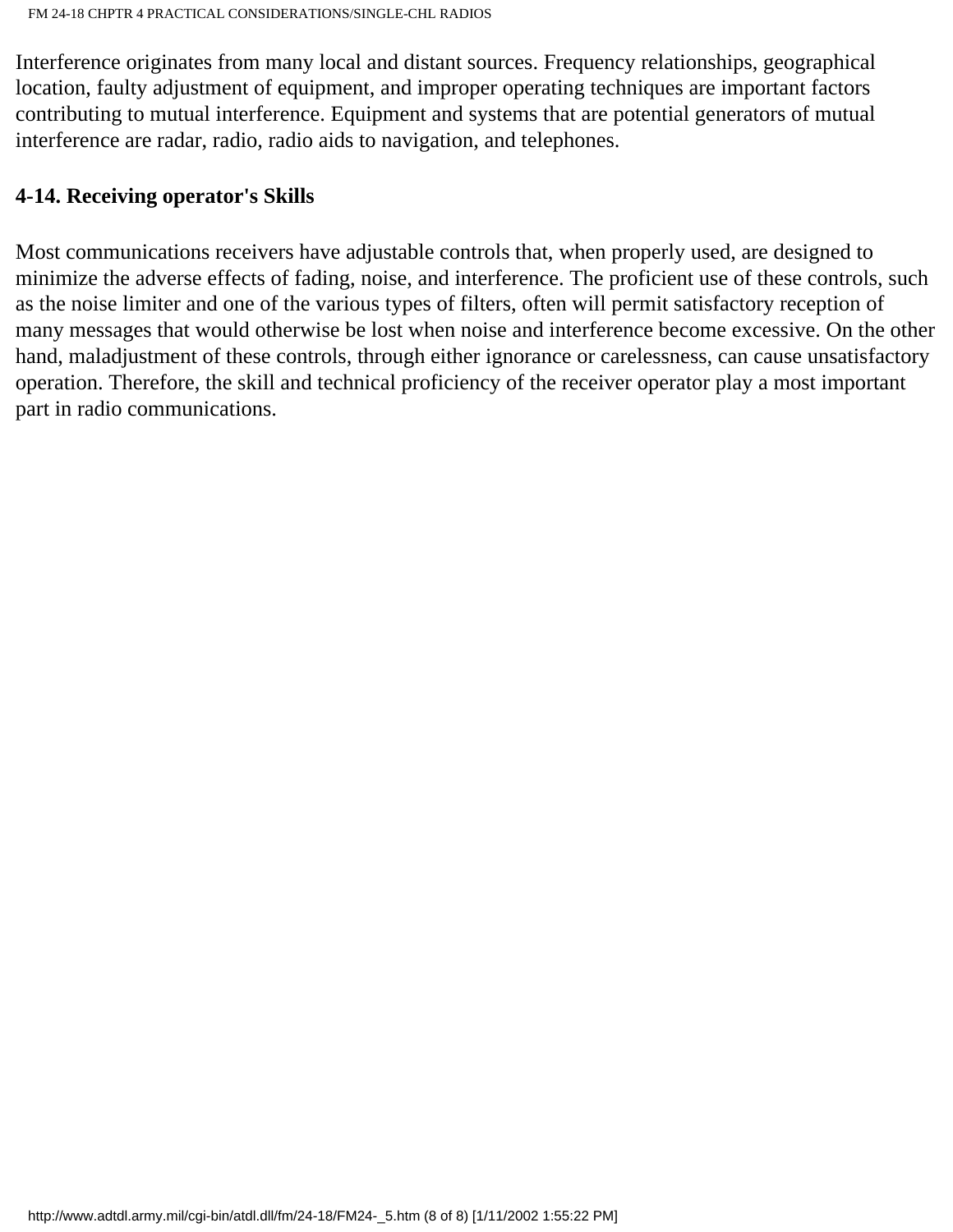Interference originates from many local and distant sources. Frequency relationships, geographical location, faulty adjustment of equipment, and improper operating techniques are important factors contributing to mutual interference. Equipment and systems that are potential generators of mutual interference are radar, radio, radio aids to navigation, and telephones.

**4-14. Receiving operator's Skills**

Most communications receivers have adjustable controls that, when properly used, are designed to minimize the adverse effects of fading, noise, and interference. The proficient use of these controls, such as the noise limiter and one of the various types of filters, often will permit satisfactory reception of many messages that would otherwise be lost when noise and interference become excessive. On the other hand, maladjustment of these controls, through either ignorance or carelessness, can cause unsatisfactory operation. Therefore, the skill and technical proficiency of the receiver operator play a most important part in radio communications.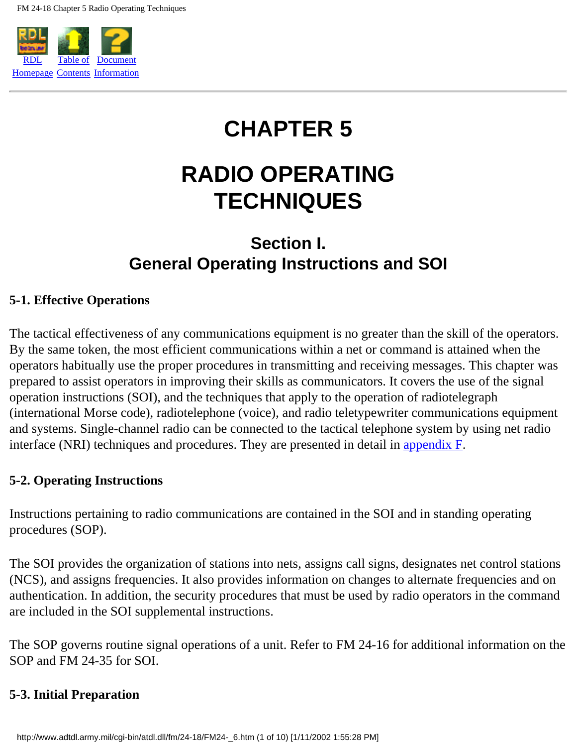# CHAPTER 5

# RADIO OPERATING TECHNIQUES

## Section I. General Operating Instructions and SOI

### 5-1. Effective Operations

The tactical effectiveness of any communications equipment is no greater than the skill of the operators. By the same token, the most efficient communications within a net or command is attained when the operators habitually use the proper procedures in transmitting and receiving messages. This chapter was prepared to assist operators in improving their skills as communicators. It covers the use of the signal operation instructions (SOI), and the techniques that apply to the operation of radiotelegraph (international Morse code), radiotelephone (voice), and radio teletypewriter communications equipment and systems. Single-channel radio can be connected to the tactical telephone system by using net radio interface (NRI) techniques and procedures. They are presented in detail in appendix F.

### 5-2. Operating Instructions

Instructions pertaining to radio communications are contained in the SOI and in standing operating procedures (SOP).

The SOI provides the organization of stations into nets, assigns call signs, designates net control stations (NCS), and assigns frequencies. It also provides information on changes to alternate frequencies and on authentication. In addition, the security procedures that must be used by radio operators in the command are included in the SOI supplemental instructions.

The SOP governs routine signal operations of a unit. Refer to FM 24-16 for additional information on the SOP and FM 24-35 for SOI.

### 5-3. Initial Preparation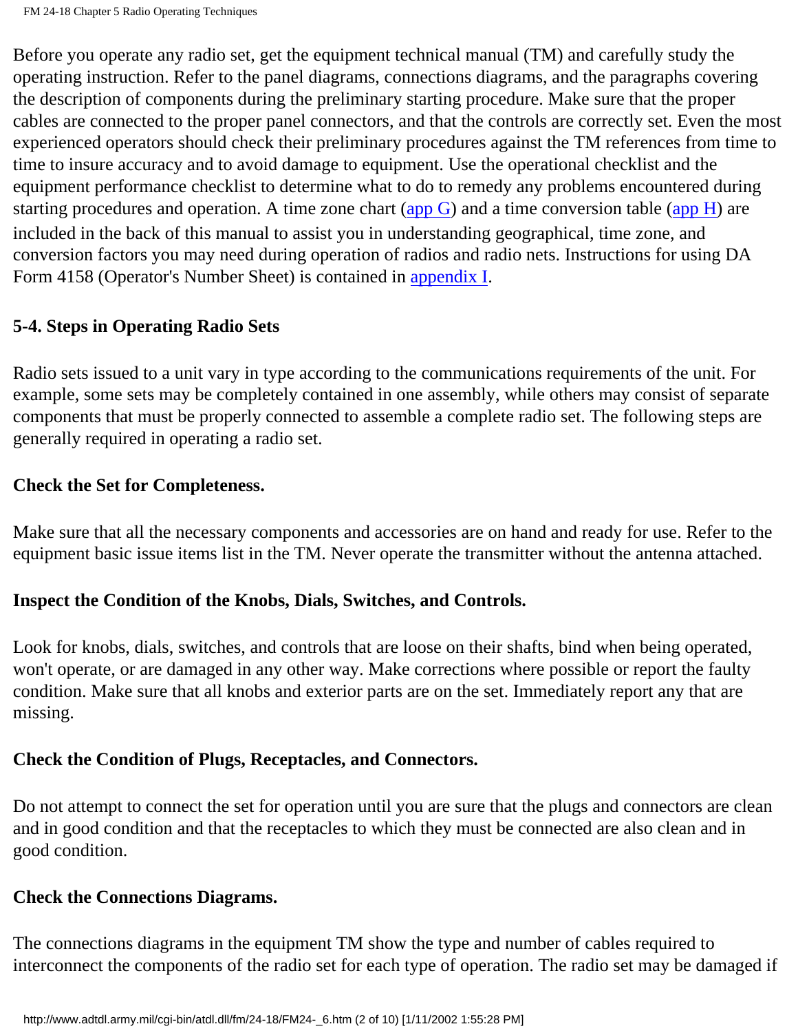Before you operate any radio set, get the equipment technical manual (TM) and carefully study the operating instruction. Refer to the panel diagrams, connections diagrams, and the paragraphs covering the description of components during the preliminary starting procedure. Make sure that the proper cables are connected to the proper panel connectors, and that the controls are correctly set. Even the most experienced operators should check their preliminary procedures against the TM references from time to time to insure accuracy and to avoid damage to equipment. Use the operational checklist and the equipment performance checklist to determine what to do to remedy any problems encountered during starting procedures and operation. A time zone chart (app G) and a time conversion table (app H) are included in the back of this manual to assist you in understanding geographical, time zone, and conversion factors you may need during operation of radios and radio nets. Instructions for using DA Form 4158 (Operator's Number Sheet) is contained in appendix I.

## 5-4. Steps in Operating Radio Sets

Radio sets issued to a unit vary in type according to the communications requirements of the unit. For example, some sets may be completely contained in one assembly, while others may consist of separate components that must be properly connected to assemble a complete radio set. The following steps are generally required in operating a radio set.

### Check the Set for Completeness.

Make sure that all the necessary components and accessories are on hand and ready for use. Refer to the equipment basic issue items list in the TM. Never operate the transmitter without the antenna attached.

### Inspect the Condition of the Knobs, Dials, Switches, and Controls.

Look for knobs, dials, switches, and controls that are loose on their shafts, bind when being operated, won't operate, or are damaged in any other way. Make corrections where possible or report the faulty condition. Make sure that all knobs and exterior parts are on the set. Immediately report any that are missing.

### Check the Condition of Plugs, Receptacles, and Connectors.

Do not attempt to connect the set for operation until you are sure that the plugs and connectors are clean and in good condition and that the receptacles to which they must be connected are also clean and in good condition.

### Check the Connections Diagrams.

The connections diagrams in the equipment TM show the type and number of cables required to interconnect the components of the radio set for each type of operation. The radio set may be damaged if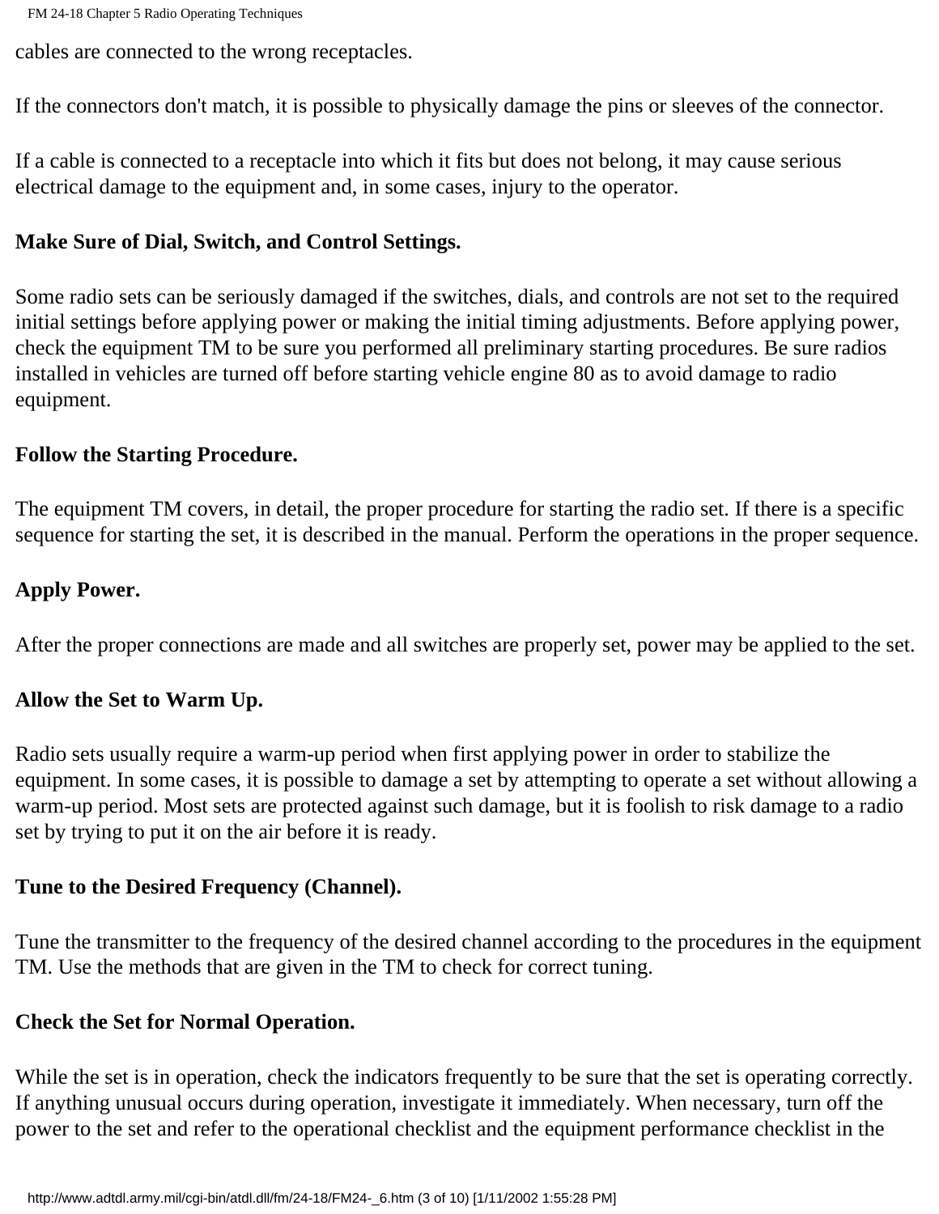cables are connected to the wrong receptacles.

If the connectors don't match, it is possible to physically damage the pins or sleeves of the connector.

If a cable is connected to a receptacle into which it fits but does not belong, it may cause serious electrical damage to the equipment and, in some cases, injury to the operator.

**Make Sure of Dial, Switch, and Control Settings.**

Some radio sets can be seriously damaged if the switches, dials, and controls are not set to the required initial settings before applying power or making the initial timing adjustments. Before applying power, check the equipment TM to be sure you performed all preliminary starting procedures. Be sure radios installed in vehicles are turned off before starting vehicle engine 80 as to avoid damage to radio equipment.

**Follow the Starting Procedure.**

The equipment TM covers, in detail, the proper procedure for starting the radio set. If there is a specific sequence for starting the set, it is described in the manual. Perform the operations in the proper sequence.

**Apply Power.**

After the proper connections are made and all switches are properly set, power may be applied to the set.

**Allow the Set to Warm Up.**

Radio sets usually require a warm-up period when first applying power in order to stabilize the equipment. In some cases, it is possible to damage a set by attempting to operate a set without allowing a warm-up period. Most sets are protected against such damage, but it is foolish to risk damage to a radio set by trying to put it on the air before it is ready.

**Tune to the Desired Frequency (Channel).**

Tune the transmitter to the frequency of the desired channel according to the procedures in the equipment TM. Use the methods that are given in the TM to check for correct tuning.

**Check the Set for Normal Operation.**

While the set is in operation, check the indicators frequently to be sure that the set is operating correctly. If anything unusual occurs during operation, investigate it immediately. When necessary, turn off the power to the set and refer to the operational checklist and the equipment performance checklist in the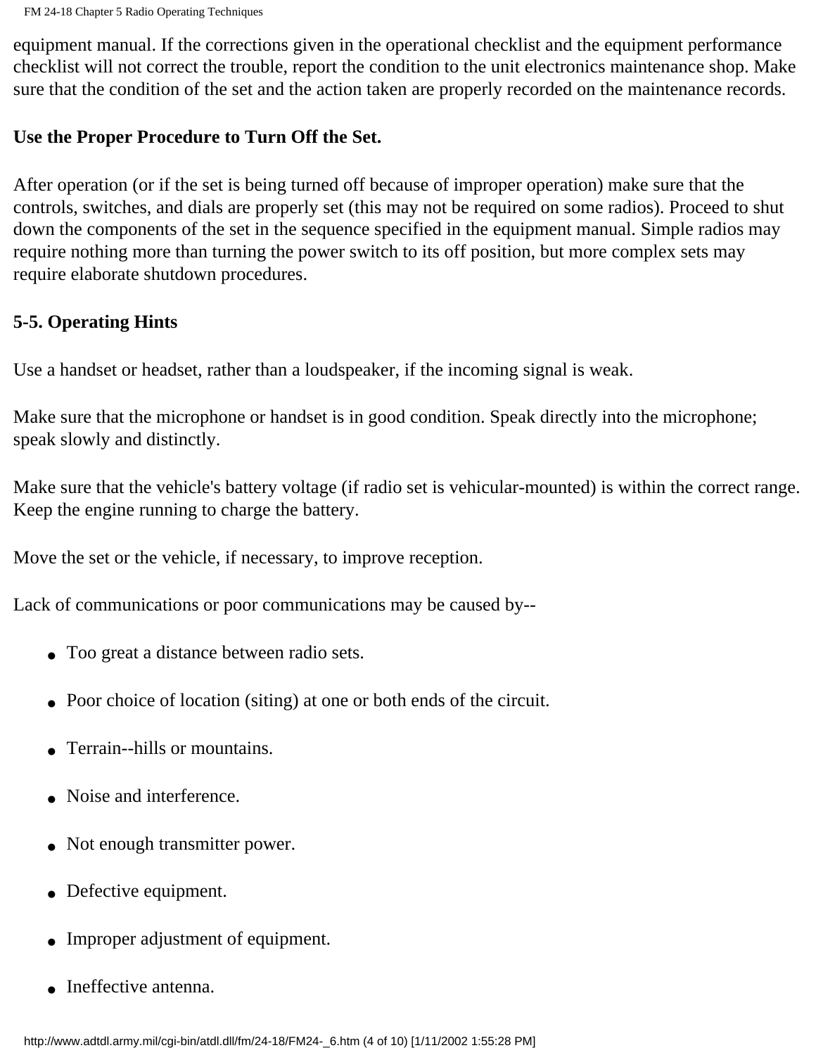equipment manual. If the corrections given in the operational checklist and the equipment performance checklist will not correct the trouble, report the condition to the unit electronics maintenance shop. Make sure that the condition of the set and the action taken are properly recorded on the maintenance records.

**Use the Proper Procedure to Turn Off the Set.**

After operation (or if the set is being turned off because of improper operation) make sure that the controls, switches, and dials are properly set (this may not be required on some radios). Proceed to shut down the components of the set in the sequence specified in the equipment manual. Simple radios may require nothing more than turning the power switch to its off position, but more complex sets may require elaborate shutdown procedures.

## 5-5. Operating Hints

Use a handset or headset, rather than a loudspeaker, if the incoming signal is weak.

Make sure that the microphone or handset is in good condition. Speak directly into the microphone; speak slowly and distinctly.

Make sure that the vehicle's battery voltage (if radio set is vehicular-mounted) is within the correct range. Keep the engine running to charge the battery.

Move the set or the vehicle, if necessary, to improve reception.

Lack of communications or poor communications may be caused by--

- Too great a distance between radio sets.
- Poor choice of location (siting) at one or both ends of the circuit.
- Terrain--hills or mountains.
- Noise and interference.
- Not enough transmitter power.
- Defective equipment.
- Improper adjustment of equipment.
- Ineffective antenna.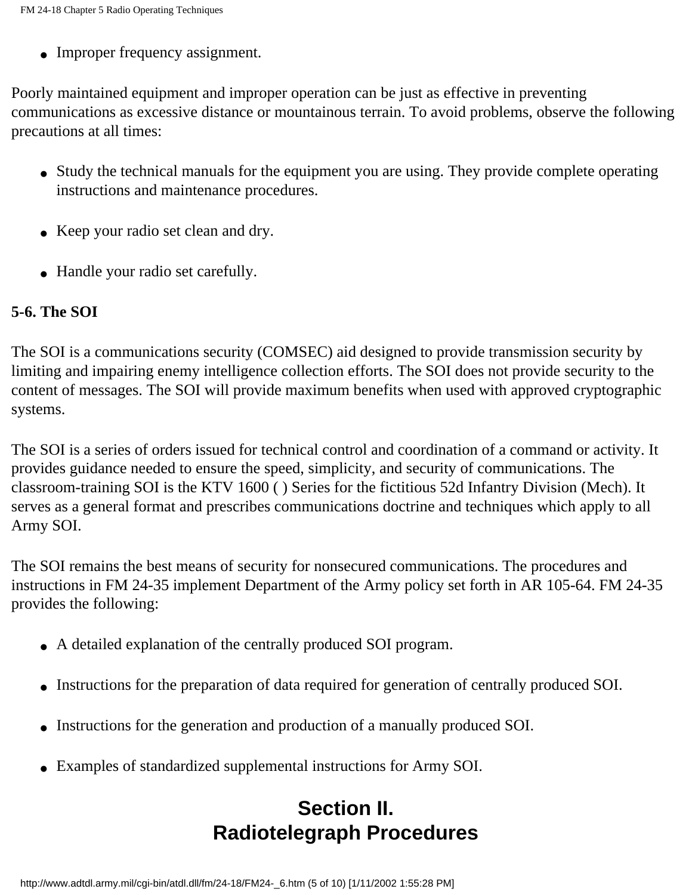- Improper frequency assignment.

Poorly maintained equipment and improper operation can be just as effective in preventing communications as excessive distance or mountainous terrain. To avoid problems, observe the following precautions at all times:

- Study the technical manuals for the equipment you are using. They provide complete operating instructions and maintenance procedures.
- Keep your radio set clean and dry.
- Handle your radio set carefully.

**5-6. The SOI**

The SOI is a communications security (COMSEC) aid designed to provide transmission security by limiting and impairing enemy intelligence collection efforts. The SOI does not provide security to the content of messages. The SOI will provide maximum benefits when used with approved cryptographic systems.

The SOI is a series of orders issued for technical control and coordination of a command or activity. It provides guidance needed to ensure the speed, simplicity, and security of communications. The classroom-training SOI is the KTV 1600 ( ) Series for the fictitious 52d Infantry Division (Mech). It serves as a general format and prescribes communications doctrine and techniques which apply to all Army SOI.

The SOI remains the best means of security for nonsecured communications. The procedures and instructions in FM 24-35 implement Department of the Army policy set forth in AR 105-64. FM 24-35 provides the following:

- A detailed explanation of the centrally produced SOI program.
- Instructions for the preparation of data required for generation of centrally produced SOI.
- Instructions for the generation and production of a manually produced SOI.
- Examples of standardized supplemental instructions for Army SOI.

## Section II. Radiotelegraph Procedures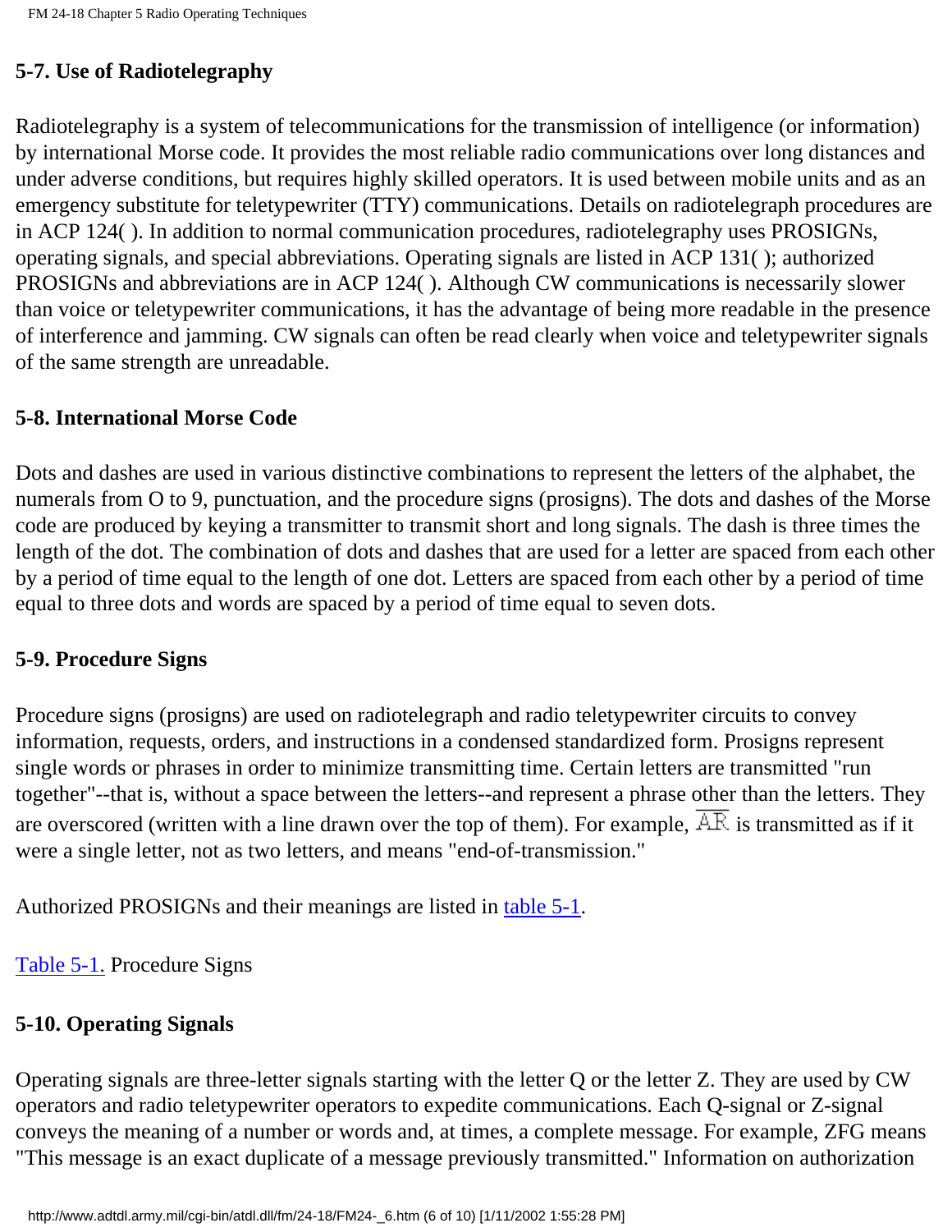## 5-7. Use of Radiotelegraphy

Radiotelegraphy is a system of telecommunications for the transmission of intelligence (or information) by international Morse code. It provides the most reliable radio communications over long distances and under adverse conditions, but requires highly skilled operators. It is used between mobile units and as an emergency substitute for teletypewriter (TTY) communications. Details on radiotelegraph procedures are in ACP 124( ). In addition to normal communication procedures, radiotelegraphy uses PROSIGNs, operating signals, and special abbreviations. Operating signals are listed in ACP 131( ); authorized PROSIGNs and abbreviations are in ACP 124( ). Although CW communications is necessarily slower than voice or teletypewriter communications, it has the advantage of being more readable in the presence of interference and jamming. CW signals can often be read clearly when voice and teletypewriter signals of the same strength are unreadable.

## 5-8. International Morse Code

Dots and dashes are used in various distinctive combinations to represent the letters of the alphabet, the numerals from O to 9, punctuation, and the procedure signs (prosigns). The dots and dashes of the Morse code are produced by keying a transmitter to transmit short and long signals. The dash is three times the length of the dot. The combination of dots and dashes that are used for a letter are spaced from each other by a period of time equal to the length of one dot. Letters are spaced from each other by a period of time equal to three dots and words are spaced by a period of time equal to seven dots.

## 5-9. Procedure Signs

Procedure signs (prosigns) are used on radiotelegraph and radio teletypewriter circuits to convey information, requests, orders, and instructions in a condensed standardized form. Prosigns represent single words or phrases in order to minimize transmitting time. Certain letters are transmitted "run together"--that is, without a space between the letters--and represent a phrase other than the letters. They are overscored (written with a line drawn over the top of them). For example, $\overline{AR}$ is transmitted as if it were a single letter, not as two letters, and means "end-of-transmission."

Authorized PROSIGNs and their meanings are listed in table 5-1.

Table 5-1. Procedure Signs

## 5-10. Operating Signals

Operating signals are three-letter signals starting with the letter Q or the letter Z. They are used by CW operators and radio teletypewriter operators to expedite communications. Each Q-signal or Z-signal conveys the meaning of a number or words and, at times, a complete message. For example, ZFG means "This message is an exact duplicate of a message previously transmitted." Information on authorization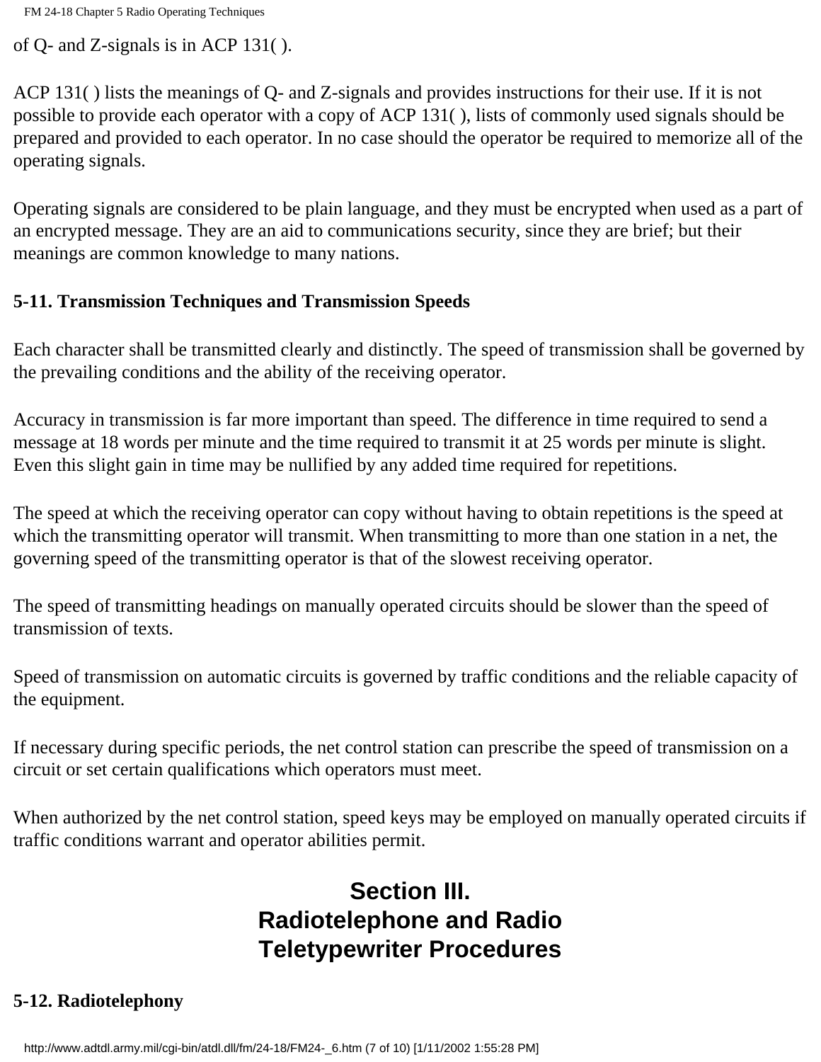of Q- and Z-signals is in ACP 131( ).

ACP 131( ) lists the meanings of Q- and Z-signals and provides instructions for their use. If it is not possible to provide each operator with a copy of ACP 131( ), lists of commonly used signals should be prepared and provided to each operator. In no case should the operator be required to memorize all of the operating signals.

Operating signals are considered to be plain language, and they must be encrypted when used as a part of an encrypted message. They are an aid to communications security, since they are brief; but their meanings are common knowledge to many nations.

**5-11. Transmission Techniques and Transmission Speeds**

Each character shall be transmitted clearly and distinctly. The speed of transmission shall be governed by the prevailing conditions and the ability of the receiving operator.

Accuracy in transmission is far more important than speed. The difference in time required to send a message at 18 words per minute and the time required to transmit it at 25 words per minute is slight. Even this slight gain in time may be nullified by any added time required for repetitions.

The speed at which the receiving operator can copy without having to obtain repetitions is the speed at which the transmitting operator will transmit. When transmitting to more than one station in a net, the governing speed of the transmitting operator is that of the slowest receiving operator.

The speed of transmitting headings on manually operated circuits should be slower than the speed of transmission of texts.

Speed of transmission on automatic circuits is governed by traffic conditions and the reliable capacity of the equipment.

If necessary during specific periods, the net control station can prescribe the speed of transmission on a circuit or set certain qualifications which operators must meet.

When authorized by the net control station, speed keys may be employed on manually operated circuits if traffic conditions warrant and operator abilities permit.

## Section III. Radiotelephone and Radio Teletypewriter Procedures

**5-12. Radiotelephony**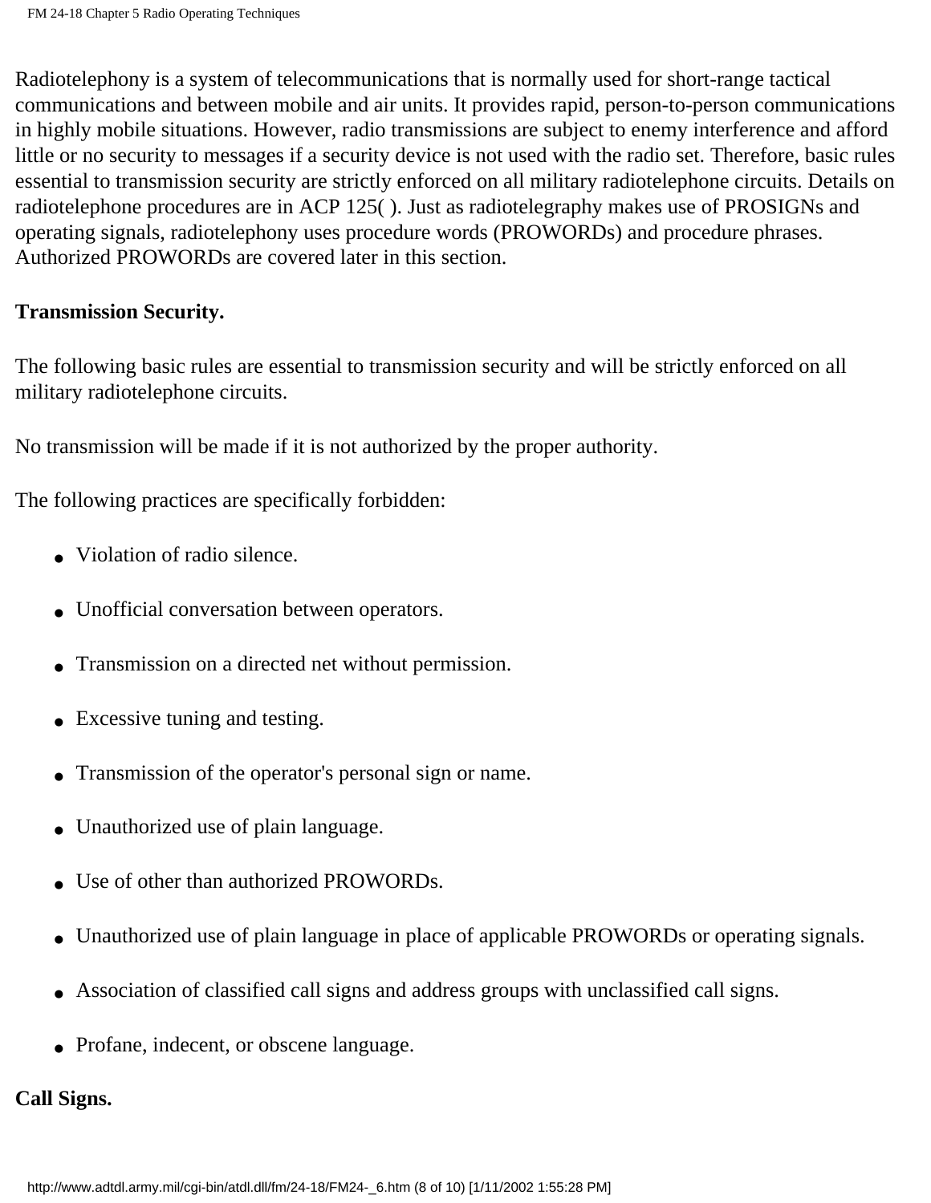Radiotelephony is a system of telecommunications that is normally used for short-range tactical communications and between mobile and air units. It provides rapid, person-to-person communications in highly mobile situations. However, radio transmissions are subject to enemy interference and afford little or no security to messages if a security device is not used with the radio set. Therefore, basic rules essential to transmission security are strictly enforced on all military radiotelephone circuits. Details on radiotelephone procedures are in ACP 125( ). Just as radiotelegraphy makes use of PROSIGNs and operating signals, radiotelephony uses procedure words (PROWORDs) and procedure phrases. Authorized PROWORDs are covered later in this section.

**Transmission Security.**

The following basic rules are essential to transmission security and will be strictly enforced on all military radiotelephone circuits.

No transmission will be made if it is not authorized by the proper authority.

The following practices are specifically forbidden:

- Violation of radio silence.
- Unofficial conversation between operators.
- Transmission on a directed net without permission.
- Excessive tuning and testing.
- Transmission of the operator's personal sign or name.
- Unauthorized use of plain language.
- Use of other than authorized PROWORDs.
- Unauthorized use of plain language in place of applicable PROWORDs or operating signals.
- Association of classified call signs and address groups with unclassified call signs.
- Profane, indecent, or obscene language.

**Call Signs.**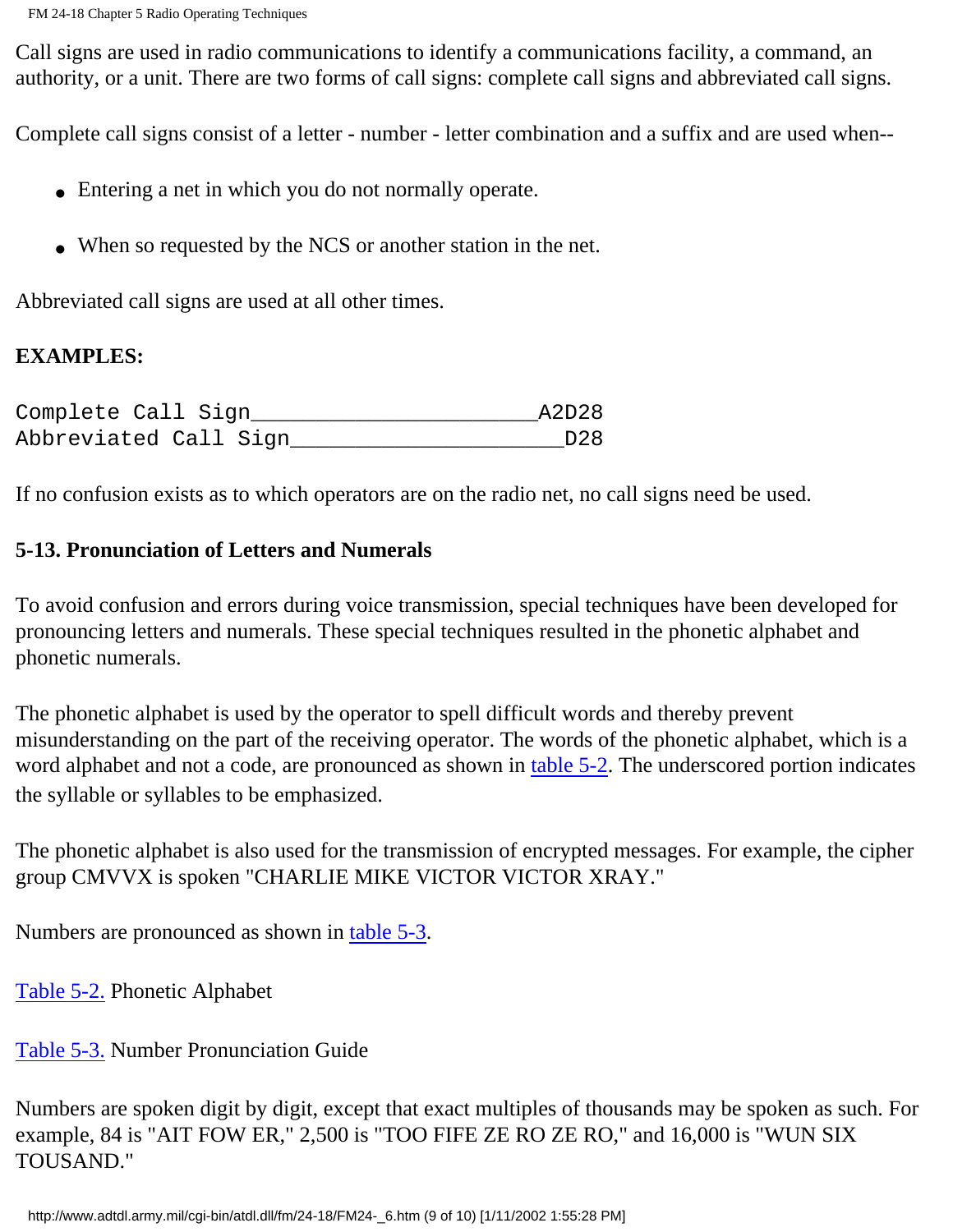Call signs are used in radio communications to identify a communications facility, a command, an authority, or a unit. There are two forms of call signs: complete call signs and abbreviated call signs.

Complete call signs consist of a letter - number - letter combination and a suffix and are used when--

- Entering a net in which you do not normally operate.
- When so requested by the NCS or another station in the net.

Abbreviated call signs are used at all other times.

**EXAMPLES:**

```
Complete Call Sign______________________A2D28
Abbreviated Call Sign_____________________D28
```

If no confusion exists as to which operators are on the radio net, no call signs need be used.

### 5-13. Pronunciation of Letters and Numerals

To avoid confusion and errors during voice transmission, special techniques have been developed for pronouncing letters and numerals. These special techniques resulted in the phonetic alphabet and phonetic numerals.

The phonetic alphabet is used by the operator to spell difficult words and thereby prevent misunderstanding on the part of the receiving operator. The words of the phonetic alphabet, which is a word alphabet and not a code, are pronounced as shown in table 5-2. The underscored portion indicates the syllable or syllables to be emphasized.

The phonetic alphabet is also used for the transmission of encrypted messages. For example, the cipher group CMVVX is spoken "CHARLIE MIKE VICTOR VICTOR XRAY."

Numbers are pronounced as shown in table 5-3.

Table 5-2. Phonetic Alphabet

Table 5-3. Number Pronunciation Guide

Numbers are spoken digit by digit, except that exact multiples of thousands may be spoken as such. For example, 84 is "AIT FOW ER," 2,500 is "TOO FIFE ZE RO ZE RO," and 16,000 is "WUN SIX TOUSAND."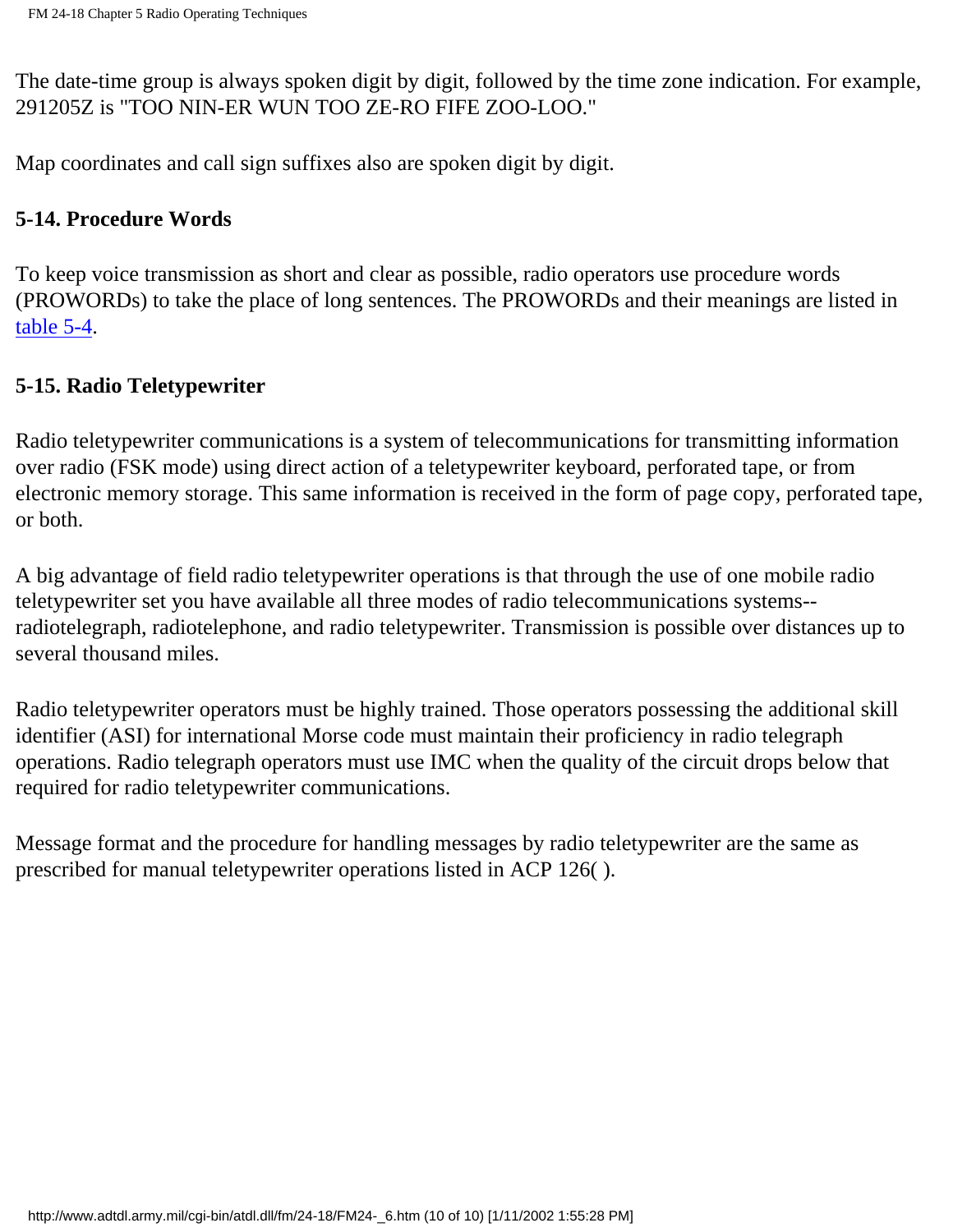The date-time group is always spoken digit by digit, followed by the time zone indication. For example, 291205Z is "TOO NIN-ER WUN TOO ZE-RO FIFE ZOO-LOO."

Map coordinates and call sign suffixes also are spoken digit by digit.

### 5-14. Procedure Words

To keep voice transmission as short and clear as possible, radio operators use procedure words (PROWORDs) to take the place of long sentences. The PROWORDs and their meanings are listed in table 5-4.

### 5-15. Radio Teletypewriter

Radio teletypewriter communications is a system of telecommunications for transmitting information over radio (FSK mode) using direct action of a teletypewriter keyboard, perforated tape, or from electronic memory storage. This same information is received in the form of page copy, perforated tape, or both.

A big advantage of field radio teletypewriter operations is that through the use of one mobile radio teletypewriter set you have available all three modes of radio telecommunications systems--radiotelegraph, radiotelephone, and radio teletypewriter. Transmission is possible over distances up to several thousand miles.

Radio teletypewriter operators must be highly trained. Those operators possessing the additional skill identifier (ASI) for international Morse code must maintain their proficiency in radio telegraph operations. Radio telegraph operators must use IMC when the quality of the circuit drops below that required for radio teletypewriter communications.

Message format and the procedure for handling messages by radio teletypewriter are the same as prescribed for manual teletypewriter operations listed in ACP 126( ).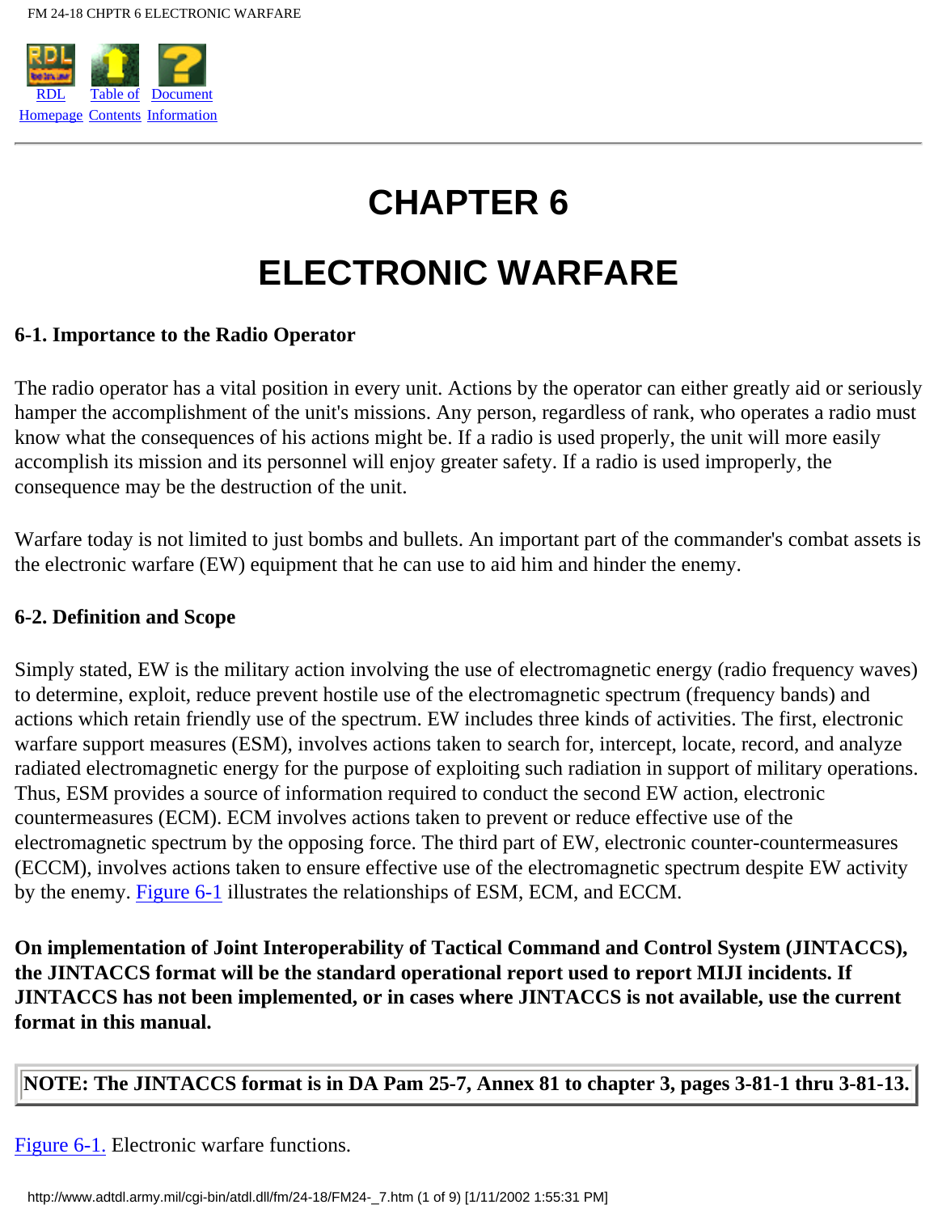# CHAPTER 6

# ELECTRONIC WARFARE

### 6-1. Importance to the Radio Operator

The radio operator has a vital position in every unit. Actions by the operator can either greatly aid or seriously hamper the accomplishment of the unit's missions. Any person, regardless of rank, who operates a radio must know what the consequences of his actions might be. If a radio is used properly, the unit will more easily accomplish its mission and its personnel will enjoy greater safety. If a radio is used improperly, the consequence may be the destruction of the unit.

Warfare today is not limited to just bombs and bullets. An important part of the commander's combat assets is the electronic warfare (EW) equipment that he can use to aid him and hinder the enemy.

### 6-2. Definition and Scope

Simply stated, EW is the military action involving the use of electromagnetic energy (radio frequency waves) to determine, exploit, reduce prevent hostile use of the electromagnetic spectrum (frequency bands) and actions which retain friendly use of the spectrum. EW includes three kinds of activities. The first, electronic warfare support measures (ESM), involves actions taken to search for, intercept, locate, record, and analyze radiated electromagnetic energy for the purpose of exploiting such radiation in support of military operations. Thus, ESM provides a source of information required to conduct the second EW action, electronic countermeasures (ECM). ECM involves actions taken to prevent or reduce effective use of the electromagnetic spectrum by the opposing force. The third part of EW, electronic counter-countermeasures (ECCM), involves actions taken to ensure effective use of the electromagnetic spectrum despite EW activity by the enemy. Figure 6-1 illustrates the relationships of ESM, ECM, and ECCM.

**On implementation of Joint Interoperability of Tactical Command and Control System (JINTACCS), the JINTACCS format will be the standard operational report used to report MIJI incidents. If JINTACCS has not been implemented, or in cases where JINTACCS is not available, use the current format in this manual.**

**NOTE: The JINTACCS format is in DA Pam 25-7, Annex 81 to chapter 3, pages 3-81-1 thru 3-81-13.**

Figure 6-1. Electronic warfare functions.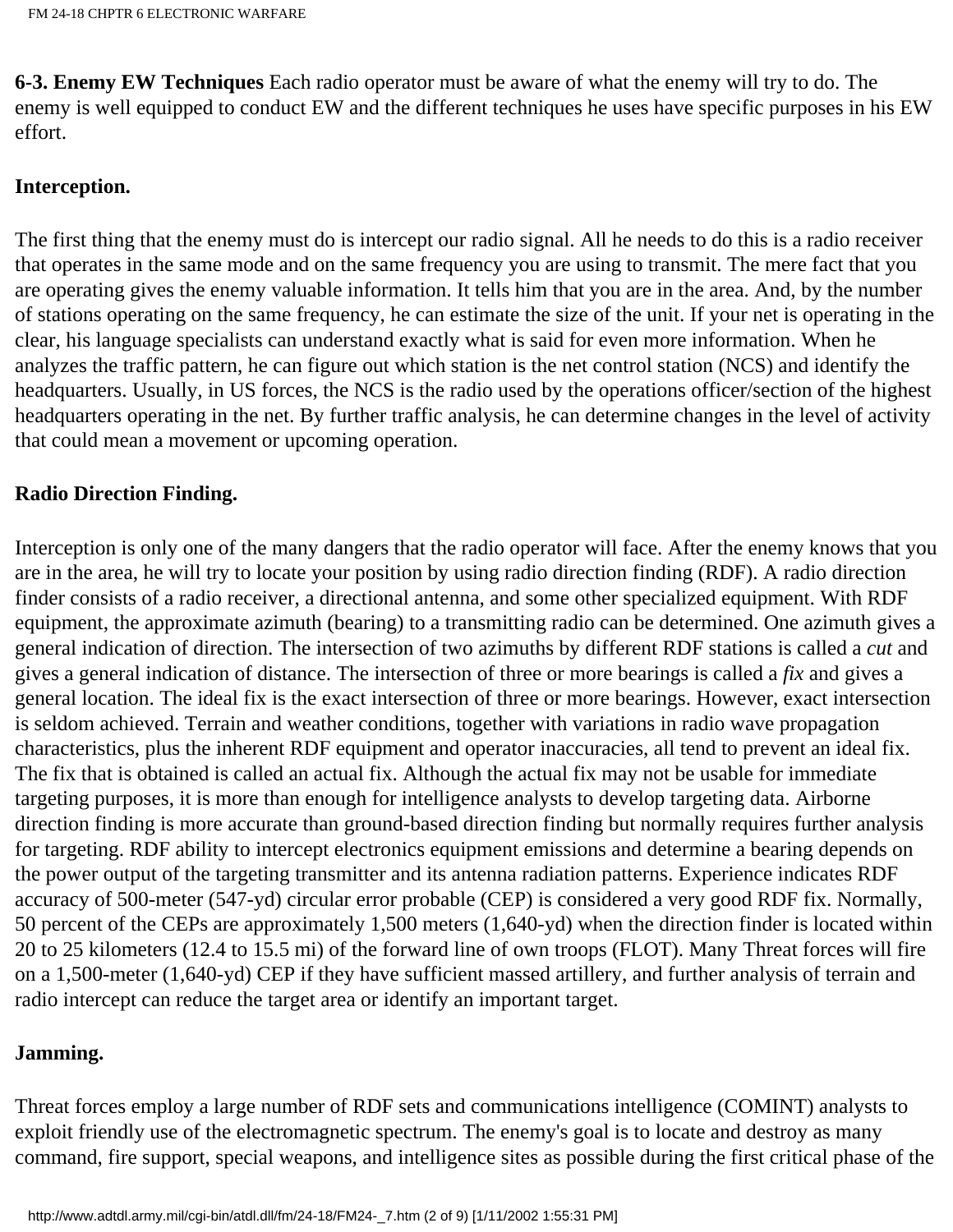**6-3. Enemy EW Techniques** Each radio operator must be aware of what the enemy will try to do. The enemy is well equipped to conduct EW and the different techniques he uses have specific purposes in his EW effort.

**Interception.**

The first thing that the enemy must do is intercept our radio signal. All he needs to do this is a radio receiver that operates in the same mode and on the same frequency you are using to transmit. The mere fact that you are operating gives the enemy valuable information. It tells him that you are in the area. And, by the number of stations operating on the same frequency, he can estimate the size of the unit. If your net is operating in the clear, his language specialists can understand exactly what is said for even more information. When he analyzes the traffic pattern, he can figure out which station is the net control station (NCS) and identify the headquarters. Usually, in US forces, the NCS is the radio used by the operations officer/section of the highest headquarters operating in the net. By further traffic analysis, he can determine changes in the level of activity that could mean a movement or upcoming operation.

**Radio Direction Finding.**

Interception is only one of the many dangers that the radio operator will face. After the enemy knows that you are in the area, he will try to locate your position by using radio direction finding (RDF). A radio direction finder consists of a radio receiver, a directional antenna, and some other specialized equipment. With RDF equipment, the approximate azimuth (bearing) to a transmitting radio can be determined. One azimuth gives a general indication of direction. The intersection of two azimuths by different RDF stations is called a *cut* and gives a general indication of distance. The intersection of three or more bearings is called a *fix* and gives a general location. The ideal fix is the exact intersection of three or more bearings. However, exact intersection is seldom achieved. Terrain and weather conditions, together with variations in radio wave propagation characteristics, plus the inherent RDF equipment and operator inaccuracies, all tend to prevent an ideal fix. The fix that is obtained is called an actual fix. Although the actual fix may not be usable for immediate targeting purposes, it is more than enough for intelligence analysts to develop targeting data. Airborne direction finding is more accurate than ground-based direction finding but normally requires further analysis for targeting. RDF ability to intercept electronics equipment emissions and determine a bearing depends on the power output of the targeting transmitter and its antenna radiation patterns. Experience indicates RDF accuracy of 500-meter (547-yd) circular error probable (CEP) is considered a very good RDF fix. Normally, 50 percent of the CEPs are approximately 1,500 meters (1,640-yd) when the direction finder is located within 20 to 25 kilometers (12.4 to 15.5 mi) of the forward line of own troops (FLOT). Many Threat forces will fire on a 1,500-meter (1,640-yd) CEP if they have sufficient massed artillery, and further analysis of terrain and radio intercept can reduce the target area or identify an important target.

**Jamming.**

Threat forces employ a large number of RDF sets and communications intelligence (COMINT) analysts to exploit friendly use of the electromagnetic spectrum. The enemy's goal is to locate and destroy as many command, fire support, special weapons, and intelligence sites as possible during the first critical phase of the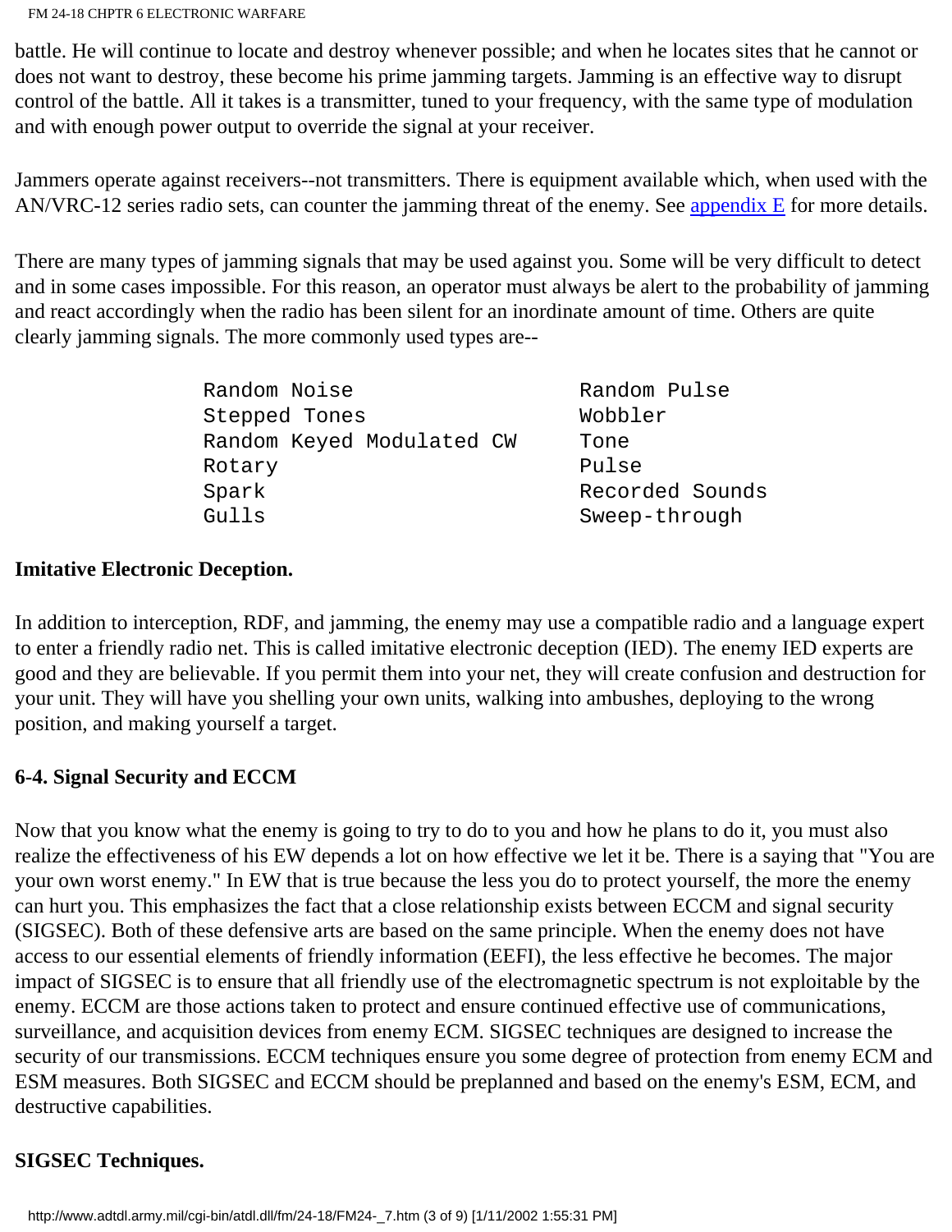battle. He will continue to locate and destroy whenever possible; and when he locates sites that he cannot or does not want to destroy, these become his prime jamming targets. Jamming is an effective way to disrupt control of the battle. All it takes is a transmitter, tuned to your frequency, with the same type of modulation and with enough power output to override the signal at your receiver.

Jammers operate against receivers--not transmitters. There is equipment available which, when used with the AN/VRC-12 series radio sets, can counter the jamming threat of the enemy. See appendix E for more details.

There are many types of jamming signals that may be used against you. Some will be very difficult to detect and in some cases impossible. For this reason, an operator must always be alert to the probability of jamming and react accordingly when the radio has been silent for an inordinate amount of time. Others are quite clearly jamming signals. The more commonly used types are--

```
Random Noise                   Random Pulse
Stepped Tones                  Wobbler
Random Keyed Modulated CW      Tone
Rotary                         Pulse
Spark                          Recorded Sounds
Gulls                          Sweep-through
```

**Imitative Electronic Deception.**

In addition to interception, RDF, and jamming, the enemy may use a compatible radio and a language expert to enter a friendly radio net. This is called imitative electronic deception (IED). The enemy IED experts are good and they are believable. If you permit them into your net, they will create confusion and destruction for your unit. They will have you shelling your own units, walking into ambushes, deploying to the wrong position, and making yourself a target.

## 6-4. Signal Security and ECCM

Now that you know what the enemy is going to try to do to you and how he plans to do it, you must also realize the effectiveness of his EW depends a lot on how effective we let it be. There is a saying that "You are your own worst enemy." In EW that is true because the less you do to protect yourself, the more the enemy can hurt you. This emphasizes the fact that a close relationship exists between ECCM and signal security (SIGSEC). Both of these defensive arts are based on the same principle. When the enemy does not have access to our essential elements of friendly information (EEFI), the less effective he becomes. The major impact of SIGSEC is to ensure that all friendly use of the electromagnetic spectrum is not exploitable by the enemy. ECCM are those actions taken to protect and ensure continued effective use of communications, surveillance, and acquisition devices from enemy ECM. SIGSEC techniques are designed to increase the security of our transmissions. ECCM techniques ensure you some degree of protection from enemy ECM and ESM measures. Both SIGSEC and ECCM should be preplanned and based on the enemy's ESM, ECM, and destructive capabilities.

**SIGSEC Techniques.**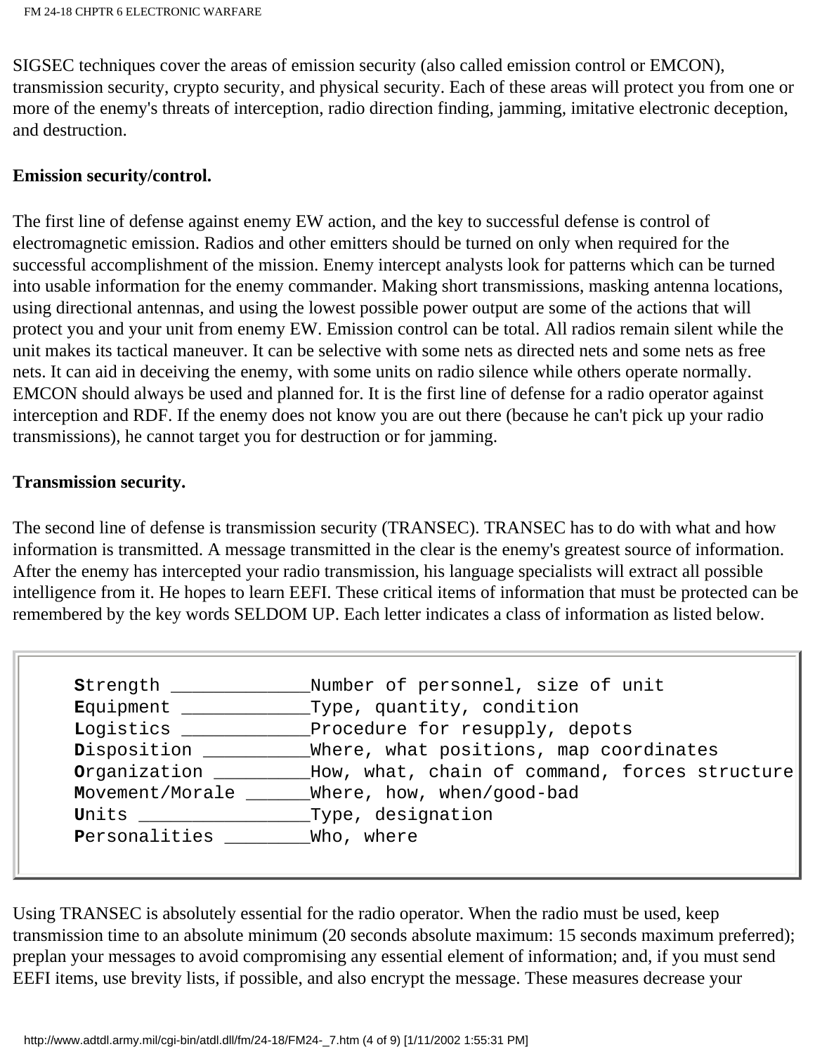SIGSEC techniques cover the areas of emission security (also called emission control or EMCON), transmission security, crypto security, and physical security. Each of these areas will protect you from one or more of the enemy's threats of interception, radio direction finding, jamming, imitative electronic deception, and destruction.

**Emission security/control.**

The first line of defense against enemy EW action, and the key to successful defense is control of electromagnetic emission. Radios and other emitters should be turned on only when required for the successful accomplishment of the mission. Enemy intercept analysts look for patterns which can be turned into usable information for the enemy commander. Making short transmissions, masking antenna locations, using directional antennas, and using the lowest possible power output are some of the actions that will protect you and your unit from enemy EW. Emission control can be total. All radios remain silent while the unit makes its tactical maneuver. It can be selective with some nets as directed nets and some nets as free nets. It can aid in deceiving the enemy, with some units on radio silence while others operate normally. EMCON should always be used and planned for. It is the first line of defense for a radio operator against interception and RDF. If the enemy does not know you are out there (because he can't pick up your radio transmissions), he cannot target you for destruction or for jamming.

**Transmission security.**

The second line of defense is transmission security (TRANSEC). TRANSEC has to do with what and how information is transmitted. A message transmitted in the clear is the enemy's greatest source of information. After the enemy has intercepted your radio transmission, his language specialists will extract all possible intelligence from it. He hopes to learn EEFI. These critical items of information that must be protected can be remembered by the key words SELDOM UP. Each letter indicates a class of information as listed below.

```
Strength _____________Number of personnel, size of unit
Equipment ____________Type, quantity, condition
Logistics ____________Procedure for resupply, depots
Disposition __________Where, what positions, map coordinates
Organization _________How, what, chain of command, forces structure
Movement/Morale ______Where, how, when/good-bad
Units ________________Type, designation
Personalities ________Who, where
```

Using TRANSEC is absolutely essential for the radio operator. When the radio must be used, keep transmission time to an absolute minimum (20 seconds absolute maximum: 15 seconds maximum preferred); preplan your messages to avoid compromising any essential element of information; and, if you must send EEFI items, use brevity lists, if possible, and also encrypt the message. These measures decrease your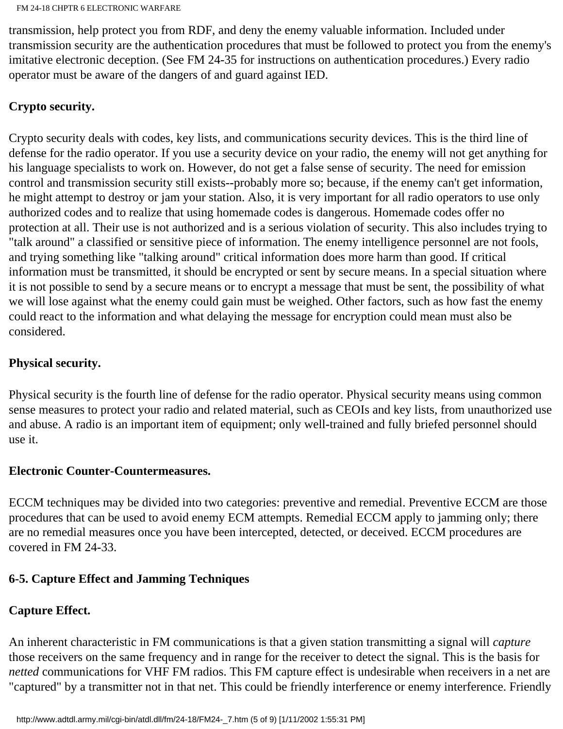transmission, help protect you from RDF, and deny the enemy valuable information. Included under transmission security are the authentication procedures that must be followed to protect you from the enemy's imitative electronic deception. (See FM 24-35 for instructions on authentication procedures.) Every radio operator must be aware of the dangers of and guard against IED.

**Crypto security.**

Crypto security deals with codes, key lists, and communications security devices. This is the third line of defense for the radio operator. If you use a security device on your radio, the enemy will not get anything for his language specialists to work on. However, do not get a false sense of security. The need for emission control and transmission security still exists--probably more so; because, if the enemy can't get information, he might attempt to destroy or jam your station. Also, it is very important for all radio operators to use only authorized codes and to realize that using homemade codes is dangerous. Homemade codes offer no protection at all. Their use is not authorized and is a serious violation of security. This also includes trying to "talk around" a classified or sensitive piece of information. The enemy intelligence personnel are not fools, and trying something like "talking around" critical information does more harm than good. If critical information must be transmitted, it should be encrypted or sent by secure means. In a special situation where it is not possible to send by a secure means or to encrypt a message that must be sent, the possibility of what we will lose against what the enemy could gain must be weighed. Other factors, such as how fast the enemy could react to the information and what delaying the message for encryption could mean must also be considered.

**Physical security.**

Physical security is the fourth line of defense for the radio operator. Physical security means using common sense measures to protect your radio and related material, such as CEOIs and key lists, from unauthorized use and abuse. A radio is an important item of equipment; only well-trained and fully briefed personnel should use it.

**Electronic Counter-Countermeasures.**

ECCM techniques may be divided into two categories: preventive and remedial. Preventive ECCM are those procedures that can be used to avoid enemy ECM attempts. Remedial ECCM apply to jamming only; there are no remedial measures once you have been intercepted, detected, or deceived. ECCM procedures are covered in FM 24-33.

## 6-5. Capture Effect and Jamming Techniques

**Capture Effect.**

An inherent characteristic in FM communications is that a given station transmitting a signal will *capture* those receivers on the same frequency and in range for the receiver to detect the signal. This is the basis for *netted* communications for VHF FM radios. This FM capture effect is undesirable when receivers in a net are "captured" by a transmitter not in that net. This could be friendly interference or enemy interference. Friendly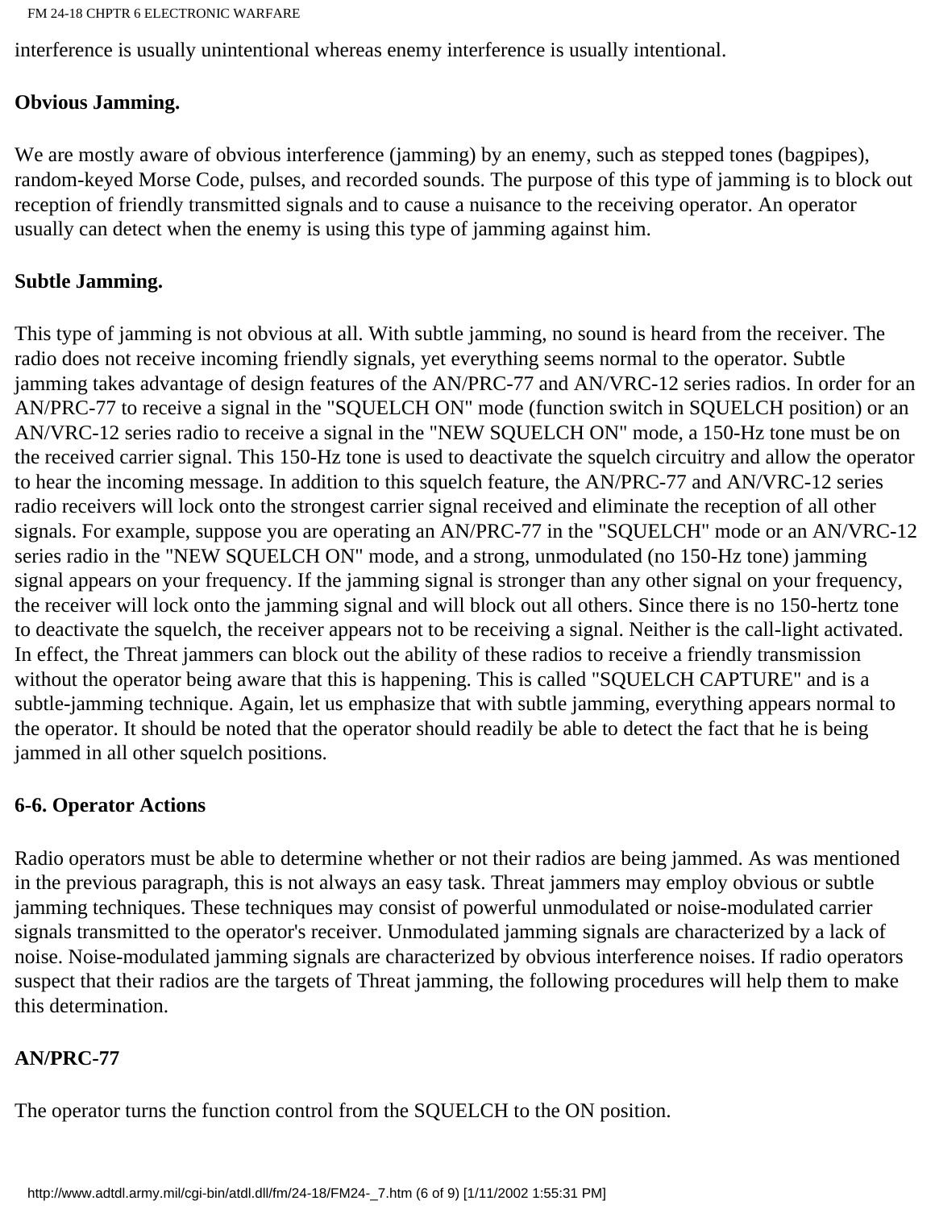interference is usually unintentional whereas enemy interference is usually intentional.

**Obvious Jamming.**

We are mostly aware of obvious interference (jamming) by an enemy, such as stepped tones (bagpipes), random-keyed Morse Code, pulses, and recorded sounds. The purpose of this type of jamming is to block out reception of friendly transmitted signals and to cause a nuisance to the receiving operator. An operator usually can detect when the enemy is using this type of jamming against him.

**Subtle Jamming.**

This type of jamming is not obvious at all. With subtle jamming, no sound is heard from the receiver. The radio does not receive incoming friendly signals, yet everything seems normal to the operator. Subtle jamming takes advantage of design features of the AN/PRC-77 and AN/VRC-12 series radios. In order for an AN/PRC-77 to receive a signal in the "SQUELCH ON" mode (function switch in SQUELCH position) or an AN/VRC-12 series radio to receive a signal in the "NEW SQUELCH ON" mode, a 150-Hz tone must be on the received carrier signal. This 150-Hz tone is used to deactivate the squelch circuitry and allow the operator to hear the incoming message. In addition to this squelch feature, the AN/PRC-77 and AN/VRC-12 series radio receivers will lock onto the strongest carrier signal received and eliminate the reception of all other signals. For example, suppose you are operating an AN/PRC-77 in the "SQUELCH" mode or an AN/VRC-12 series radio in the "NEW SQUELCH ON" mode, and a strong, unmodulated (no 150-Hz tone) jamming signal appears on your frequency. If the jamming signal is stronger than any other signal on your frequency, the receiver will lock onto the jamming signal and will block out all others. Since there is no 150-hertz tone to deactivate the squelch, the receiver appears not to be receiving a signal. Neither is the call-light activated. In effect, the Threat jammers can block out the ability of these radios to receive a friendly transmission without the operator being aware that this is happening. This is called "SQUELCH CAPTURE" and is a subtle-jamming technique. Again, let us emphasize that with subtle jamming, everything appears normal to the operator. It should be noted that the operator should readily be able to detect the fact that he is being jammed in all other squelch positions.

**6-6. Operator Actions**

Radio operators must be able to determine whether or not their radios are being jammed. As was mentioned in the previous paragraph, this is not always an easy task. Threat jammers may employ obvious or subtle jamming techniques. These techniques may consist of powerful unmodulated or noise-modulated carrier signals transmitted to the operator's receiver. Unmodulated jamming signals are characterized by a lack of noise. Noise-modulated jamming signals are characterized by obvious interference noises. If radio operators suspect that their radios are the targets of Threat jamming, the following procedures will help them to make this determination.

**AN/PRC-77**

The operator turns the function control from the SQUELCH to the ON position.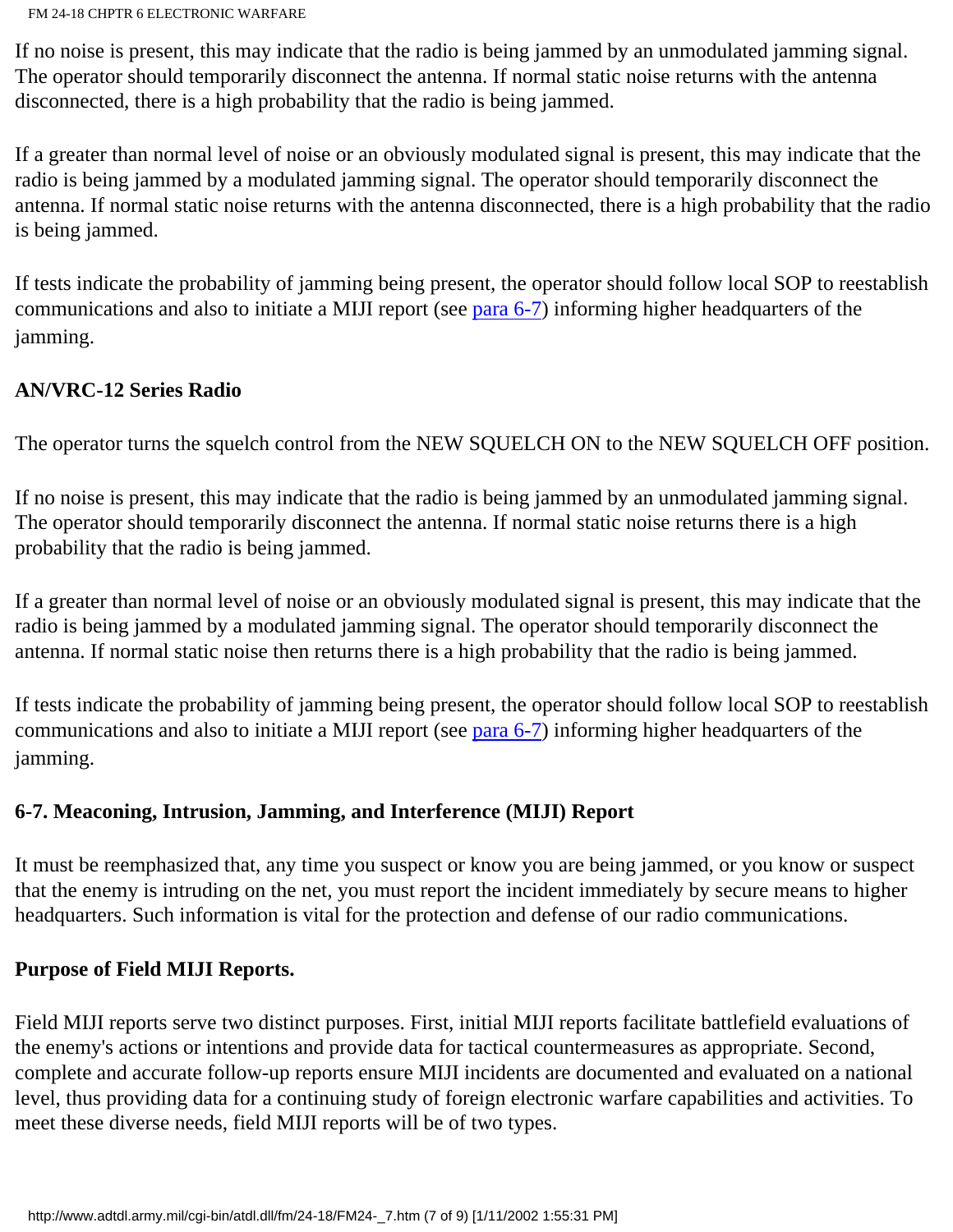If no noise is present, this may indicate that the radio is being jammed by an unmodulated jamming signal. The operator should temporarily disconnect the antenna. If normal static noise returns with the antenna disconnected, there is a high probability that the radio is being jammed.

If a greater than normal level of noise or an obviously modulated signal is present, this may indicate that the radio is being jammed by a modulated jamming signal. The operator should temporarily disconnect the antenna. If normal static noise returns with the antenna disconnected, there is a high probability that the radio is being jammed.

If tests indicate the probability of jamming being present, the operator should follow local SOP to reestablish communications and also to initiate a MIJI report (see para 6-7) informing higher headquarters of the jamming.

**AN/VRC-12 Series Radio**

The operator turns the squelch control from the NEW SQUELCH ON to the NEW SQUELCH OFF position.

If no noise is present, this may indicate that the radio is being jammed by an unmodulated jamming signal. The operator should temporarily disconnect the antenna. If normal static noise returns there is a high probability that the radio is being jammed.

If a greater than normal level of noise or an obviously modulated signal is present, this may indicate that the radio is being jammed by a modulated jamming signal. The operator should temporarily disconnect the antenna. If normal static noise then returns there is a high probability that the radio is being jammed.

If tests indicate the probability of jamming being present, the operator should follow local SOP to reestablish communications and also to initiate a MIJI report (see para 6-7) informing higher headquarters of the jamming.

## 6-7. Meaconing, Intrusion, Jamming, and Interference (MIJI) Report

It must be reemphasized that, any time you suspect or know you are being jammed, or you know or suspect that the enemy is intruding on the net, you must report the incident immediately by secure means to higher headquarters. Such information is vital for the protection and defense of our radio communications.

**Purpose of Field MIJI Reports.**

Field MIJI reports serve two distinct purposes. First, initial MIJI reports facilitate battlefield evaluations of the enemy's actions or intentions and provide data for tactical countermeasures as appropriate. Second, complete and accurate follow-up reports ensure MIJI incidents are documented and evaluated on a national level, thus providing data for a continuing study of foreign electronic warfare capabilities and activities. To meet these diverse needs, field MIJI reports will be of two types.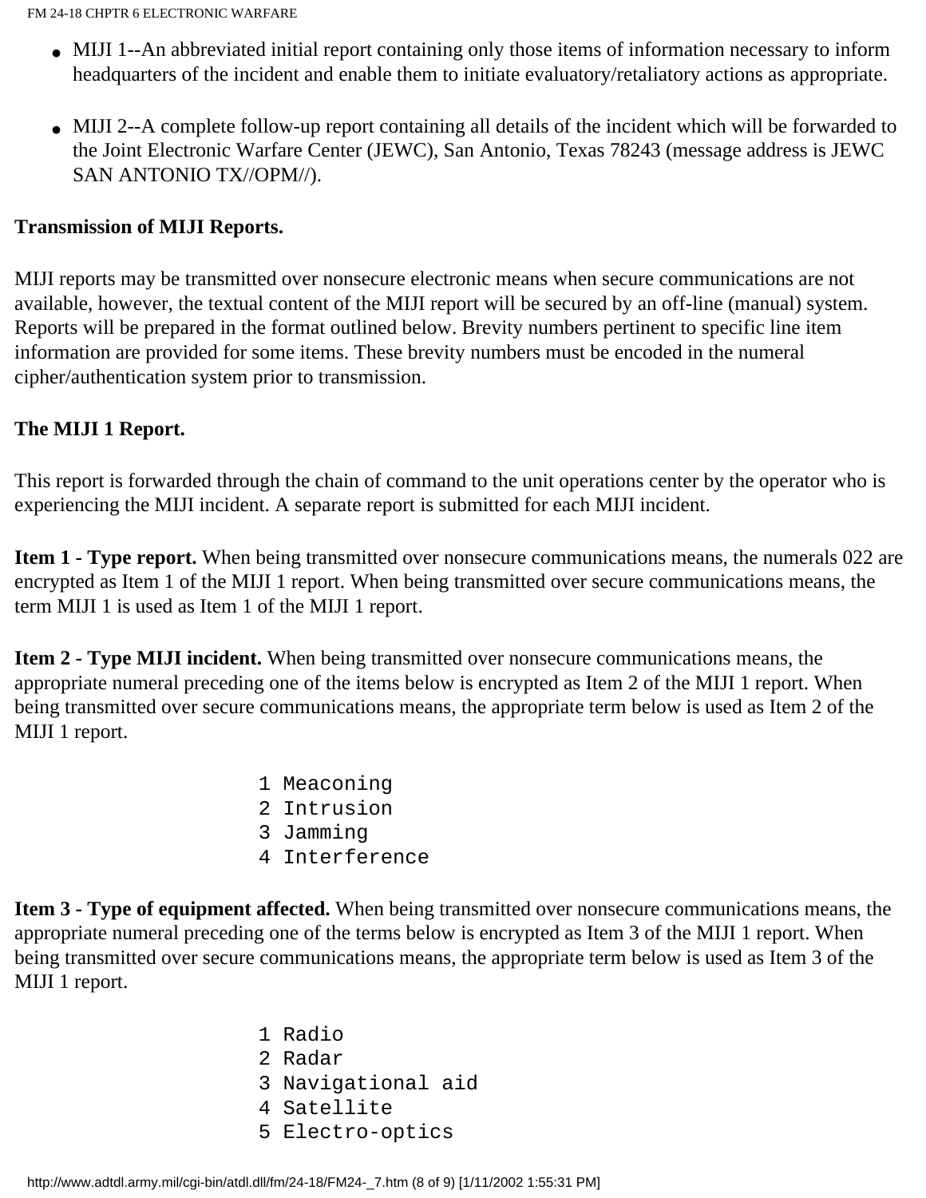- MIJI 1--An abbreviated initial report containing only those items of information necessary to inform headquarters of the incident and enable them to initiate evaluatory/retaliatory actions as appropriate.

- MIJI 2--A complete follow-up report containing all details of the incident which will be forwarded to the Joint Electronic Warfare Center (JEWC), San Antonio, Texas 78243 (message address is JEWC SAN ANTONIO TX//OPM//).

**Transmission of MIJI Reports.**

MIJI reports may be transmitted over nonsecure electronic means when secure communications are not available, however, the textual content of the MIJI report will be secured by an off-line (manual) system. Reports will be prepared in the format outlined below. Brevity numbers pertinent to specific line item information are provided for some items. These brevity numbers must be encoded in the numeral cipher/authentication system prior to transmission.

**The MIJI 1 Report.**

This report is forwarded through the chain of command to the unit operations center by the operator who is experiencing the MIJI incident. A separate report is submitted for each MIJI incident.

**Item 1 - Type report.** When being transmitted over nonsecure communications means, the numerals 022 are encrypted as Item 1 of the MIJI 1 report. When being transmitted over secure communications means, the term MIJI 1 is used as Item 1 of the MIJI 1 report.

**Item 2 - Type MIJI incident.** When being transmitted over nonsecure communications means, the appropriate numeral preceding one of the items below is encrypted as Item 2 of the MIJI 1 report. When being transmitted over secure communications means, the appropriate term below is used as Item 2 of the MIJI 1 report.

```
1 Meaconing
2 Intrusion
3 Jamming
4 Interference
```

**Item 3 - Type of equipment affected.** When being transmitted over nonsecure communications means, the appropriate numeral preceding one of the terms below is encrypted as Item 3 of the MIJI 1 report. When being transmitted over secure communications means, the appropriate term below is used as Item 3 of the MIJI 1 report.

```
1 Radio
2 Radar
3 Navigational aid
4 Satellite
5 Electro-optics
```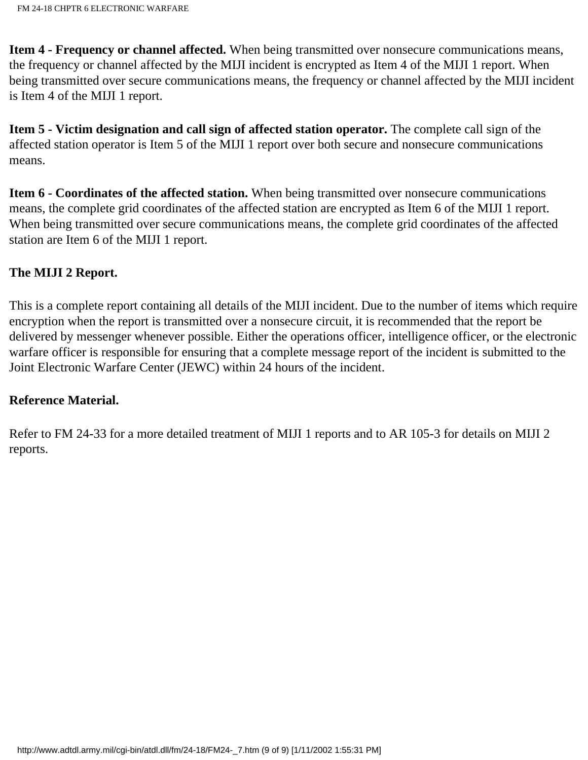**Item 4 - Frequency or channel affected.** When being transmitted over nonsecure communications means, the frequency or channel affected by the MIJI incident is encrypted as Item 4 of the MIJI 1 report. When being transmitted over secure communications means, the frequency or channel affected by the MIJI incident is Item 4 of the MIJI 1 report.

**Item 5 - Victim designation and call sign of affected station operator.** The complete call sign of the affected station operator is Item 5 of the MIJI 1 report over both secure and nonsecure communications means.

**Item 6 - Coordinates of the affected station.** When being transmitted over nonsecure communications means, the complete grid coordinates of the affected station are encrypted as Item 6 of the MIJI 1 report. When being transmitted over secure communications means, the complete grid coordinates of the affected station are Item 6 of the MIJI 1 report.

**The MIJI 2 Report.**

This is a complete report containing all details of the MIJI incident. Due to the number of items which require encryption when the report is transmitted over a nonsecure circuit, it is recommended that the report be delivered by messenger whenever possible. Either the operations officer, intelligence officer, or the electronic warfare officer is responsible for ensuring that a complete message report of the incident is submitted to the Joint Electronic Warfare Center (JEWC) within 24 hours of the incident.

**Reference Material.**

Refer to FM 24-33 for a more detailed treatment of MIJI 1 reports and to AR 105-3 for details on MIJI 2 reports.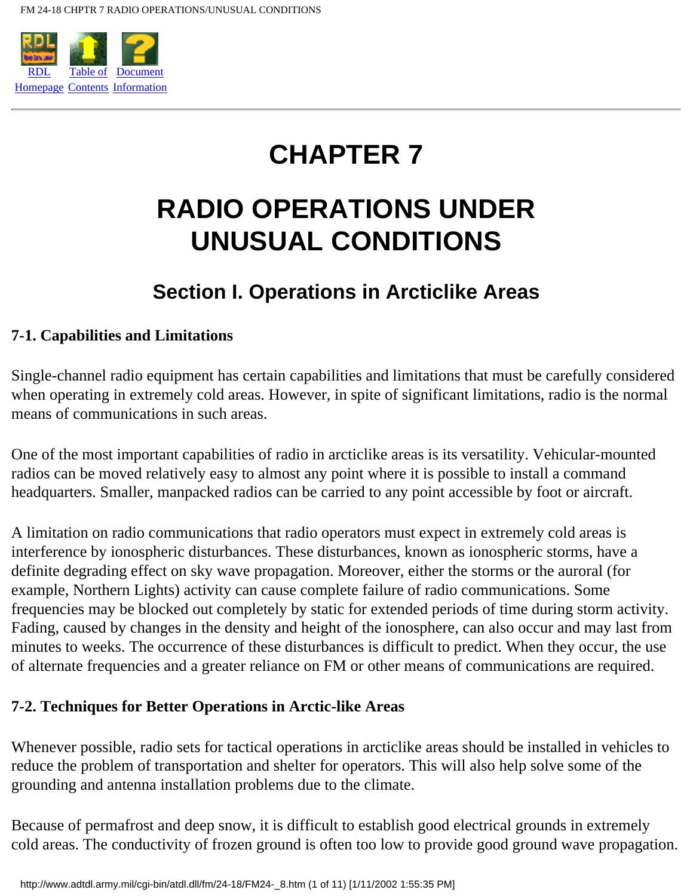# CHAPTER 7

# RADIO OPERATIONS UNDER UNUSUAL CONDITIONS

## Section I. Operations in Arcticlike Areas

### 7-1. Capabilities and Limitations

Single-channel radio equipment has certain capabilities and limitations that must be carefully considered when operating in extremely cold areas. However, in spite of significant limitations, radio is the normal means of communications in such areas.

One of the most important capabilities of radio in arcticlike areas is its versatility. Vehicular-mounted radios can be moved relatively easy to almost any point where it is possible to install a command headquarters. Smaller, manpacked radios can be carried to any point accessible by foot or aircraft.

A limitation on radio communications that radio operators must expect in extremely cold areas is interference by ionospheric disturbances. These disturbances, known as ionospheric storms, have a definite degrading effect on sky wave propagation. Moreover, either the storms or the auroral (for example, Northern Lights) activity can cause complete failure of radio communications. Some frequencies may be blocked out completely by static for extended periods of time during storm activity. Fading, caused by changes in the density and height of the ionosphere, can also occur and may last from minutes to weeks. The occurrence of these disturbances is difficult to predict. When they occur, the use of alternate frequencies and a greater reliance on FM or other means of communications are required.

### 7-2. Techniques for Better Operations in Arctic-like Areas

Whenever possible, radio sets for tactical operations in arcticlike areas should be installed in vehicles to reduce the problem of transportation and shelter for operators. This will also help solve some of the grounding and antenna installation problems due to the climate.

Because of permafrost and deep snow, it is difficult to establish good electrical grounds in extremely cold areas. The conductivity of frozen ground is often too low to provide good ground wave propagation.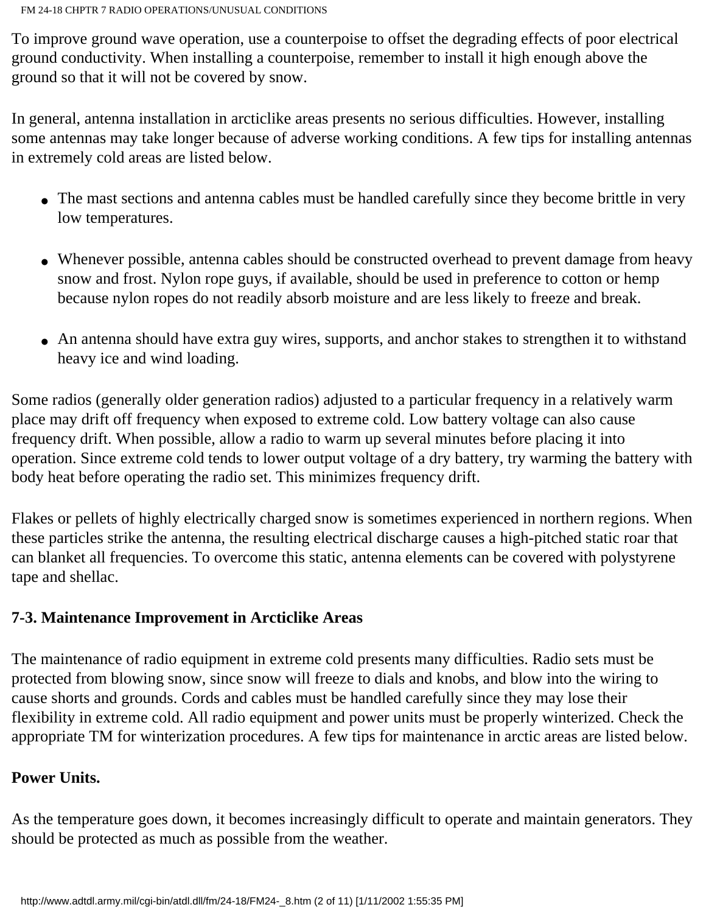To improve ground wave operation, use a counterpoise to offset the degrading effects of poor electrical ground conductivity. When installing a counterpoise, remember to install it high enough above the ground so that it will not be covered by snow.

In general, antenna installation in arcticlike areas presents no serious difficulties. However, installing some antennas may take longer because of adverse working conditions. A few tips for installing antennas in extremely cold areas are listed below.

- The mast sections and antenna cables must be handled carefully since they become brittle in very low temperatures.
- Whenever possible, antenna cables should be constructed overhead to prevent damage from heavy snow and frost. Nylon rope guys, if available, should be used in preference to cotton or hemp because nylon ropes do not readily absorb moisture and are less likely to freeze and break.
- An antenna should have extra guy wires, supports, and anchor stakes to strengthen it to withstand heavy ice and wind loading.

Some radios (generally older generation radios) adjusted to a particular frequency in a relatively warm place may drift off frequency when exposed to extreme cold. Low battery voltage can also cause frequency drift. When possible, allow a radio to warm up several minutes before placing it into operation. Since extreme cold tends to lower output voltage of a dry battery, try warming the battery with body heat before operating the radio set. This minimizes frequency drift.

Flakes or pellets of highly electrically charged snow is sometimes experienced in northern regions. When these particles strike the antenna, the resulting electrical discharge causes a high-pitched static roar that can blanket all frequencies. To overcome this static, antenna elements can be covered with polystyrene tape and shellac.

**7-3. Maintenance Improvement in Arcticlike Areas**

The maintenance of radio equipment in extreme cold presents many difficulties. Radio sets must be protected from blowing snow, since snow will freeze to dials and knobs, and blow into the wiring to cause shorts and grounds. Cords and cables must be handled carefully since they may lose their flexibility in extreme cold. All radio equipment and power units must be properly winterized. Check the appropriate TM for winterization procedures. A few tips for maintenance in arctic areas are listed below.

**Power Units.**

As the temperature goes down, it becomes increasingly difficult to operate and maintain generators. They should be protected as much as possible from the weather.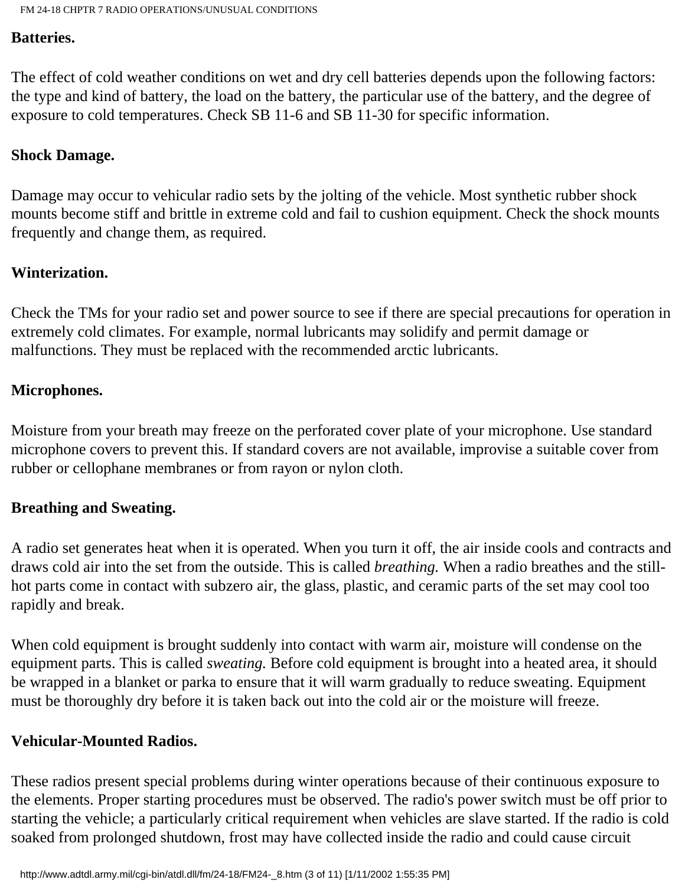**Batteries.**

The effect of cold weather conditions on wet and dry cell batteries depends upon the following factors: the type and kind of battery, the load on the battery, the particular use of the battery, and the degree of exposure to cold temperatures. Check SB 11-6 and SB 11-30 for specific information.

**Shock Damage.**

Damage may occur to vehicular radio sets by the jolting of the vehicle. Most synthetic rubber shock mounts become stiff and brittle in extreme cold and fail to cushion equipment. Check the shock mounts frequently and change them, as required.

**Winterization.**

Check the TMs for your radio set and power source to see if there are special precautions for operation in extremely cold climates. For example, normal lubricants may solidify and permit damage or malfunctions. They must be replaced with the recommended arctic lubricants.

**Microphones.**

Moisture from your breath may freeze on the perforated cover plate of your microphone. Use standard microphone covers to prevent this. If standard covers are not available, improvise a suitable cover from rubber or cellophane membranes or from rayon or nylon cloth.

**Breathing and Sweating.**

A radio set generates heat when it is operated. When you turn it off, the air inside cools and contracts and draws cold air into the set from the outside. This is called *breathing.* When a radio breathes and the still-hot parts come in contact with subzero air, the glass, plastic, and ceramic parts of the set may cool too rapidly and break.

When cold equipment is brought suddenly into contact with warm air, moisture will condense on the equipment parts. This is called *sweating.* Before cold equipment is brought into a heated area, it should be wrapped in a blanket or parka to ensure that it will warm gradually to reduce sweating. Equipment must be thoroughly dry before it is taken back out into the cold air or the moisture will freeze.

**Vehicular-Mounted Radios.**

These radios present special problems during winter operations because of their continuous exposure to the elements. Proper starting procedures must be observed. The radio's power switch must be off prior to starting the vehicle; a particularly critical requirement when vehicles are slave started. If the radio is cold soaked from prolonged shutdown, frost may have collected inside the radio and could cause circuit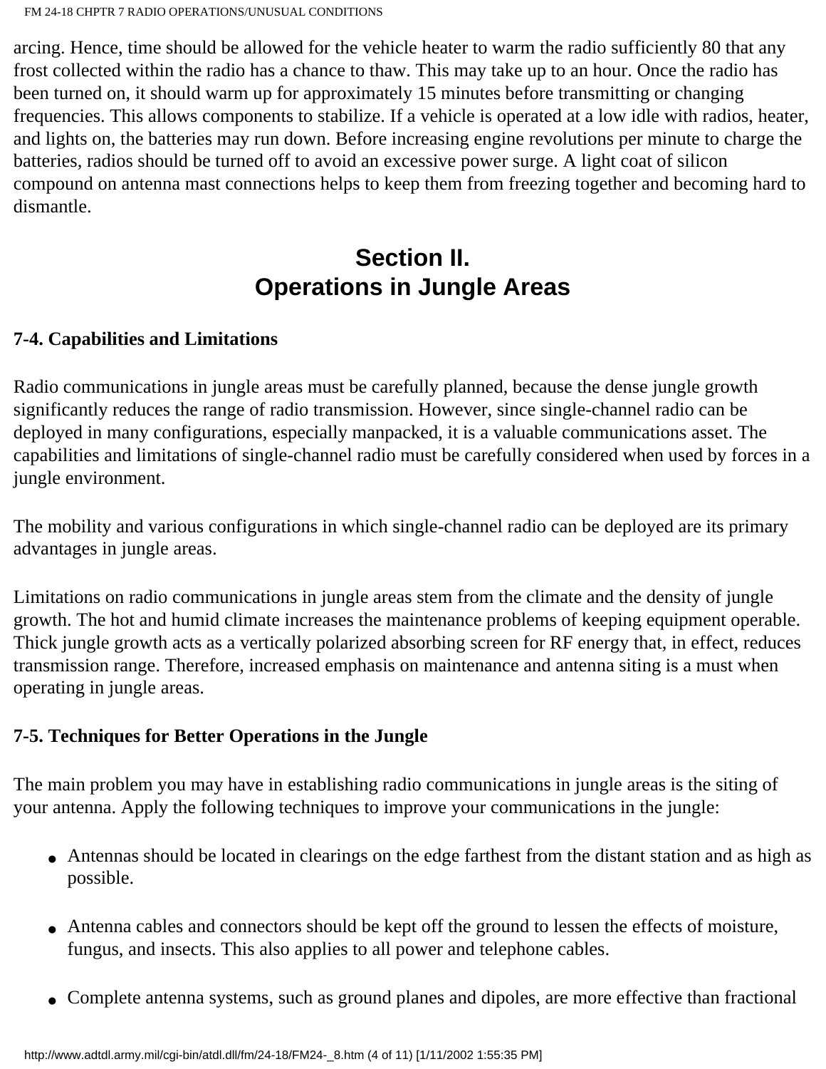arcing. Hence, time should be allowed for the vehicle heater to warm the radio sufficiently 80 that any frost collected within the radio has a chance to thaw. This may take up to an hour. Once the radio has been turned on, it should warm up for approximately 15 minutes before transmitting or changing frequencies. This allows components to stabilize. If a vehicle is operated at a low idle with radios, heater, and lights on, the batteries may run down. Before increasing engine revolutions per minute to charge the batteries, radios should be turned off to avoid an excessive power surge. A light coat of silicon compound on antenna mast connections helps to keep them from freezing together and becoming hard to dismantle.

## Section II. Operations in Jungle Areas

### 7-4. Capabilities and Limitations

Radio communications in jungle areas must be carefully planned, because the dense jungle growth significantly reduces the range of radio transmission. However, since single-channel radio can be deployed in many configurations, especially manpacked, it is a valuable communications asset. The capabilities and limitations of single-channel radio must be carefully considered when used by forces in a jungle environment.

The mobility and various configurations in which single-channel radio can be deployed are its primary advantages in jungle areas.

Limitations on radio communications in jungle areas stem from the climate and the density of jungle growth. The hot and humid climate increases the maintenance problems of keeping equipment operable. Thick jungle growth acts as a vertically polarized absorbing screen for RF energy that, in effect, reduces transmission range. Therefore, increased emphasis on maintenance and antenna siting is a must when operating in jungle areas.

### 7-5. Techniques for Better Operations in the Jungle

The main problem you may have in establishing radio communications in jungle areas is the siting of your antenna. Apply the following techniques to improve your communications in the jungle:

- Antennas should be located in clearings on the edge farthest from the distant station and as high as possible.
- Antenna cables and connectors should be kept off the ground to lessen the effects of moisture, fungus, and insects. This also applies to all power and telephone cables.
- Complete antenna systems, such as ground planes and dipoles, are more effective than fractional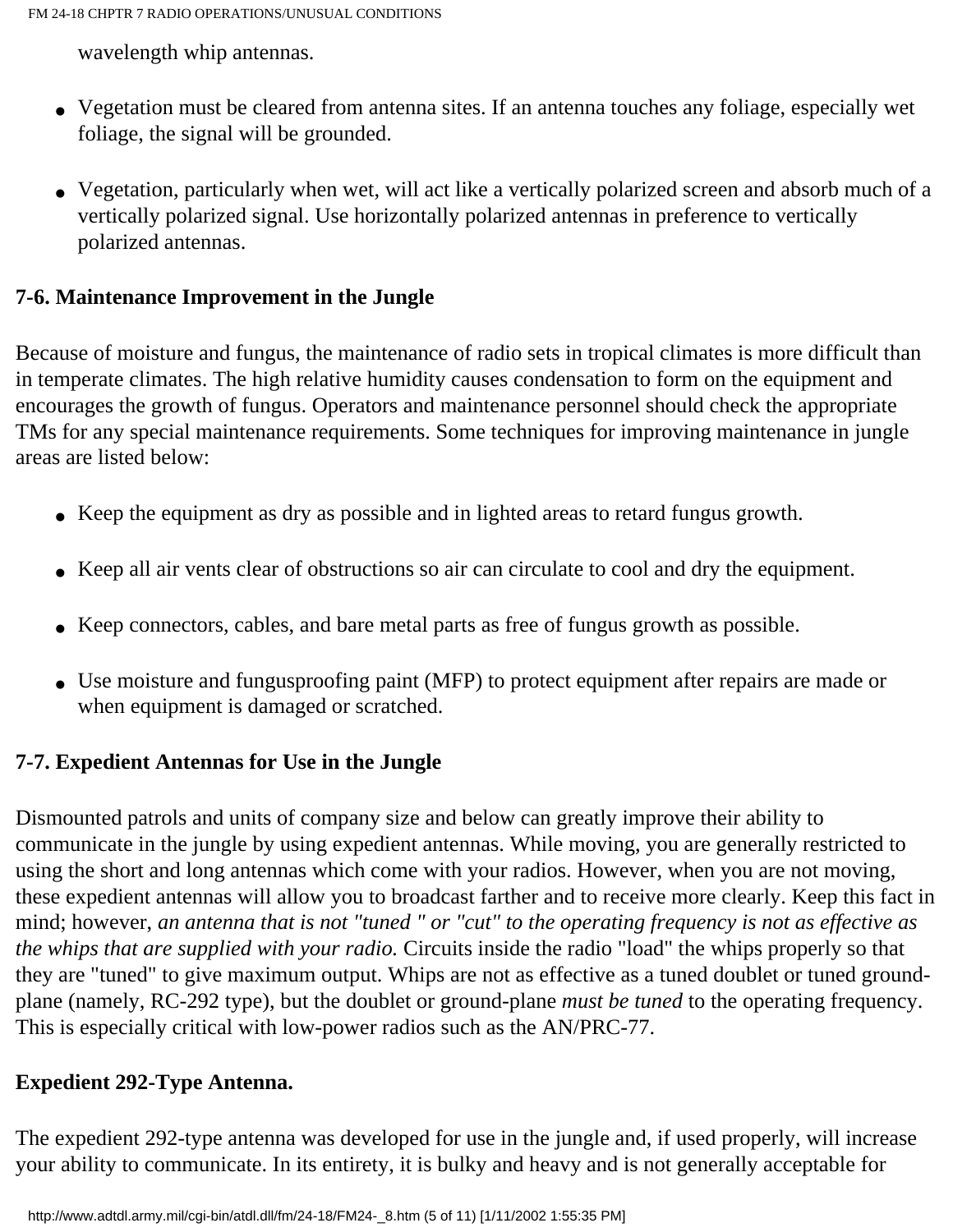wavelength whip antennas.

- Vegetation must be cleared from antenna sites. If an antenna touches any foliage, especially wet foliage, the signal will be grounded.
- Vegetation, particularly when wet, will act like a vertically polarized screen and absorb much of a vertically polarized signal. Use horizontally polarized antennas in preference to vertically polarized antennas.

**7-6. Maintenance Improvement in the Jungle**

Because of moisture and fungus, the maintenance of radio sets in tropical climates is more difficult than in temperate climates. The high relative humidity causes condensation to form on the equipment and encourages the growth of fungus. Operators and maintenance personnel should check the appropriate TMs for any special maintenance requirements. Some techniques for improving maintenance in jungle areas are listed below:

- Keep the equipment as dry as possible and in lighted areas to retard fungus growth.
- Keep all air vents clear of obstructions so air can circulate to cool and dry the equipment.
- Keep connectors, cables, and bare metal parts as free of fungus growth as possible.
- Use moisture and fungusproofing paint (MFP) to protect equipment after repairs are made or when equipment is damaged or scratched.

**7-7. Expedient Antennas for Use in the Jungle**

Dismounted patrols and units of company size and below can greatly improve their ability to communicate in the jungle by using expedient antennas. While moving, you are generally restricted to using the short and long antennas which come with your radios. However, when you are not moving, these expedient antennas will allow you to broadcast farther and to receive more clearly. Keep this fact in mind; however, *an antenna that is not "tuned " or "cut" to the operating frequency is not as effective as the whips that are supplied with your radio.* Circuits inside the radio "load" the whips properly so that they are "tuned" to give maximum output. Whips are not as effective as a tuned doublet or tuned ground-plane (namely, RC-292 type), but the doublet or ground-plane *must be tuned* to the operating frequency. This is especially critical with low-power radios such as the AN/PRC-77.

**Expedient 292-Type Antenna.**

The expedient 292-type antenna was developed for use in the jungle and, if used properly, will increase your ability to communicate. In its entirety, it is bulky and heavy and is not generally acceptable for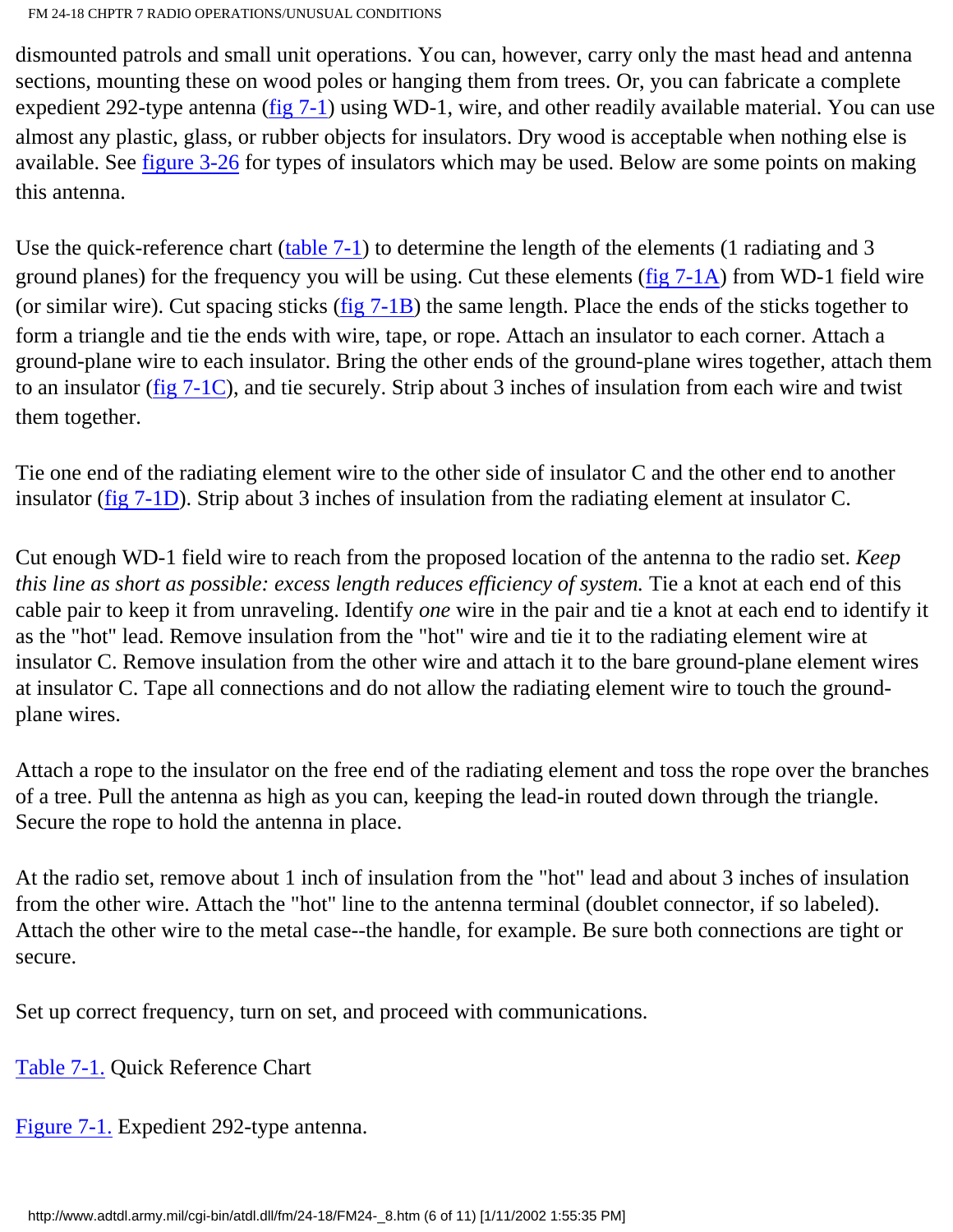dismounted patrols and small unit operations. You can, however, carry only the mast head and antenna sections, mounting these on wood poles or hanging them from trees. Or, you can fabricate a complete expedient 292-type antenna (fig 7-1) using WD-1, wire, and other readily available material. You can use almost any plastic, glass, or rubber objects for insulators. Dry wood is acceptable when nothing else is available. See figure 3-26 for types of insulators which may be used. Below are some points on making this antenna.

Use the quick-reference chart (table 7-1) to determine the length of the elements (1 radiating and 3 ground planes) for the frequency you will be using. Cut these elements (fig 7-1A) from WD-1 field wire (or similar wire). Cut spacing sticks (fig 7-1B) the same length. Place the ends of the sticks together to form a triangle and tie the ends with wire, tape, or rope. Attach an insulator to each corner. Attach a ground-plane wire to each insulator. Bring the other ends of the ground-plane wires together, attach them to an insulator (fig 7-1C), and tie securely. Strip about 3 inches of insulation from each wire and twist them together.

Tie one end of the radiating element wire to the other side of insulator C and the other end to another insulator (fig 7-1D). Strip about 3 inches of insulation from the radiating element at insulator C.

Cut enough WD-1 field wire to reach from the proposed location of the antenna to the radio set. *Keep this line as short as possible: excess length reduces efficiency of system.* Tie a knot at each end of this cable pair to keep it from unraveling. Identify *one* wire in the pair and tie a knot at each end to identify it as the "hot" lead. Remove insulation from the "hot" wire and tie it to the radiating element wire at insulator C. Remove insulation from the other wire and attach it to the bare ground-plane element wires at insulator C. Tape all connections and do not allow the radiating element wire to touch the ground-plane wires.

Attach a rope to the insulator on the free end of the radiating element and toss the rope over the branches of a tree. Pull the antenna as high as you can, keeping the lead-in routed down through the triangle. Secure the rope to hold the antenna in place.

At the radio set, remove about 1 inch of insulation from the "hot" lead and about 3 inches of insulation from the other wire. Attach the "hot" line to the antenna terminal (doublet connector, if so labeled). Attach the other wire to the metal case--the handle, for example. Be sure both connections are tight or secure.

Set up correct frequency, turn on set, and proceed with communications.

Table 7-1. Quick Reference Chart

Figure 7-1. Expedient 292-type antenna.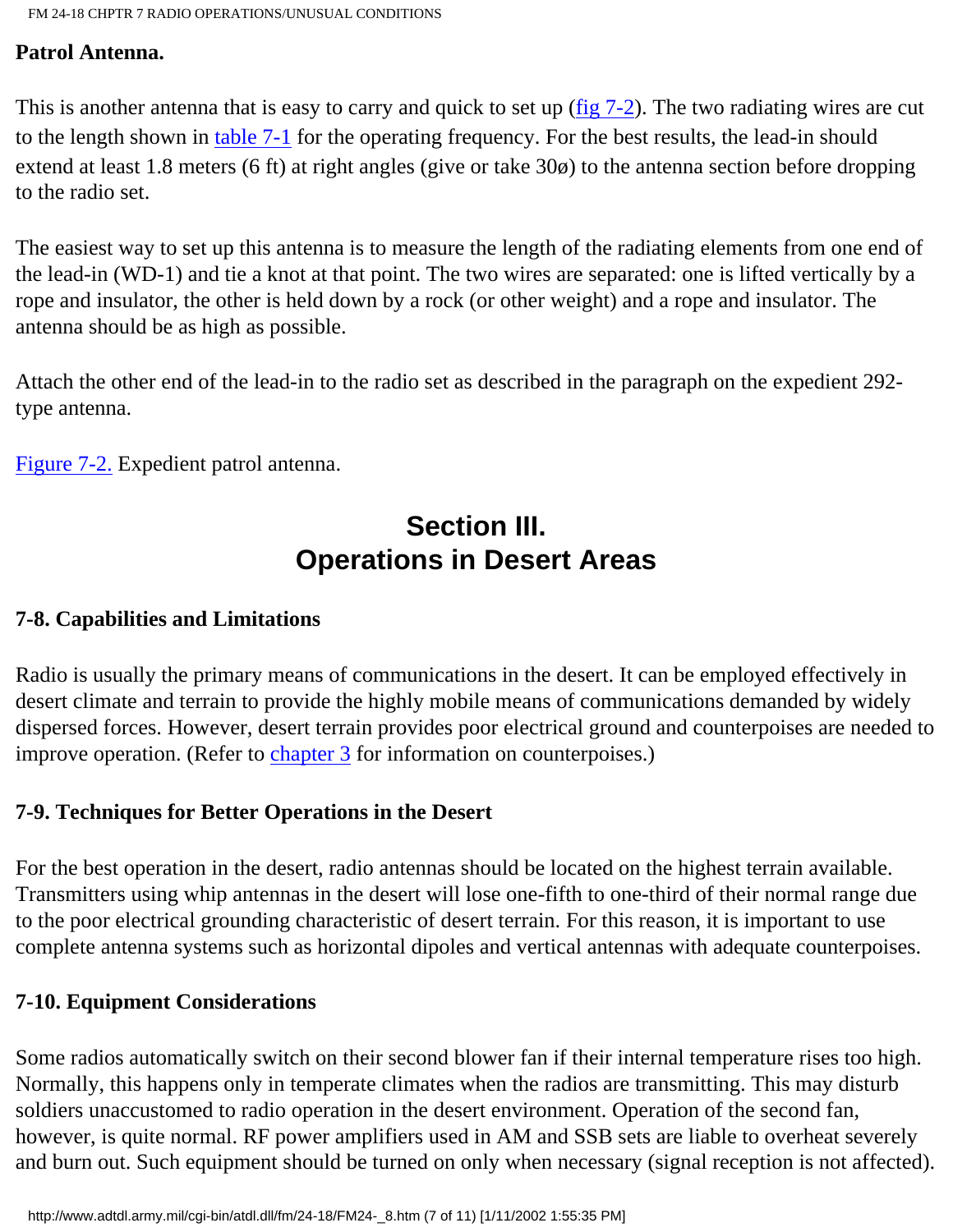**Patrol Antenna.**

This is another antenna that is easy to carry and quick to set up (fig 7-2). The two radiating wires are cut to the length shown in table 7-1 for the operating frequency. For the best results, the lead-in should extend at least 1.8 meters (6 ft) at right angles (give or take 30ø) to the antenna section before dropping to the radio set.

The easiest way to set up this antenna is to measure the length of the radiating elements from one end of the lead-in (WD-1) and tie a knot at that point. The two wires are separated: one is lifted vertically by a rope and insulator, the other is held down by a rock (or other weight) and a rope and insulator. The antenna should be as high as possible.

Attach the other end of the lead-in to the radio set as described in the paragraph on the expedient 292-type antenna.

Figure 7-2. Expedient patrol antenna.

## Section III. Operations in Desert Areas

### 7-8. Capabilities and Limitations

Radio is usually the primary means of communications in the desert. It can be employed effectively in desert climate and terrain to provide the highly mobile means of communications demanded by widely dispersed forces. However, desert terrain provides poor electrical ground and counterpoises are needed to improve operation. (Refer to chapter 3 for information on counterpoises.)

### 7-9. Techniques for Better Operations in the Desert

For the best operation in the desert, radio antennas should be located on the highest terrain available. Transmitters using whip antennas in the desert will lose one-fifth to one-third of their normal range due to the poor electrical grounding characteristic of desert terrain. For this reason, it is important to use complete antenna systems such as horizontal dipoles and vertical antennas with adequate counterpoises.

### 7-10. Equipment Considerations

Some radios automatically switch on their second blower fan if their internal temperature rises too high. Normally, this happens only in temperate climates when the radios are transmitting. This may disturb soldiers unaccustomed to radio operation in the desert environment. Operation of the second fan, however, is quite normal. RF power amplifiers used in AM and SSB sets are liable to overheat severely and burn out. Such equipment should be turned on only when necessary (signal reception is not affected).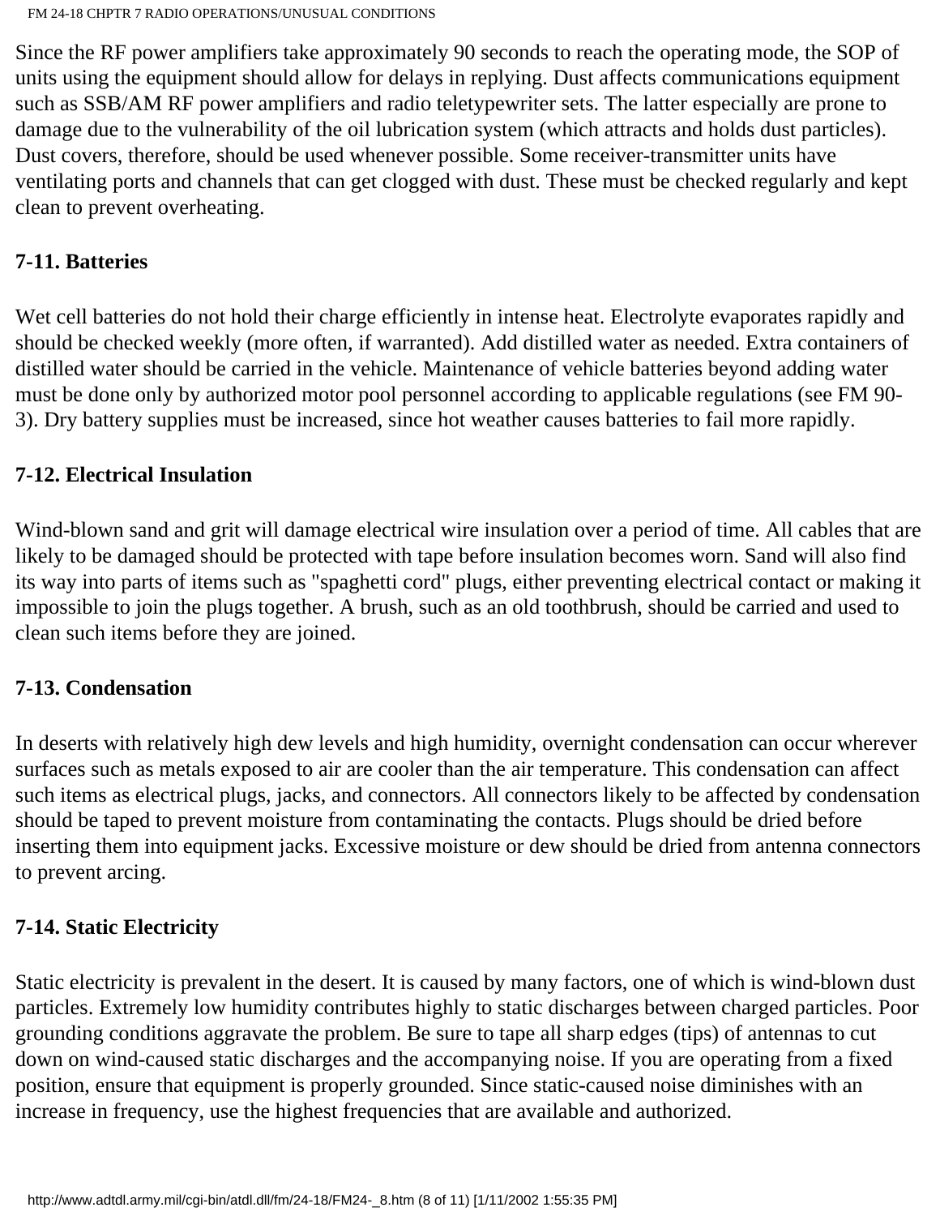Since the RF power amplifiers take approximately 90 seconds to reach the operating mode, the SOP of units using the equipment should allow for delays in replying. Dust affects communications equipment such as SSB/AM RF power amplifiers and radio teletypewriter sets. The latter especially are prone to damage due to the vulnerability of the oil lubrication system (which attracts and holds dust particles). Dust covers, therefore, should be used whenever possible. Some receiver-transmitter units have ventilating ports and channels that can get clogged with dust. These must be checked regularly and kept clean to prevent overheating.

### 7-11. Batteries

Wet cell batteries do not hold their charge efficiently in intense heat. Electrolyte evaporates rapidly and should be checked weekly (more often, if warranted). Add distilled water as needed. Extra containers of distilled water should be carried in the vehicle. Maintenance of vehicle batteries beyond adding water must be done only by authorized motor pool personnel according to applicable regulations (see FM 90-3). Dry battery supplies must be increased, since hot weather causes batteries to fail more rapidly.

### 7-12. Electrical Insulation

Wind-blown sand and grit will damage electrical wire insulation over a period of time. All cables that are likely to be damaged should be protected with tape before insulation becomes worn. Sand will also find its way into parts of items such as "spaghetti cord" plugs, either preventing electrical contact or making it impossible to join the plugs together. A brush, such as an old toothbrush, should be carried and used to clean such items before they are joined.

### 7-13. Condensation

In deserts with relatively high dew levels and high humidity, overnight condensation can occur wherever surfaces such as metals exposed to air are cooler than the air temperature. This condensation can affect such items as electrical plugs, jacks, and connectors. All connectors likely to be affected by condensation should be taped to prevent moisture from contaminating the contacts. Plugs should be dried before inserting them into equipment jacks. Excessive moisture or dew should be dried from antenna connectors to prevent arcing.

### 7-14. Static Electricity

Static electricity is prevalent in the desert. It is caused by many factors, one of which is wind-blown dust particles. Extremely low humidity contributes highly to static discharges between charged particles. Poor grounding conditions aggravate the problem. Be sure to tape all sharp edges (tips) of antennas to cut down on wind-caused static discharges and the accompanying noise. If you are operating from a fixed position, ensure that equipment is properly grounded. Since static-caused noise diminishes with an increase in frequency, use the highest frequencies that are available and authorized.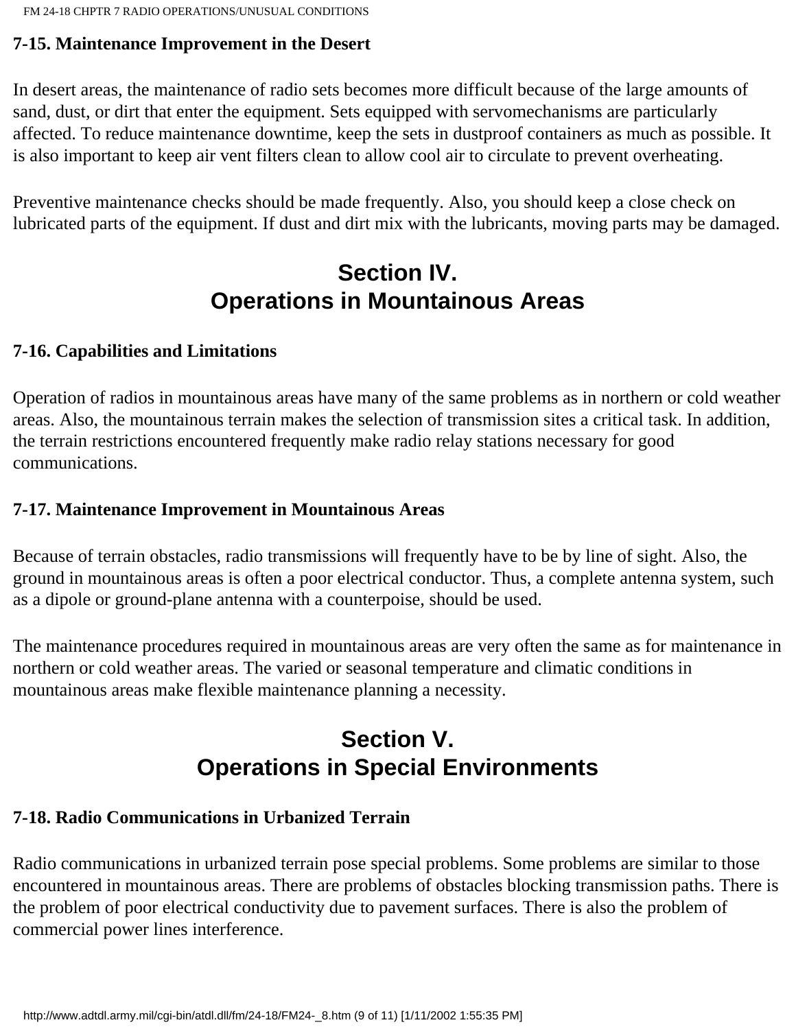### 7-15. Maintenance Improvement in the Desert

In desert areas, the maintenance of radio sets becomes more difficult because of the large amounts of sand, dust, or dirt that enter the equipment. Sets equipped with servomechanisms are particularly affected. To reduce maintenance downtime, keep the sets in dustproof containers as much as possible. It is also important to keep air vent filters clean to allow cool air to circulate to prevent overheating.

Preventive maintenance checks should be made frequently. Also, you should keep a close check on lubricated parts of the equipment. If dust and dirt mix with the lubricants, moving parts may be damaged.

## Section IV. Operations in Mountainous Areas

### 7-16. Capabilities and Limitations

Operation of radios in mountainous areas have many of the same problems as in northern or cold weather areas. Also, the mountainous terrain makes the selection of transmission sites a critical task. In addition, the terrain restrictions encountered frequently make radio relay stations necessary for good communications.

### 7-17. Maintenance Improvement in Mountainous Areas

Because of terrain obstacles, radio transmissions will frequently have to be by line of sight. Also, the ground in mountainous areas is often a poor electrical conductor. Thus, a complete antenna system, such as a dipole or ground-plane antenna with a counterpoise, should be used.

The maintenance procedures required in mountainous areas are very often the same as for maintenance in northern or cold weather areas. The varied or seasonal temperature and climatic conditions in mountainous areas make flexible maintenance planning a necessity.

## Section V. Operations in Special Environments

### 7-18. Radio Communications in Urbanized Terrain

Radio communications in urbanized terrain pose special problems. Some problems are similar to those encountered in mountainous areas. There are problems of obstacles blocking transmission paths. There is the problem of poor electrical conductivity due to pavement surfaces. There is also the problem of commercial power lines interference.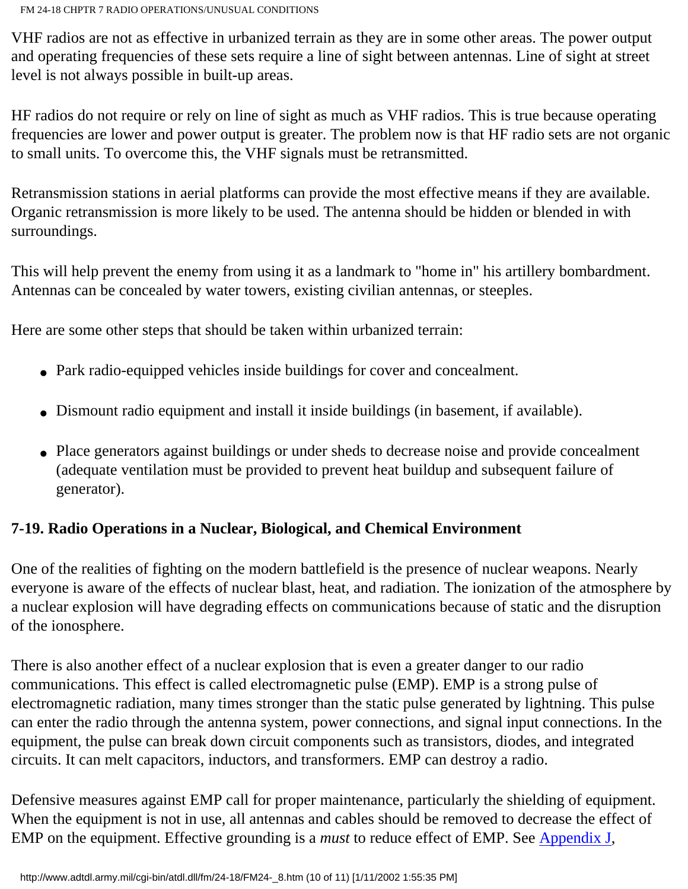VHF radios are not as effective in urbanized terrain as they are in some other areas. The power output and operating frequencies of these sets require a line of sight between antennas. Line of sight at street level is not always possible in built-up areas.

HF radios do not require or rely on line of sight as much as VHF radios. This is true because operating frequencies are lower and power output is greater. The problem now is that HF radio sets are not organic to small units. To overcome this, the VHF signals must be retransmitted.

Retransmission stations in aerial platforms can provide the most effective means if they are available. Organic retransmission is more likely to be used. The antenna should be hidden or blended in with surroundings.

This will help prevent the enemy from using it as a landmark to "home in" his artillery bombardment. Antennas can be concealed by water towers, existing civilian antennas, or steeples.

Here are some other steps that should be taken within urbanized terrain:

- Park radio-equipped vehicles inside buildings for cover and concealment.
- Dismount radio equipment and install it inside buildings (in basement, if available).
- Place generators against buildings or under sheds to decrease noise and provide concealment (adequate ventilation must be provided to prevent heat buildup and subsequent failure of generator).

### 7-19. Radio Operations in a Nuclear, Biological, and Chemical Environment

One of the realities of fighting on the modern battlefield is the presence of nuclear weapons. Nearly everyone is aware of the effects of nuclear blast, heat, and radiation. The ionization of the atmosphere by a nuclear explosion will have degrading effects on communications because of static and the disruption of the ionosphere.

There is also another effect of a nuclear explosion that is even a greater danger to our radio communications. This effect is called electromagnetic pulse (EMP). EMP is a strong pulse of electromagnetic radiation, many times stronger than the static pulse generated by lightning. This pulse can enter the radio through the antenna system, power connections, and signal input connections. In the equipment, the pulse can break down circuit components such as transistors, diodes, and integrated circuits. It can melt capacitors, inductors, and transformers. EMP can destroy a radio.

Defensive measures against EMP call for proper maintenance, particularly the shielding of equipment. When the equipment is not in use, all antennas and cables should be removed to decrease the effect of EMP on the equipment. Effective grounding is a *must* to reduce effect of EMP. See Appendix J,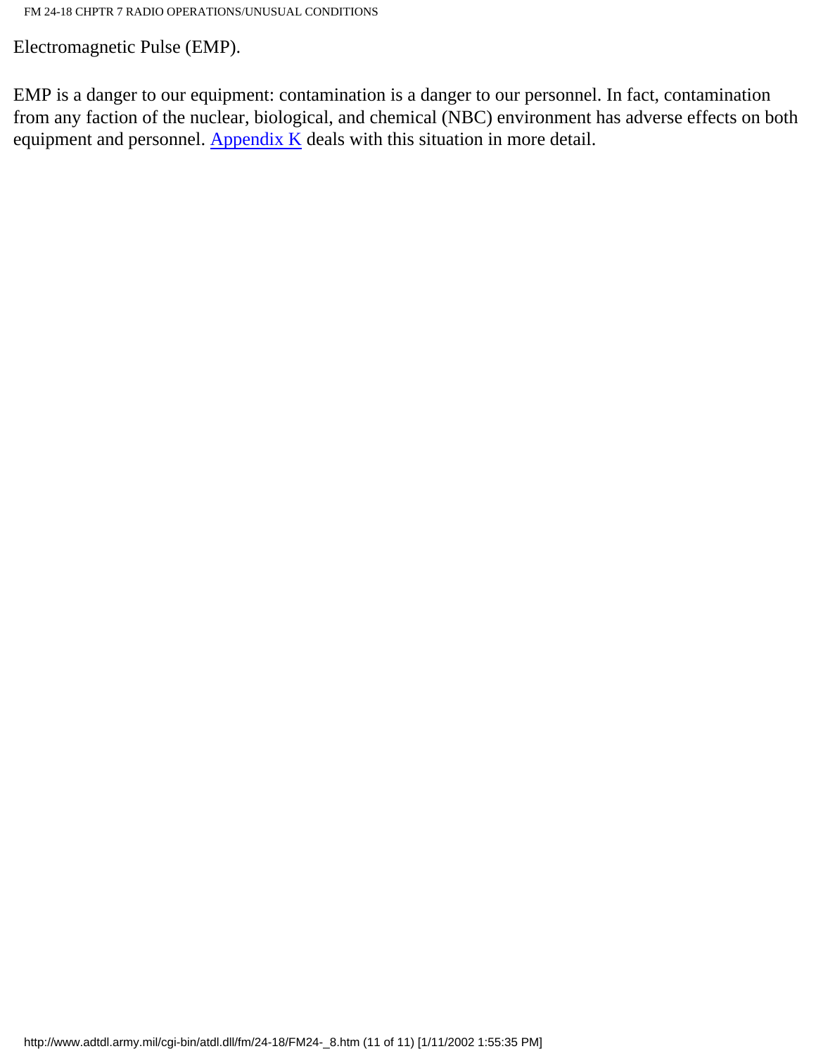Electromagnetic Pulse (EMP).

EMP is a danger to our equipment: contamination is a danger to our personnel. In fact, contamination from any faction of the nuclear, biological, and chemical (NBC) environment has adverse effects on both equipment and personnel. Appendix K deals with this situation in more detail.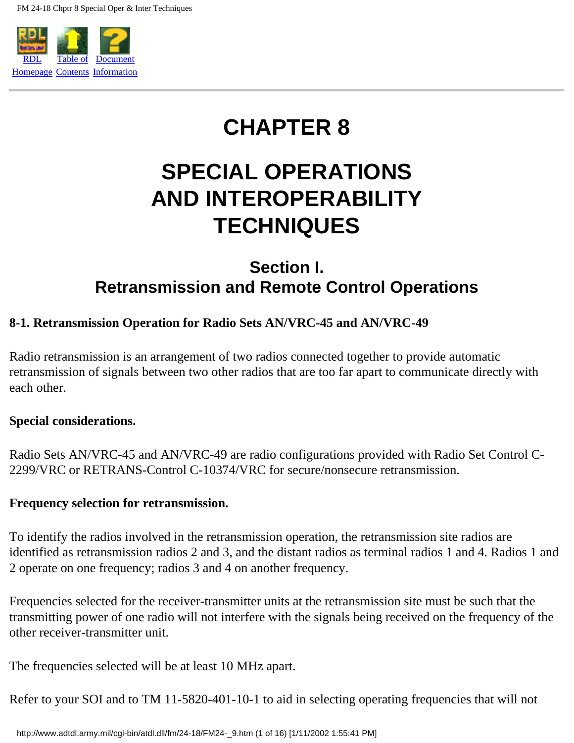# CHAPTER 8

# SPECIAL OPERATIONS AND INTEROPERABILITY TECHNIQUES

## Section I. Retransmission and Remote Control Operations

### 8-1. Retransmission Operation for Radio Sets AN/VRC-45 and AN/VRC-49

Radio retransmission is an arrangement of two radios connected together to provide automatic retransmission of signals between two other radios that are too far apart to communicate directly with each other.

**Special considerations.**

Radio Sets AN/VRC-45 and AN/VRC-49 are radio configurations provided with Radio Set Control C-2299/VRC or RETRANS-Control C-10374/VRC for secure/nonsecure retransmission.

**Frequency selection for retransmission.**

To identify the radios involved in the retransmission operation, the retransmission site radios are identified as retransmission radios 2 and 3, and the distant radios as terminal radios 1 and 4. Radios 1 and 2 operate on one frequency; radios 3 and 4 on another frequency.

Frequencies selected for the receiver-transmitter units at the retransmission site must be such that the transmitting power of one radio will not interfere with the signals being received on the frequency of the other receiver-transmitter unit.

The frequencies selected will be at least 10 MHz apart.

Refer to your SOI and to TM 11-5820-401-10-1 to aid in selecting operating frequencies that will not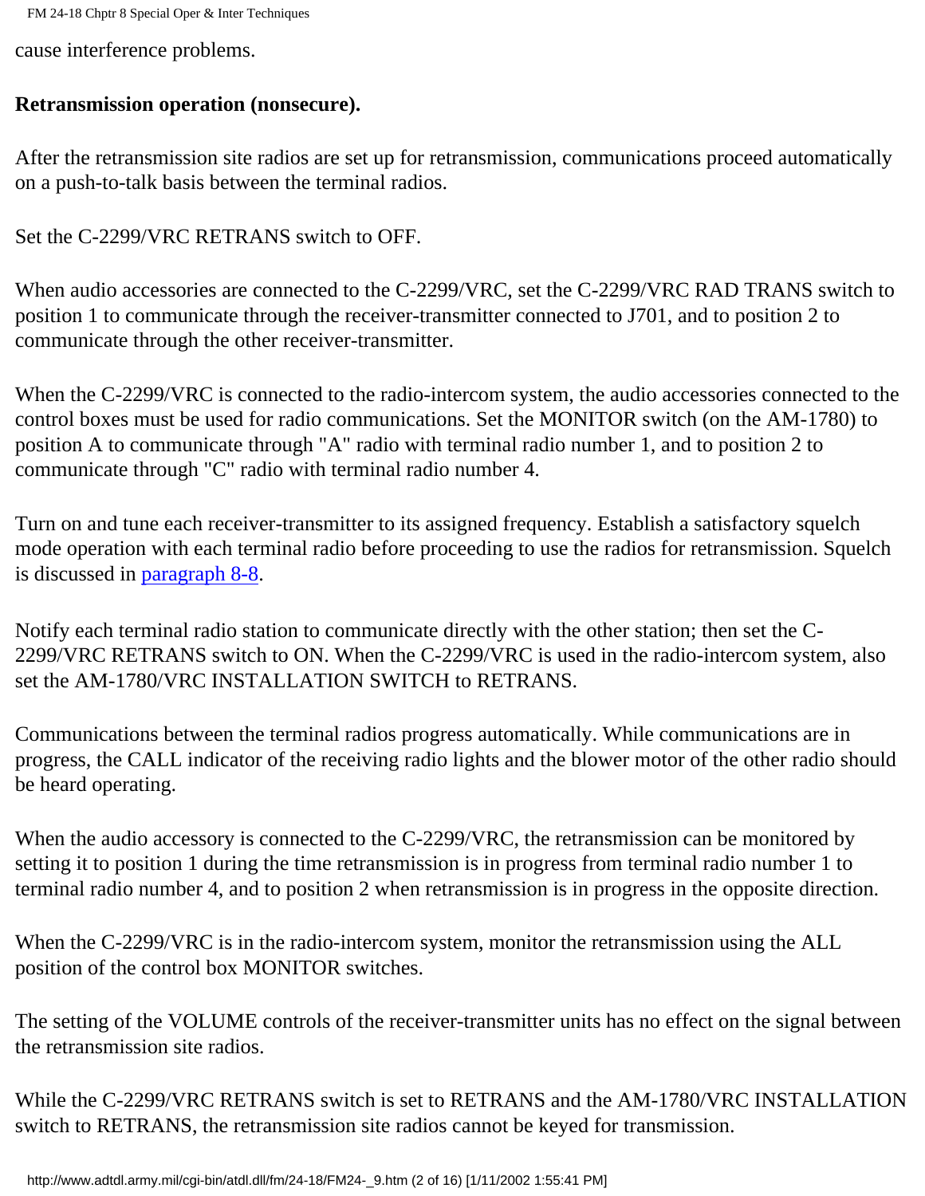cause interference problems.

**Retransmission operation (nonsecure).**

After the retransmission site radios are set up for retransmission, communications proceed automatically on a push-to-talk basis between the terminal radios.

Set the C-2299/VRC RETRANS switch to OFF.

When audio accessories are connected to the C-2299/VRC, set the C-2299/VRC RAD TRANS switch to position 1 to communicate through the receiver-transmitter connected to J701, and to position 2 to communicate through the other receiver-transmitter.

When the C-2299/VRC is connected to the radio-intercom system, the audio accessories connected to the control boxes must be used for radio communications. Set the MONITOR switch (on the AM-1780) to position A to communicate through "A" radio with terminal radio number 1, and to position 2 to communicate through "C" radio with terminal radio number 4.

Turn on and tune each receiver-transmitter to its assigned frequency. Establish a satisfactory squelch mode operation with each terminal radio before proceeding to use the radios for retransmission. Squelch is discussed in paragraph 8-8.

Notify each terminal radio station to communicate directly with the other station; then set the C-2299/VRC RETRANS switch to ON. When the C-2299/VRC is used in the radio-intercom system, also set the AM-1780/VRC INSTALLATION SWITCH to RETRANS.

Communications between the terminal radios progress automatically. While communications are in progress, the CALL indicator of the receiving radio lights and the blower motor of the other radio should be heard operating.

When the audio accessory is connected to the C-2299/VRC, the retransmission can be monitored by setting it to position 1 during the time retransmission is in progress from terminal radio number 1 to terminal radio number 4, and to position 2 when retransmission is in progress in the opposite direction.

When the C-2299/VRC is in the radio-intercom system, monitor the retransmission using the ALL position of the control box MONITOR switches.

The setting of the VOLUME controls of the receiver-transmitter units has no effect on the signal between the retransmission site radios.

While the C-2299/VRC RETRANS switch is set to RETRANS and the AM-1780/VRC INSTALLATION switch to RETRANS, the retransmission site radios cannot be keyed for transmission.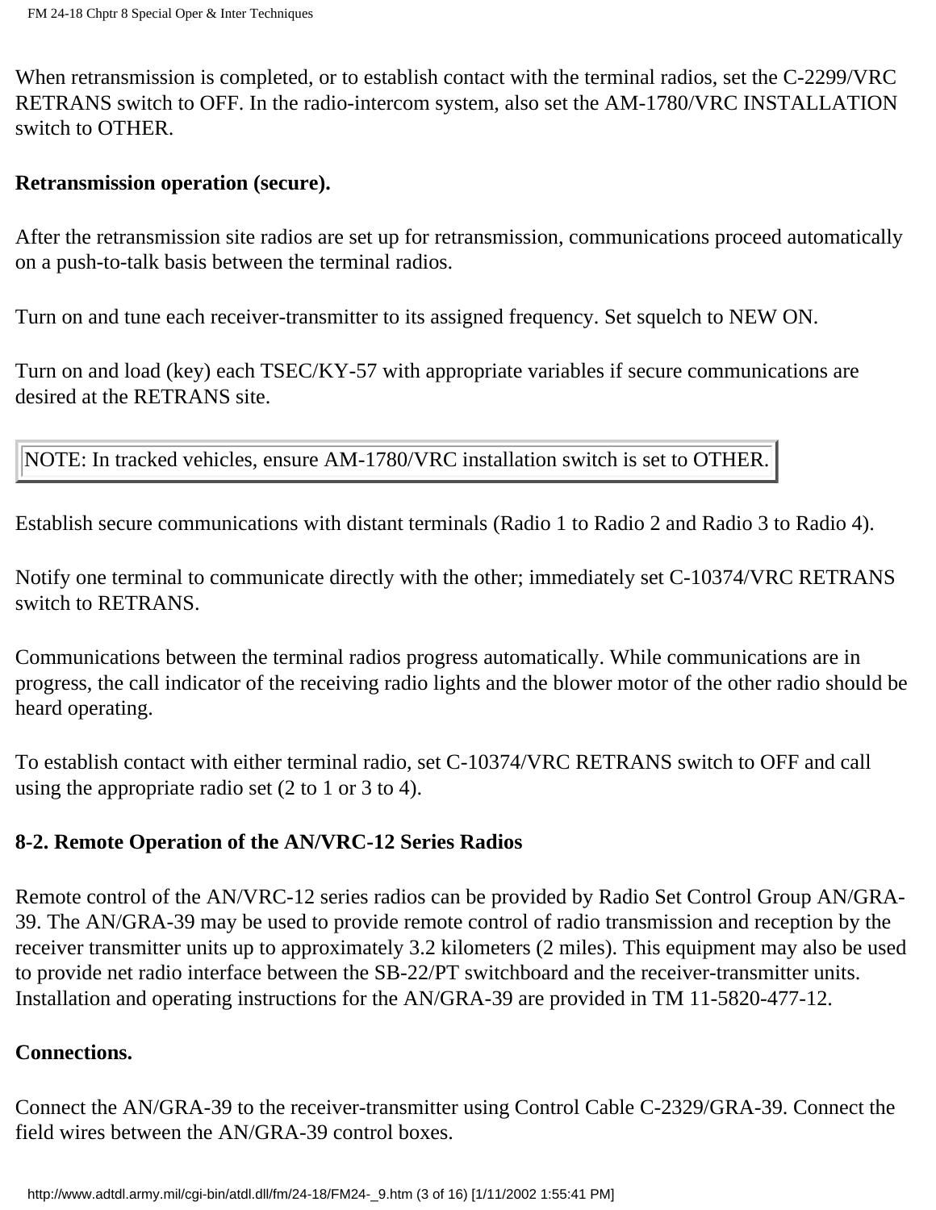When retransmission is completed, or to establish contact with the terminal radios, set the C-2299/VRC RETRANS switch to OFF. In the radio-intercom system, also set the AM-1780/VRC INSTALLATION switch to OTHER.

**Retransmission operation (secure).**

After the retransmission site radios are set up for retransmission, communications proceed automatically on a push-to-talk basis between the terminal radios.

Turn on and tune each receiver-transmitter to its assigned frequency. Set squelch to NEW ON.

Turn on and load (key) each TSEC/KY-57 with appropriate variables if secure communications are desired at the RETRANS site.

| NOTE: In tracked vehicles, ensure AM-1780/VRC installation switch is set to OTHER. |
|---|

Establish secure communications with distant terminals (Radio 1 to Radio 2 and Radio 3 to Radio 4).

Notify one terminal to communicate directly with the other; immediately set C-10374/VRC RETRANS switch to RETRANS.

Communications between the terminal radios progress automatically. While communications are in progress, the call indicator of the receiving radio lights and the blower motor of the other radio should be heard operating.

To establish contact with either terminal radio, set C-10374/VRC RETRANS switch to OFF and call using the appropriate radio set (2 to 1 or 3 to 4).

## 8-2. Remote Operation of the AN/VRC-12 Series Radios

Remote control of the AN/VRC-12 series radios can be provided by Radio Set Control Group AN/GRA-39. The AN/GRA-39 may be used to provide remote control of radio transmission and reception by the receiver transmitter units up to approximately 3.2 kilometers (2 miles). This equipment may also be used to provide net radio interface between the SB-22/PT switchboard and the receiver-transmitter units. Installation and operating instructions for the AN/GRA-39 are provided in TM 11-5820-477-12.

**Connections.**

Connect the AN/GRA-39 to the receiver-transmitter using Control Cable C-2329/GRA-39. Connect the field wires between the AN/GRA-39 control boxes.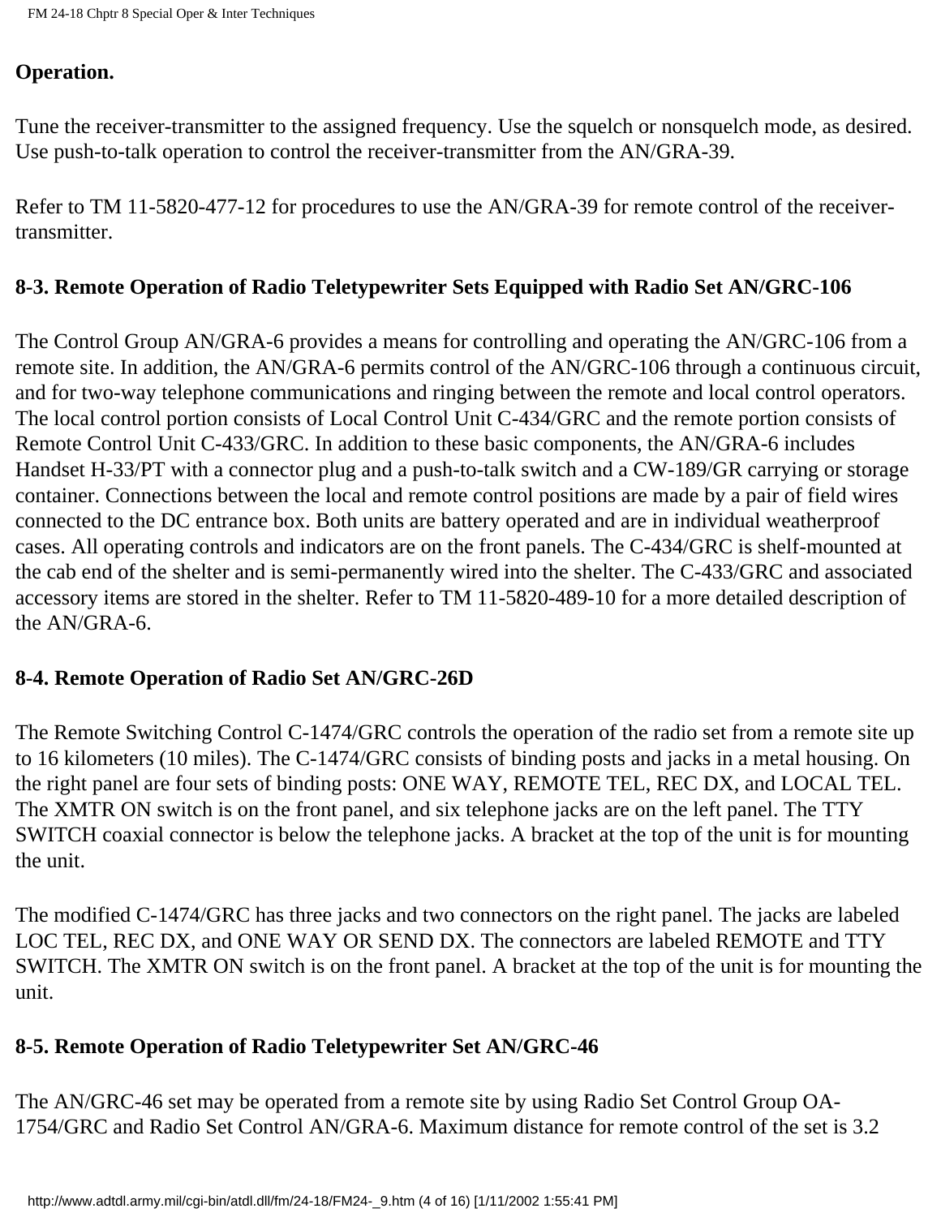**Operation.**

Tune the receiver-transmitter to the assigned frequency. Use the squelch or nonsquelch mode, as desired. Use push-to-talk operation to control the receiver-transmitter from the AN/GRA-39.

Refer to TM 11-5820-477-12 for procedures to use the AN/GRA-39 for remote control of the receiver-transmitter.

### 8-3. Remote Operation of Radio Teletypewriter Sets Equipped with Radio Set AN/GRC-106

The Control Group AN/GRA-6 provides a means for controlling and operating the AN/GRC-106 from a remote site. In addition, the AN/GRA-6 permits control of the AN/GRC-106 through a continuous circuit, and for two-way telephone communications and ringing between the remote and local control operators. The local control portion consists of Local Control Unit C-434/GRC and the remote portion consists of Remote Control Unit C-433/GRC. In addition to these basic components, the AN/GRA-6 includes Handset H-33/PT with a connector plug and a push-to-talk switch and a CW-189/GR carrying or storage container. Connections between the local and remote control positions are made by a pair of field wires connected to the DC entrance box. Both units are battery operated and are in individual weatherproof cases. All operating controls and indicators are on the front panels. The C-434/GRC is shelf-mounted at the cab end of the shelter and is semi-permanently wired into the shelter. The C-433/GRC and associated accessory items are stored in the shelter. Refer to TM 11-5820-489-10 for a more detailed description of the AN/GRA-6.

### 8-4. Remote Operation of Radio Set AN/GRC-26D

The Remote Switching Control C-1474/GRC controls the operation of the radio set from a remote site up to 16 kilometers (10 miles). The C-1474/GRC consists of binding posts and jacks in a metal housing. On the right panel are four sets of binding posts: ONE WAY, REMOTE TEL, REC DX, and LOCAL TEL. The XMTR ON switch is on the front panel, and six telephone jacks are on the left panel. The TTY SWITCH coaxial connector is below the telephone jacks. A bracket at the top of the unit is for mounting the unit.

The modified C-1474/GRC has three jacks and two connectors on the right panel. The jacks are labeled LOC TEL, REC DX, and ONE WAY OR SEND DX. The connectors are labeled REMOTE and TTY SWITCH. The XMTR ON switch is on the front panel. A bracket at the top of the unit is for mounting the unit.

### 8-5. Remote Operation of Radio Teletypewriter Set AN/GRC-46

The AN/GRC-46 set may be operated from a remote site by using Radio Set Control Group OA-1754/GRC and Radio Set Control AN/GRA-6. Maximum distance for remote control of the set is 3.2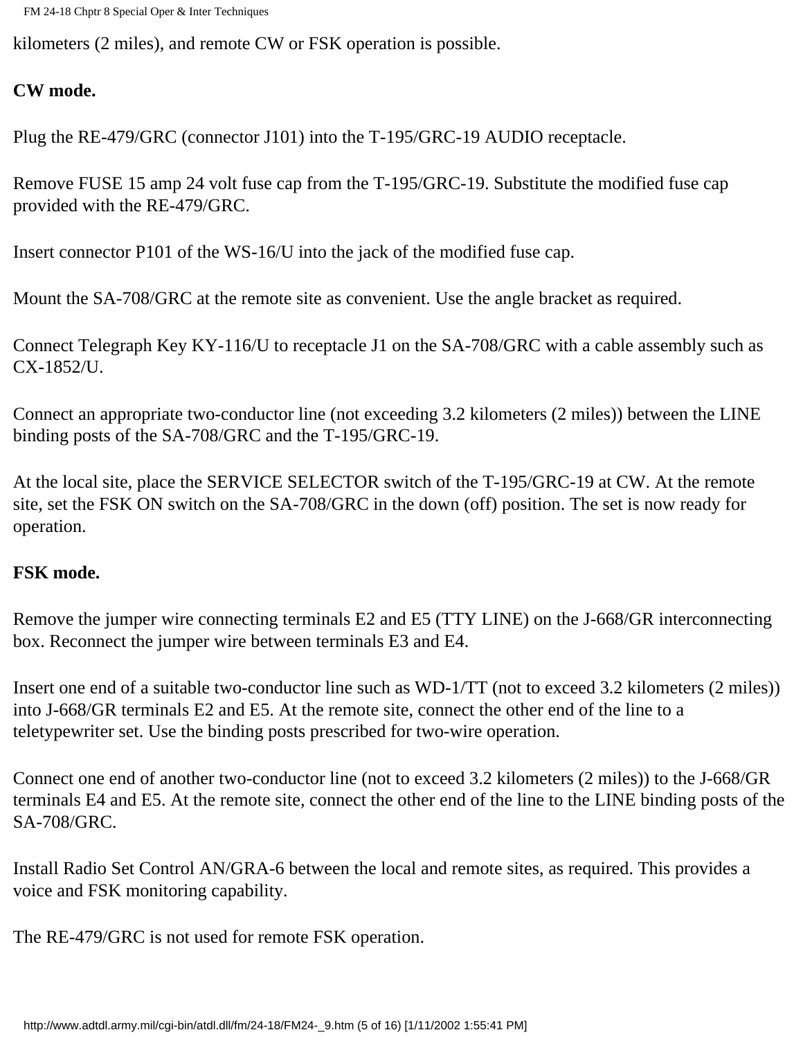kilometers (2 miles), and remote CW or FSK operation is possible.

**CW mode.**

Plug the RE-479/GRC (connector J101) into the T-195/GRC-19 AUDIO receptacle.

Remove FUSE 15 amp 24 volt fuse cap from the T-195/GRC-19. Substitute the modified fuse cap provided with the RE-479/GRC.

Insert connector P101 of the WS-16/U into the jack of the modified fuse cap.

Mount the SA-708/GRC at the remote site as convenient. Use the angle bracket as required.

Connect Telegraph Key KY-116/U to receptacle J1 on the SA-708/GRC with a cable assembly such as CX-1852/U.

Connect an appropriate two-conductor line (not exceeding 3.2 kilometers (2 miles)) between the LINE binding posts of the SA-708/GRC and the T-195/GRC-19.

At the local site, place the SERVICE SELECTOR switch of the T-195/GRC-19 at CW. At the remote site, set the FSK ON switch on the SA-708/GRC in the down (off) position. The set is now ready for operation.

**FSK mode.**

Remove the jumper wire connecting terminals E2 and E5 (TTY LINE) on the J-668/GR interconnecting box. Reconnect the jumper wire between terminals E3 and E4.

Insert one end of a suitable two-conductor line such as WD-1/TT (not to exceed 3.2 kilometers (2 miles)) into J-668/GR terminals E2 and E5. At the remote site, connect the other end of the line to a teletypewriter set. Use the binding posts prescribed for two-wire operation.

Connect one end of another two-conductor line (not to exceed 3.2 kilometers (2 miles)) to the J-668/GR terminals E4 and E5. At the remote site, connect the other end of the line to the LINE binding posts of the SA-708/GRC.

Install Radio Set Control AN/GRA-6 between the local and remote sites, as required. This provides a voice and FSK monitoring capability.

The RE-479/GRC is not used for remote FSK operation.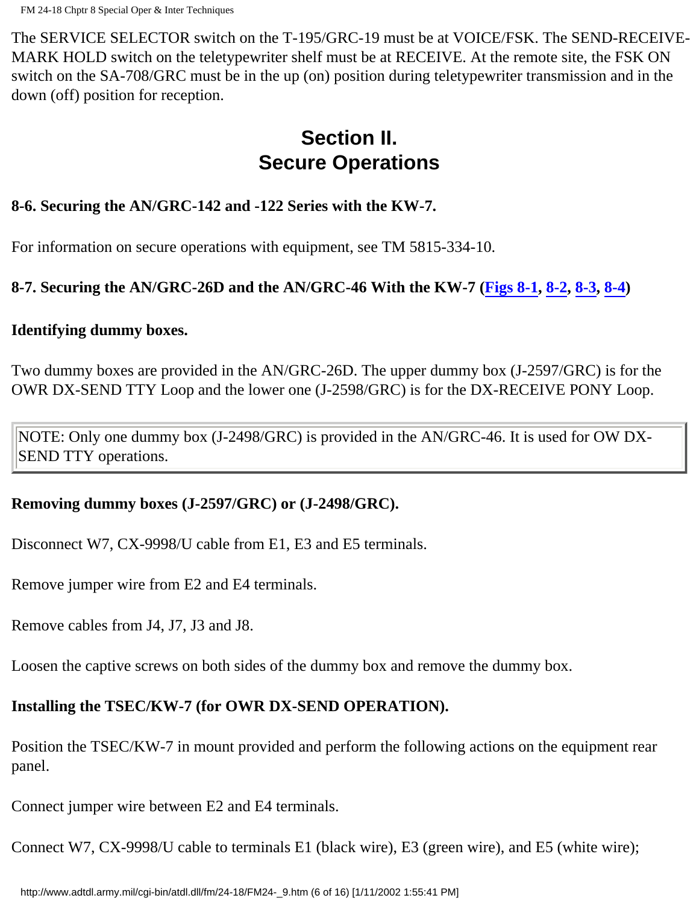The SERVICE SELECTOR switch on the T-195/GRC-19 must be at VOICE/FSK. The SEND-RECEIVE-MARK HOLD switch on the teletypewriter shelf must be at RECEIVE. At the remote site, the FSK ON switch on the SA-708/GRC must be in the up (on) position during teletypewriter transmission and in the down (off) position for reception.

## Section II.
## Secure Operations

**8-6. Securing the AN/GRC-142 and -122 Series with the KW-7.**

For information on secure operations with equipment, see TM 5815-334-10.

**8-7. Securing the AN/GRC-26D and the AN/GRC-46 With the KW-7 (Figs 8-1, 8-2, 8-3, 8-4)**

**Identifying dummy boxes.**

Two dummy boxes are provided in the AN/GRC-26D. The upper dummy box (J-2597/GRC) is for the OWR DX-SEND TTY Loop and the lower one (J-2598/GRC) is for the DX-RECEIVE PONY Loop.

> NOTE: Only one dummy box (J-2498/GRC) is provided in the AN/GRC-46. It is used for OW DX-SEND TTY operations.

**Removing dummy boxes (J-2597/GRC) or (J-2498/GRC).**

Disconnect W7, CX-9998/U cable from E1, E3 and E5 terminals.

Remove jumper wire from E2 and E4 terminals.

Remove cables from J4, J7, J3 and J8.

Loosen the captive screws on both sides of the dummy box and remove the dummy box.

**Installing the TSEC/KW-7 (for OWR DX-SEND OPERATION).**

Position the TSEC/KW-7 in mount provided and perform the following actions on the equipment rear panel.

Connect jumper wire between E2 and E4 terminals.

Connect W7, CX-9998/U cable to terminals E1 (black wire), E3 (green wire), and E5 (white wire);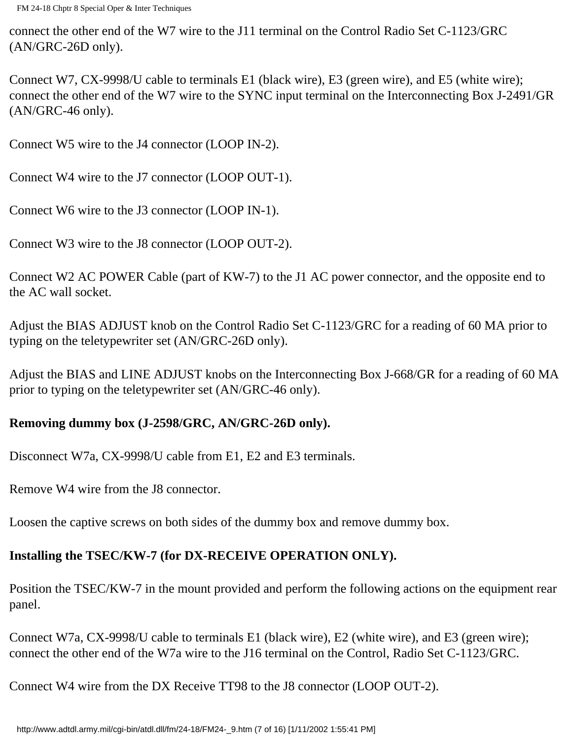connect the other end of the W7 wire to the J11 terminal on the Control Radio Set C-1123/GRC (AN/GRC-26D only).

Connect W7, CX-9998/U cable to terminals E1 (black wire), E3 (green wire), and E5 (white wire); connect the other end of the W7 wire to the SYNC input terminal on the Interconnecting Box J-2491/GR (AN/GRC-46 only).

Connect W5 wire to the J4 connector (LOOP IN-2).

Connect W4 wire to the J7 connector (LOOP OUT-1).

Connect W6 wire to the J3 connector (LOOP IN-1).

Connect W3 wire to the J8 connector (LOOP OUT-2).

Connect W2 AC POWER Cable (part of KW-7) to the J1 AC power connector, and the opposite end to the AC wall socket.

Adjust the BIAS ADJUST knob on the Control Radio Set C-1123/GRC for a reading of 60 MA prior to typing on the teletypewriter set (AN/GRC-26D only).

Adjust the BIAS and LINE ADJUST knobs on the Interconnecting Box J-668/GR for a reading of 60 MA prior to typing on the teletypewriter set (AN/GRC-46 only).

**Removing dummy box (J-2598/GRC, AN/GRC-26D only).**

Disconnect W7a, CX-9998/U cable from E1, E2 and E3 terminals.

Remove W4 wire from the J8 connector.

Loosen the captive screws on both sides of the dummy box and remove dummy box.

**Installing the TSEC/KW-7 (for DX-RECEIVE OPERATION ONLY).**

Position the TSEC/KW-7 in the mount provided and perform the following actions on the equipment rear panel.

Connect W7a, CX-9998/U cable to terminals E1 (black wire), E2 (white wire), and E3 (green wire); connect the other end of the W7a wire to the J16 terminal on the Control, Radio Set C-1123/GRC.

Connect W4 wire from the DX Receive TT98 to the J8 connector (LOOP OUT-2).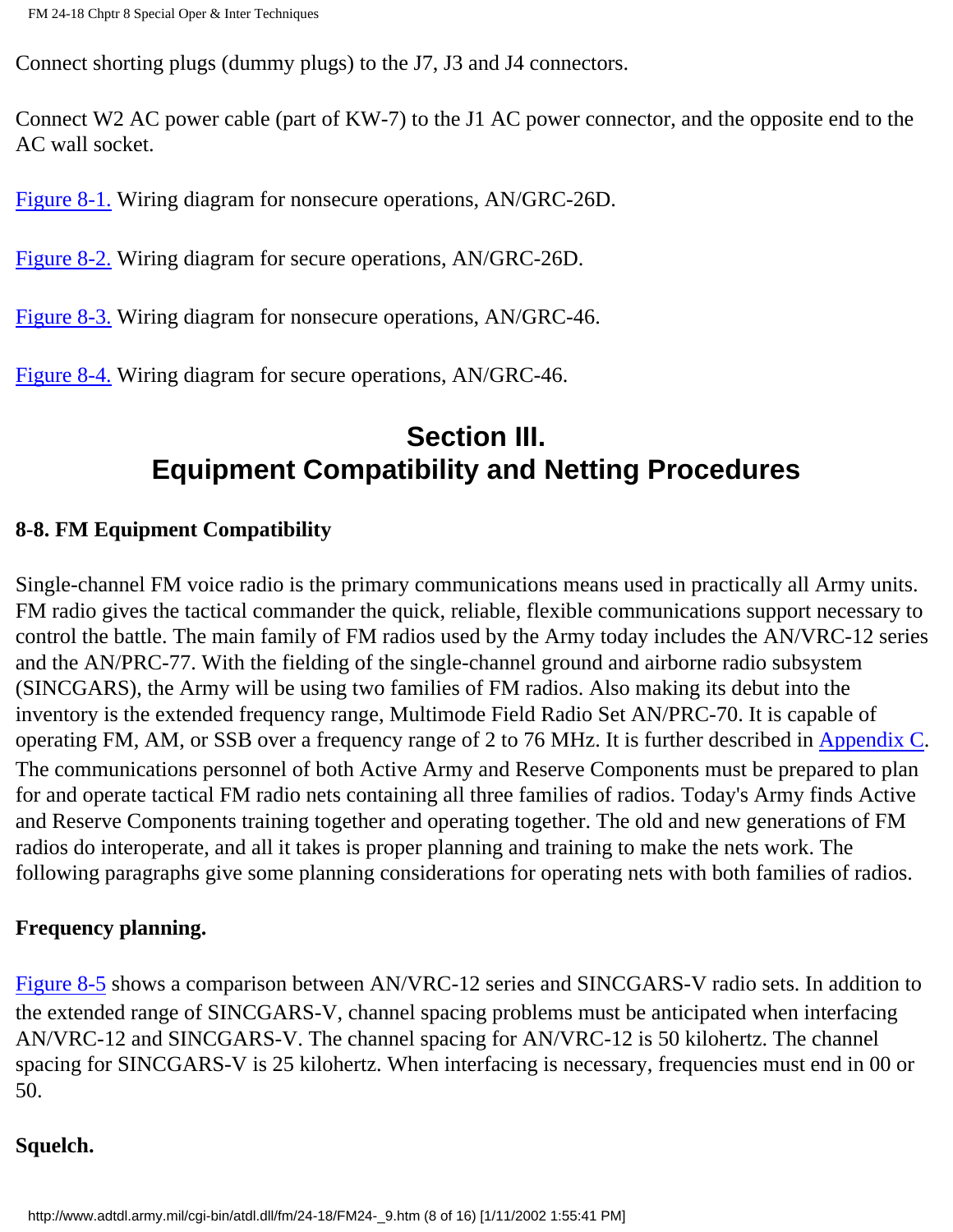Connect shorting plugs (dummy plugs) to the J7, J3 and J4 connectors.

Connect W2 AC power cable (part of KW-7) to the J1 AC power connector, and the opposite end to the AC wall socket.

Figure 8-1. Wiring diagram for nonsecure operations, AN/GRC-26D.

Figure 8-2. Wiring diagram for secure operations, AN/GRC-26D.

Figure 8-3. Wiring diagram for nonsecure operations, AN/GRC-46.

Figure 8-4. Wiring diagram for secure operations, AN/GRC-46.

## Section III. Equipment Compatibility and Netting Procedures

### 8-8. FM Equipment Compatibility

Single-channel FM voice radio is the primary communications means used in practically all Army units. FM radio gives the tactical commander the quick, reliable, flexible communications support necessary to control the battle. The main family of FM radios used by the Army today includes the AN/VRC-12 series and the AN/PRC-77. With the fielding of the single-channel ground and airborne radio subsystem (SINCGARS), the Army will be using two families of FM radios. Also making its debut into the inventory is the extended frequency range, Multimode Field Radio Set AN/PRC-70. It is capable of operating FM, AM, or SSB over a frequency range of 2 to 76 MHz. It is further described in Appendix C. The communications personnel of both Active Army and Reserve Components must be prepared to plan for and operate tactical FM radio nets containing all three families of radios. Today's Army finds Active and Reserve Components training together and operating together. The old and new generations of FM radios do interoperate, and all it takes is proper planning and training to make the nets work. The following paragraphs give some planning considerations for operating nets with both families of radios.

**Frequency planning.**

Figure 8-5 shows a comparison between AN/VRC-12 series and SINCGARS-V radio sets. In addition to the extended range of SINCGARS-V, channel spacing problems must be anticipated when interfacing AN/VRC-12 and SINCGARS-V. The channel spacing for AN/VRC-12 is 50 kilohertz. The channel spacing for SINCGARS-V is 25 kilohertz. When interfacing is necessary, frequencies must end in 00 or 50.

**Squelch.**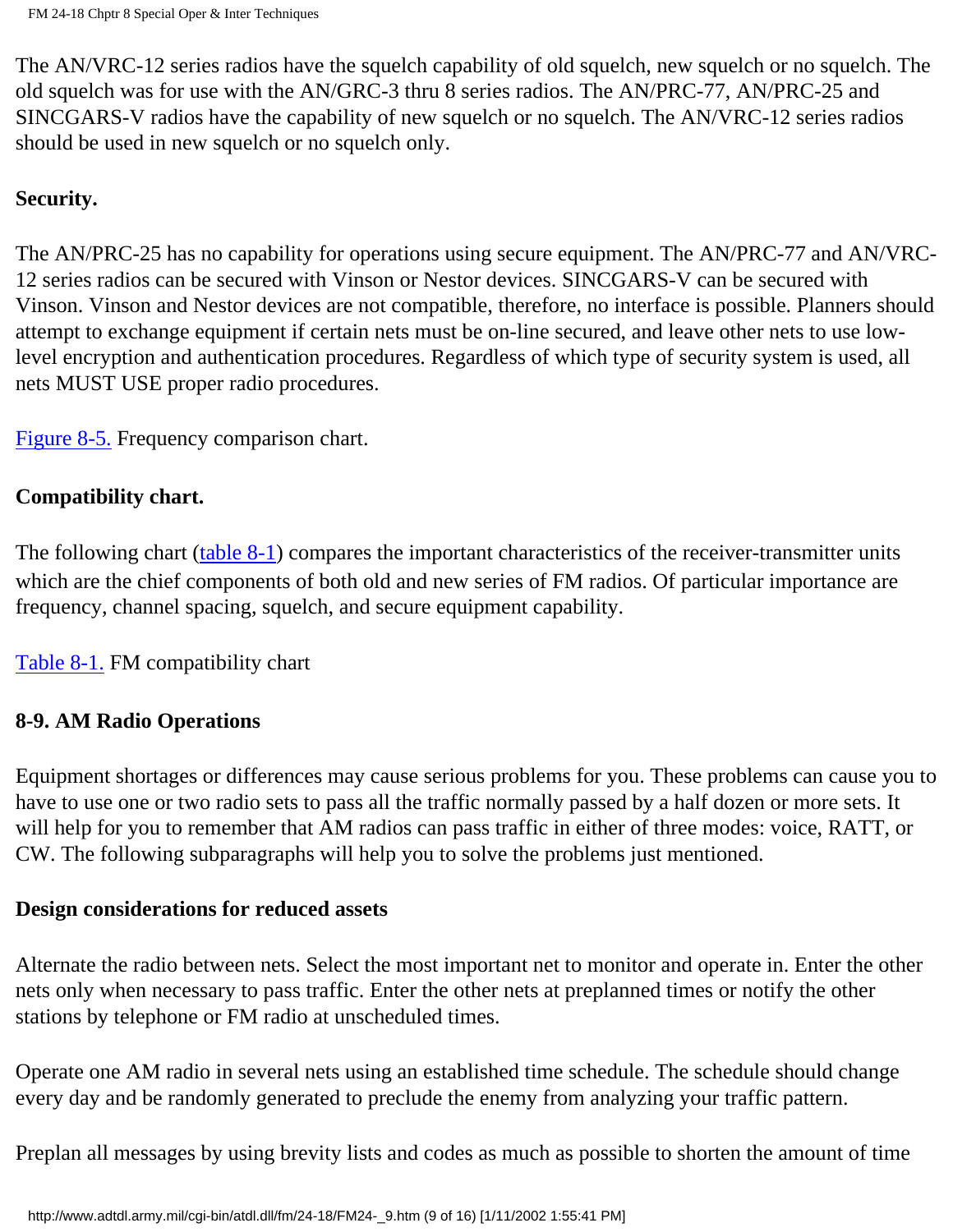The AN/VRC-12 series radios have the squelch capability of old squelch, new squelch or no squelch. The old squelch was for use with the AN/GRC-3 thru 8 series radios. The AN/PRC-77, AN/PRC-25 and SINCGARS-V radios have the capability of new squelch or no squelch. The AN/VRC-12 series radios should be used in new squelch or no squelch only.

**Security.**

The AN/PRC-25 has no capability for operations using secure equipment. The AN/PRC-77 and AN/VRC-12 series radios can be secured with Vinson or Nestor devices. SINCGARS-V can be secured with Vinson. Vinson and Nestor devices are not compatible, therefore, no interface is possible. Planners should attempt to exchange equipment if certain nets must be on-line secured, and leave other nets to use low-level encryption and authentication procedures. Regardless of which type of security system is used, all nets MUST USE proper radio procedures.

Figure 8-5. Frequency comparison chart.

**Compatibility chart.**

The following chart (table 8-1) compares the important characteristics of the receiver-transmitter units which are the chief components of both old and new series of FM radios. Of particular importance are frequency, channel spacing, squelch, and secure equipment capability.

Table 8-1. FM compatibility chart

**8-9. AM Radio Operations**

Equipment shortages or differences may cause serious problems for you. These problems can cause you to have to use one or two radio sets to pass all the traffic normally passed by a half dozen or more sets. It will help for you to remember that AM radios can pass traffic in either of three modes: voice, RATT, or CW. The following subparagraphs will help you to solve the problems just mentioned.

**Design considerations for reduced assets**

Alternate the radio between nets. Select the most important net to monitor and operate in. Enter the other nets only when necessary to pass traffic. Enter the other nets at preplanned times or notify the other stations by telephone or FM radio at unscheduled times.

Operate one AM radio in several nets using an established time schedule. The schedule should change every day and be randomly generated to preclude the enemy from analyzing your traffic pattern.

Preplan all messages by using brevity lists and codes as much as possible to shorten the amount of time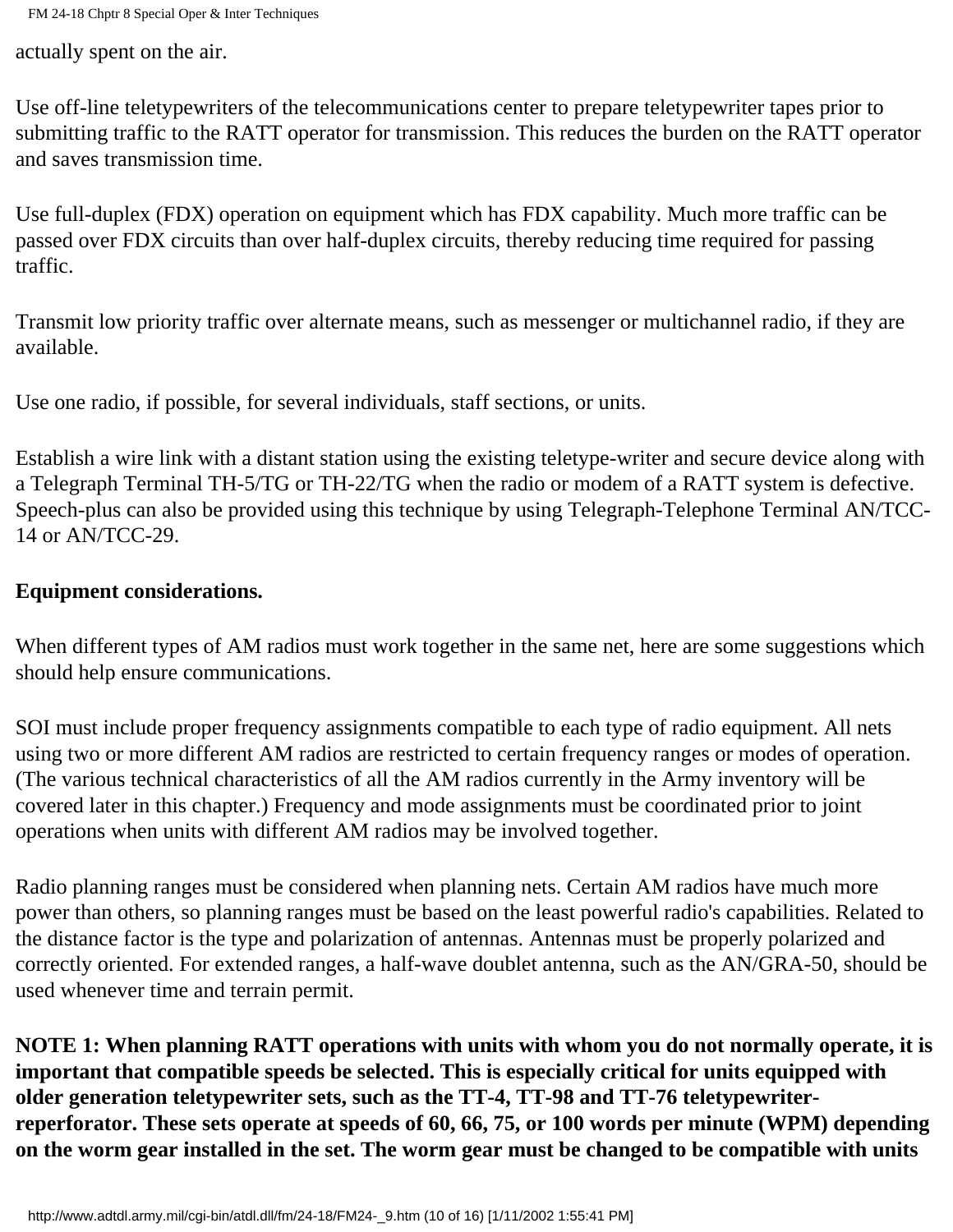actually spent on the air.

Use off-line teletypewriters of the telecommunications center to prepare teletypewriter tapes prior to submitting traffic to the RATT operator for transmission. This reduces the burden on the RATT operator and saves transmission time.

Use full-duplex (FDX) operation on equipment which has FDX capability. Much more traffic can be passed over FDX circuits than over half-duplex circuits, thereby reducing time required for passing traffic.

Transmit low priority traffic over alternate means, such as messenger or multichannel radio, if they are available.

Use one radio, if possible, for several individuals, staff sections, or units.

Establish a wire link with a distant station using the existing teletype-writer and secure device along with a Telegraph Terminal TH-5/TG or TH-22/TG when the radio or modem of a RATT system is defective. Speech-plus can also be provided using this technique by using Telegraph-Telephone Terminal AN/TCC-14 or AN/TCC-29.

**Equipment considerations.**

When different types of AM radios must work together in the same net, here are some suggestions which should help ensure communications.

SOI must include proper frequency assignments compatible to each type of radio equipment. All nets using two or more different AM radios are restricted to certain frequency ranges or modes of operation. (The various technical characteristics of all the AM radios currently in the Army inventory will be covered later in this chapter.) Frequency and mode assignments must be coordinated prior to joint operations when units with different AM radios may be involved together.

Radio planning ranges must be considered when planning nets. Certain AM radios have much more power than others, so planning ranges must be based on the least powerful radio's capabilities. Related to the distance factor is the type and polarization of antennas. Antennas must be properly polarized and correctly oriented. For extended ranges, a half-wave doublet antenna, such as the AN/GRA-50, should be used whenever time and terrain permit.

**NOTE 1: When planning RATT operations with units with whom you do not normally operate, it is important that compatible speeds be selected. This is especially critical for units equipped with older generation teletypewriter sets, such as the TT-4, TT-98 and TT-76 teletypewriter-reperforator. These sets operate at speeds of 60, 66, 75, or 100 words per minute (WPM) depending on the worm gear installed in the set. The worm gear must be changed to be compatible with units**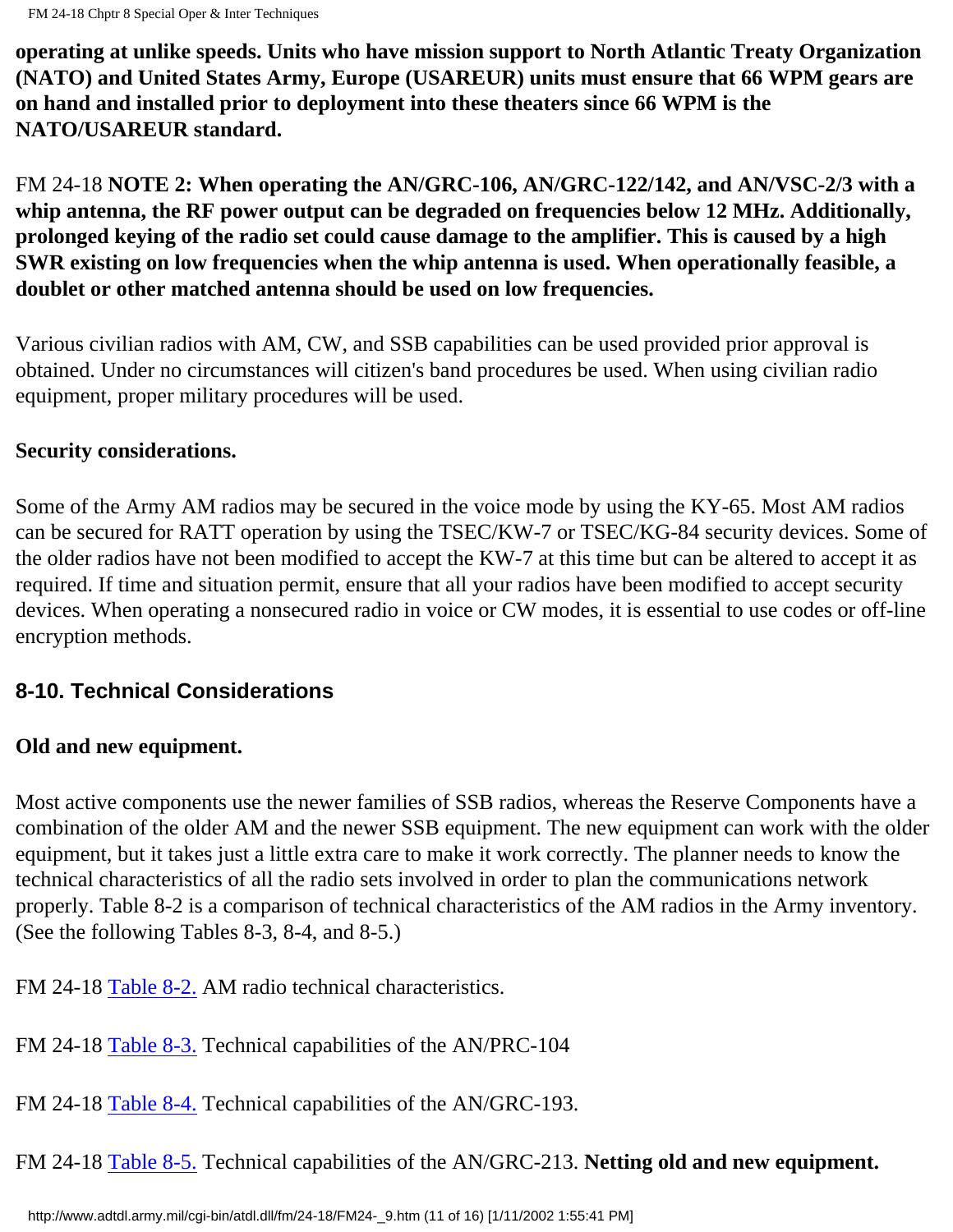**operating at unlike speeds. Units who have mission support to North Atlantic Treaty Organization (NATO) and United States Army, Europe (USAREUR) units must ensure that 66 WPM gears are on hand and installed prior to deployment into these theaters since 66 WPM is the NATO/USAREUR standard.**

FM 24-18 **NOTE 2: When operating the AN/GRC-106, AN/GRC-122/142, and AN/VSC-2/3 with a whip antenna, the RF power output can be degraded on frequencies below 12 MHz. Additionally, prolonged keying of the radio set could cause damage to the amplifier. This is caused by a high SWR existing on low frequencies when the whip antenna is used. When operationally feasible, a doublet or other matched antenna should be used on low frequencies.**

Various civilian radios with AM, CW, and SSB capabilities can be used provided prior approval is obtained. Under no circumstances will citizen's band procedures be used. When using civilian radio equipment, proper military procedures will be used.

**Security considerations.**

Some of the Army AM radios may be secured in the voice mode by using the KY-65. Most AM radios can be secured for RATT operation by using the TSEC/KW-7 or TSEC/KG-84 security devices. Some of the older radios have not been modified to accept the KW-7 at this time but can be altered to accept it as required. If time and situation permit, ensure that all your radios have been modified to accept security devices. When operating a nonsecured radio in voice or CW modes, it is essential to use codes or off-line encryption methods.

## 8-10. Technical Considerations

**Old and new equipment.**

Most active components use the newer families of SSB radios, whereas the Reserve Components have a combination of the older AM and the newer SSB equipment. The new equipment can work with the older equipment, but it takes just a little extra care to make it work correctly. The planner needs to know the technical characteristics of all the radio sets involved in order to plan the communications network properly. Table 8-2 is a comparison of technical characteristics of the AM radios in the Army inventory. (See the following Tables 8-3, 8-4, and 8-5.)

FM 24-18 Table 8-2. AM radio technical characteristics.

FM 24-18 Table 8-3. Technical capabilities of the AN/PRC-104

FM 24-18 Table 8-4. Technical capabilities of the AN/GRC-193.

FM 24-18 Table 8-5. Technical capabilities of the AN/GRC-213. **Netting old and new equipment.**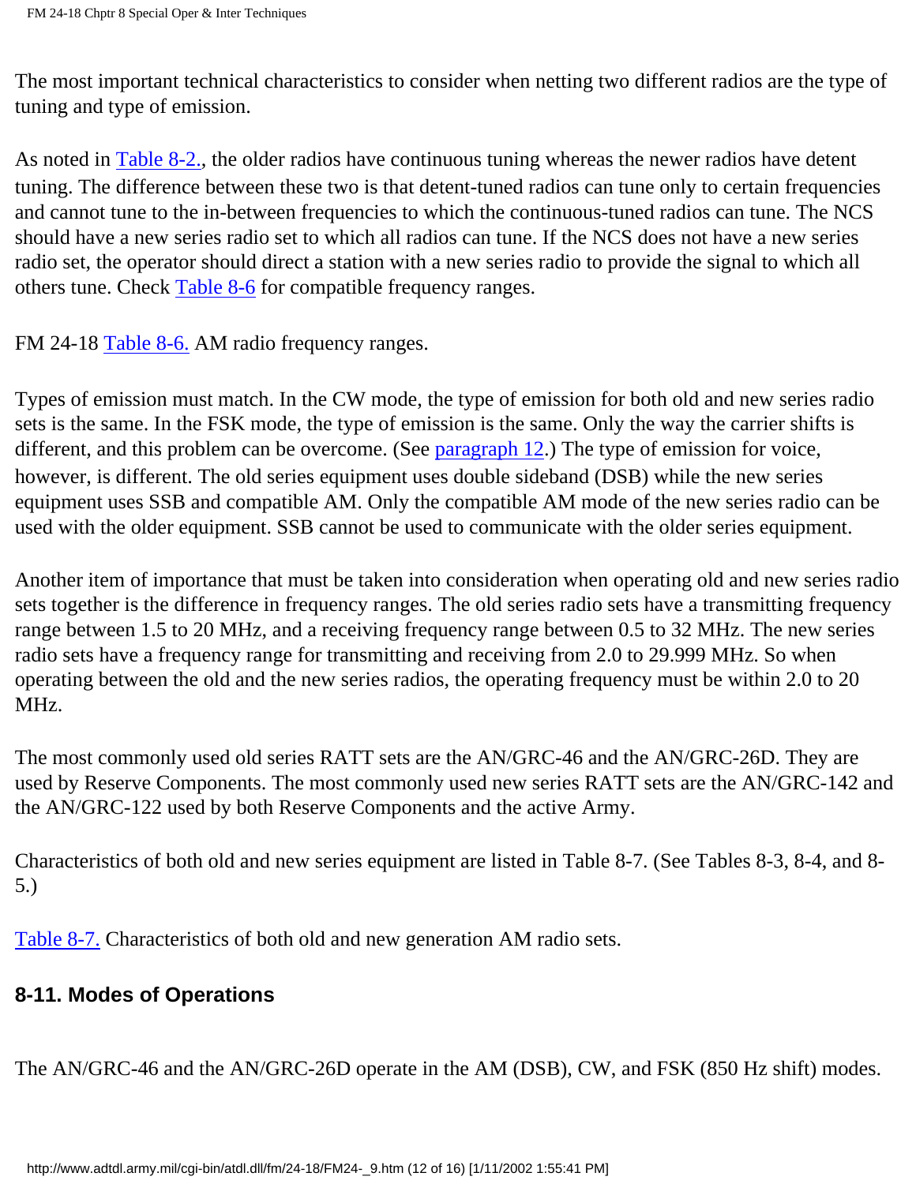The most important technical characteristics to consider when netting two different radios are the type of tuning and type of emission.

As noted in Table 8-2., the older radios have continuous tuning whereas the newer radios have detent tuning. The difference between these two is that detent-tuned radios can tune only to certain frequencies and cannot tune to the in-between frequencies to which the continuous-tuned radios can tune. The NCS should have a new series radio set to which all radios can tune. If the NCS does not have a new series radio set, the operator should direct a station with a new series radio to provide the signal to which all others tune. Check Table 8-6 for compatible frequency ranges.

FM 24-18 Table 8-6. AM radio frequency ranges.

Types of emission must match. In the CW mode, the type of emission for both old and new series radio sets is the same. In the FSK mode, the type of emission is the same. Only the way the carrier shifts is different, and this problem can be overcome. (See paragraph 12.) The type of emission for voice, however, is different. The old series equipment uses double sideband (DSB) while the new series equipment uses SSB and compatible AM. Only the compatible AM mode of the new series radio can be used with the older equipment. SSB cannot be used to communicate with the older series equipment.

Another item of importance that must be taken into consideration when operating old and new series radio sets together is the difference in frequency ranges. The old series radio sets have a transmitting frequency range between 1.5 to 20 MHz, and a receiving frequency range between 0.5 to 32 MHz. The new series radio sets have a frequency range for transmitting and receiving from 2.0 to 29.999 MHz. So when operating between the old and the new series radios, the operating frequency must be within 2.0 to 20 MHz.

The most commonly used old series RATT sets are the AN/GRC-46 and the AN/GRC-26D. They are used by Reserve Components. The most commonly used new series RATT sets are the AN/GRC-142 and the AN/GRC-122 used by both Reserve Components and the active Army.

Characteristics of both old and new series equipment are listed in Table 8-7. (See Tables 8-3, 8-4, and 8-5.)

Table 8-7. Characteristics of both old and new generation AM radio sets.

#### 8-11. Modes of Operations

The AN/GRC-46 and the AN/GRC-26D operate in the AM (DSB), CW, and FSK (850 Hz shift) modes.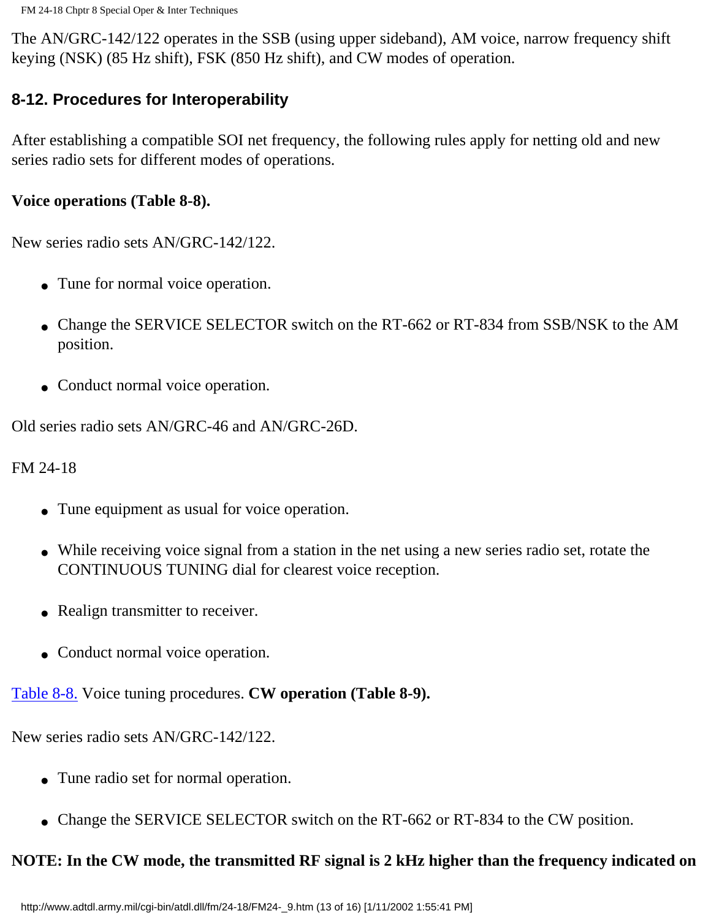The AN/GRC-142/122 operates in the SSB (using upper sideband), AM voice, narrow frequency shift keying (NSK) (85 Hz shift), FSK (850 Hz shift), and CW modes of operation.

### 8-12. Procedures for Interoperability

After establishing a compatible SOI net frequency, the following rules apply for netting old and new series radio sets for different modes of operations.

**Voice operations (Table 8-8).**

New series radio sets AN/GRC-142/122.

- Tune for normal voice operation.
- Change the SERVICE SELECTOR switch on the RT-662 or RT-834 from SSB/NSK to the AM position.
- Conduct normal voice operation.

Old series radio sets AN/GRC-46 and AN/GRC-26D.

FM 24-18

- Tune equipment as usual for voice operation.
- While receiving voice signal from a station in the net using a new series radio set, rotate the CONTINUOUS TUNING dial for clearest voice reception.
- Realign transmitter to receiver.
- Conduct normal voice operation.

Table 8-8. Voice tuning procedures. **CW operation (Table 8-9).**

New series radio sets AN/GRC-142/122.

- Tune radio set for normal operation.
- Change the SERVICE SELECTOR switch on the RT-662 or RT-834 to the CW position.

**NOTE: In the CW mode, the transmitted RF signal is 2 kHz higher than the frequency indicated on**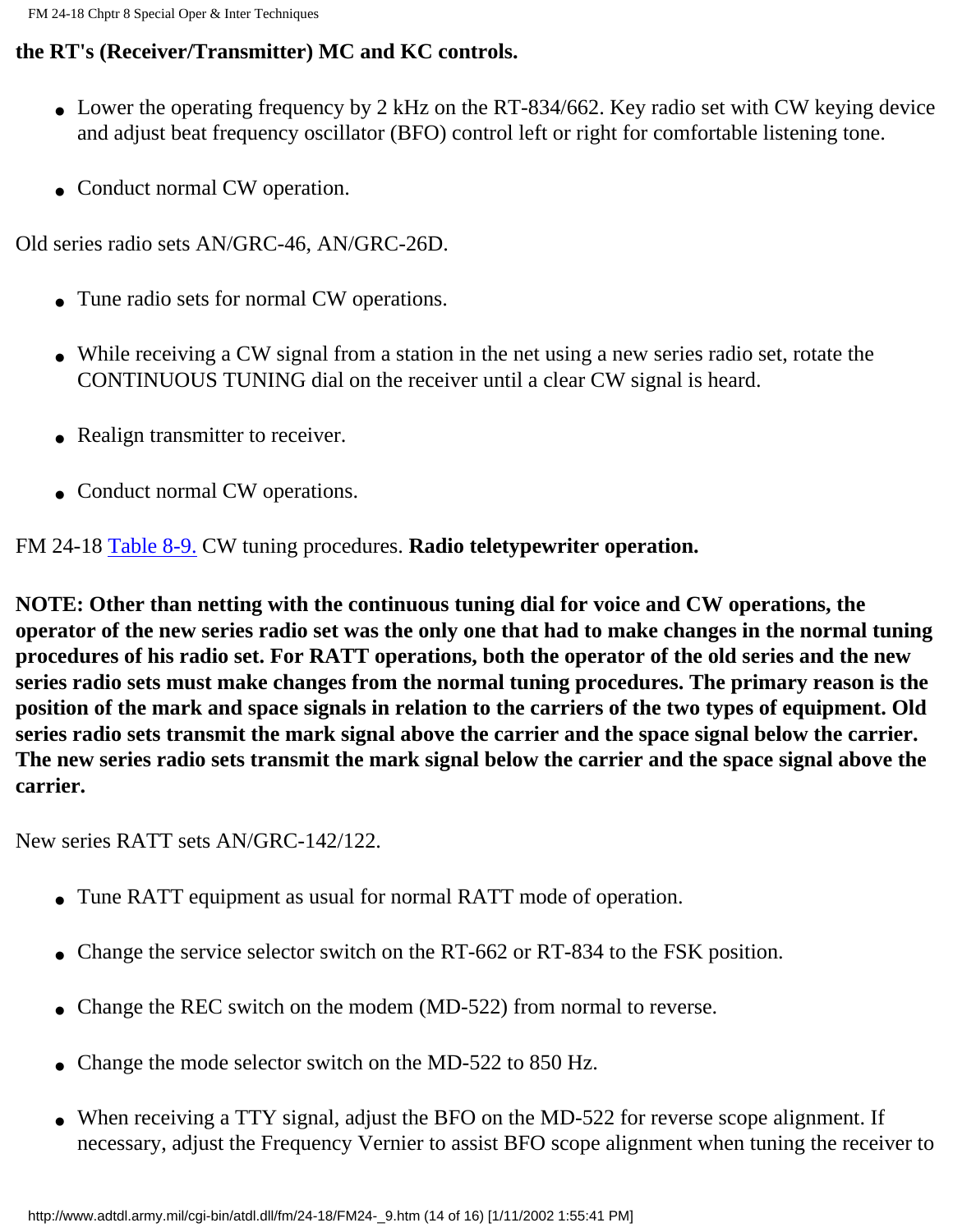**the RT's (Receiver/Transmitter) MC and KC controls.**

- Lower the operating frequency by 2 kHz on the RT-834/662. Key radio set with CW keying device and adjust beat frequency oscillator (BFO) control left or right for comfortable listening tone.
- Conduct normal CW operation.

Old series radio sets AN/GRC-46, AN/GRC-26D.

- Tune radio sets for normal CW operations.
- While receiving a CW signal from a station in the net using a new series radio set, rotate the CONTINUOUS TUNING dial on the receiver until a clear CW signal is heard.
- Realign transmitter to receiver.
- Conduct normal CW operations.

FM 24-18 Table 8-9. CW tuning procedures. **Radio teletypewriter operation.**

**NOTE: Other than netting with the continuous tuning dial for voice and CW operations, the operator of the new series radio set was the only one that had to make changes in the normal tuning procedures of his radio set. For RATT operations, both the operator of the old series and the new series radio sets must make changes from the normal tuning procedures. The primary reason is the position of the mark and space signals in relation to the carriers of the two types of equipment. Old series radio sets transmit the mark signal above the carrier and the space signal below the carrier. The new series radio sets transmit the mark signal below the carrier and the space signal above the carrier.**

New series RATT sets AN/GRC-142/122.

- Tune RATT equipment as usual for normal RATT mode of operation.
- Change the service selector switch on the RT-662 or RT-834 to the FSK position.
- Change the REC switch on the modem (MD-522) from normal to reverse.
- Change the mode selector switch on the MD-522 to 850 Hz.
- When receiving a TTY signal, adjust the BFO on the MD-522 for reverse scope alignment. If necessary, adjust the Frequency Vernier to assist BFO scope alignment when tuning the receiver to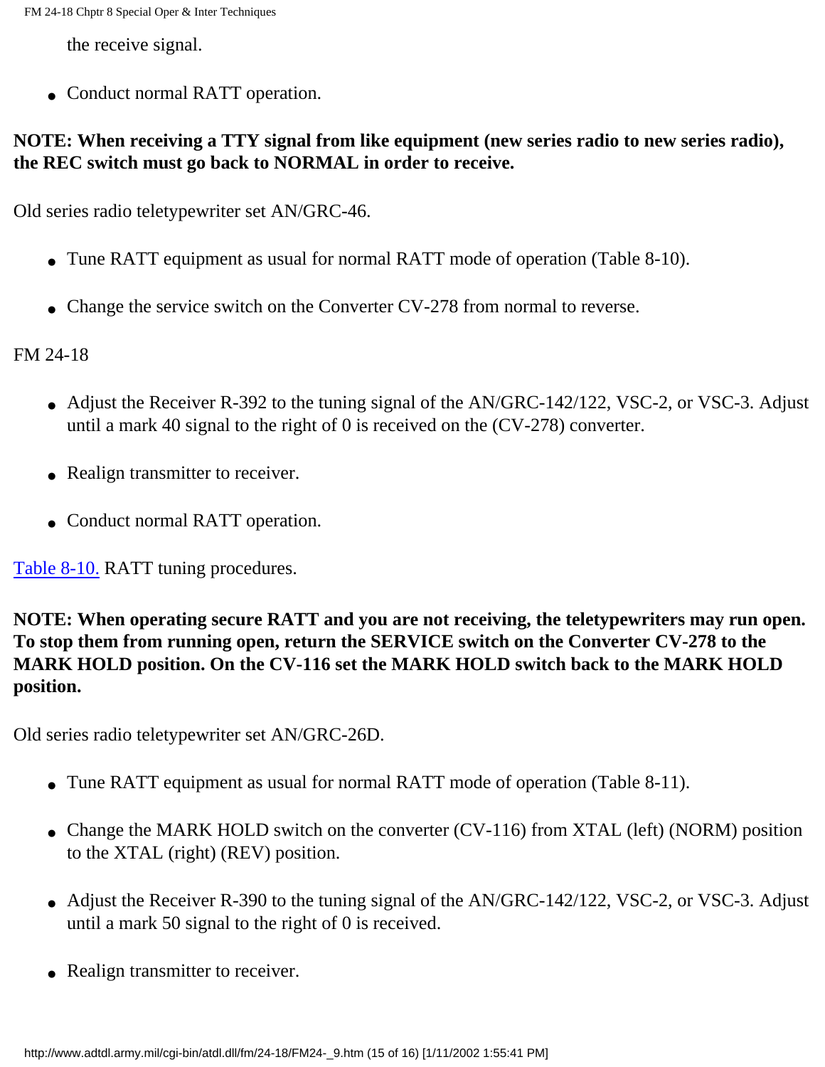the receive signal.

- Conduct normal RATT operation.

**NOTE: When receiving a TTY signal from like equipment (new series radio to new series radio), the REC switch must go back to NORMAL in order to receive.**

Old series radio teletypewriter set AN/GRC-46.

- Tune RATT equipment as usual for normal RATT mode of operation (Table 8-10).
- Change the service switch on the Converter CV-278 from normal to reverse.

FM 24-18

- Adjust the Receiver R-392 to the tuning signal of the AN/GRC-142/122, VSC-2, or VSC-3. Adjust until a mark 40 signal to the right of 0 is received on the (CV-278) converter.
- Realign transmitter to receiver.
- Conduct normal RATT operation.

[Table 8-10.](#) RATT tuning procedures.

**NOTE: When operating secure RATT and you are not receiving, the teletypewriters may run open. To stop them from running open, return the SERVICE switch on the Converter CV-278 to the MARK HOLD position. On the CV-116 set the MARK HOLD switch back to the MARK HOLD position.**

Old series radio teletypewriter set AN/GRC-26D.

- Tune RATT equipment as usual for normal RATT mode of operation (Table 8-11).
- Change the MARK HOLD switch on the converter (CV-116) from XTAL (left) (NORM) position to the XTAL (right) (REV) position.
- Adjust the Receiver R-390 to the tuning signal of the AN/GRC-142/122, VSC-2, or VSC-3. Adjust until a mark 50 signal to the right of 0 is received.
- Realign transmitter to receiver.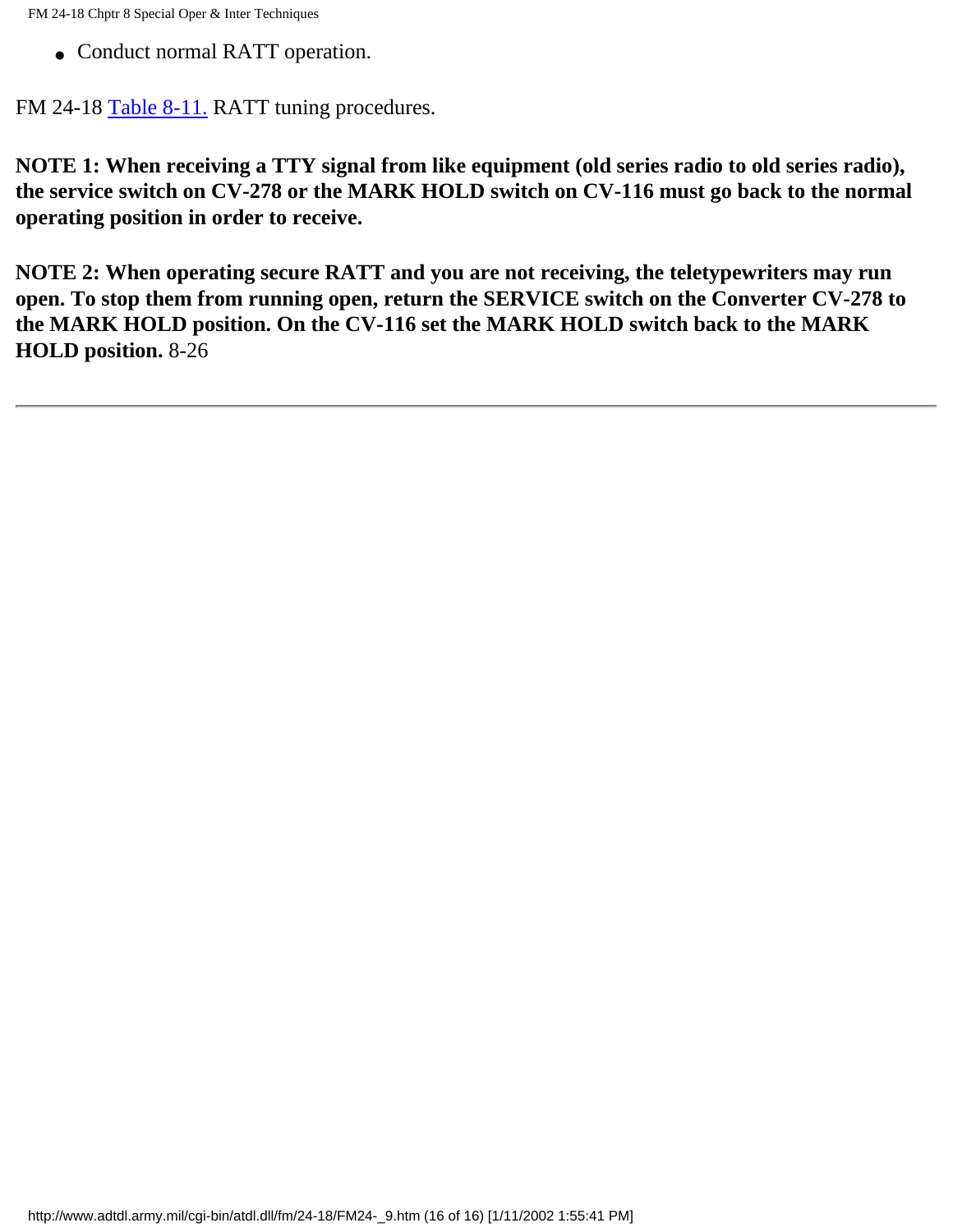- Conduct normal RATT operation.

FM 24-18 Table 8-11. RATT tuning procedures.

**NOTE 1: When receiving a TTY signal from like equipment (old series radio to old series radio), the service switch on CV-278 or the MARK HOLD switch on CV-116 must go back to the normal operating position in order to receive.**

**NOTE 2: When operating secure RATT and you are not receiving, the teletypewriters may run open. To stop them from running open, return the SERVICE switch on the Converter CV-278 to the MARK HOLD position. On the CV-116 set the MARK HOLD switch back to the MARK HOLD position.** 8-26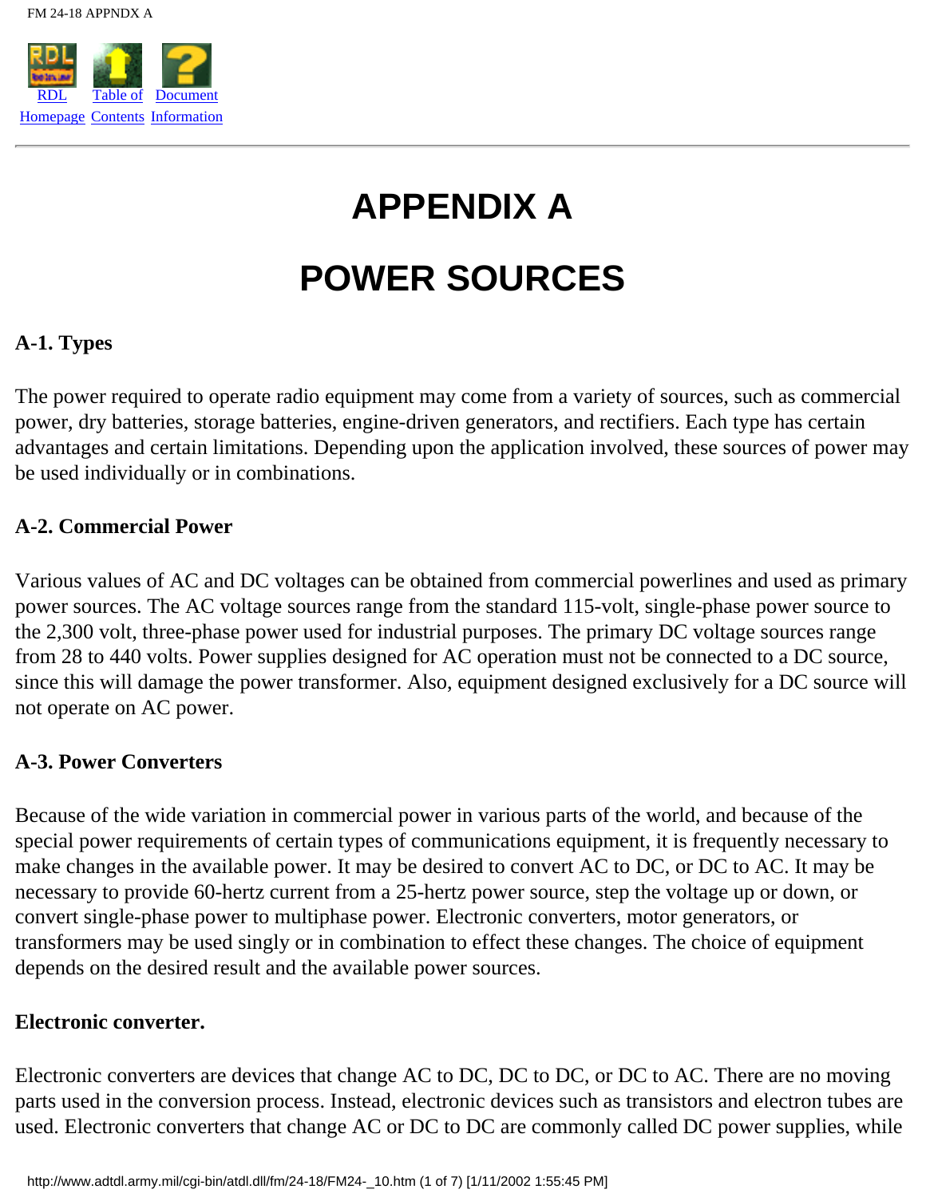# APPENDIX A

# POWER SOURCES

### A-1. Types

The power required to operate radio equipment may come from a variety of sources, such as commercial power, dry batteries, storage batteries, engine-driven generators, and rectifiers. Each type has certain advantages and certain limitations. Depending upon the application involved, these sources of power may be used individually or in combinations.

### A-2. Commercial Power

Various values of AC and DC voltages can be obtained from commercial powerlines and used as primary power sources. The AC voltage sources range from the standard 115-volt, single-phase power source to the 2,300 volt, three-phase power used for industrial purposes. The primary DC voltage sources range from 28 to 440 volts. Power supplies designed for AC operation must not be connected to a DC source, since this will damage the power transformer. Also, equipment designed exclusively for a DC source will not operate on AC power.

### A-3. Power Converters

Because of the wide variation in commercial power in various parts of the world, and because of the special power requirements of certain types of communications equipment, it is frequently necessary to make changes in the available power. It may be desired to convert AC to DC, or DC to AC. It may be necessary to provide 60-hertz current from a 25-hertz power source, step the voltage up or down, or convert single-phase power to multiphase power. Electronic converters, motor generators, or transformers may be used singly or in combination to effect these changes. The choice of equipment depends on the desired result and the available power sources.

**Electronic converter.**

Electronic converters are devices that change AC to DC, DC to DC, or DC to AC. There are no moving parts used in the conversion process. Instead, electronic devices such as transistors and electron tubes are used. Electronic converters that change AC or DC to DC are commonly called DC power supplies, while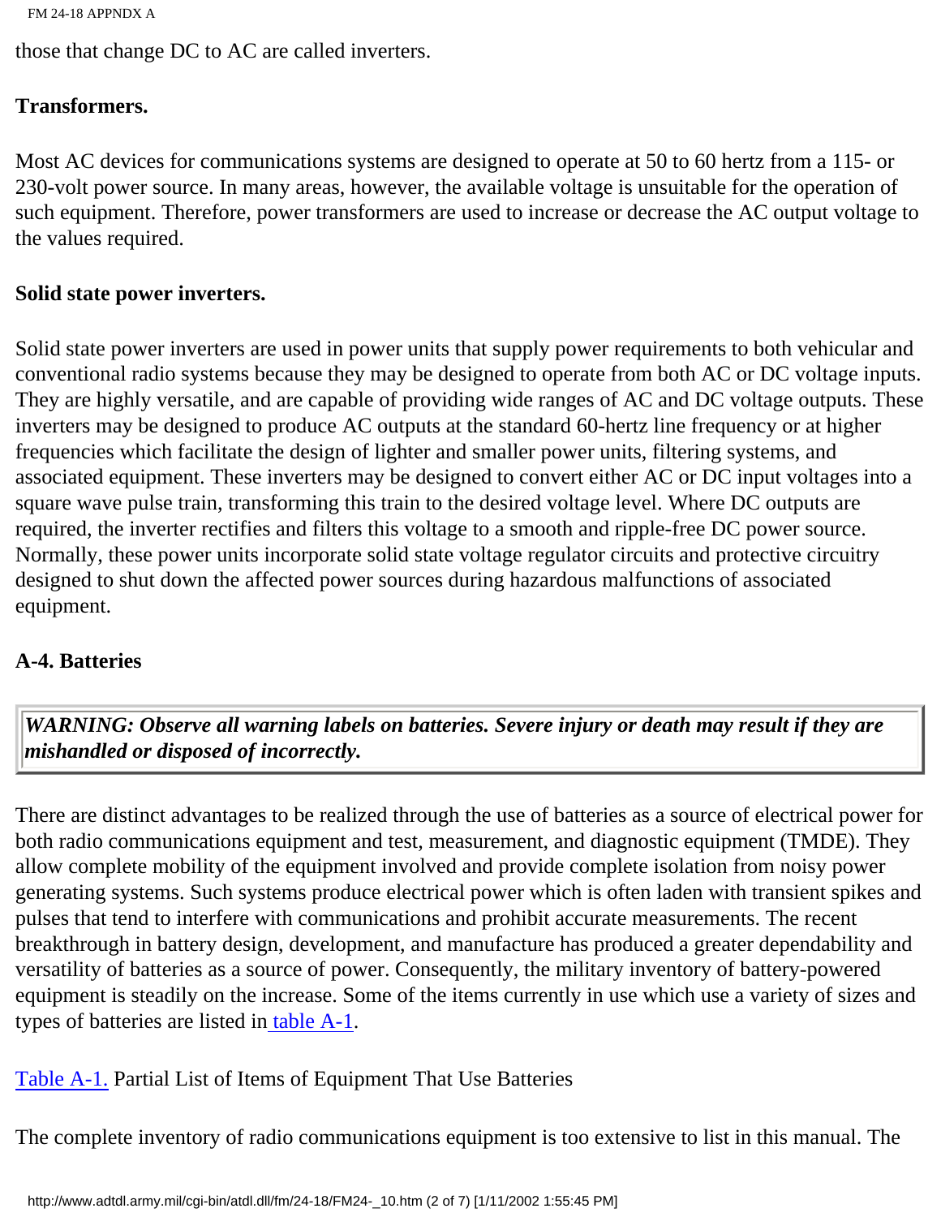those that change DC to AC are called inverters.

**Transformers.**

Most AC devices for communications systems are designed to operate at 50 to 60 hertz from a 115- or 230-volt power source. In many areas, however, the available voltage is unsuitable for the operation of such equipment. Therefore, power transformers are used to increase or decrease the AC output voltage to the values required.

**Solid state power inverters.**

Solid state power inverters are used in power units that supply power requirements to both vehicular and conventional radio systems because they may be designed to operate from both AC or DC voltage inputs. They are highly versatile, and are capable of providing wide ranges of AC and DC voltage outputs. These inverters may be designed to produce AC outputs at the standard 60-hertz line frequency or at higher frequencies which facilitate the design of lighter and smaller power units, filtering systems, and associated equipment. These inverters may be designed to convert either AC or DC input voltages into a square wave pulse train, transforming this train to the desired voltage level. Where DC outputs are required, the inverter rectifies and filters this voltage to a smooth and ripple-free DC power source. Normally, these power units incorporate solid state voltage regulator circuits and protective circuitry designed to shut down the affected power sources during hazardous malfunctions of associated equipment.

## A-4. Batteries

> ***WARNING: Observe all warning labels on batteries. Severe injury or death may result if they are mishandled or disposed of incorrectly.***

There are distinct advantages to be realized through the use of batteries as a source of electrical power for both radio communications equipment and test, measurement, and diagnostic equipment (TMDE). They allow complete mobility of the equipment involved and provide complete isolation from noisy power generating systems. Such systems produce electrical power which is often laden with transient spikes and pulses that tend to interfere with communications and prohibit accurate measurements. The recent breakthrough in battery design, development, and manufacture has produced a greater dependability and versatility of batteries as a source of power. Consequently, the military inventory of battery-powered equipment is steadily on the increase. Some of the items currently in use which use a variety of sizes and types of batteries are listed in table A-1.

Table A-1. Partial List of Items of Equipment That Use Batteries

The complete inventory of radio communications equipment is too extensive to list in this manual. The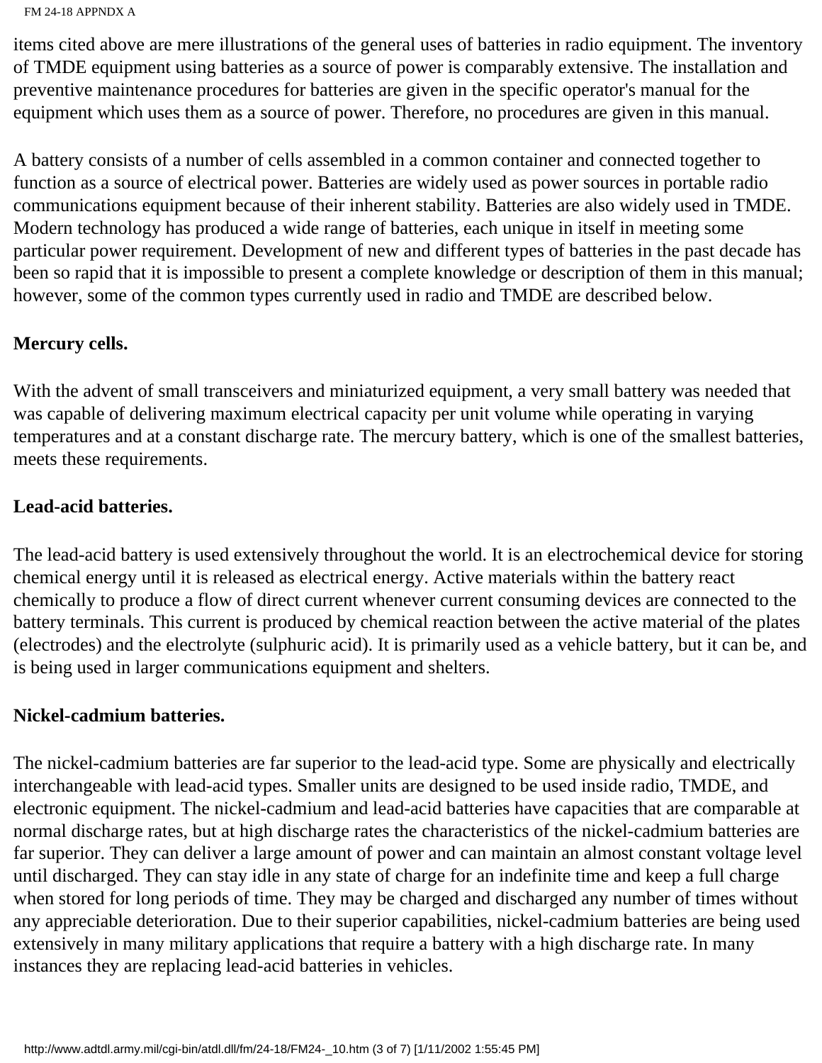items cited above are mere illustrations of the general uses of batteries in radio equipment. The inventory of TMDE equipment using batteries as a source of power is comparably extensive. The installation and preventive maintenance procedures for batteries are given in the specific operator's manual for the equipment which uses them as a source of power. Therefore, no procedures are given in this manual.

A battery consists of a number of cells assembled in a common container and connected together to function as a source of electrical power. Batteries are widely used as power sources in portable radio communications equipment because of their inherent stability. Batteries are also widely used in TMDE. Modern technology has produced a wide range of batteries, each unique in itself in meeting some particular power requirement. Development of new and different types of batteries in the past decade has been so rapid that it is impossible to present a complete knowledge or description of them in this manual; however, some of the common types currently used in radio and TMDE are described below.

**Mercury cells.**

With the advent of small transceivers and miniaturized equipment, a very small battery was needed that was capable of delivering maximum electrical capacity per unit volume while operating in varying temperatures and at a constant discharge rate. The mercury battery, which is one of the smallest batteries, meets these requirements.

**Lead-acid batteries.**

The lead-acid battery is used extensively throughout the world. It is an electrochemical device for storing chemical energy until it is released as electrical energy. Active materials within the battery react chemically to produce a flow of direct current whenever current consuming devices are connected to the battery terminals. This current is produced by chemical reaction between the active material of the plates (electrodes) and the electrolyte (sulphuric acid). It is primarily used as a vehicle battery, but it can be, and is being used in larger communications equipment and shelters.

**Nickel-cadmium batteries.**

The nickel-cadmium batteries are far superior to the lead-acid type. Some are physically and electrically interchangeable with lead-acid types. Smaller units are designed to be used inside radio, TMDE, and electronic equipment. The nickel-cadmium and lead-acid batteries have capacities that are comparable at normal discharge rates, but at high discharge rates the characteristics of the nickel-cadmium batteries are far superior. They can deliver a large amount of power and can maintain an almost constant voltage level until discharged. They can stay idle in any state of charge for an indefinite time and keep a full charge when stored for long periods of time. They may be charged and discharged any number of times without any appreciable deterioration. Due to their superior capabilities, nickel-cadmium batteries are being used extensively in many military applications that require a battery with a high discharge rate. In many instances they are replacing lead-acid batteries in vehicles.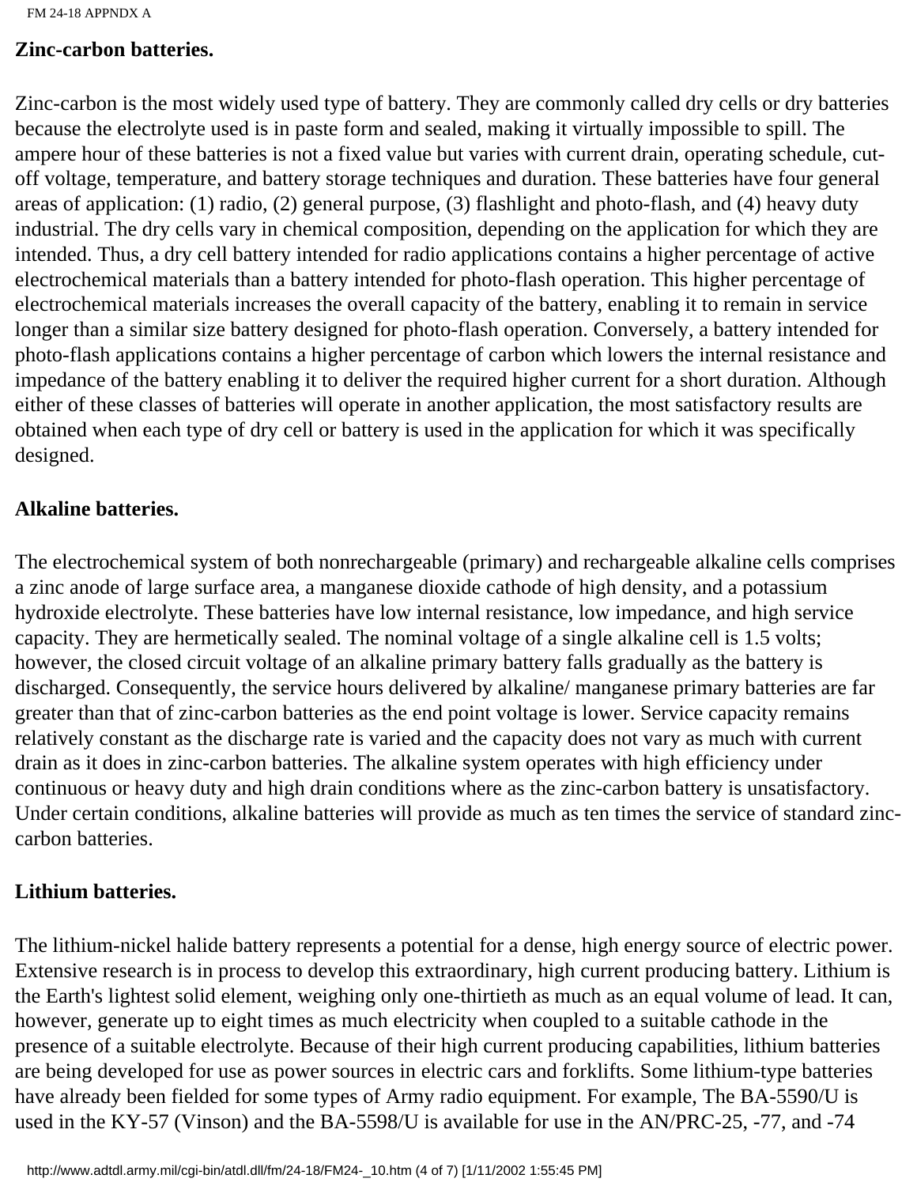**Zinc-carbon batteries.**

Zinc-carbon is the most widely used type of battery. They are commonly called dry cells or dry batteries because the electrolyte used is in paste form and sealed, making it virtually impossible to spill. The ampere hour of these batteries is not a fixed value but varies with current drain, operating schedule, cut-off voltage, temperature, and battery storage techniques and duration. These batteries have four general areas of application: (1) radio, (2) general purpose, (3) flashlight and photo-flash, and (4) heavy duty industrial. The dry cells vary in chemical composition, depending on the application for which they are intended. Thus, a dry cell battery intended for radio applications contains a higher percentage of active electrochemical materials than a battery intended for photo-flash operation. This higher percentage of electrochemical materials increases the overall capacity of the battery, enabling it to remain in service longer than a similar size battery designed for photo-flash operation. Conversely, a battery intended for photo-flash applications contains a higher percentage of carbon which lowers the internal resistance and impedance of the battery enabling it to deliver the required higher current for a short duration. Although either of these classes of batteries will operate in another application, the most satisfactory results are obtained when each type of dry cell or battery is used in the application for which it was specifically designed.

**Alkaline batteries.**

The electrochemical system of both nonrechargeable (primary) and rechargeable alkaline cells comprises a zinc anode of large surface area, a manganese dioxide cathode of high density, and a potassium hydroxide electrolyte. These batteries have low internal resistance, low impedance, and high service capacity. They are hermetically sealed. The nominal voltage of a single alkaline cell is 1.5 volts; however, the closed circuit voltage of an alkaline primary battery falls gradually as the battery is discharged. Consequently, the service hours delivered by alkaline/ manganese primary batteries are far greater than that of zinc-carbon batteries as the end point voltage is lower. Service capacity remains relatively constant as the discharge rate is varied and the capacity does not vary as much with current drain as it does in zinc-carbon batteries. The alkaline system operates with high efficiency under continuous or heavy duty and high drain conditions where as the zinc-carbon battery is unsatisfactory. Under certain conditions, alkaline batteries will provide as much as ten times the service of standard zinc-carbon batteries.

**Lithium batteries.**

The lithium-nickel halide battery represents a potential for a dense, high energy source of electric power. Extensive research is in process to develop this extraordinary, high current producing battery. Lithium is the Earth's lightest solid element, weighing only one-thirtieth as much as an equal volume of lead. It can, however, generate up to eight times as much electricity when coupled to a suitable cathode in the presence of a suitable electrolyte. Because of their high current producing capabilities, lithium batteries are being developed for use as power sources in electric cars and forklifts. Some lithium-type batteries have already been fielded for some types of Army radio equipment. For example, The BA-5590/U is used in the KY-57 (Vinson) and the BA-5598/U is available for use in the AN/PRC-25, -77, and -74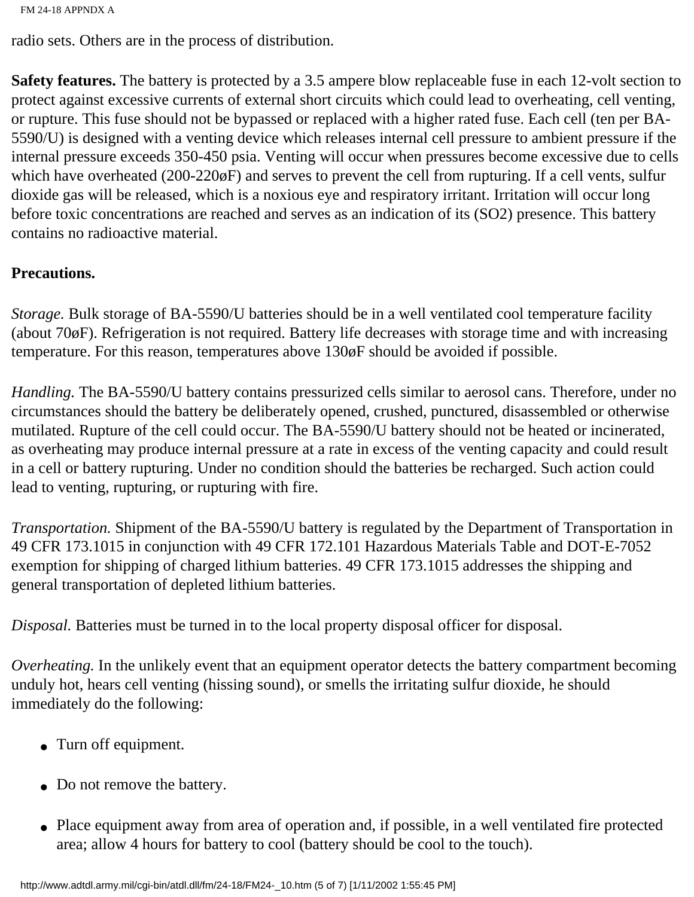radio sets. Others are in the process of distribution.

**Safety features.** The battery is protected by a 3.5 ampere blow replaceable fuse in each 12-volt section to protect against excessive currents of external short circuits which could lead to overheating, cell venting, or rupture. This fuse should not be bypassed or replaced with a higher rated fuse. Each cell (ten per BA-5590/U) is designed with a venting device which releases internal cell pressure to ambient pressure if the internal pressure exceeds 350-450 psia. Venting will occur when pressures become excessive due to cells which have overheated (200-220øF) and serves to prevent the cell from rupturing. If a cell vents, sulfur dioxide gas will be released, which is a noxious eye and respiratory irritant. Irritation will occur long before toxic concentrations are reached and serves as an indication of its ($SO_2$) presence. This battery contains no radioactive material.

**Precautions.**

*Storage.* Bulk storage of BA-5590/U batteries should be in a well ventilated cool temperature facility (about 70øF). Refrigeration is not required. Battery life decreases with storage time and with increasing temperature. For this reason, temperatures above 130øF should be avoided if possible.

*Handling.* The BA-5590/U battery contains pressurized cells similar to aerosol cans. Therefore, under no circumstances should the battery be deliberately opened, crushed, punctured, disassembled or otherwise mutilated. Rupture of the cell could occur. The BA-5590/U battery should not be heated or incinerated, as overheating may produce internal pressure at a rate in excess of the venting capacity and could result in a cell or battery rupturing. Under no condition should the batteries be recharged. Such action could lead to venting, rupturing, or rupturing with fire.

*Transportation.* Shipment of the BA-5590/U battery is regulated by the Department of Transportation in 49 CFR 173.1015 in conjunction with 49 CFR 172.101 Hazardous Materials Table and DOT-E-7052 exemption for shipping of charged lithium batteries. 49 CFR 173.1015 addresses the shipping and general transportation of depleted lithium batteries.

*Disposal.* Batteries must be turned in to the local property disposal officer for disposal.

*Overheating.* In the unlikely event that an equipment operator detects the battery compartment becoming unduly hot, hears cell venting (hissing sound), or smells the irritating sulfur dioxide, he should immediately do the following:

- Turn off equipment.
- Do not remove the battery.
- Place equipment away from area of operation and, if possible, in a well ventilated fire protected area; allow 4 hours for battery to cool (battery should be cool to the touch).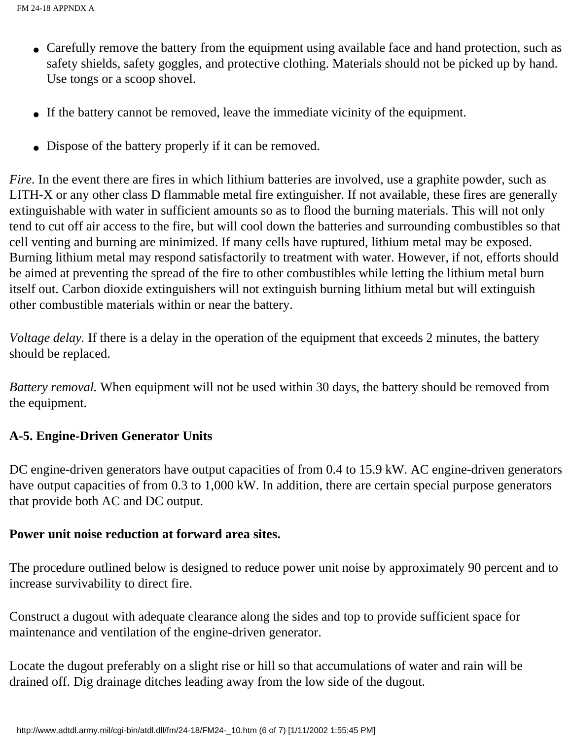- Carefully remove the battery from the equipment using available face and hand protection, such as safety shields, safety goggles, and protective clothing. Materials should not be picked up by hand. Use tongs or a scoop shovel.

- If the battery cannot be removed, leave the immediate vicinity of the equipment.

- Dispose of the battery properly if it can be removed.

*Fire.* In the event there are fires in which lithium batteries are involved, use a graphite powder, such as LITH-X or any other class D flammable metal fire extinguisher. If not available, these fires are generally extinguishable with water in sufficient amounts so as to flood the burning materials. This will not only tend to cut off air access to the fire, but will cool down the batteries and surrounding combustibles so that cell venting and burning are minimized. If many cells have ruptured, lithium metal may be exposed. Burning lithium metal may respond satisfactorily to treatment with water. However, if not, efforts should be aimed at preventing the spread of the fire to other combustibles while letting the lithium metal burn itself out. Carbon dioxide extinguishers will not extinguish burning lithium metal but will extinguish other combustible materials within or near the battery.

*Voltage delay.* If there is a delay in the operation of the equipment that exceeds 2 minutes, the battery should be replaced.

*Battery removal.* When equipment will not be used within 30 days, the battery should be removed from the equipment.

**A-5. Engine-Driven Generator Units**

DC engine-driven generators have output capacities of from 0.4 to 15.9 kW. AC engine-driven generators have output capacities of from 0.3 to 1,000 kW. In addition, there are certain special purpose generators that provide both AC and DC output.

**Power unit noise reduction at forward area sites.**

The procedure outlined below is designed to reduce power unit noise by approximately 90 percent and to increase survivability to direct fire.

Construct a dugout with adequate clearance along the sides and top to provide sufficient space for maintenance and ventilation of the engine-driven generator.

Locate the dugout preferably on a slight rise or hill so that accumulations of water and rain will be drained off. Dig drainage ditches leading away from the low side of the dugout.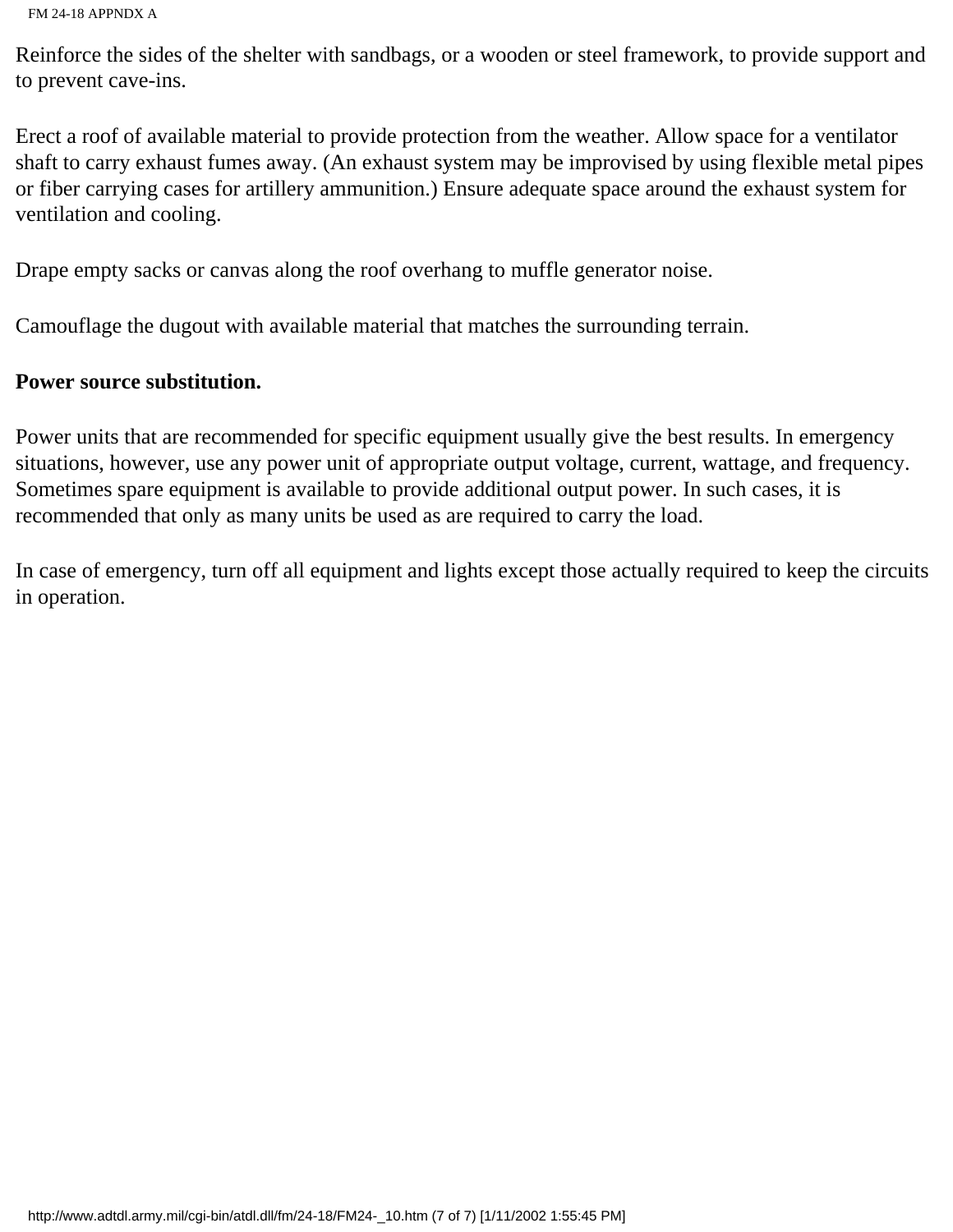Reinforce the sides of the shelter with sandbags, or a wooden or steel framework, to provide support and to prevent cave-ins.

Erect a roof of available material to provide protection from the weather. Allow space for a ventilator shaft to carry exhaust fumes away. (An exhaust system may be improvised by using flexible metal pipes or fiber carrying cases for artillery ammunition.) Ensure adequate space around the exhaust system for ventilation and cooling.

Drape empty sacks or canvas along the roof overhang to muffle generator noise.

Camouflage the dugout with available material that matches the surrounding terrain.

**Power source substitution.**

Power units that are recommended for specific equipment usually give the best results. In emergency situations, however, use any power unit of appropriate output voltage, current, wattage, and frequency. Sometimes spare equipment is available to provide additional output power. In such cases, it is recommended that only as many units be used as are required to carry the load.

In case of emergency, turn off all equipment and lights except those actually required to keep the circuits in operation.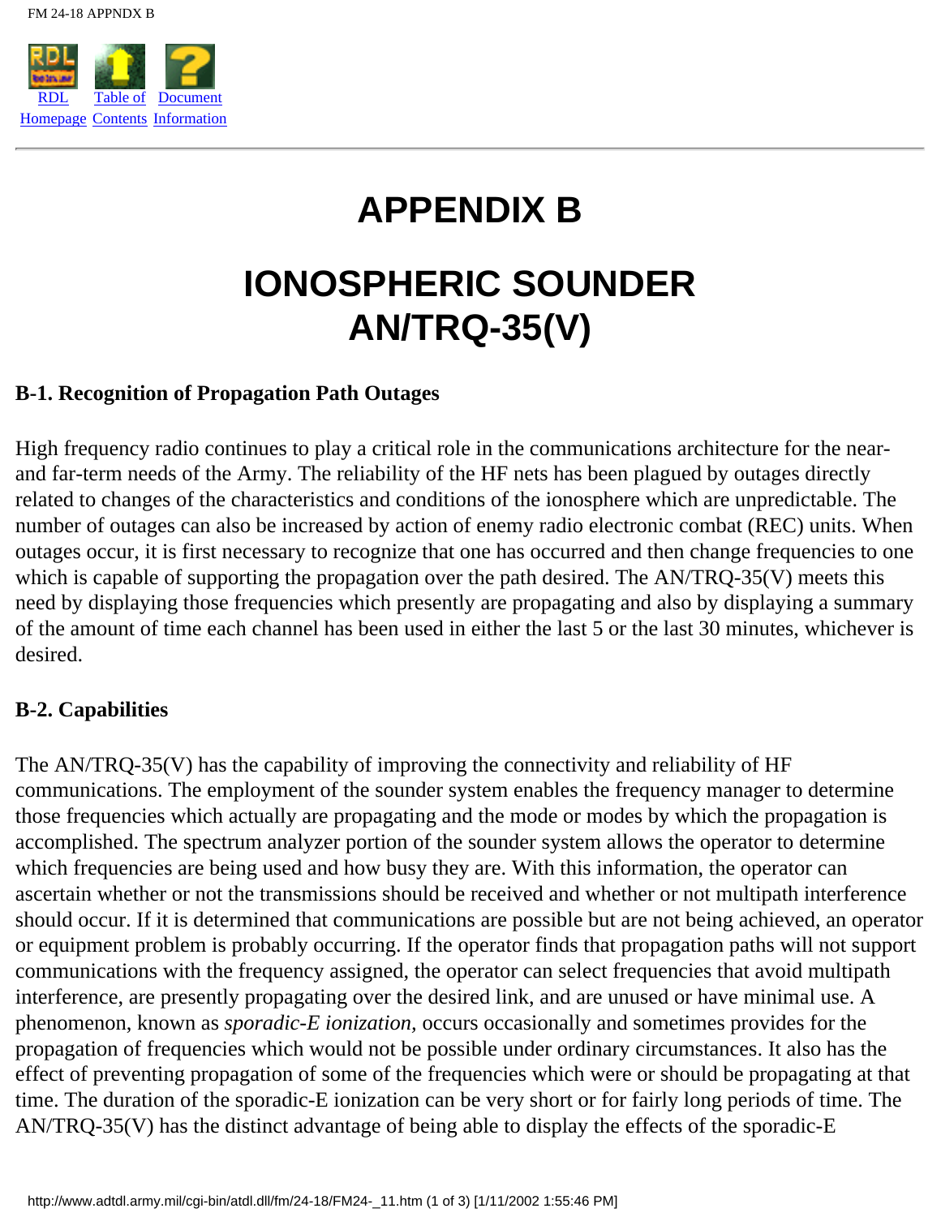# APPENDIX B

# IONOSPHERIC SOUNDER AN/TRQ-35(V)

## B-1. Recognition of Propagation Path Outages

High frequency radio continues to play a critical role in the communications architecture for the near- and far-term needs of the Army. The reliability of the HF nets has been plagued by outages directly related to changes of the characteristics and conditions of the ionosphere which are unpredictable. The number of outages can also be increased by action of enemy radio electronic combat (REC) units. When outages occur, it is first necessary to recognize that one has occurred and then change frequencies to one which is capable of supporting the propagation over the path desired. The AN/TRQ-35(V) meets this need by displaying those frequencies which presently are propagating and also by displaying a summary of the amount of time each channel has been used in either the last 5 or the last 30 minutes, whichever is desired.

## B-2. Capabilities

The AN/TRQ-35(V) has the capability of improving the connectivity and reliability of HF communications. The employment of the sounder system enables the frequency manager to determine those frequencies which actually are propagating and the mode or modes by which the propagation is accomplished. The spectrum analyzer portion of the sounder system allows the operator to determine which frequencies are being used and how busy they are. With this information, the operator can ascertain whether or not the transmissions should be received and whether or not multipath interference should occur. If it is determined that communications are possible but are not being achieved, an operator or equipment problem is probably occurring. If the operator finds that propagation paths will not support communications with the frequency assigned, the operator can select frequencies that avoid multipath interference, are presently propagating over the desired link, and are unused or have minimal use. A phenomenon, known as *sporadic-E ionization,* occurs occasionally and sometimes provides for the propagation of frequencies which would not be possible under ordinary circumstances. It also has the effect of preventing propagation of some of the frequencies which were or should be propagating at that time. The duration of the sporadic-E ionization can be very short or for fairly long periods of time. The AN/TRQ-35(V) has the distinct advantage of being able to display the effects of the sporadic-E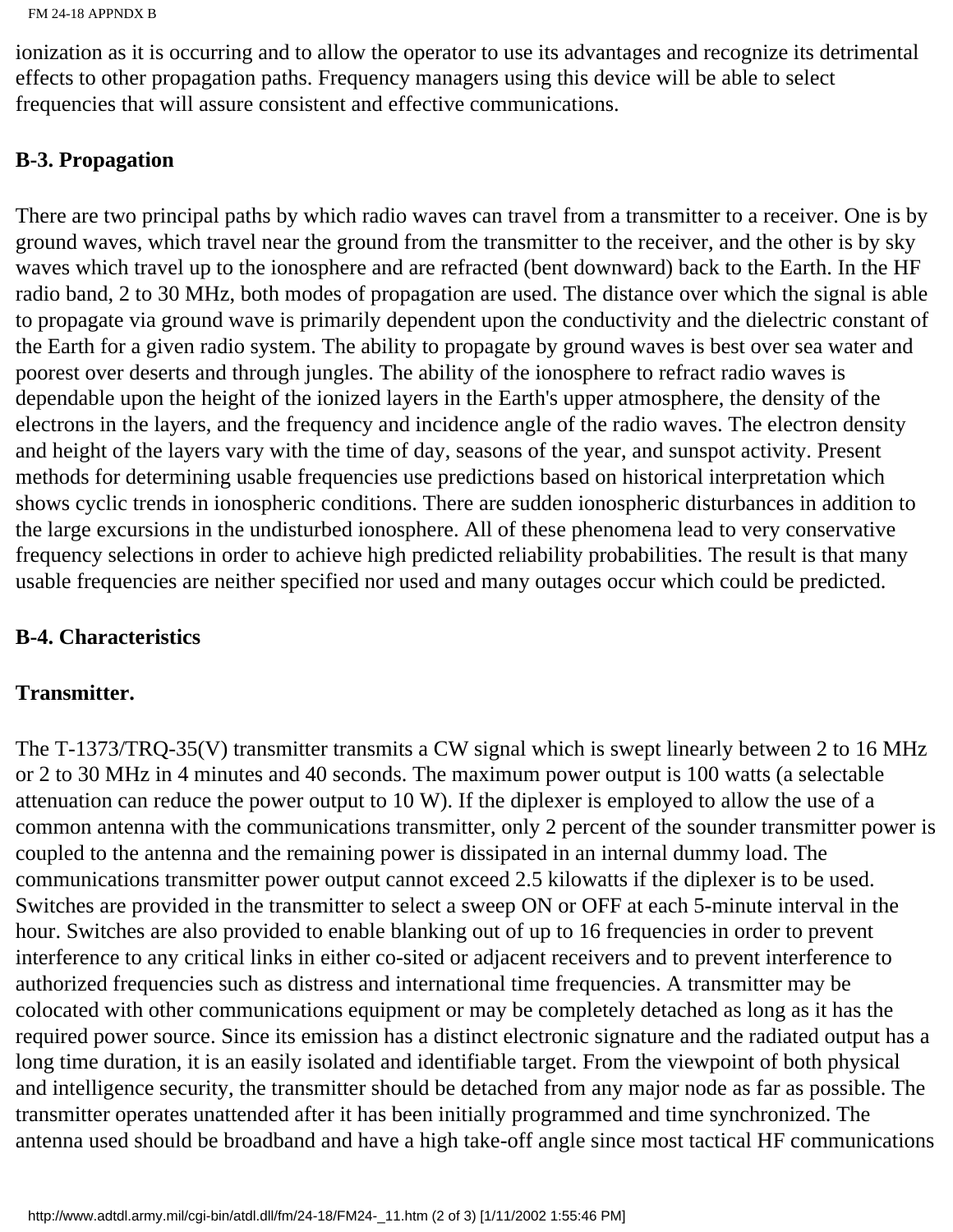ionization as it is occurring and to allow the operator to use its advantages and recognize its detrimental effects to other propagation paths. Frequency managers using this device will be able to select frequencies that will assure consistent and effective communications.

## B-3. Propagation

There are two principal paths by which radio waves can travel from a transmitter to a receiver. One is by ground waves, which travel near the ground from the transmitter to the receiver, and the other is by sky waves which travel up to the ionosphere and are refracted (bent downward) back to the Earth. In the HF radio band, 2 to 30 MHz, both modes of propagation are used. The distance over which the signal is able to propagate via ground wave is primarily dependent upon the conductivity and the dielectric constant of the Earth for a given radio system. The ability to propagate by ground waves is best over sea water and poorest over deserts and through jungles. The ability of the ionosphere to refract radio waves is dependable upon the height of the ionized layers in the Earth's upper atmosphere, the density of the electrons in the layers, and the frequency and incidence angle of the radio waves. The electron density and height of the layers vary with the time of day, seasons of the year, and sunspot activity. Present methods for determining usable frequencies use predictions based on historical interpretation which shows cyclic trends in ionospheric conditions. There are sudden ionospheric disturbances in addition to the large excursions in the undisturbed ionosphere. All of these phenomena lead to very conservative frequency selections in order to achieve high predicted reliability probabilities. The result is that many usable frequencies are neither specified nor used and many outages occur which could be predicted.

## B-4. Characteristics

### Transmitter.

The T-1373/TRQ-35(V) transmitter transmits a CW signal which is swept linearly between 2 to 16 MHz or 2 to 30 MHz in 4 minutes and 40 seconds. The maximum power output is 100 watts (a selectable attenuation can reduce the power output to 10 W). If the diplexer is employed to allow the use of a common antenna with the communications transmitter, only 2 percent of the sounder transmitter power is coupled to the antenna and the remaining power is dissipated in an internal dummy load. The communications transmitter power output cannot exceed 2.5 kilowatts if the diplexer is to be used. Switches are provided in the transmitter to select a sweep ON or OFF at each 5-minute interval in the hour. Switches are also provided to enable blanking out of up to 16 frequencies in order to prevent interference to any critical links in either co-sited or adjacent receivers and to prevent interference to authorized frequencies such as distress and international time frequencies. A transmitter may be colocated with other communications equipment or may be completely detached as long as it has the required power source. Since its emission has a distinct electronic signature and the radiated output has a long time duration, it is an easily isolated and identifiable target. From the viewpoint of both physical and intelligence security, the transmitter should be detached from any major node as far as possible. The transmitter operates unattended after it has been initially programmed and time synchronized. The antenna used should be broadband and have a high take-off angle since most tactical HF communications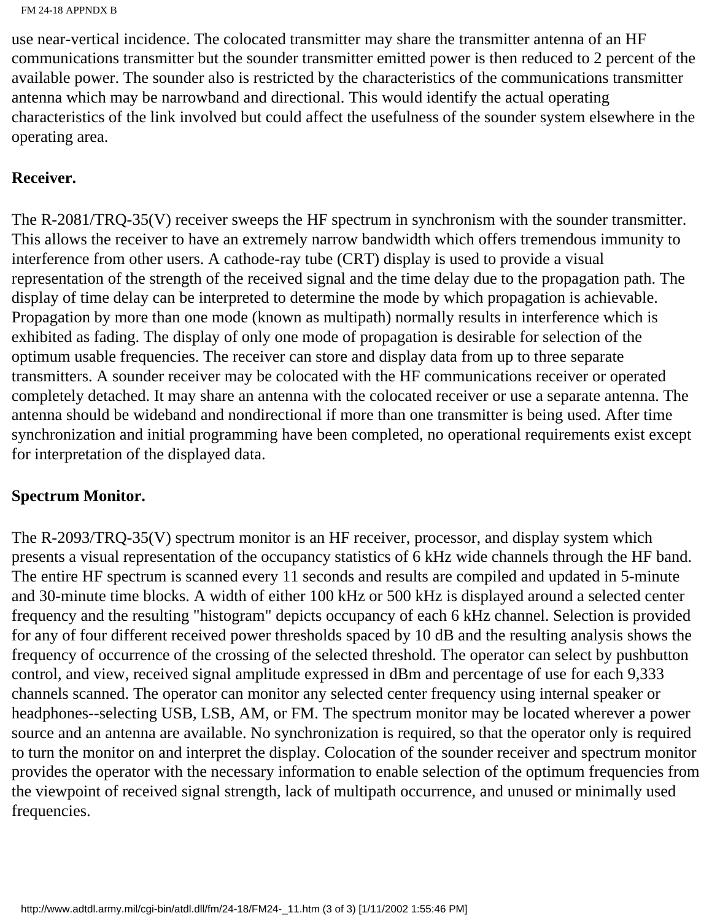use near-vertical incidence. The colocated transmitter may share the transmitter antenna of an HF communications transmitter but the sounder transmitter emitted power is then reduced to 2 percent of the available power. The sounder also is restricted by the characteristics of the communications transmitter antenna which may be narrowband and directional. This would identify the actual operating characteristics of the link involved but could affect the usefulness of the sounder system elsewhere in the operating area.

**Receiver.**

The R-2081/TRQ-35(V) receiver sweeps the HF spectrum in synchronism with the sounder transmitter. This allows the receiver to have an extremely narrow bandwidth which offers tremendous immunity to interference from other users. A cathode-ray tube (CRT) display is used to provide a visual representation of the strength of the received signal and the time delay due to the propagation path. The display of time delay can be interpreted to determine the mode by which propagation is achievable. Propagation by more than one mode (known as multipath) normally results in interference which is exhibited as fading. The display of only one mode of propagation is desirable for selection of the optimum usable frequencies. The receiver can store and display data from up to three separate transmitters. A sounder receiver may be colocated with the HF communications receiver or operated completely detached. It may share an antenna with the colocated receiver or use a separate antenna. The antenna should be wideband and nondirectional if more than one transmitter is being used. After time synchronization and initial programming have been completed, no operational requirements exist except for interpretation of the displayed data.

**Spectrum Monitor.**

The R-2093/TRQ-35(V) spectrum monitor is an HF receiver, processor, and display system which presents a visual representation of the occupancy statistics of 6 kHz wide channels through the HF band. The entire HF spectrum is scanned every 11 seconds and results are compiled and updated in 5-minute and 30-minute time blocks. A width of either 100 kHz or 500 kHz is displayed around a selected center frequency and the resulting "histogram" depicts occupancy of each 6 kHz channel. Selection is provided for any of four different received power thresholds spaced by 10 dB and the resulting analysis shows the frequency of occurrence of the crossing of the selected threshold. The operator can select by pushbutton control, and view, received signal amplitude expressed in dBm and percentage of use for each 9,333 channels scanned. The operator can monitor any selected center frequency using internal speaker or headphones--selecting USB, LSB, AM, or FM. The spectrum monitor may be located wherever a power source and an antenna are available. No synchronization is required, so that the operator only is required to turn the monitor on and interpret the display. Colocation of the sounder receiver and spectrum monitor provides the operator with the necessary information to enable selection of the optimum frequencies from the viewpoint of received signal strength, lack of multipath occurrence, and unused or minimally used frequencies.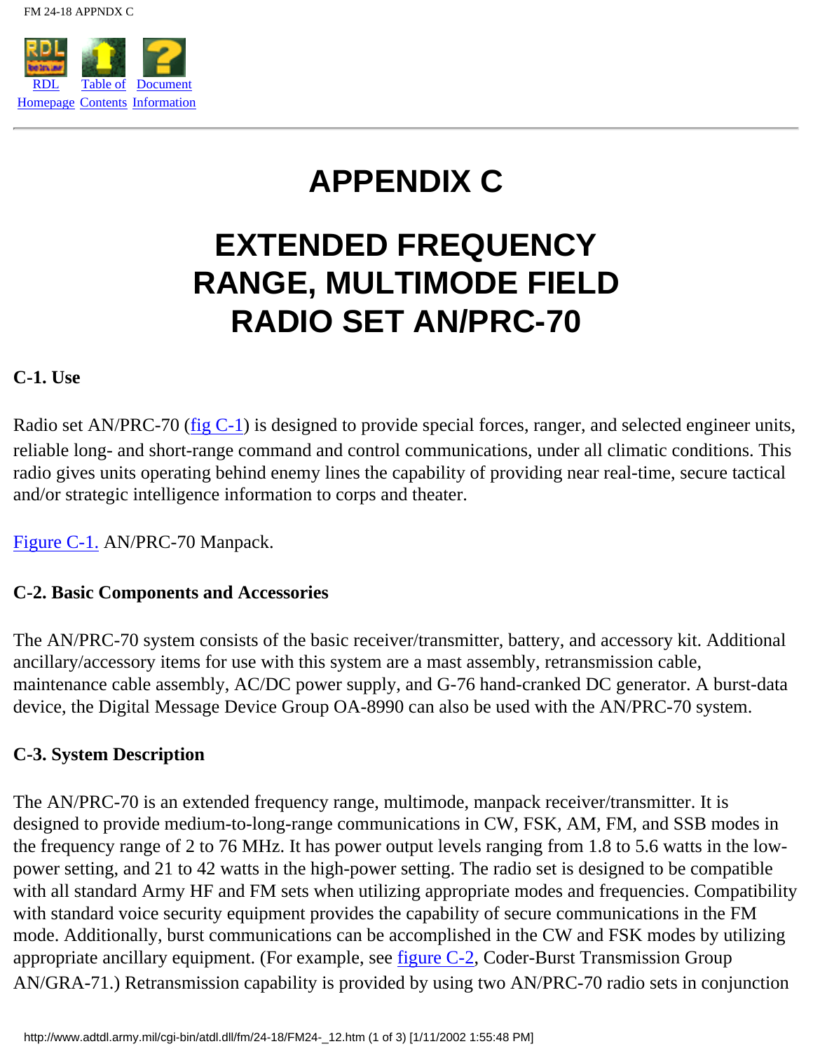RDL Homepage Table of Contents Document Information

# APPENDIX C

# EXTENDED FREQUENCY RANGE, MULTIMODE FIELD RADIO SET AN/PRC-70

### C-1. Use

Radio set AN/PRC-70 (fig C-1) is designed to provide special forces, ranger, and selected engineer units, reliable long- and short-range command and control communications, under all climatic conditions. This radio gives units operating behind enemy lines the capability of providing near real-time, secure tactical and/or strategic intelligence information to corps and theater.

Figure C-1. AN/PRC-70 Manpack.

### C-2. Basic Components and Accessories

The AN/PRC-70 system consists of the basic receiver/transmitter, battery, and accessory kit. Additional ancillary/accessory items for use with this system are a mast assembly, retransmission cable, maintenance cable assembly, AC/DC power supply, and G-76 hand-cranked DC generator. A burst-data device, the Digital Message Device Group OA-8990 can also be used with the AN/PRC-70 system.

### C-3. System Description

The AN/PRC-70 is an extended frequency range, multimode, manpack receiver/transmitter. It is designed to provide medium-to-long-range communications in CW, FSK, AM, FM, and SSB modes in the frequency range of 2 to 76 MHz. It has power output levels ranging from 1.8 to 5.6 watts in the low-power setting, and 21 to 42 watts in the high-power setting. The radio set is designed to be compatible with all standard Army HF and FM sets when utilizing appropriate modes and frequencies. Compatibility with standard voice security equipment provides the capability of secure communications in the FM mode. Additionally, burst communications can be accomplished in the CW and FSK modes by utilizing appropriate ancillary equipment. (For example, see figure C-2, Coder-Burst Transmission Group AN/GRA-71.) Retransmission capability is provided by using two AN/PRC-70 radio sets in conjunction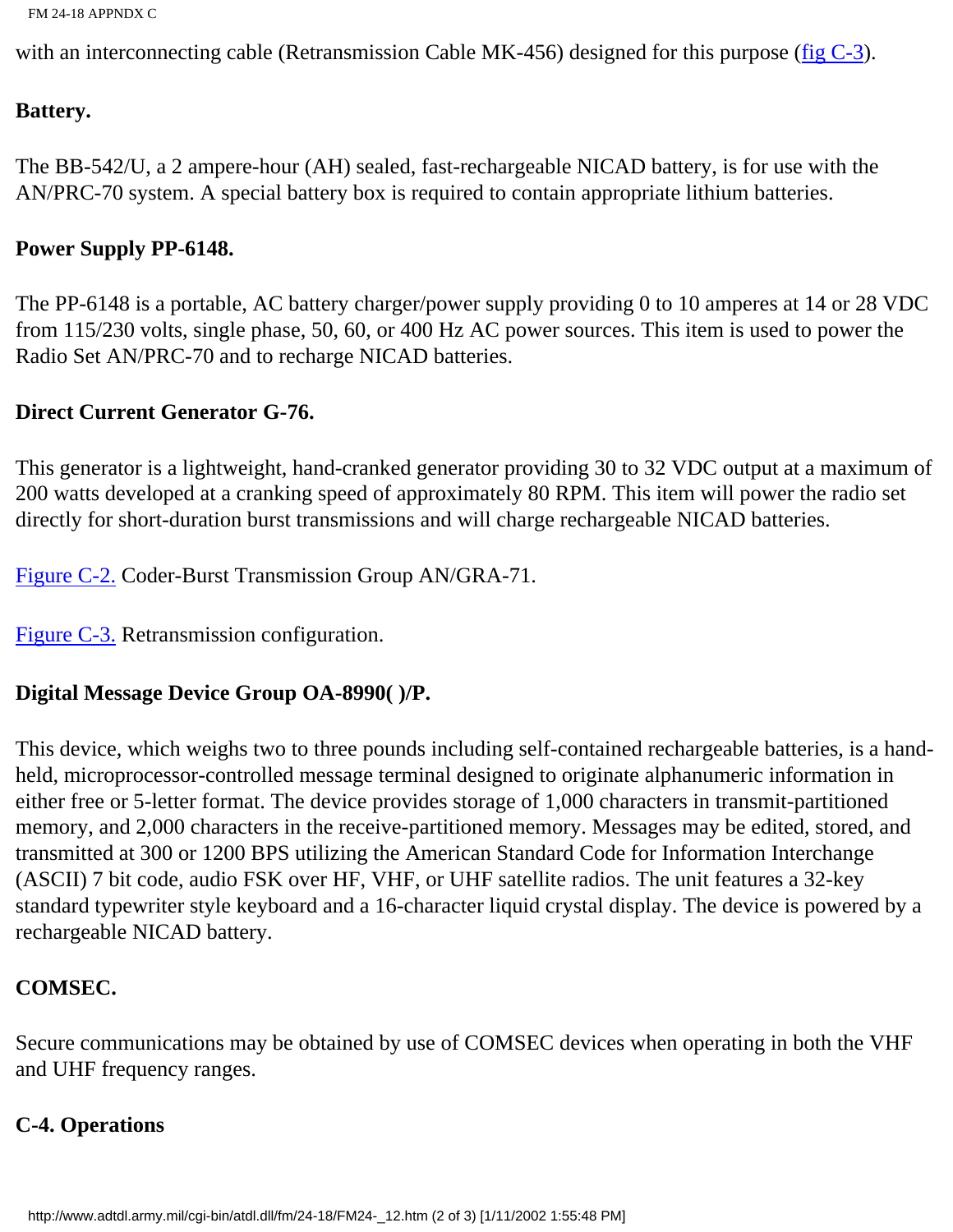with an interconnecting cable (Retransmission Cable MK-456) designed for this purpose (fig C-3).

**Battery.**

The BB-542/U, a 2 ampere-hour (AH) sealed, fast-rechargeable NICAD battery, is for use with the AN/PRC-70 system. A special battery box is required to contain appropriate lithium batteries.

**Power Supply PP-6148.**

The PP-6148 is a portable, AC battery charger/power supply providing 0 to 10 amperes at 14 or 28 VDC from 115/230 volts, single phase, 50, 60, or 400 Hz AC power sources. This item is used to power the Radio Set AN/PRC-70 and to recharge NICAD batteries.

**Direct Current Generator G-76.**

This generator is a lightweight, hand-cranked generator providing 30 to 32 VDC output at a maximum of 200 watts developed at a cranking speed of approximately 80 RPM. This item will power the radio set directly for short-duration burst transmissions and will charge rechargeable NICAD batteries.

Figure C-2. Coder-Burst Transmission Group AN/GRA-71.

Figure C-3. Retransmission configuration.

**Digital Message Device Group OA-8990( )/P.**

This device, which weighs two to three pounds including self-contained rechargeable batteries, is a hand-held, microprocessor-controlled message terminal designed to originate alphanumeric information in either free or 5-letter format. The device provides storage of 1,000 characters in transmit-partitioned memory, and 2,000 characters in the receive-partitioned memory. Messages may be edited, stored, and transmitted at 300 or 1200 BPS utilizing the American Standard Code for Information Interchange (ASCII) 7 bit code, audio FSK over HF, VHF, or UHF satellite radios. The unit features a 32-key standard typewriter style keyboard and a 16-character liquid crystal display. The device is powered by a rechargeable NICAD battery.

**COMSEC.**

Secure communications may be obtained by use of COMSEC devices when operating in both the VHF and UHF frequency ranges.

**C-4. Operations**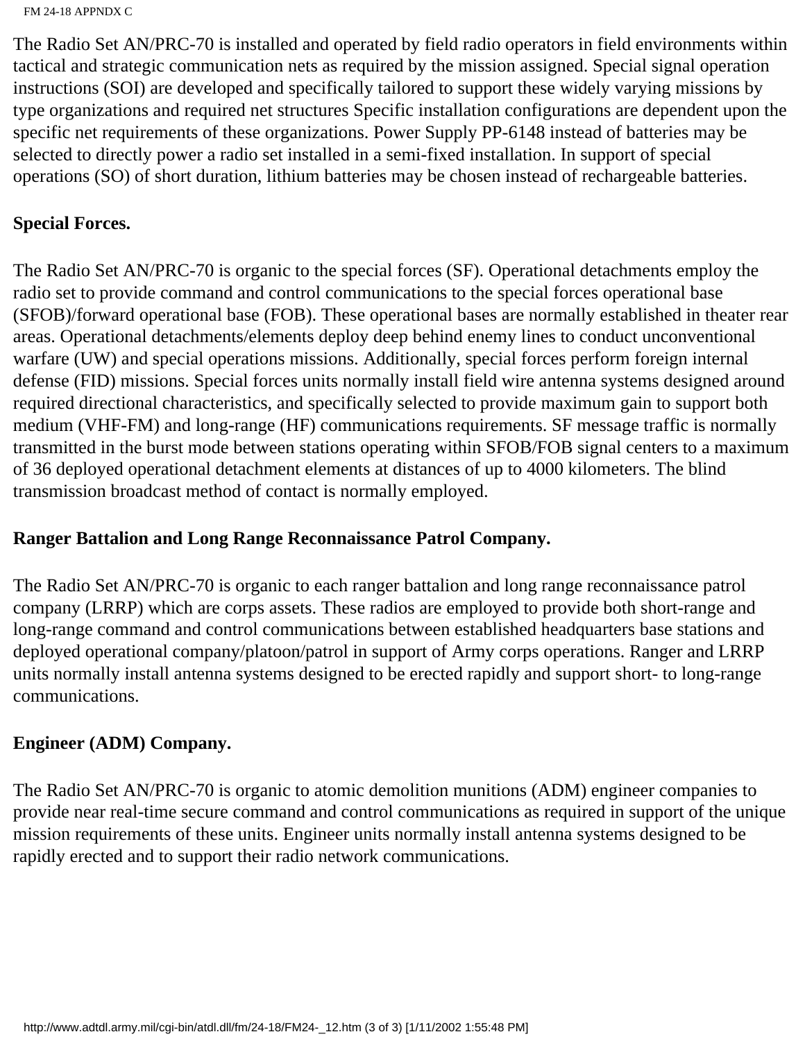The Radio Set AN/PRC-70 is installed and operated by field radio operators in field environments within tactical and strategic communication nets as required by the mission assigned. Special signal operation instructions (SOI) are developed and specifically tailored to support these widely varying missions by type organizations and required net structures Specific installation configurations are dependent upon the specific net requirements of these organizations. Power Supply PP-6148 instead of batteries may be selected to directly power a radio set installed in a semi-fixed installation. In support of special operations (SO) of short duration, lithium batteries may be chosen instead of rechargeable batteries.

**Special Forces.**

The Radio Set AN/PRC-70 is organic to the special forces (SF). Operational detachments employ the radio set to provide command and control communications to the special forces operational base (SFOB)/forward operational base (FOB). These operational bases are normally established in theater rear areas. Operational detachments/elements deploy deep behind enemy lines to conduct unconventional warfare (UW) and special operations missions. Additionally, special forces perform foreign internal defense (FID) missions. Special forces units normally install field wire antenna systems designed around required directional characteristics, and specifically selected to provide maximum gain to support both medium (VHF-FM) and long-range (HF) communications requirements. SF message traffic is normally transmitted in the burst mode between stations operating within SFOB/FOB signal centers to a maximum of 36 deployed operational detachment elements at distances of up to 4000 kilometers. The blind transmission broadcast method of contact is normally employed.

**Ranger Battalion and Long Range Reconnaissance Patrol Company.**

The Radio Set AN/PRC-70 is organic to each ranger battalion and long range reconnaissance patrol company (LRRP) which are corps assets. These radios are employed to provide both short-range and long-range command and control communications between established headquarters base stations and deployed operational company/platoon/patrol in support of Army corps operations. Ranger and LRRP units normally install antenna systems designed to be erected rapidly and support short- to long-range communications.

**Engineer (ADM) Company.**

The Radio Set AN/PRC-70 is organic to atomic demolition munitions (ADM) engineer companies to provide near real-time secure command and control communications as required in support of the unique mission requirements of these units. Engineer units normally install antenna systems designed to be rapidly erected and to support their radio network communications.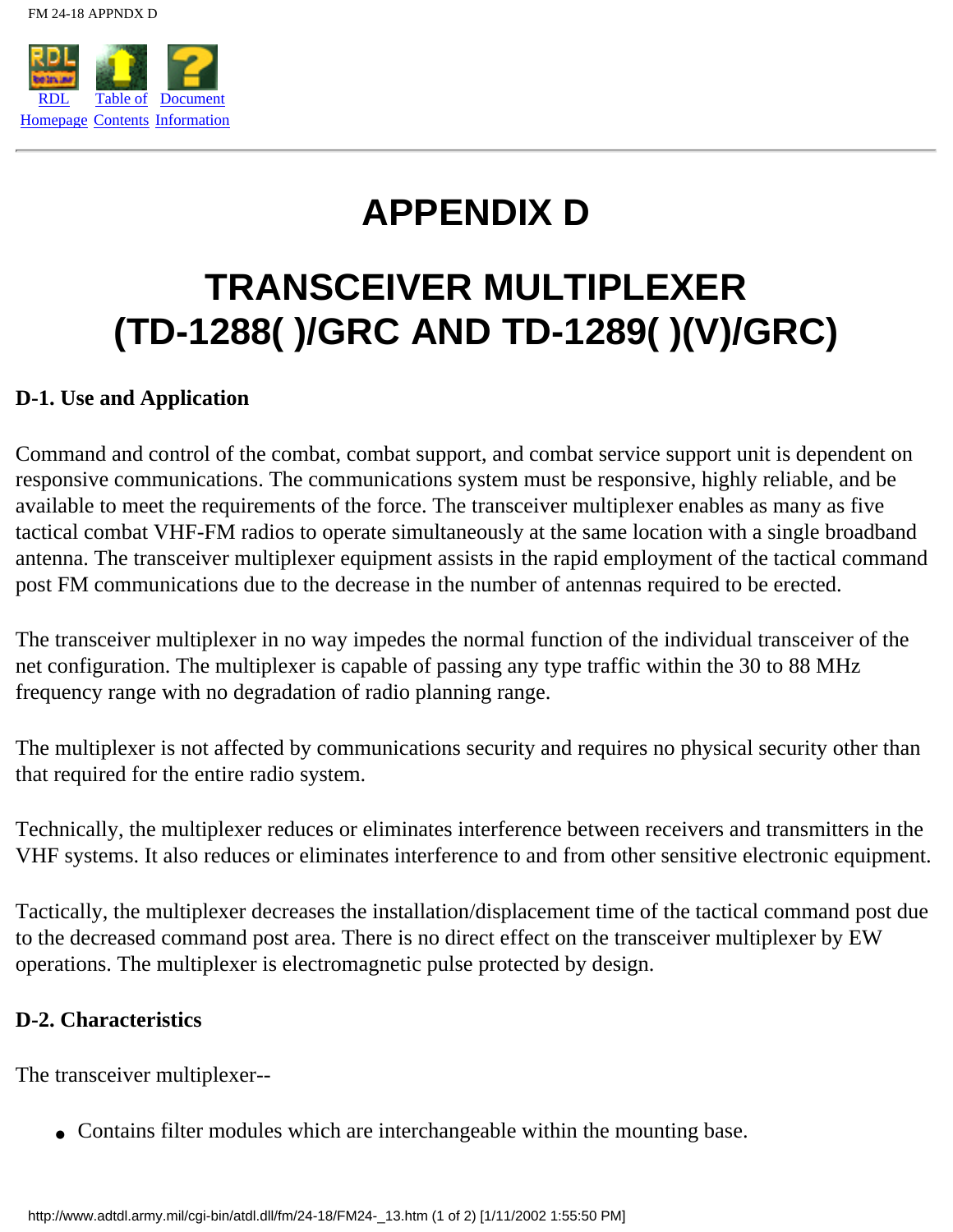# APPENDIX D

# TRANSCEIVER MULTIPLEXER (TD-1288( )/GRC AND TD-1289( )(V)/GRC)

### D-1. Use and Application

Command and control of the combat, combat support, and combat service support unit is dependent on responsive communications. The communications system must be responsive, highly reliable, and be available to meet the requirements of the force. The transceiver multiplexer enables as many as five tactical combat VHF-FM radios to operate simultaneously at the same location with a single broadband antenna. The transceiver multiplexer equipment assists in the rapid employment of the tactical command post FM communications due to the decrease in the number of antennas required to be erected.

The transceiver multiplexer in no way impedes the normal function of the individual transceiver of the net configuration. The multiplexer is capable of passing any type traffic within the 30 to 88 MHz frequency range with no degradation of radio planning range.

The multiplexer is not affected by communications security and requires no physical security other than that required for the entire radio system.

Technically, the multiplexer reduces or eliminates interference between receivers and transmitters in the VHF systems. It also reduces or eliminates interference to and from other sensitive electronic equipment.

Tactically, the multiplexer decreases the installation/displacement time of the tactical command post due to the decreased command post area. There is no direct effect on the transceiver multiplexer by EW operations. The multiplexer is electromagnetic pulse protected by design.

### D-2. Characteristics

The transceiver multiplexer--

- Contains filter modules which are interchangeable within the mounting base.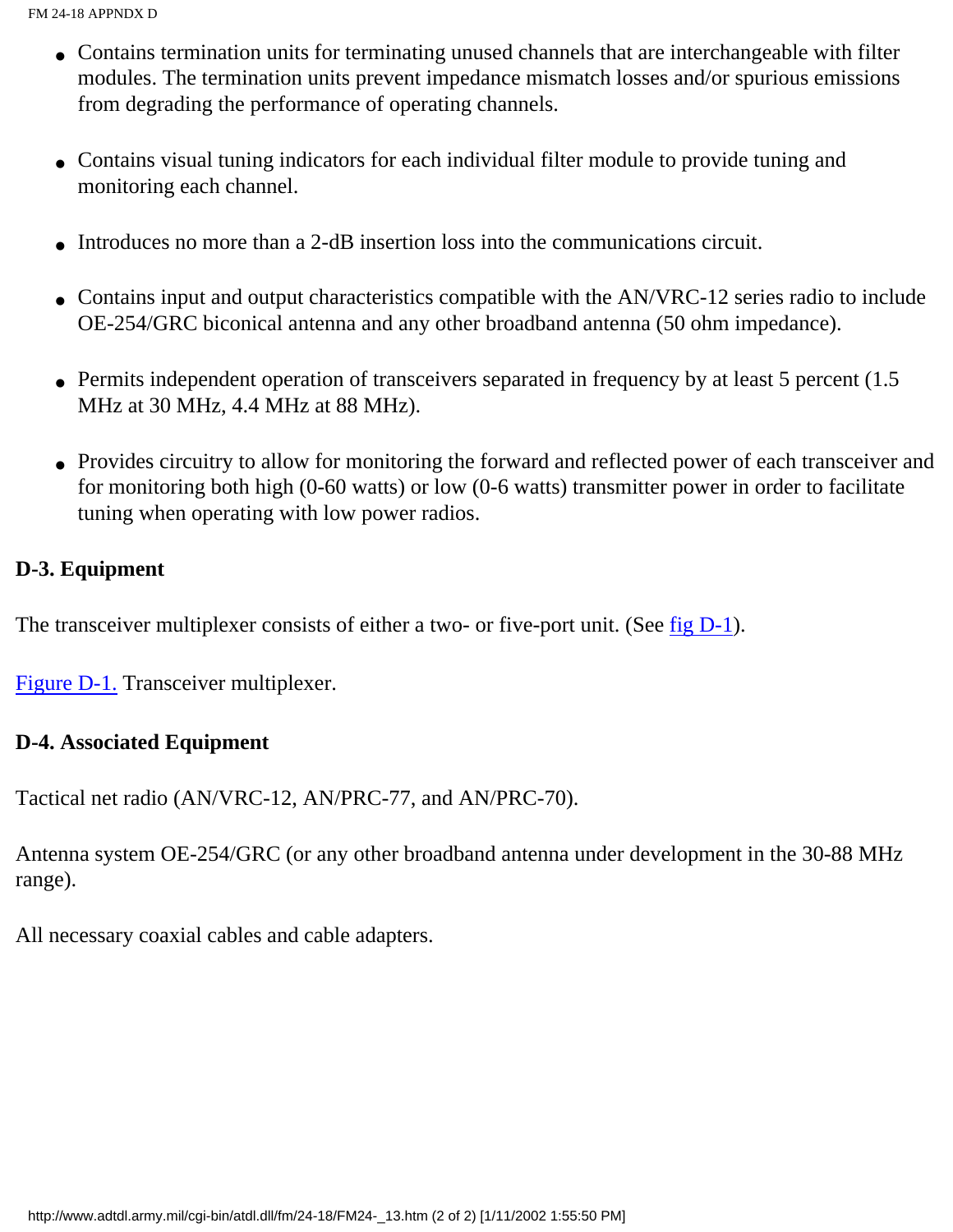- Contains termination units for terminating unused channels that are interchangeable with filter modules. The termination units prevent impedance mismatch losses and/or spurious emissions from degrading the performance of operating channels.

- Contains visual tuning indicators for each individual filter module to provide tuning and monitoring each channel.

- Introduces no more than a 2-dB insertion loss into the communications circuit.

- Contains input and output characteristics compatible with the AN/VRC-12 series radio to include OE-254/GRC biconical antenna and any other broadband antenna (50 ohm impedance).

- Permits independent operation of transceivers separated in frequency by at least 5 percent (1.5 MHz at 30 MHz, 4.4 MHz at 88 MHz).

- Provides circuitry to allow for monitoring the forward and reflected power of each transceiver and for monitoring both high (0-60 watts) or low (0-6 watts) transmitter power in order to facilitate tuning when operating with low power radios.

**D-3. Equipment**

The transceiver multiplexer consists of either a two- or five-port unit. (See fig D-1).

Figure D-1. Transceiver multiplexer.

**D-4. Associated Equipment**

Tactical net radio (AN/VRC-12, AN/PRC-77, and AN/PRC-70).

Antenna system OE-254/GRC (or any other broadband antenna under development in the 30-88 MHz range).

All necessary coaxial cables and cable adapters.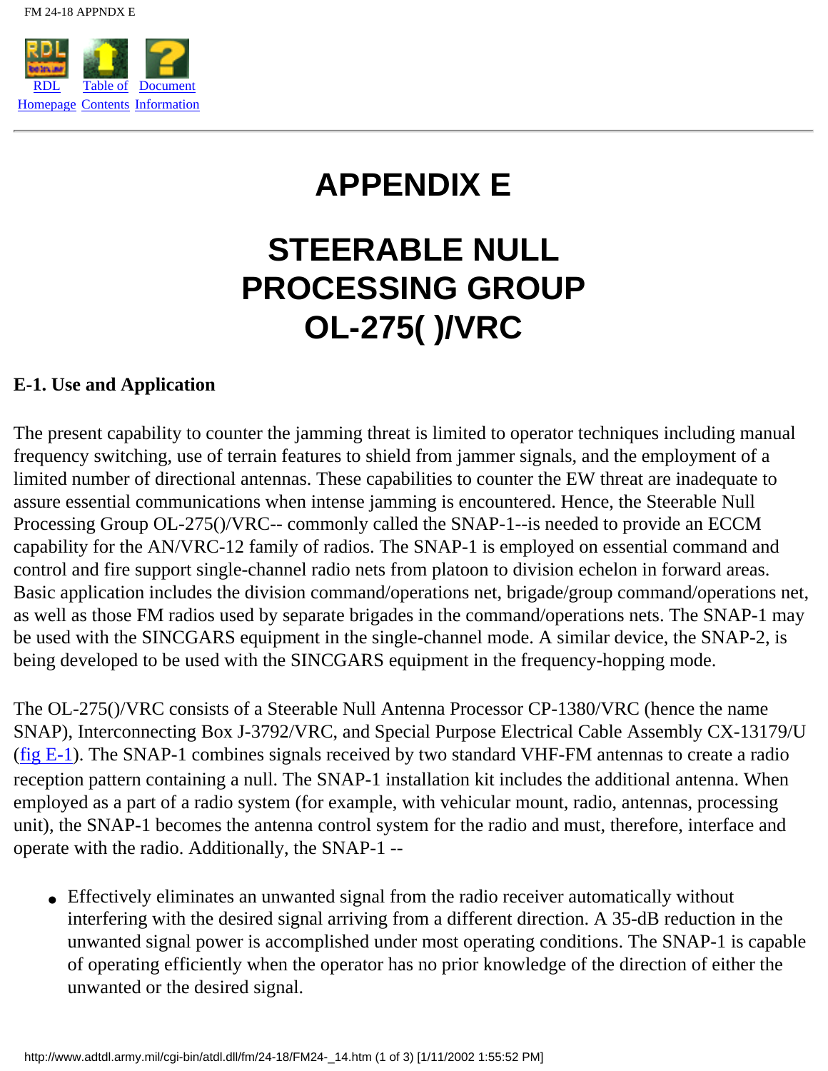# APPENDIX E

# STEERABLE NULL PROCESSING GROUP OL-275( )/VRC

## E-1. Use and Application

The present capability to counter the jamming threat is limited to operator techniques including manual frequency switching, use of terrain features to shield from jammer signals, and the employment of a limited number of directional antennas. These capabilities to counter the EW threat are inadequate to assure essential communications when intense jamming is encountered. Hence, the Steerable Null Processing Group OL-275()/VRC-- commonly called the SNAP-1--is needed to provide an ECCM capability for the AN/VRC-12 family of radios. The SNAP-1 is employed on essential command and control and fire support single-channel radio nets from platoon to division echelon in forward areas. Basic application includes the division command/operations net, brigade/group command/operations net, as well as those FM radios used by separate brigades in the command/operations nets. The SNAP-1 may be used with the SINCGARS equipment in the single-channel mode. A similar device, the SNAP-2, is being developed to be used with the SINCGARS equipment in the frequency-hopping mode.

The OL-275()/VRC consists of a Steerable Null Antenna Processor CP-1380/VRC (hence the name SNAP), Interconnecting Box J-3792/VRC, and Special Purpose Electrical Cable Assembly CX-13179/U (fig E-1). The SNAP-1 combines signals received by two standard VHF-FM antennas to create a radio reception pattern containing a null. The SNAP-1 installation kit includes the additional antenna. When employed as a part of a radio system (for example, with vehicular mount, radio, antennas, processing unit), the SNAP-1 becomes the antenna control system for the radio and must, therefore, interface and operate with the radio. Additionally, the SNAP-1 --

- Effectively eliminates an unwanted signal from the radio receiver automatically without interfering with the desired signal arriving from a different direction. A 35-dB reduction in the unwanted signal power is accomplished under most operating conditions. The SNAP-1 is capable of operating efficiently when the operator has no prior knowledge of the direction of either the unwanted or the desired signal.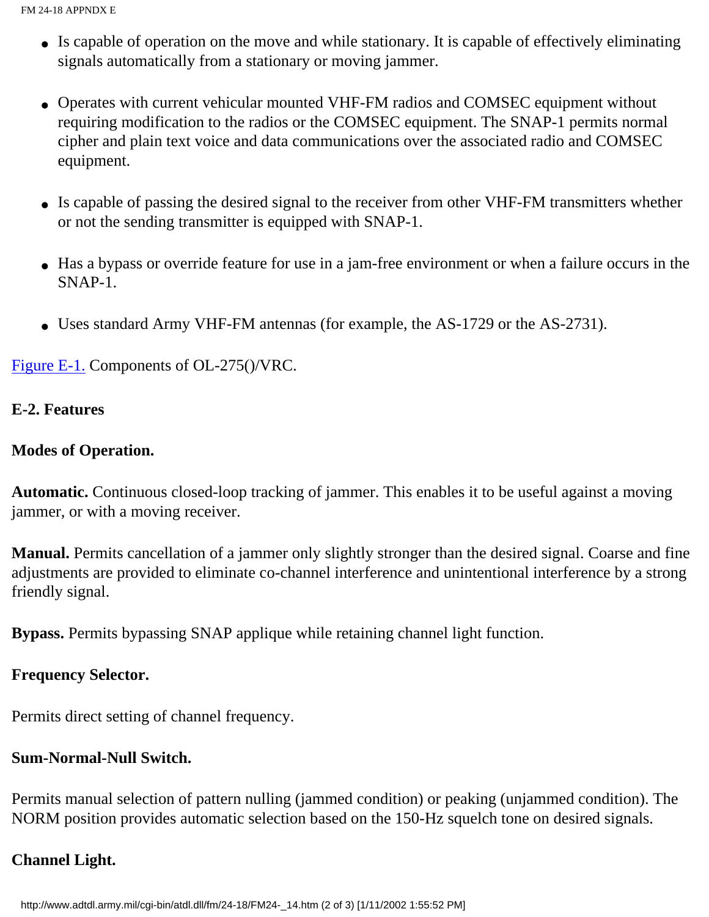- Is capable of operation on the move and while stationary. It is capable of effectively eliminating signals automatically from a stationary or moving jammer.

- Operates with current vehicular mounted VHF-FM radios and COMSEC equipment without requiring modification to the radios or the COMSEC equipment. The SNAP-1 permits normal cipher and plain text voice and data communications over the associated radio and COMSEC equipment.

- Is capable of passing the desired signal to the receiver from other VHF-FM transmitters whether or not the sending transmitter is equipped with SNAP-1.

- Has a bypass or override feature for use in a jam-free environment or when a failure occurs in the SNAP-1.

- Uses standard Army VHF-FM antennas (for example, the AS-1729 or the AS-2731).

Figure E-1. Components of OL-275()/VRC.

**E-2. Features**

**Modes of Operation.**

**Automatic.** Continuous closed-loop tracking of jammer. This enables it to be useful against a moving jammer, or with a moving receiver.

**Manual.** Permits cancellation of a jammer only slightly stronger than the desired signal. Coarse and fine adjustments are provided to eliminate co-channel interference and unintentional interference by a strong friendly signal.

**Bypass.** Permits bypassing SNAP applique while retaining channel light function.

**Frequency Selector.**

Permits direct setting of channel frequency.

**Sum-Normal-Null Switch.**

Permits manual selection of pattern nulling (jammed condition) or peaking (unjammed condition). The NORM position provides automatic selection based on the 150-Hz squelch tone on desired signals.

**Channel Light.**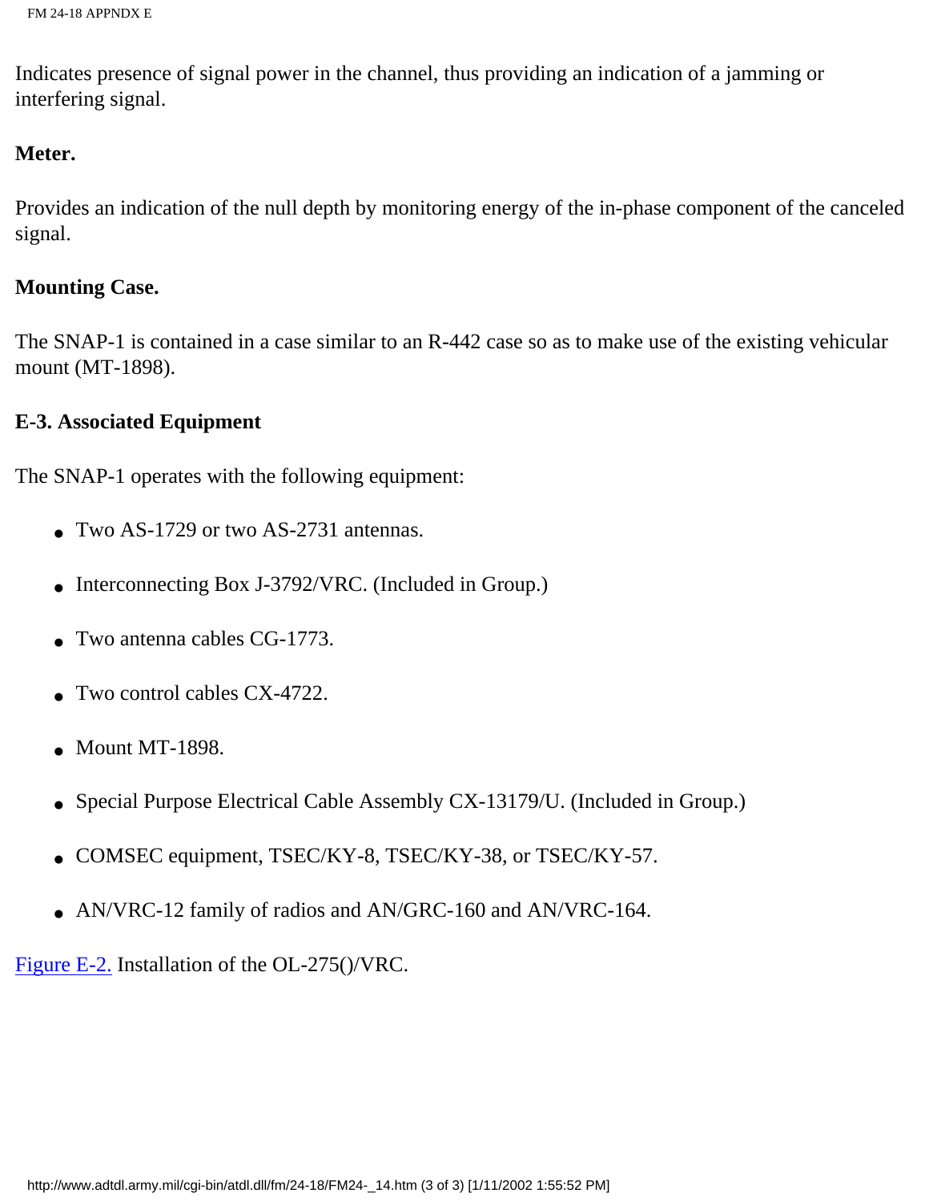Indicates presence of signal power in the channel, thus providing an indication of a jamming or interfering signal.

**Meter.**

Provides an indication of the null depth by monitoring energy of the in-phase component of the canceled signal.

**Mounting Case.**

The SNAP-1 is contained in a case similar to an R-442 case so as to make use of the existing vehicular mount (MT-1898).

**E-3. Associated Equipment**

The SNAP-1 operates with the following equipment:

- Two AS-1729 or two AS-2731 antennas.
- Interconnecting Box J-3792/VRC. (Included in Group.)
- Two antenna cables CG-1773.
- Two control cables CX-4722.
- Mount MT-1898.
- Special Purpose Electrical Cable Assembly CX-13179/U. (Included in Group.)
- COMSEC equipment, TSEC/KY-8, TSEC/KY-38, or TSEC/KY-57.
- AN/VRC-12 family of radios and AN/GRC-160 and AN/VRC-164.

Figure E-2. Installation of the OL-275()/VRC.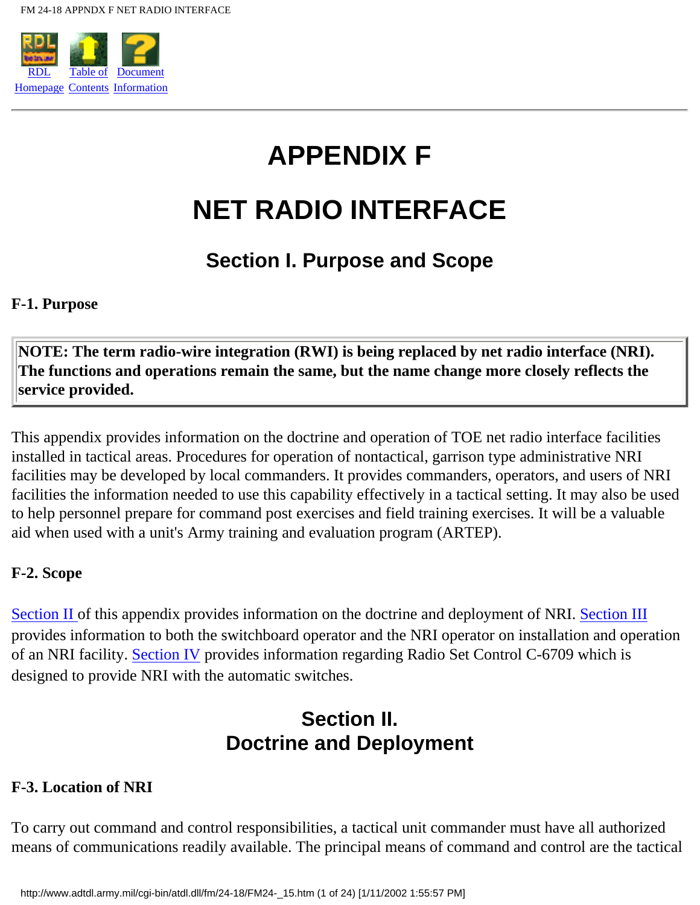# APPENDIX F

# NET RADIO INTERFACE

## Section I. Purpose and Scope

### F-1. Purpose

**NOTE: The term radio-wire integration (RWI) is being replaced by net radio interface (NRI). The functions and operations remain the same, but the name change more closely reflects the service provided.**

This appendix provides information on the doctrine and operation of TOE net radio interface facilities installed in tactical areas. Procedures for operation of nontactical, garrison type administrative NRI facilities may be developed by local commanders. It provides commanders, operators, and users of NRI facilities the information needed to use this capability effectively in a tactical setting. It may also be used to help personnel prepare for command post exercises and field training exercises. It will be a valuable aid when used with a unit's Army training and evaluation program (ARTEP).

### F-2. Scope

Section II of this appendix provides information on the doctrine and deployment of NRI. Section III provides information to both the switchboard operator and the NRI operator on installation and operation of an NRI facility. Section IV provides information regarding Radio Set Control C-6709 which is designed to provide NRI with the automatic switches.

## Section II. Doctrine and Deployment

### F-3. Location of NRI

To carry out command and control responsibilities, a tactical unit commander must have all authorized means of communications readily available. The principal means of command and control are the tactical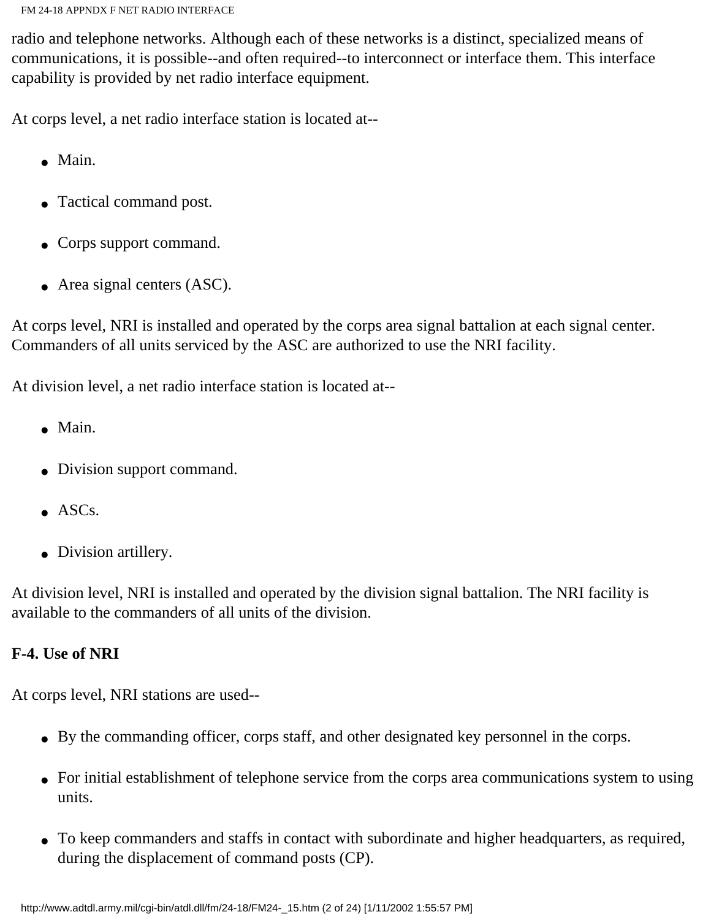radio and telephone networks. Although each of these networks is a distinct, specialized means of communications, it is possible--and often required--to interconnect or interface them. This interface capability is provided by net radio interface equipment.

At corps level, a net radio interface station is located at--

- Main.
- Tactical command post.
- Corps support command.
- Area signal centers (ASC).

At corps level, NRI is installed and operated by the corps area signal battalion at each signal center. Commanders of all units serviced by the ASC are authorized to use the NRI facility.

At division level, a net radio interface station is located at--

- Main.
- Division support command.
- ASCs.
- Division artillery.

At division level, NRI is installed and operated by the division signal battalion. The NRI facility is available to the commanders of all units of the division.

**F-4. Use of NRI**

At corps level, NRI stations are used--

- By the commanding officer, corps staff, and other designated key personnel in the corps.
- For initial establishment of telephone service from the corps area communications system to using units.
- To keep commanders and staffs in contact with subordinate and higher headquarters, as required, during the displacement of command posts (CP).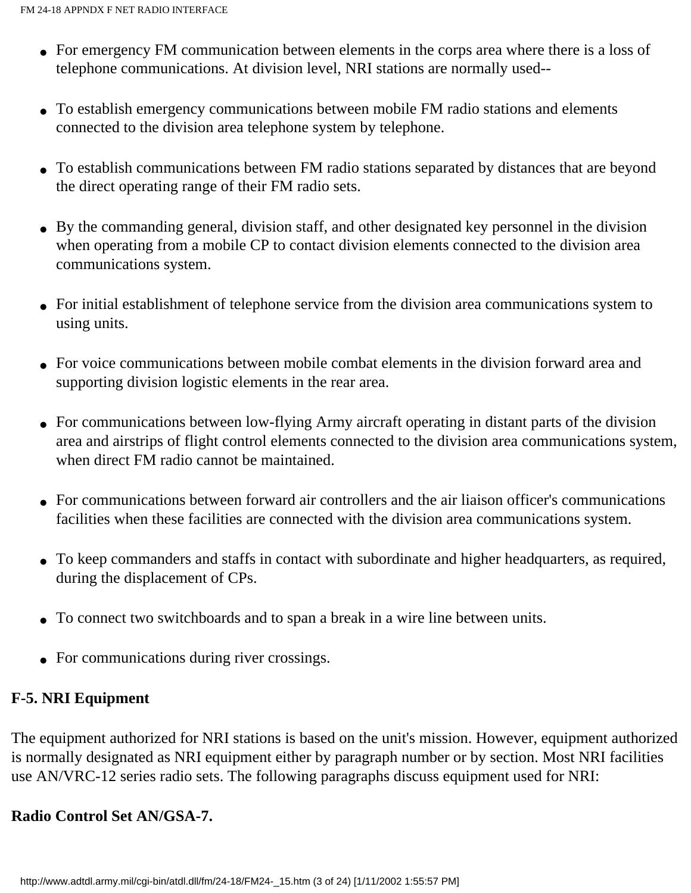- For emergency FM communication between elements in the corps area where there is a loss of telephone communications. At division level, NRI stations are normally used--

- To establish emergency communications between mobile FM radio stations and elements connected to the division area telephone system by telephone.

- To establish communications between FM radio stations separated by distances that are beyond the direct operating range of their FM radio sets.

- By the commanding general, division staff, and other designated key personnel in the division when operating from a mobile CP to contact division elements connected to the division area communications system.

- For initial establishment of telephone service from the division area communications system to using units.

- For voice communications between mobile combat elements in the division forward area and supporting division logistic elements in the rear area.

- For communications between low-flying Army aircraft operating in distant parts of the division area and airstrips of flight control elements connected to the division area communications system, when direct FM radio cannot be maintained.

- For communications between forward air controllers and the air liaison officer's communications facilities when these facilities are connected with the division area communications system.

- To keep commanders and staffs in contact with subordinate and higher headquarters, as required, during the displacement of CPs.

- To connect two switchboards and to span a break in a wire line between units.

- For communications during river crossings.

**F-5. NRI Equipment**

The equipment authorized for NRI stations is based on the unit's mission. However, equipment authorized is normally designated as NRI equipment either by paragraph number or by section. Most NRI facilities use AN/VRC-12 series radio sets. The following paragraphs discuss equipment used for NRI:

**Radio Control Set AN/GSA-7.**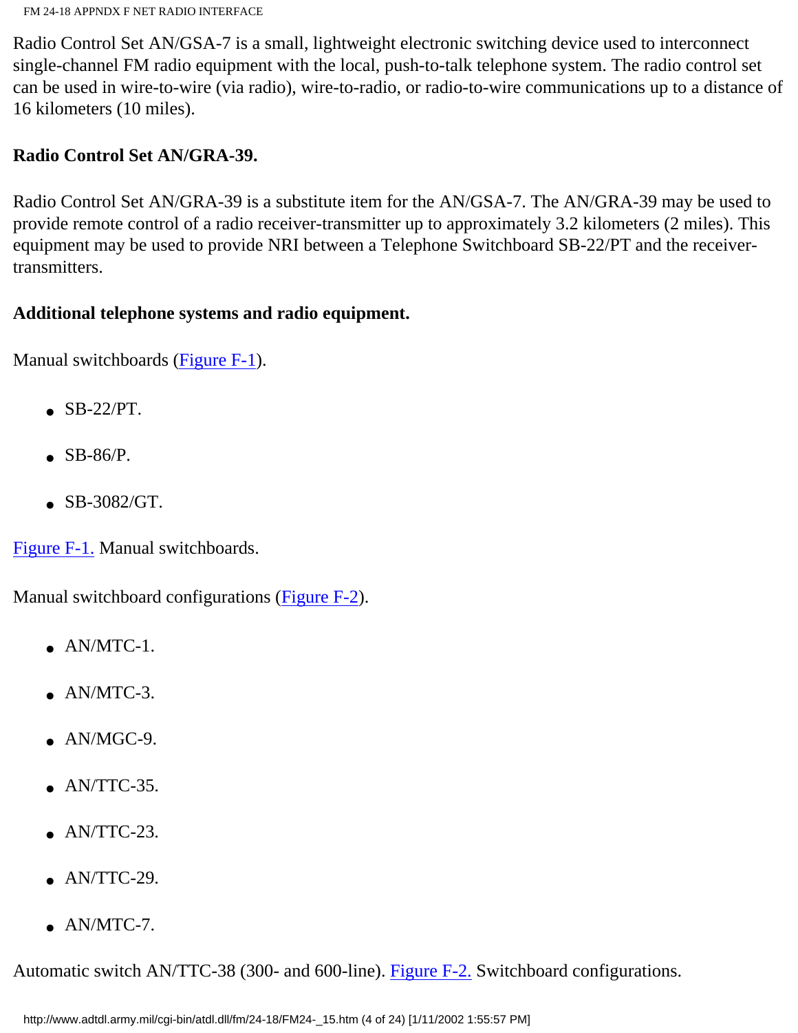Radio Control Set AN/GSA-7 is a small, lightweight electronic switching device used to interconnect single-channel FM radio equipment with the local, push-to-talk telephone system. The radio control set can be used in wire-to-wire (via radio), wire-to-radio, or radio-to-wire communications up to a distance of 16 kilometers (10 miles).

**Radio Control Set AN/GRA-39.**

Radio Control Set AN/GRA-39 is a substitute item for the AN/GSA-7. The AN/GRA-39 may be used to provide remote control of a radio receiver-transmitter up to approximately 3.2 kilometers (2 miles). This equipment may be used to provide NRI between a Telephone Switchboard SB-22/PT and the receiver-transmitters.

**Additional telephone systems and radio equipment.**

Manual switchboards (Figure F-1).

- SB-22/PT.
- SB-86/P.
- SB-3082/GT.

Figure F-1. Manual switchboards.

Manual switchboard configurations (Figure F-2).

- AN/MTC-1.
- AN/MTC-3.
- AN/MGC-9.
- AN/TTC-35.
- AN/TTC-23.
- AN/TTC-29.
- AN/MTC-7.

Automatic switch AN/TTC-38 (300- and 600-line). Figure F-2. Switchboard configurations.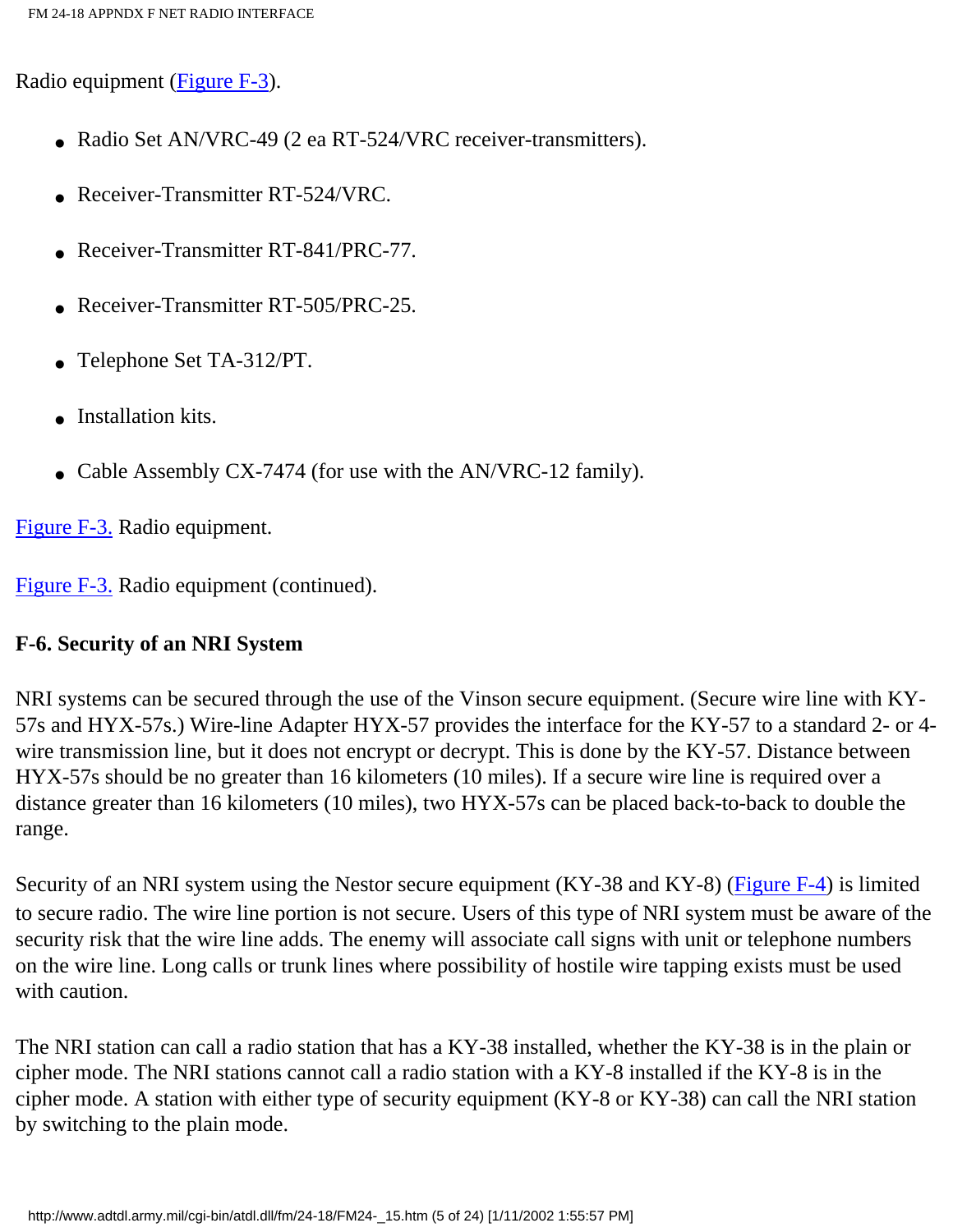Radio equipment (Figure F-3).

- Radio Set AN/VRC-49 (2 ea RT-524/VRC receiver-transmitters).
- Receiver-Transmitter RT-524/VRC.
- Receiver-Transmitter RT-841/PRC-77.
- Receiver-Transmitter RT-505/PRC-25.
- Telephone Set TA-312/PT.
- Installation kits.
- Cable Assembly CX-7474 (for use with the AN/VRC-12 family).

Figure F-3. Radio equipment.

Figure F-3. Radio equipment (continued).

**F-6. Security of an NRI System**

NRI systems can be secured through the use of the Vinson secure equipment. (Secure wire line with KY-57s and HYX-57s.) Wire-line Adapter HYX-57 provides the interface for the KY-57 to a standard 2- or 4-wire transmission line, but it does not encrypt or decrypt. This is done by the KY-57. Distance between HYX-57s should be no greater than 16 kilometers (10 miles). If a secure wire line is required over a distance greater than 16 kilometers (10 miles), two HYX-57s can be placed back-to-back to double the range.

Security of an NRI system using the Nestor secure equipment (KY-38 and KY-8) (Figure F-4) is limited to secure radio. The wire line portion is not secure. Users of this type of NRI system must be aware of the security risk that the wire line adds. The enemy will associate call signs with unit or telephone numbers on the wire line. Long calls or trunk lines where possibility of hostile wire tapping exists must be used with caution.

The NRI station can call a radio station that has a KY-38 installed, whether the KY-38 is in the plain or cipher mode. The NRI stations cannot call a radio station with a KY-8 installed if the KY-8 is in the cipher mode. A station with either type of security equipment (KY-8 or KY-38) can call the NRI station by switching to the plain mode.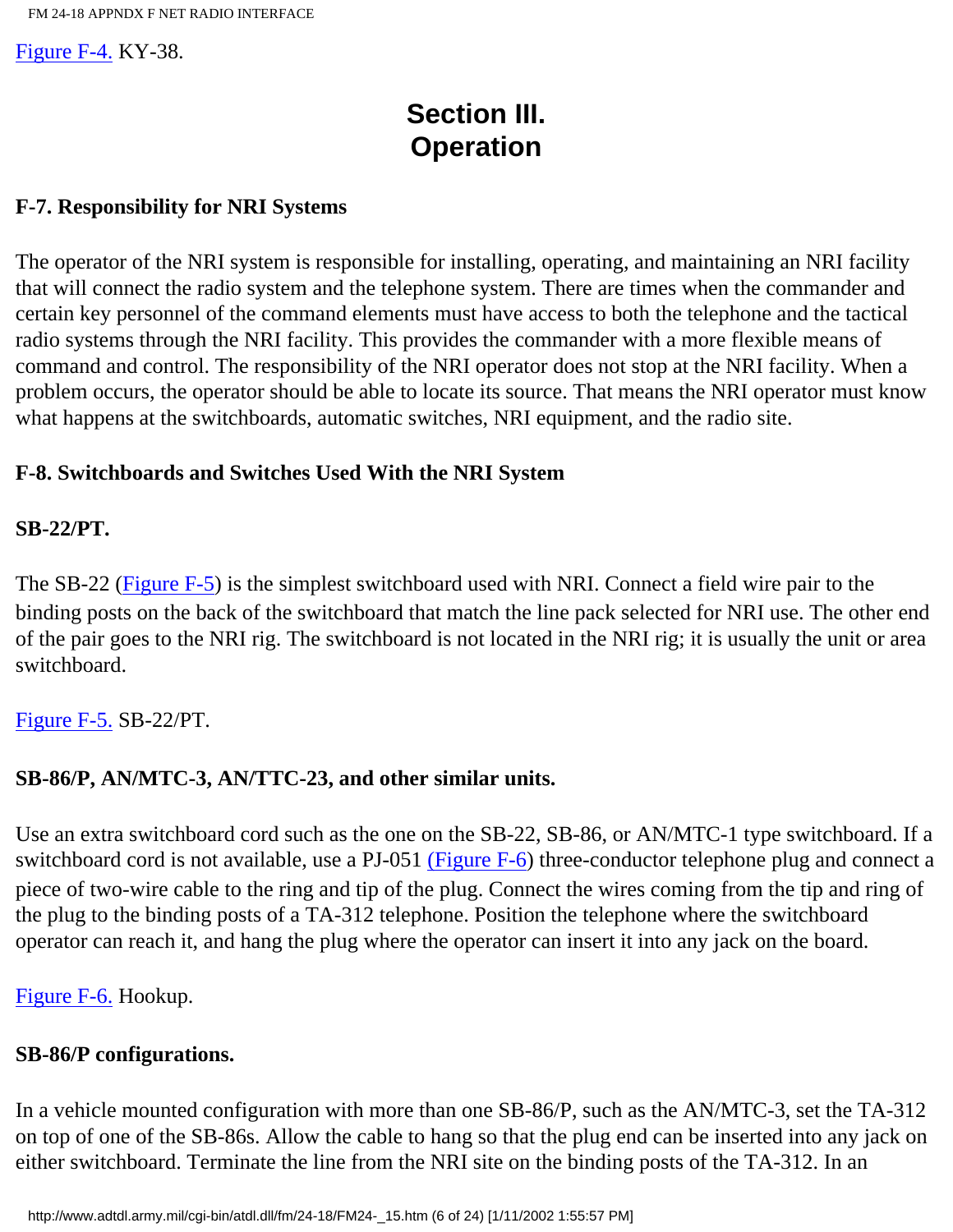Figure F-4. KY-38.

# Section III. Operation

### F-7. Responsibility for NRI Systems

The operator of the NRI system is responsible for installing, operating, and maintaining an NRI facility that will connect the radio system and the telephone system. There are times when the commander and certain key personnel of the command elements must have access to both the telephone and the tactical radio systems through the NRI facility. This provides the commander with a more flexible means of command and control. The responsibility of the NRI operator does not stop at the NRI facility. When a problem occurs, the operator should be able to locate its source. That means the NRI operator must know what happens at the switchboards, automatic switches, NRI equipment, and the radio site.

### F-8. Switchboards and Switches Used With the NRI System

**SB-22/PT.**

The SB-22 (Figure F-5) is the simplest switchboard used with NRI. Connect a field wire pair to the binding posts on the back of the switchboard that match the line pack selected for NRI use. The other end of the pair goes to the NRI rig. The switchboard is not located in the NRI rig; it is usually the unit or area switchboard.

Figure F-5. SB-22/PT.

**SB-86/P, AN/MTC-3, AN/TTC-23, and other similar units.**

Use an extra switchboard cord such as the one on the SB-22, SB-86, or AN/MTC-1 type switchboard. If a switchboard cord is not available, use a PJ-051 (Figure F-6) three-conductor telephone plug and connect a piece of two-wire cable to the ring and tip of the plug. Connect the wires coming from the tip and ring of the plug to the binding posts of a TA-312 telephone. Position the telephone where the switchboard operator can reach it, and hang the plug where the operator can insert it into any jack on the board.

Figure F-6. Hookup.

**SB-86/P configurations.**

In a vehicle mounted configuration with more than one SB-86/P, such as the AN/MTC-3, set the TA-312 on top of one of the SB-86s. Allow the cable to hang so that the plug end can be inserted into any jack on either switchboard. Terminate the line from the NRI site on the binding posts of the TA-312. In an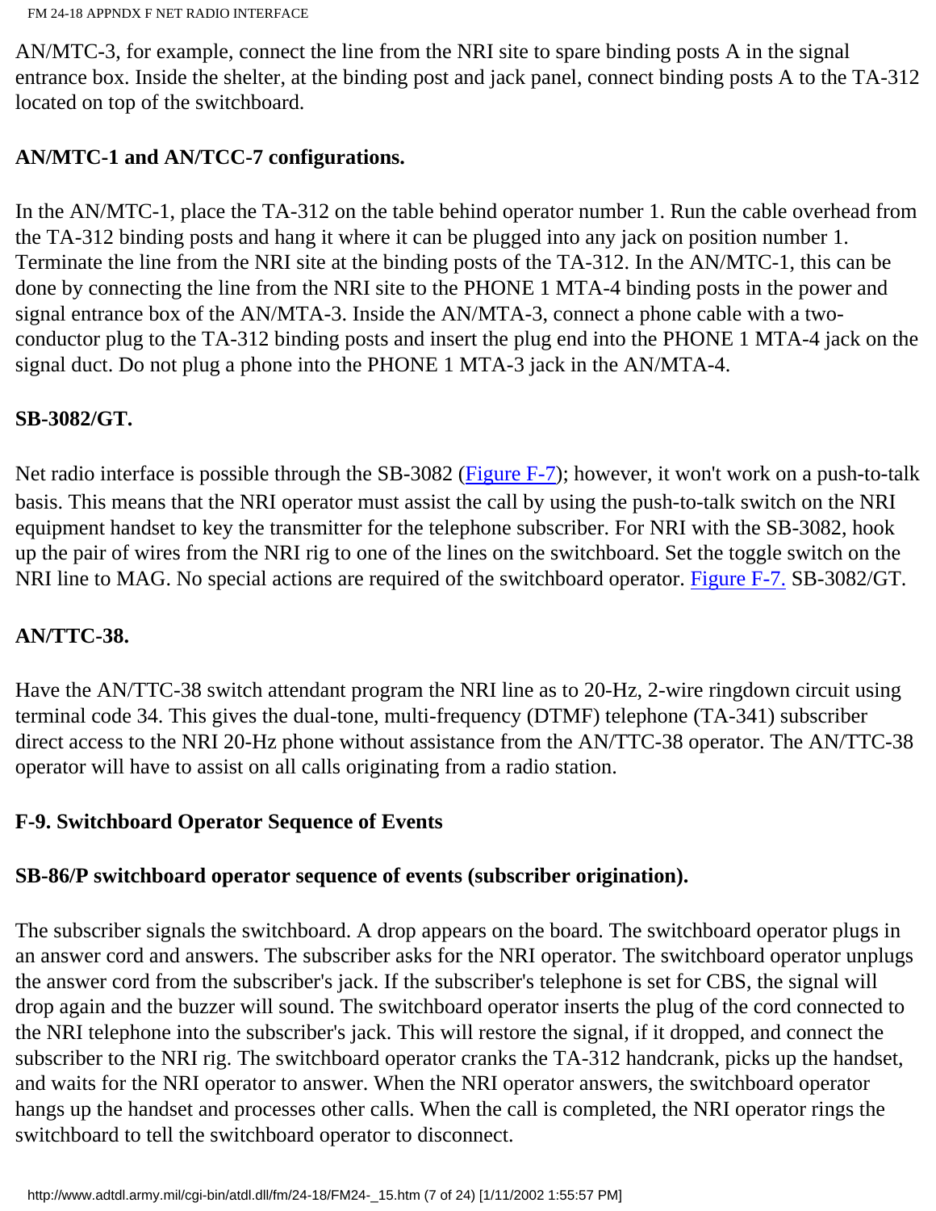AN/MTC-3, for example, connect the line from the NRI site to spare binding posts A in the signal entrance box. Inside the shelter, at the binding post and jack panel, connect binding posts A to the TA-312 located on top of the switchboard.

**AN/MTC-1 and AN/TCC-7 configurations.**

In the AN/MTC-1, place the TA-312 on the table behind operator number 1. Run the cable overhead from the TA-312 binding posts and hang it where it can be plugged into any jack on position number 1. Terminate the line from the NRI site at the binding posts of the TA-312. In the AN/MTC-1, this can be done by connecting the line from the NRI site to the PHONE 1 MTA-4 binding posts in the power and signal entrance box of the AN/MTA-3. Inside the AN/MTA-3, connect a phone cable with a two-conductor plug to the TA-312 binding posts and insert the plug end into the PHONE 1 MTA-4 jack on the signal duct. Do not plug a phone into the PHONE 1 MTA-3 jack in the AN/MTA-4.

**SB-3082/GT.**

Net radio interface is possible through the SB-3082 (Figure F-7); however, it won't work on a push-to-talk basis. This means that the NRI operator must assist the call by using the push-to-talk switch on the NRI equipment handset to key the transmitter for the telephone subscriber. For NRI with the SB-3082, hook up the pair of wires from the NRI rig to one of the lines on the switchboard. Set the toggle switch on the NRI line to MAG. No special actions are required of the switchboard operator. Figure F-7. SB-3082/GT.

**AN/TTC-38.**

Have the AN/TTC-38 switch attendant program the NRI line as to 20-Hz, 2-wire ringdown circuit using terminal code 34. This gives the dual-tone, multi-frequency (DTMF) telephone (TA-341) subscriber direct access to the NRI 20-Hz phone without assistance from the AN/TTC-38 operator. The AN/TTC-38 operator will have to assist on all calls originating from a radio station.

## F-9. Switchboard Operator Sequence of Events

**SB-86/P switchboard operator sequence of events (subscriber origination).**

The subscriber signals the switchboard. A drop appears on the board. The switchboard operator plugs in an answer cord and answers. The subscriber asks for the NRI operator. The switchboard operator unplugs the answer cord from the subscriber's jack. If the subscriber's telephone is set for CBS, the signal will drop again and the buzzer will sound. The switchboard operator inserts the plug of the cord connected to the NRI telephone into the subscriber's jack. This will restore the signal, if it dropped, and connect the subscriber to the NRI rig. The switchboard operator cranks the TA-312 handcrank, picks up the handset, and waits for the NRI operator to answer. When the NRI operator answers, the switchboard operator hangs up the handset and processes other calls. When the call is completed, the NRI operator rings the switchboard to tell the switchboard operator to disconnect.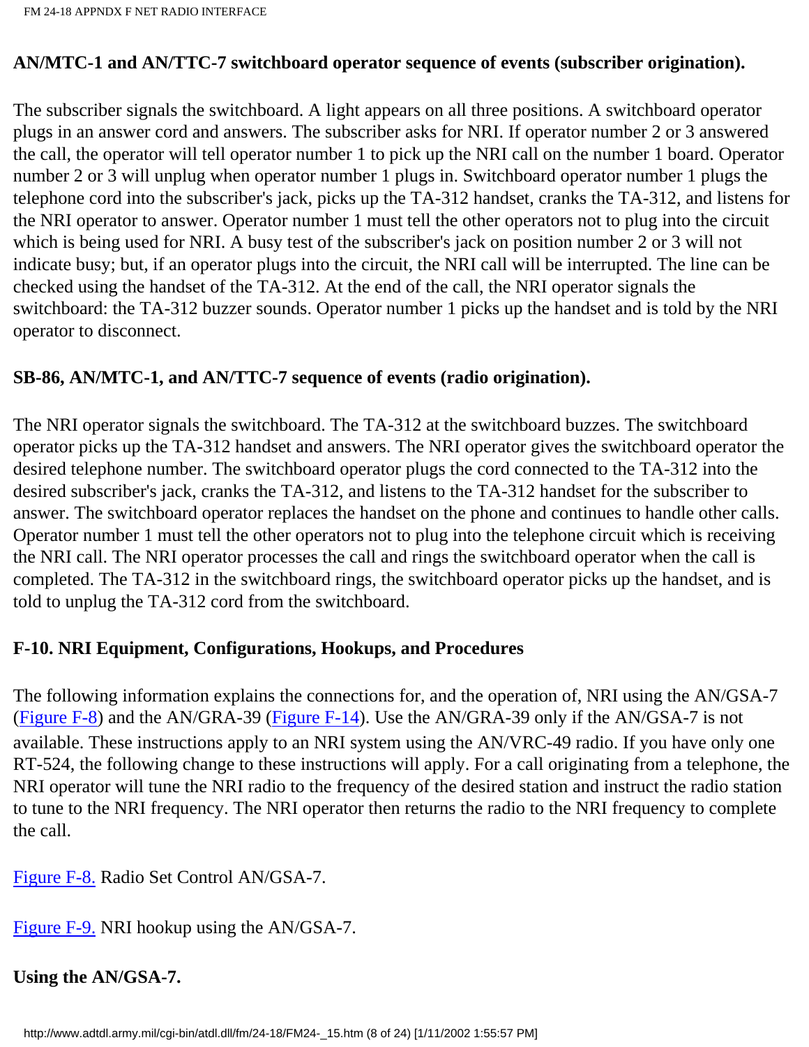**AN/MTC-1 and AN/TTC-7 switchboard operator sequence of events (subscriber origination).**

The subscriber signals the switchboard. A light appears on all three positions. A switchboard operator plugs in an answer cord and answers. The subscriber asks for NRI. If operator number 2 or 3 answered the call, the operator will tell operator number 1 to pick up the NRI call on the number 1 board. Operator number 2 or 3 will unplug when operator number 1 plugs in. Switchboard operator number 1 plugs the telephone cord into the subscriber's jack, picks up the TA-312 handset, cranks the TA-312, and listens for the NRI operator to answer. Operator number 1 must tell the other operators not to plug into the circuit which is being used for NRI. A busy test of the subscriber's jack on position number 2 or 3 will not indicate busy; but, if an operator plugs into the circuit, the NRI call will be interrupted. The line can be checked using the handset of the TA-312. At the end of the call, the NRI operator signals the switchboard: the TA-312 buzzer sounds. Operator number 1 picks up the handset and is told by the NRI operator to disconnect.

**SB-86, AN/MTC-1, and AN/TTC-7 sequence of events (radio origination).**

The NRI operator signals the switchboard. The TA-312 at the switchboard buzzes. The switchboard operator picks up the TA-312 handset and answers. The NRI operator gives the switchboard operator the desired telephone number. The switchboard operator plugs the cord connected to the TA-312 into the desired subscriber's jack, cranks the TA-312, and listens to the TA-312 handset for the subscriber to answer. The switchboard operator replaces the handset on the phone and continues to handle other calls. Operator number 1 must tell the other operators not to plug into the telephone circuit which is receiving the NRI call. The NRI operator processes the call and rings the switchboard operator when the call is completed. The TA-312 in the switchboard rings, the switchboard operator picks up the handset, and is told to unplug the TA-312 cord from the switchboard.

## F-10. NRI Equipment, Configurations, Hookups, and Procedures

The following information explains the connections for, and the operation of, NRI using the AN/GSA-7 (Figure F-8) and the AN/GRA-39 (Figure F-14). Use the AN/GRA-39 only if the AN/GSA-7 is not available. These instructions apply to an NRI system using the AN/VRC-49 radio. If you have only one RT-524, the following change to these instructions will apply. For a call originating from a telephone, the NRI operator will tune the NRI radio to the frequency of the desired station and instruct the radio station to tune to the NRI frequency. The NRI operator then returns the radio to the NRI frequency to complete the call.

Figure F-8. Radio Set Control AN/GSA-7.

Figure F-9. NRI hookup using the AN/GSA-7.

**Using the AN/GSA-7.**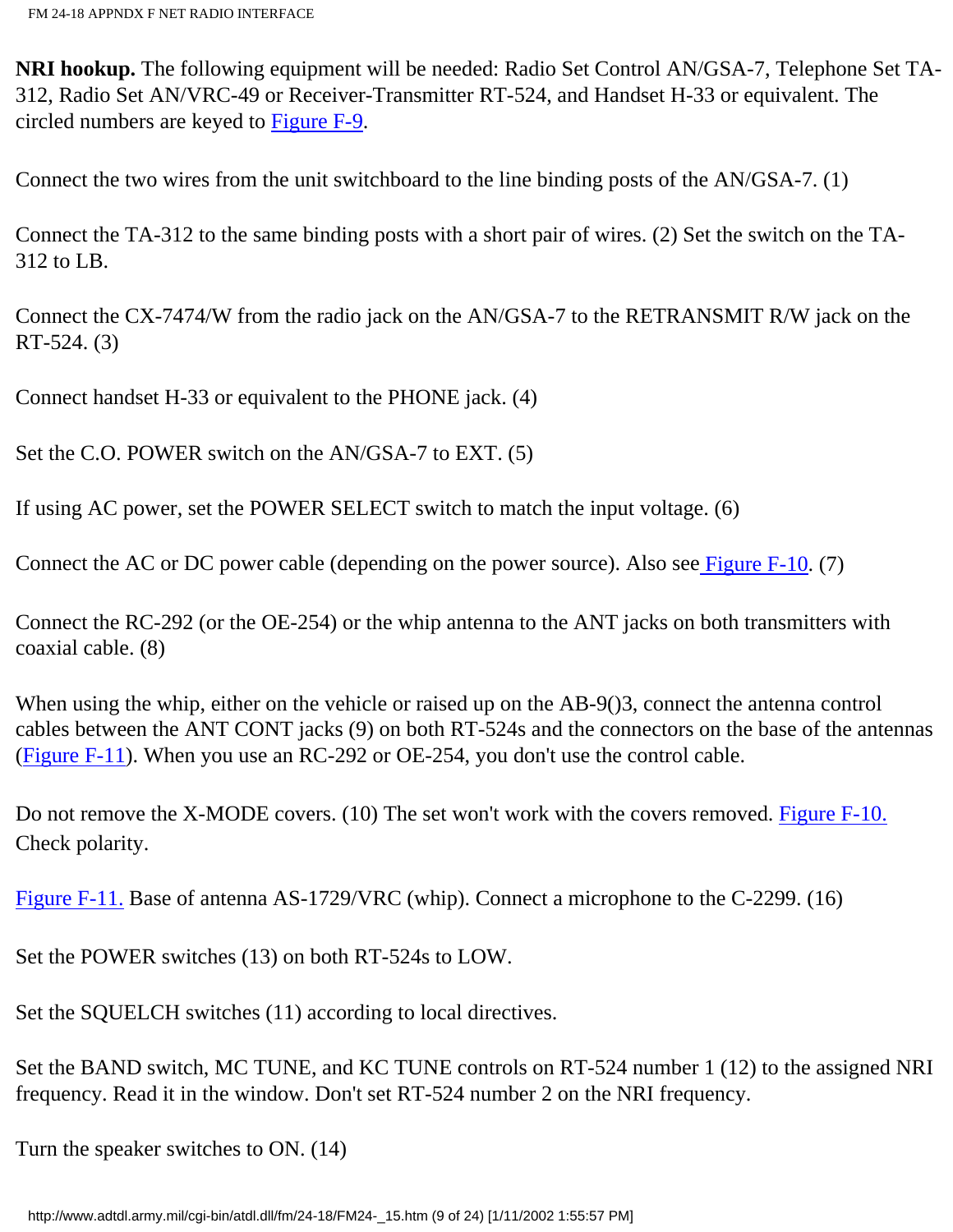**NRI hookup.** The following equipment will be needed: Radio Set Control AN/GSA-7, Telephone Set TA-312, Radio Set AN/VRC-49 or Receiver-Transmitter RT-524, and Handset H-33 or equivalent. The circled numbers are keyed to Figure F-9.

Connect the two wires from the unit switchboard to the line binding posts of the AN/GSA-7. (1)

Connect the TA-312 to the same binding posts with a short pair of wires. (2) Set the switch on the TA-312 to LB.

Connect the CX-7474/W from the radio jack on the AN/GSA-7 to the RETRANSMIT R/W jack on the RT-524. (3)

Connect handset H-33 or equivalent to the PHONE jack. (4)

Set the C.O. POWER switch on the AN/GSA-7 to EXT. (5)

If using AC power, set the POWER SELECT switch to match the input voltage. (6)

Connect the AC or DC power cable (depending on the power source). Also see Figure F-10. (7)

Connect the RC-292 (or the OE-254) or the whip antenna to the ANT jacks on both transmitters with coaxial cable. (8)

When using the whip, either on the vehicle or raised up on the AB-9()3, connect the antenna control cables between the ANT CONT jacks (9) on both RT-524s and the connectors on the base of the antennas (Figure F-11). When you use an RC-292 or OE-254, you don't use the control cable.

Do not remove the X-MODE covers. (10) The set won't work with the covers removed. Figure F-10. Check polarity.

Figure F-11. Base of antenna AS-1729/VRC (whip). Connect a microphone to the C-2299. (16)

Set the POWER switches (13) on both RT-524s to LOW.

Set the SQUELCH switches (11) according to local directives.

Set the BAND switch, MC TUNE, and KC TUNE controls on RT-524 number 1 (12) to the assigned NRI frequency. Read it in the window. Don't set RT-524 number 2 on the NRI frequency.

Turn the speaker switches to ON. (14)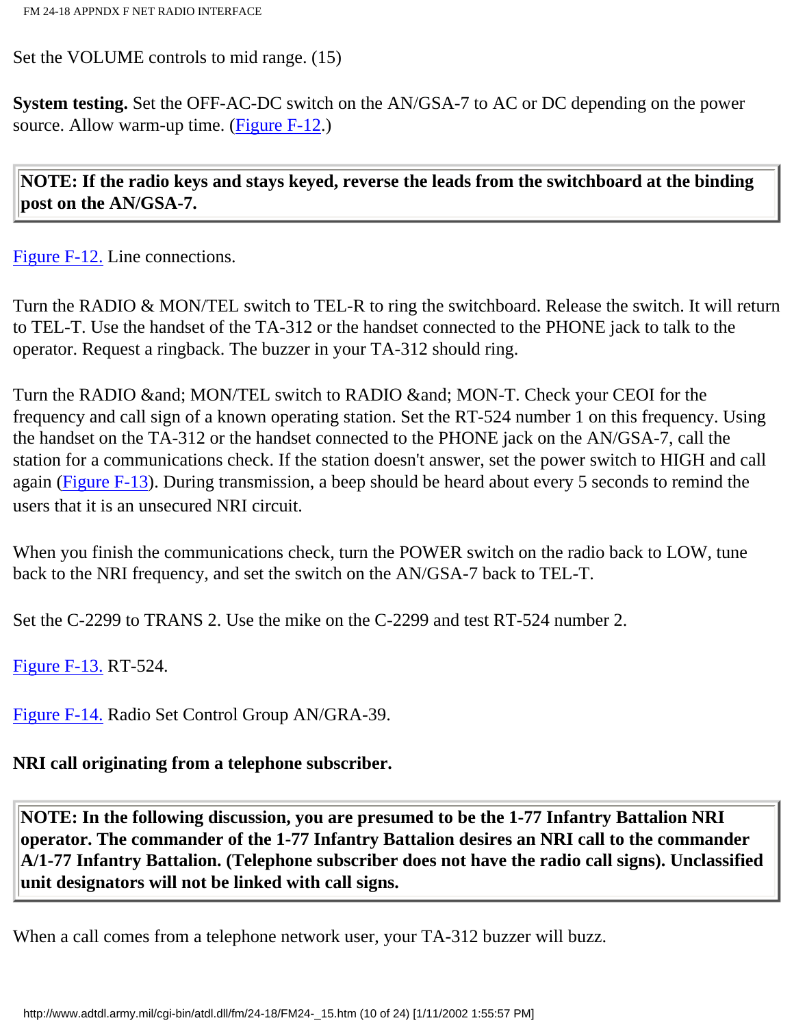Set the VOLUME controls to mid range. (15)

**System testing.** Set the OFF-AC-DC switch on the AN/GSA-7 to AC or DC depending on the power source. Allow warm-up time. (Figure F-12.)

> **NOTE: If the radio keys and stays keyed, reverse the leads from the switchboard at the binding post on the AN/GSA-7.**

Figure F-12. Line connections.

Turn the RADIO & MON/TEL switch to TEL-R to ring the switchboard. Release the switch. It will return to TEL-T. Use the handset of the TA-312 or the handset connected to the PHONE jack to talk to the operator. Request a ringback. The buzzer in your TA-312 should ring.

Turn the RADIO &and; MON/TEL switch to RADIO &and; MON-T. Check your CEOI for the frequency and call sign of a known operating station. Set the RT-524 number 1 on this frequency. Using the handset on the TA-312 or the handset connected to the PHONE jack on the AN/GSA-7, call the station for a communications check. If the station doesn't answer, set the power switch to HIGH and call again (Figure F-13). During transmission, a beep should be heard about every 5 seconds to remind the users that it is an unsecured NRI circuit.

When you finish the communications check, turn the POWER switch on the radio back to LOW, tune back to the NRI frequency, and set the switch on the AN/GSA-7 back to TEL-T.

Set the C-2299 to TRANS 2. Use the mike on the C-2299 and test RT-524 number 2.

Figure F-13. RT-524.

Figure F-14. Radio Set Control Group AN/GRA-39.

**NRI call originating from a telephone subscriber.**

> **NOTE: In the following discussion, you are presumed to be the 1-77 Infantry Battalion NRI operator. The commander of the 1-77 Infantry Battalion desires an NRI call to the commander A/1-77 Infantry Battalion. (Telephone subscriber does not have the radio call signs). Unclassified unit designators will not be linked with call signs.**

When a call comes from a telephone network user, your TA-312 buzzer will buzz.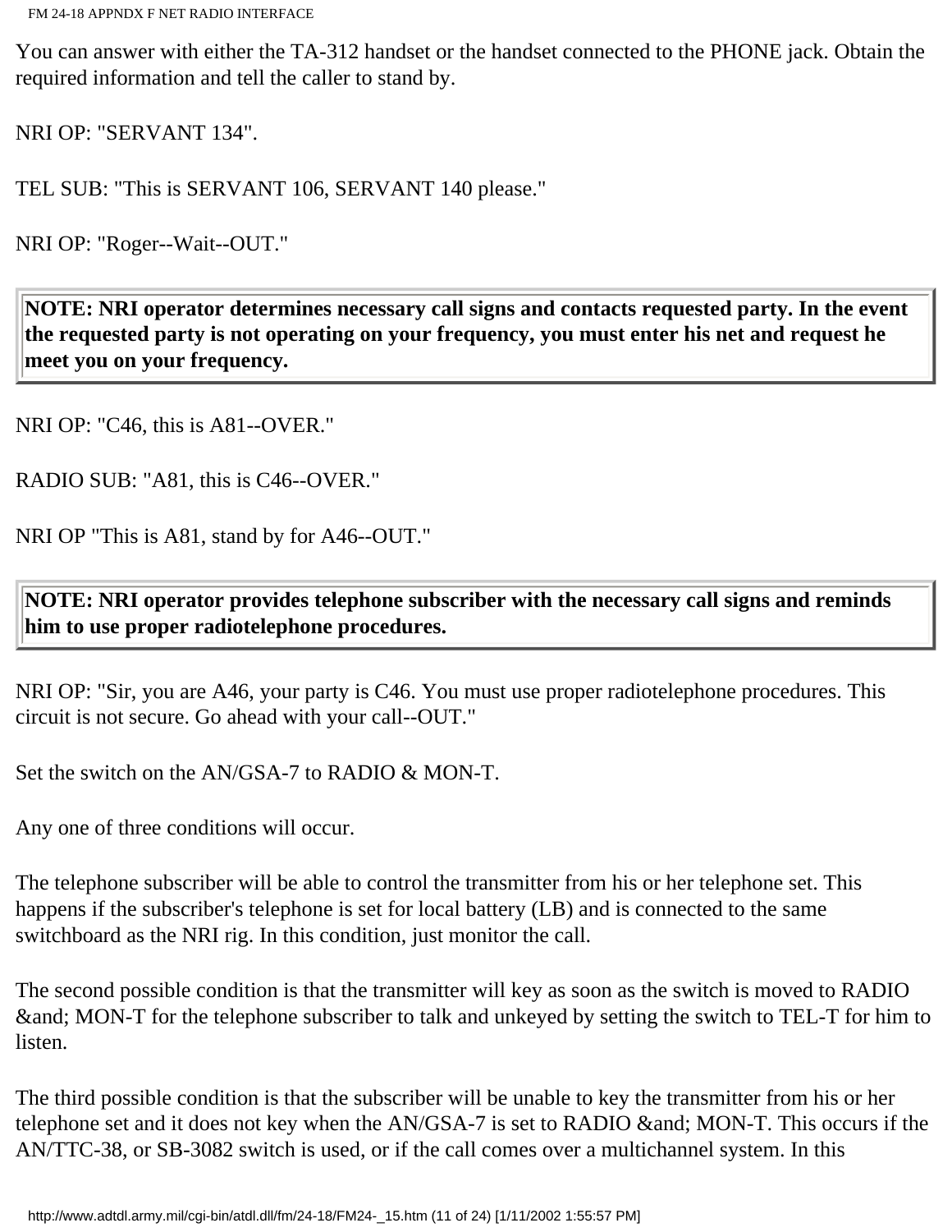You can answer with either the TA-312 handset or the handset connected to the PHONE jack. Obtain the required information and tell the caller to stand by.

NRI OP: "SERVANT 134".

TEL SUB: "This is SERVANT 106, SERVANT 140 please."

NRI OP: "Roger--Wait--OUT."

**NOTE: NRI operator determines necessary call signs and contacts requested party. In the event the requested party is not operating on your frequency, you must enter his net and request he meet you on your frequency.**

NRI OP: "C46, this is A81--OVER."

RADIO SUB: "A81, this is C46--OVER."

NRI OP "This is A81, stand by for A46--OUT."

**NOTE: NRI operator provides telephone subscriber with the necessary call signs and reminds him to use proper radiotelephone procedures.**

NRI OP: "Sir, you are A46, your party is C46. You must use proper radiotelephone procedures. This circuit is not secure. Go ahead with your call--OUT."

Set the switch on the AN/GSA-7 to RADIO & MON-T.

Any one of three conditions will occur.

The telephone subscriber will be able to control the transmitter from his or her telephone set. This happens if the subscriber's telephone is set for local battery (LB) and is connected to the same switchboard as the NRI rig. In this condition, just monitor the call.

The second possible condition is that the transmitter will key as soon as the switch is moved to RADIO &and; MON-T for the telephone subscriber to talk and unkeyed by setting the switch to TEL-T for him to listen.

The third possible condition is that the subscriber will be unable to key the transmitter from his or her telephone set and it does not key when the AN/GSA-7 is set to RADIO &and; MON-T. This occurs if the AN/TTC-38, or SB-3082 switch is used, or if the call comes over a multichannel system. In this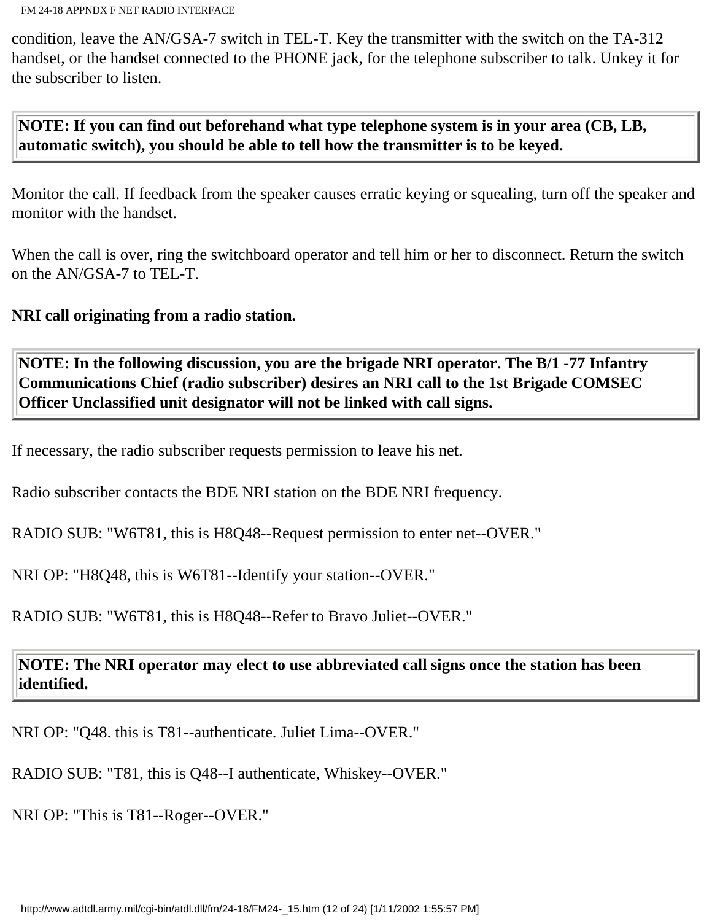condition, leave the AN/GSA-7 switch in TEL-T. Key the transmitter with the switch on the TA-312 handset, or the handset connected to the PHONE jack, for the telephone subscriber to talk. Unkey it for the subscriber to listen.

> **NOTE: If you can find out beforehand what type telephone system is in your area (CB, LB, automatic switch), you should be able to tell how the transmitter is to be keyed.**

Monitor the call. If feedback from the speaker causes erratic keying or squealing, turn off the speaker and monitor with the handset.

When the call is over, ring the switchboard operator and tell him or her to disconnect. Return the switch on the AN/GSA-7 to TEL-T.

**NRI call originating from a radio station.**

> **NOTE: In the following discussion, you are the brigade NRI operator. The B/1 -77 Infantry Communications Chief (radio subscriber) desires an NRI call to the 1st Brigade COMSEC Officer Unclassified unit designator will not be linked with call signs.**

If necessary, the radio subscriber requests permission to leave his net.

Radio subscriber contacts the BDE NRI station on the BDE NRI frequency.

RADIO SUB: "W6T81, this is H8Q48--Request permission to enter net--OVER."

NRI OP: "H8Q48, this is W6T81--Identify your station--OVER."

RADIO SUB: "W6T81, this is H8Q48--Refer to Bravo Juliet--OVER."

> **NOTE: The NRI operator may elect to use abbreviated call signs once the station has been identified.**

NRI OP: "Q48. this is T81--authenticate. Juliet Lima--OVER."

RADIO SUB: "T81, this is Q48--I authenticate, Whiskey--OVER."

NRI OP: "This is T81--Roger--OVER."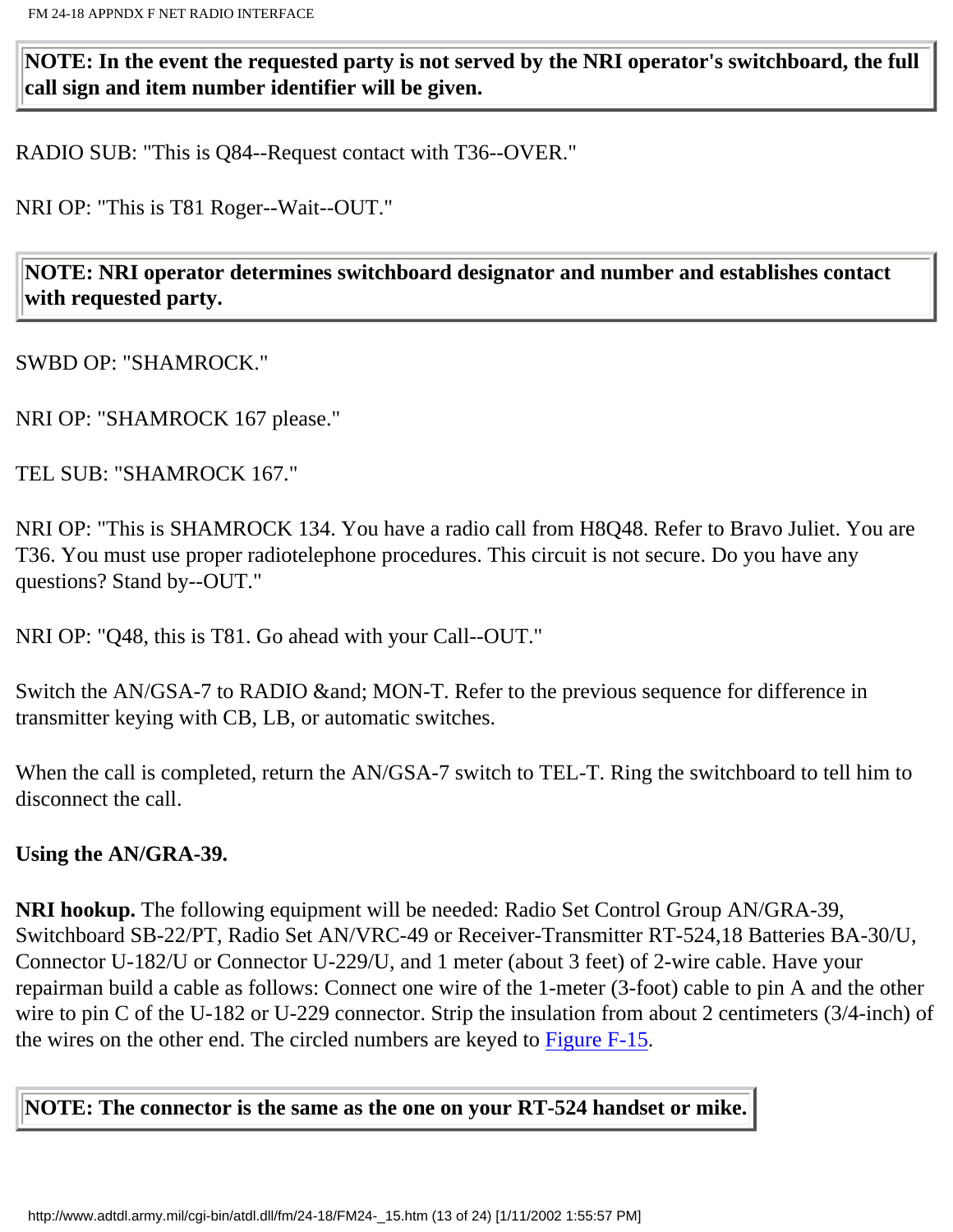**NOTE: In the event the requested party is not served by the NRI operator's switchboard, the full call sign and item number identifier will be given.**

RADIO SUB: "This is Q84--Request contact with T36--OVER."

NRI OP: "This is T81 Roger--Wait--OUT."

**NOTE: NRI operator determines switchboard designator and number and establishes contact with requested party.**

SWBD OP: "SHAMROCK."

NRI OP: "SHAMROCK 167 please."

TEL SUB: "SHAMROCK 167."

NRI OP: "This is SHAMROCK 134. You have a radio call from H8Q48. Refer to Bravo Juliet. You are T36. You must use proper radiotelephone procedures. This circuit is not secure. Do you have any questions? Stand by--OUT."

NRI OP: "Q48, this is T81. Go ahead with your Call--OUT."

Switch the AN/GSA-7 to RADIO &and; MON-T. Refer to the previous sequence for difference in transmitter keying with CB, LB, or automatic switches.

When the call is completed, return the AN/GSA-7 switch to TEL-T. Ring the switchboard to tell him to disconnect the call.

**Using the AN/GRA-39.**

**NRI hookup.** The following equipment will be needed: Radio Set Control Group AN/GRA-39, Switchboard SB-22/PT, Radio Set AN/VRC-49 or Receiver-Transmitter RT-524,18 Batteries BA-30/U, Connector U-182/U or Connector U-229/U, and 1 meter (about 3 feet) of 2-wire cable. Have your repairman build a cable as follows: Connect one wire of the 1-meter (3-foot) cable to pin A and the other wire to pin C of the U-182 or U-229 connector. Strip the insulation from about 2 centimeters (3/4-inch) of the wires on the other end. The circled numbers are keyed to Figure F-15.

**NOTE: The connector is the same as the one on your RT-524 handset or mike.**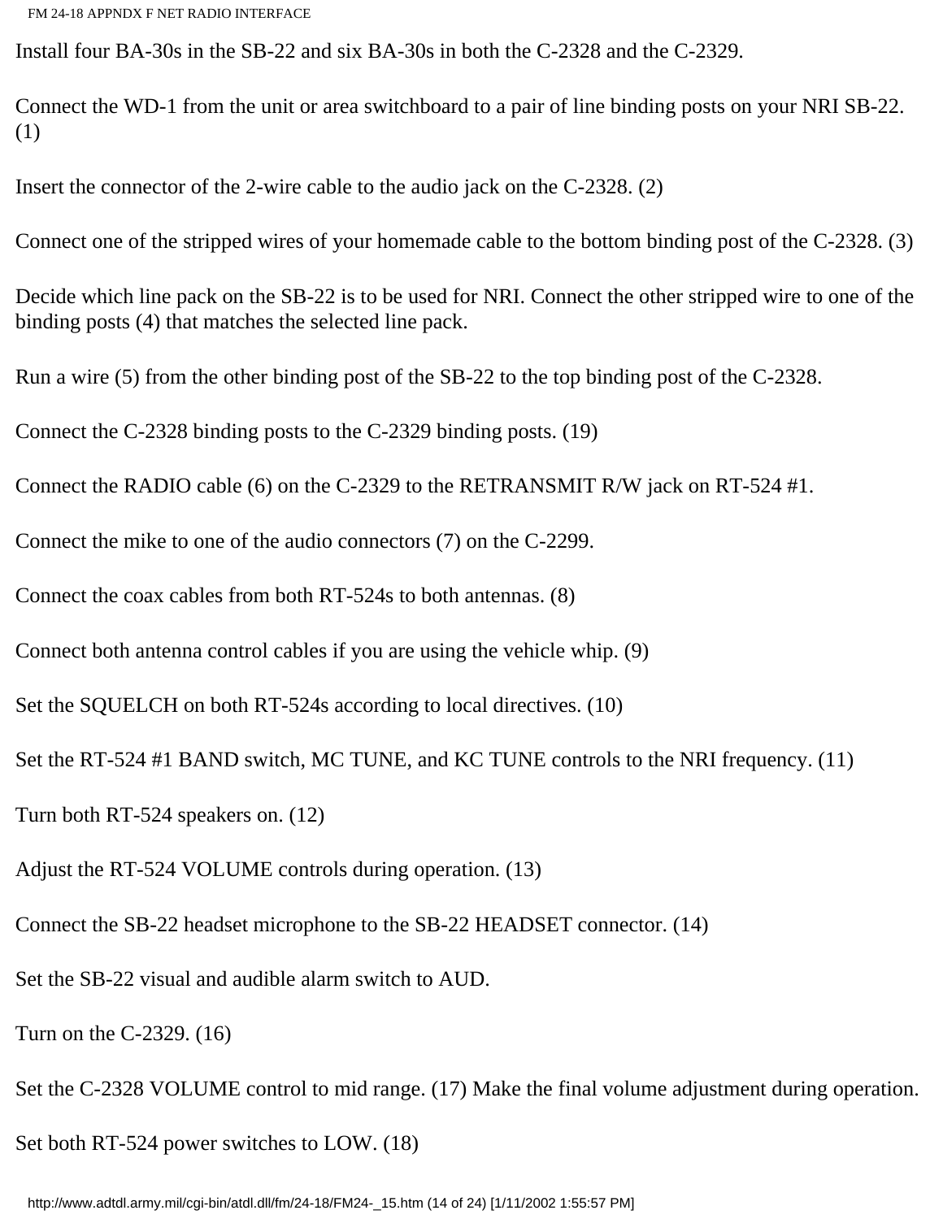Install four BA-30s in the SB-22 and six BA-30s in both the C-2328 and the C-2329.

Connect the WD-1 from the unit or area switchboard to a pair of line binding posts on your NRI SB-22. (1)

Insert the connector of the 2-wire cable to the audio jack on the C-2328. (2)

Connect one of the stripped wires of your homemade cable to the bottom binding post of the C-2328. (3)

Decide which line pack on the SB-22 is to be used for NRI. Connect the other stripped wire to one of the binding posts (4) that matches the selected line pack.

Run a wire (5) from the other binding post of the SB-22 to the top binding post of the C-2328.

Connect the C-2328 binding posts to the C-2329 binding posts. (19)

Connect the RADIO cable (6) on the C-2329 to the RETRANSMIT R/W jack on RT-524 #1.

Connect the mike to one of the audio connectors (7) on the C-2299.

Connect the coax cables from both RT-524s to both antennas. (8)

Connect both antenna control cables if you are using the vehicle whip. (9)

Set the SQUELCH on both RT-524s according to local directives. (10)

Set the RT-524 #1 BAND switch, MC TUNE, and KC TUNE controls to the NRI frequency. (11)

Turn both RT-524 speakers on. (12)

Adjust the RT-524 VOLUME controls during operation. (13)

Connect the SB-22 headset microphone to the SB-22 HEADSET connector. (14)

Set the SB-22 visual and audible alarm switch to AUD.

Turn on the C-2329. (16)

Set the C-2328 VOLUME control to mid range. (17) Make the final volume adjustment during operation.

Set both RT-524 power switches to LOW. (18)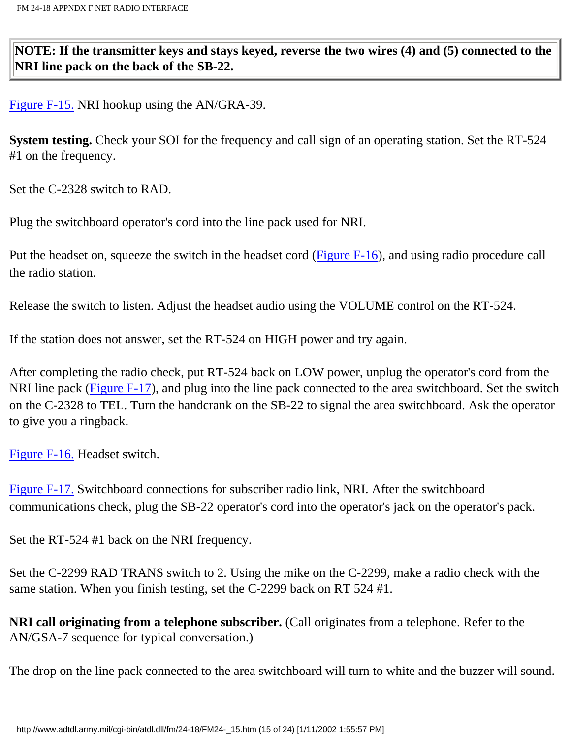**NOTE: If the transmitter keys and stays keyed, reverse the two wires (4) and (5) connected to the NRI line pack on the back of the SB-22.**

Figure F-15. NRI hookup using the AN/GRA-39.

**System testing.** Check your SOI for the frequency and call sign of an operating station. Set the RT-524 #1 on the frequency.

Set the C-2328 switch to RAD.

Plug the switchboard operator's cord into the line pack used for NRI.

Put the headset on, squeeze the switch in the headset cord (Figure F-16), and using radio procedure call the radio station.

Release the switch to listen. Adjust the headset audio using the VOLUME control on the RT-524.

If the station does not answer, set the RT-524 on HIGH power and try again.

After completing the radio check, put RT-524 back on LOW power, unplug the operator's cord from the NRI line pack (Figure F-17), and plug into the line pack connected to the area switchboard. Set the switch on the C-2328 to TEL. Turn the handcrank on the SB-22 to signal the area switchboard. Ask the operator to give you a ringback.

Figure F-16. Headset switch.

Figure F-17. Switchboard connections for subscriber radio link, NRI. After the switchboard communications check, plug the SB-22 operator's cord into the operator's jack on the operator's pack.

Set the RT-524 #1 back on the NRI frequency.

Set the C-2299 RAD TRANS switch to 2. Using the mike on the C-2299, make a radio check with the same station. When you finish testing, set the C-2299 back on RT 524 #1.

**NRI call originating from a telephone subscriber.** (Call originates from a telephone. Refer to the AN/GSA-7 sequence for typical conversation.)

The drop on the line pack connected to the area switchboard will turn to white and the buzzer will sound.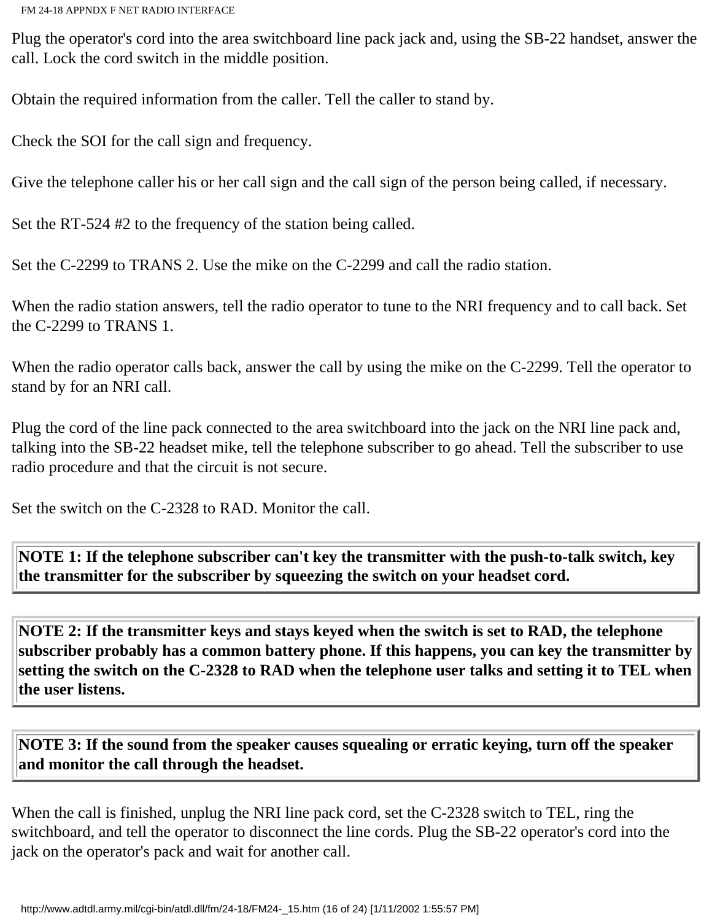Plug the operator's cord into the area switchboard line pack jack and, using the SB-22 handset, answer the call. Lock the cord switch in the middle position.

Obtain the required information from the caller. Tell the caller to stand by.

Check the SOI for the call sign and frequency.

Give the telephone caller his or her call sign and the call sign of the person being called, if necessary.

Set the RT-524 #2 to the frequency of the station being called.

Set the C-2299 to TRANS 2. Use the mike on the C-2299 and call the radio station.

When the radio station answers, tell the radio operator to tune to the NRI frequency and to call back. Set the C-2299 to TRANS 1.

When the radio operator calls back, answer the call by using the mike on the C-2299. Tell the operator to stand by for an NRI call.

Plug the cord of the line pack connected to the area switchboard into the jack on the NRI line pack and, talking into the SB-22 headset mike, tell the telephone subscriber to go ahead. Tell the subscriber to use radio procedure and that the circuit is not secure.

Set the switch on the C-2328 to RAD. Monitor the call.

**NOTE 1: If the telephone subscriber can't key the transmitter with the push-to-talk switch, key the transmitter for the subscriber by squeezing the switch on your headset cord.**

**NOTE 2: If the transmitter keys and stays keyed when the switch is set to RAD, the telephone subscriber probably has a common battery phone. If this happens, you can key the transmitter by setting the switch on the C-2328 to RAD when the telephone user talks and setting it to TEL when the user listens.**

**NOTE 3: If the sound from the speaker causes squealing or erratic keying, turn off the speaker and monitor the call through the headset.**

When the call is finished, unplug the NRI line pack cord, set the C-2328 switch to TEL, ring the switchboard, and tell the operator to disconnect the line cords. Plug the SB-22 operator's cord into the jack on the operator's pack and wait for another call.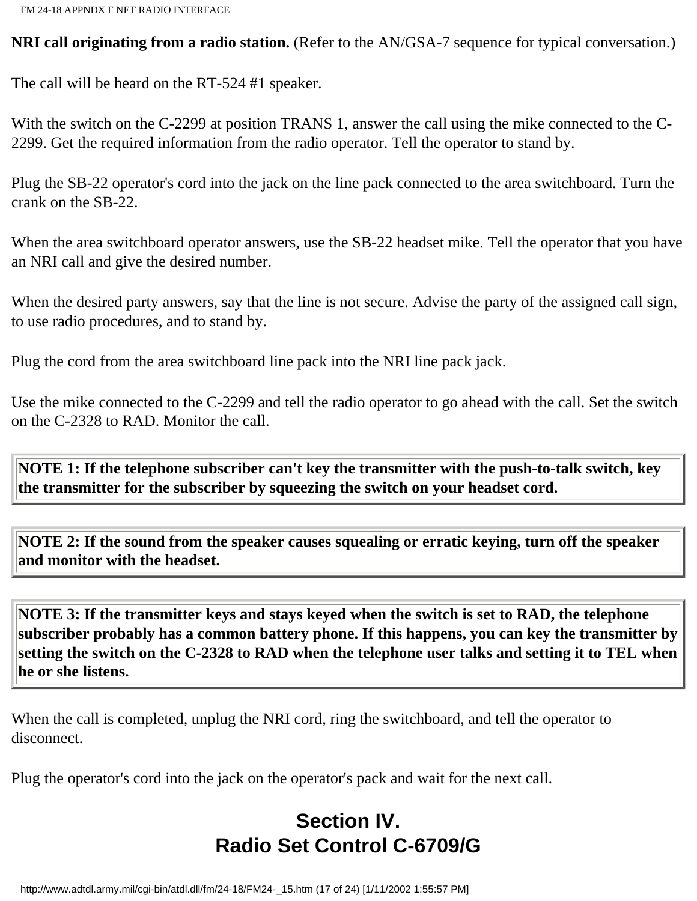**NRI call originating from a radio station.** (Refer to the AN/GSA-7 sequence for typical conversation.)

The call will be heard on the RT-524 #1 speaker.

With the switch on the C-2299 at position TRANS 1, answer the call using the mike connected to the C-2299. Get the required information from the radio operator. Tell the operator to stand by.

Plug the SB-22 operator's cord into the jack on the line pack connected to the area switchboard. Turn the crank on the SB-22.

When the area switchboard operator answers, use the SB-22 headset mike. Tell the operator that you have an NRI call and give the desired number.

When the desired party answers, say that the line is not secure. Advise the party of the assigned call sign, to use radio procedures, and to stand by.

Plug the cord from the area switchboard line pack into the NRI line pack jack.

Use the mike connected to the C-2299 and tell the radio operator to go ahead with the call. Set the switch on the C-2328 to RAD. Monitor the call.

| **NOTE 1: If the telephone subscriber can't key the transmitter with the push-to-talk switch, key the transmitter for the subscriber by squeezing the switch on your headset cord.** |
|---|

| **NOTE 2: If the sound from the speaker causes squealing or erratic keying, turn off the speaker and monitor with the headset.** |
|---|

| **NOTE 3: If the transmitter keys and stays keyed when the switch is set to RAD, the telephone subscriber probably has a common battery phone. If this happens, you can key the transmitter by setting the switch on the C-2328 to RAD when the telephone user talks and setting it to TEL when he or she listens.** |
|---|

When the call is completed, unplug the NRI cord, ring the switchboard, and tell the operator to disconnect.

Plug the operator's cord into the jack on the operator's pack and wait for the next call.

## Section IV. Radio Set Control C-6709/G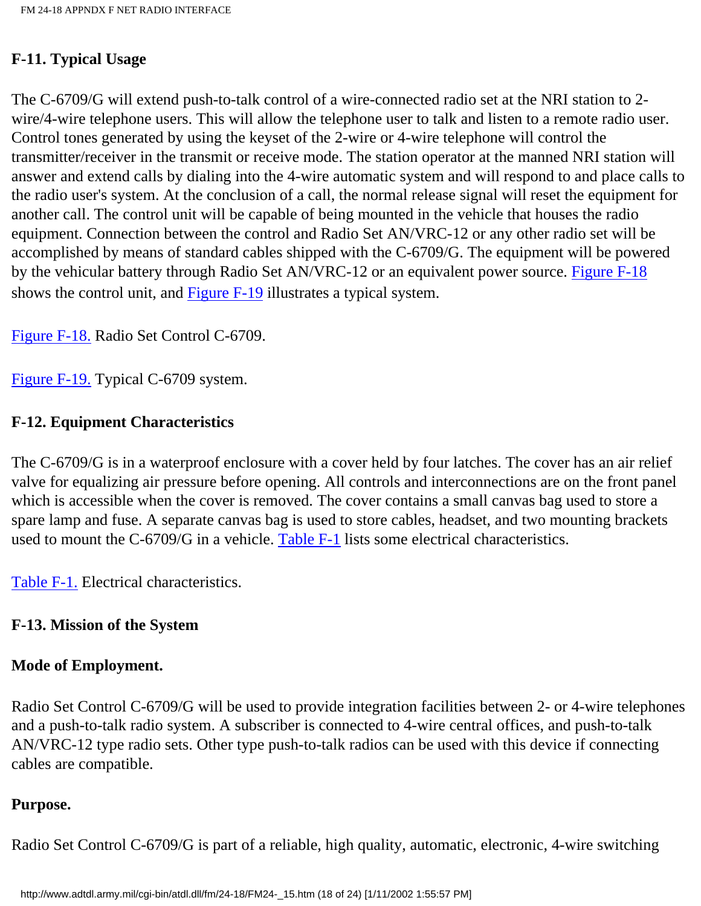### F-11. Typical Usage

The C-6709/G will extend push-to-talk control of a wire-connected radio set at the NRI station to 2-wire/4-wire telephone users. This will allow the telephone user to talk and listen to a remote radio user. Control tones generated by using the keyset of the 2-wire or 4-wire telephone will control the transmitter/receiver in the transmit or receive mode. The station operator at the manned NRI station will answer and extend calls by dialing into the 4-wire automatic system and will respond to and place calls to the radio user's system. At the conclusion of a call, the normal release signal will reset the equipment for another call. The control unit will be capable of being mounted in the vehicle that houses the radio equipment. Connection between the control and Radio Set AN/VRC-12 or any other radio set will be accomplished by means of standard cables shipped with the C-6709/G. The equipment will be powered by the vehicular battery through Radio Set AN/VRC-12 or an equivalent power source. Figure F-18 shows the control unit, and Figure F-19 illustrates a typical system.

Figure F-18. Radio Set Control C-6709.

Figure F-19. Typical C-6709 system.

### F-12. Equipment Characteristics

The C-6709/G is in a waterproof enclosure with a cover held by four latches. The cover has an air relief valve for equalizing air pressure before opening. All controls and interconnections are on the front panel which is accessible when the cover is removed. The cover contains a small canvas bag used to store a spare lamp and fuse. A separate canvas bag is used to store cables, headset, and two mounting brackets used to mount the C-6709/G in a vehicle. Table F-1 lists some electrical characteristics.

Table F-1. Electrical characteristics.

### F-13. Mission of the System

**Mode of Employment.**

Radio Set Control C-6709/G will be used to provide integration facilities between 2- or 4-wire telephones and a push-to-talk radio system. A subscriber is connected to 4-wire central offices, and push-to-talk AN/VRC-12 type radio sets. Other type push-to-talk radios can be used with this device if connecting cables are compatible.

**Purpose.**

Radio Set Control C-6709/G is part of a reliable, high quality, automatic, electronic, 4-wire switching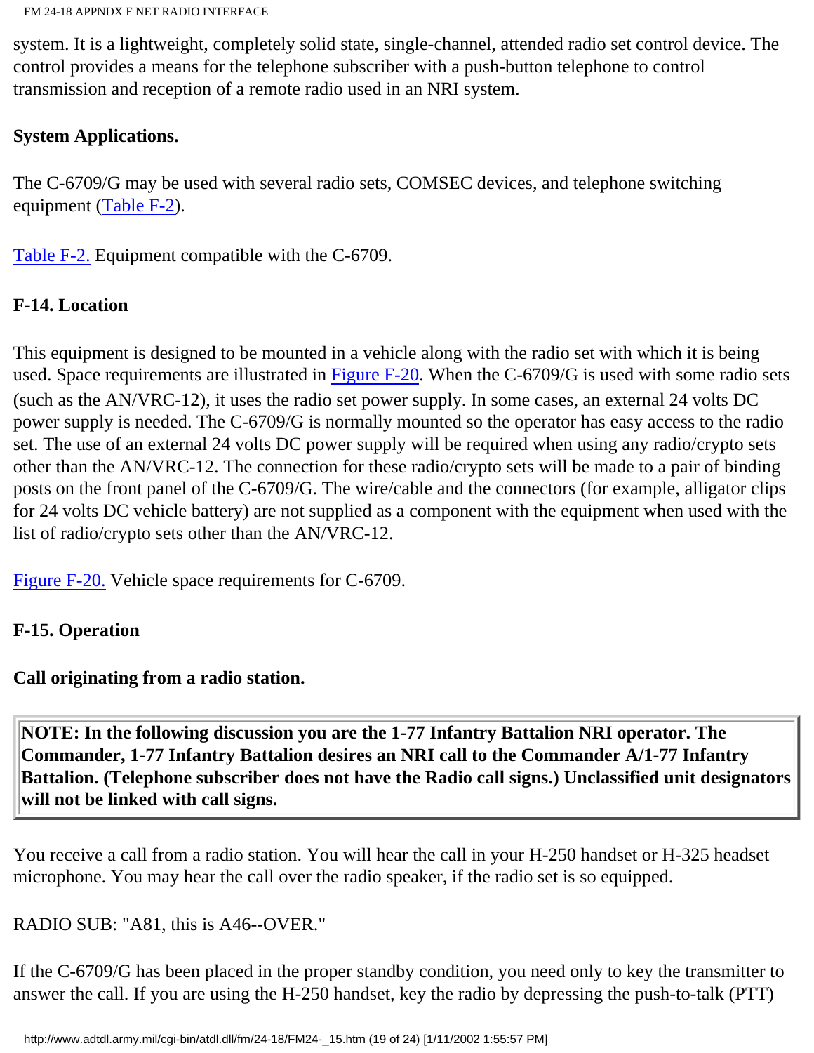system. It is a lightweight, completely solid state, single-channel, attended radio set control device. The control provides a means for the telephone subscriber with a push-button telephone to control transmission and reception of a remote radio used in an NRI system.

**System Applications.**

The C-6709/G may be used with several radio sets, COMSEC devices, and telephone switching equipment (Table F-2).

Table F-2. Equipment compatible with the C-6709.

**F-14. Location**

This equipment is designed to be mounted in a vehicle along with the radio set with which it is being used. Space requirements are illustrated in Figure F-20. When the C-6709/G is used with some radio sets (such as the AN/VRC-12), it uses the radio set power supply. In some cases, an external 24 volts DC power supply is needed. The C-6709/G is normally mounted so the operator has easy access to the radio set. The use of an external 24 volts DC power supply will be required when using any radio/crypto sets other than the AN/VRC-12. The connection for these radio/crypto sets will be made to a pair of binding posts on the front panel of the C-6709/G. The wire/cable and the connectors (for example, alligator clips for 24 volts DC vehicle battery) are not supplied as a component with the equipment when used with the list of radio/crypto sets other than the AN/VRC-12.

Figure F-20. Vehicle space requirements for C-6709.

**F-15. Operation**

**Call originating from a radio station.**

> **NOTE: In the following discussion you are the 1-77 Infantry Battalion NRI operator. The Commander, 1-77 Infantry Battalion desires an NRI call to the Commander A/1-77 Infantry Battalion. (Telephone subscriber does not have the Radio call signs.) Unclassified unit designators will not be linked with call signs.**

You receive a call from a radio station. You will hear the call in your H-250 handset or H-325 headset microphone. You may hear the call over the radio speaker, if the radio set is so equipped.

RADIO SUB: "A81, this is A46--OVER."

If the C-6709/G has been placed in the proper standby condition, you need only to key the transmitter to answer the call. If you are using the H-250 handset, key the radio by depressing the push-to-talk (PTT)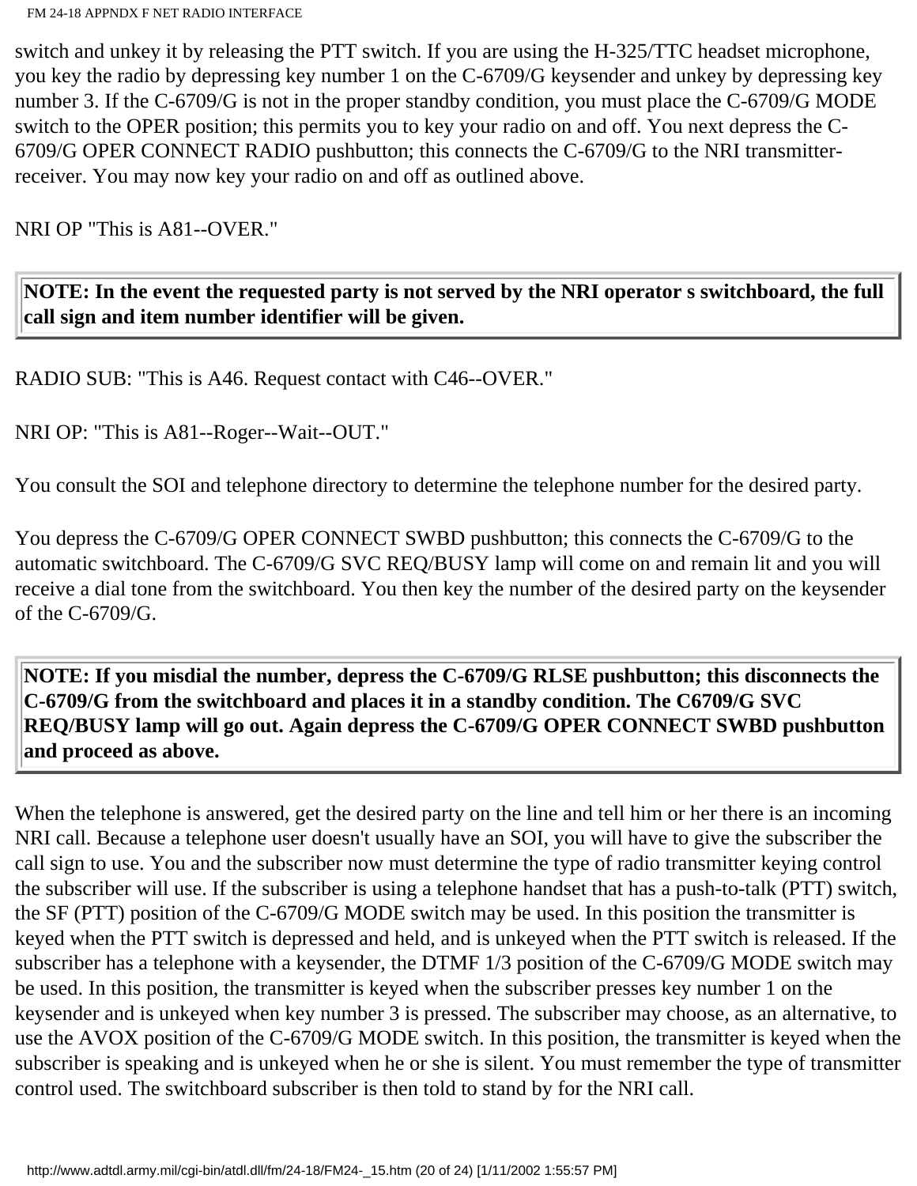switch and unkey it by releasing the PTT switch. If you are using the H-325/TTC headset microphone, you key the radio by depressing key number 1 on the C-6709/G keysender and unkey by depressing key number 3. If the C-6709/G is not in the proper standby condition, you must place the C-6709/G MODE switch to the OPER position; this permits you to key your radio on and off. You next depress the C-6709/G OPER CONNECT RADIO pushbutton; this connects the C-6709/G to the NRI transmitter-receiver. You may now key your radio on and off as outlined above.

NRI OP "This is A81--OVER."

**NOTE: In the event the requested party is not served by the NRI operator s switchboard, the full call sign and item number identifier will be given.**

RADIO SUB: "This is A46. Request contact with C46--OVER."

NRI OP: "This is A81--Roger--Wait--OUT."

You consult the SOI and telephone directory to determine the telephone number for the desired party.

You depress the C-6709/G OPER CONNECT SWBD pushbutton; this connects the C-6709/G to the automatic switchboard. The C-6709/G SVC REQ/BUSY lamp will come on and remain lit and you will receive a dial tone from the switchboard. You then key the number of the desired party on the keysender of the C-6709/G.

**NOTE: If you misdial the number, depress the C-6709/G RLSE pushbutton; this disconnects the C-6709/G from the switchboard and places it in a standby condition. The C6709/G SVC REQ/BUSY lamp will go out. Again depress the C-6709/G OPER CONNECT SWBD pushbutton and proceed as above.**

When the telephone is answered, get the desired party on the line and tell him or her there is an incoming NRI call. Because a telephone user doesn't usually have an SOI, you will have to give the subscriber the call sign to use. You and the subscriber now must determine the type of radio transmitter keying control the subscriber will use. If the subscriber is using a telephone handset that has a push-to-talk (PTT) switch, the SF (PTT) position of the C-6709/G MODE switch may be used. In this position the transmitter is keyed when the PTT switch is depressed and held, and is unkeyed when the PTT switch is released. If the subscriber has a telephone with a keysender, the DTMF 1/3 position of the C-6709/G MODE switch may be used. In this position, the transmitter is keyed when the subscriber presses key number 1 on the keysender and is unkeyed when key number 3 is pressed. The subscriber may choose, as an alternative, to use the AVOX position of the C-6709/G MODE switch. In this position, the transmitter is keyed when the subscriber is speaking and is unkeyed when he or she is silent. You must remember the type of transmitter control used. The switchboard subscriber is then told to stand by for the NRI call.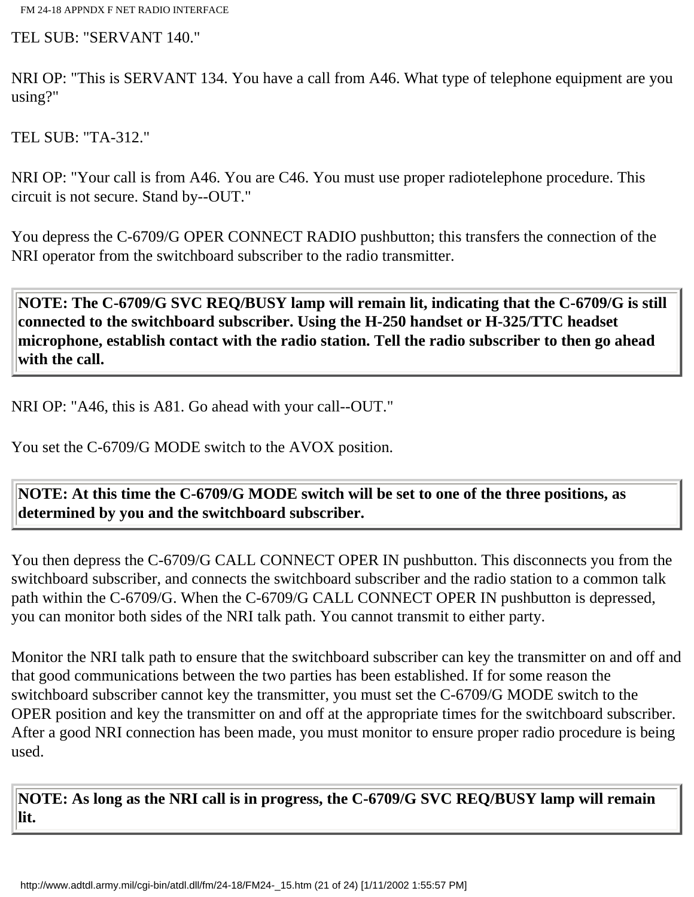TEL SUB: "SERVANT 140."

NRI OP: "This is SERVANT 134. You have a call from A46. What type of telephone equipment are you using?"

TEL SUB: "TA-312."

NRI OP: "Your call is from A46. You are C46. You must use proper radiotelephone procedure. This circuit is not secure. Stand by--OUT."

You depress the C-6709/G OPER CONNECT RADIO pushbutton; this transfers the connection of the NRI operator from the switchboard subscriber to the radio transmitter.

| **NOTE: The C-6709/G SVC REQ/BUSY lamp will remain lit, indicating that the C-6709/G is still connected to the switchboard subscriber. Using the H-250 handset or H-325/TTC headset microphone, establish contact with the radio station. Tell the radio subscriber to then go ahead with the call.** |
|---|

NRI OP: "A46, this is A81. Go ahead with your call--OUT."

You set the C-6709/G MODE switch to the AVOX position.

| **NOTE: At this time the C-6709/G MODE switch will be set to one of the three positions, as determined by you and the switchboard subscriber.** |
|---|

You then depress the C-6709/G CALL CONNECT OPER IN pushbutton. This disconnects you from the switchboard subscriber, and connects the switchboard subscriber and the radio station to a common talk path within the C-6709/G. When the C-6709/G CALL CONNECT OPER IN pushbutton is depressed, you can monitor both sides of the NRI talk path. You cannot transmit to either party.

Monitor the NRI talk path to ensure that the switchboard subscriber can key the transmitter on and off and that good communications between the two parties has been established. If for some reason the switchboard subscriber cannot key the transmitter, you must set the C-6709/G MODE switch to the OPER position and key the transmitter on and off at the appropriate times for the switchboard subscriber. After a good NRI connection has been made, you must monitor to ensure proper radio procedure is being used.

| **NOTE: As long as the NRI call is in progress, the C-6709/G SVC REQ/BUSY lamp will remain lit.** |
|---|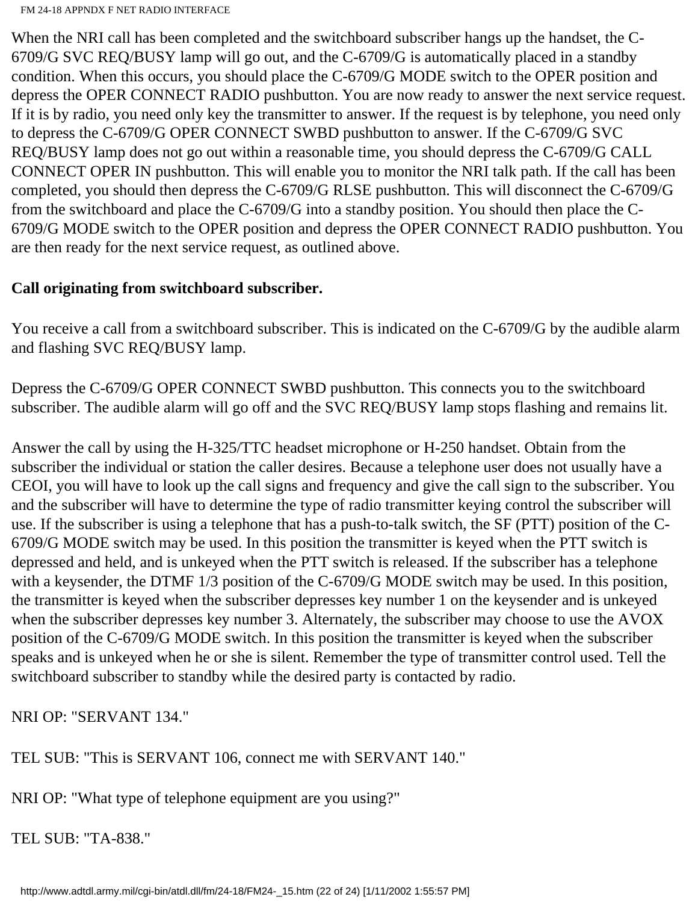When the NRI call has been completed and the switchboard subscriber hangs up the handset, the C-6709/G SVC REQ/BUSY lamp will go out, and the C-6709/G is automatically placed in a standby condition. When this occurs, you should place the C-6709/G MODE switch to the OPER position and depress the OPER CONNECT RADIO pushbutton. You are now ready to answer the next service request. If it is by radio, you need only key the transmitter to answer. If the request is by telephone, you need only to depress the C-6709/G OPER CONNECT SWBD pushbutton to answer. If the C-6709/G SVC REQ/BUSY lamp does not go out within a reasonable time, you should depress the C-6709/G CALL CONNECT OPER IN pushbutton. This will enable you to monitor the NRI talk path. If the call has been completed, you should then depress the C-6709/G RLSE pushbutton. This will disconnect the C-6709/G from the switchboard and place the C-6709/G into a standby position. You should then place the C-6709/G MODE switch to the OPER position and depress the OPER CONNECT RADIO pushbutton. You are then ready for the next service request, as outlined above.

**Call originating from switchboard subscriber.**

You receive a call from a switchboard subscriber. This is indicated on the C-6709/G by the audible alarm and flashing SVC REQ/BUSY lamp.

Depress the C-6709/G OPER CONNECT SWBD pushbutton. This connects you to the switchboard subscriber. The audible alarm will go off and the SVC REQ/BUSY lamp stops flashing and remains lit.

Answer the call by using the H-325/TTC headset microphone or H-250 handset. Obtain from the subscriber the individual or station the caller desires. Because a telephone user does not usually have a CEOI, you will have to look up the call signs and frequency and give the call sign to the subscriber. You and the subscriber will have to determine the type of radio transmitter keying control the subscriber will use. If the subscriber is using a telephone that has a push-to-talk switch, the SF (PTT) position of the C-6709/G MODE switch may be used. In this position the transmitter is keyed when the PTT switch is depressed and held, and is unkeyed when the PTT switch is released. If the subscriber has a telephone with a keysender, the DTMF 1/3 position of the C-6709/G MODE switch may be used. In this position, the transmitter is keyed when the subscriber depresses key number 1 on the keysender and is unkeyed when the subscriber depresses key number 3. Alternately, the subscriber may choose to use the AVOX position of the C-6709/G MODE switch. In this position the transmitter is keyed when the subscriber speaks and is unkeyed when he or she is silent. Remember the type of transmitter control used. Tell the switchboard subscriber to standby while the desired party is contacted by radio.

NRI OP: "SERVANT 134."

TEL SUB: "This is SERVANT 106, connect me with SERVANT 140."

NRI OP: "What type of telephone equipment are you using?"

TEL SUB: "TA-838."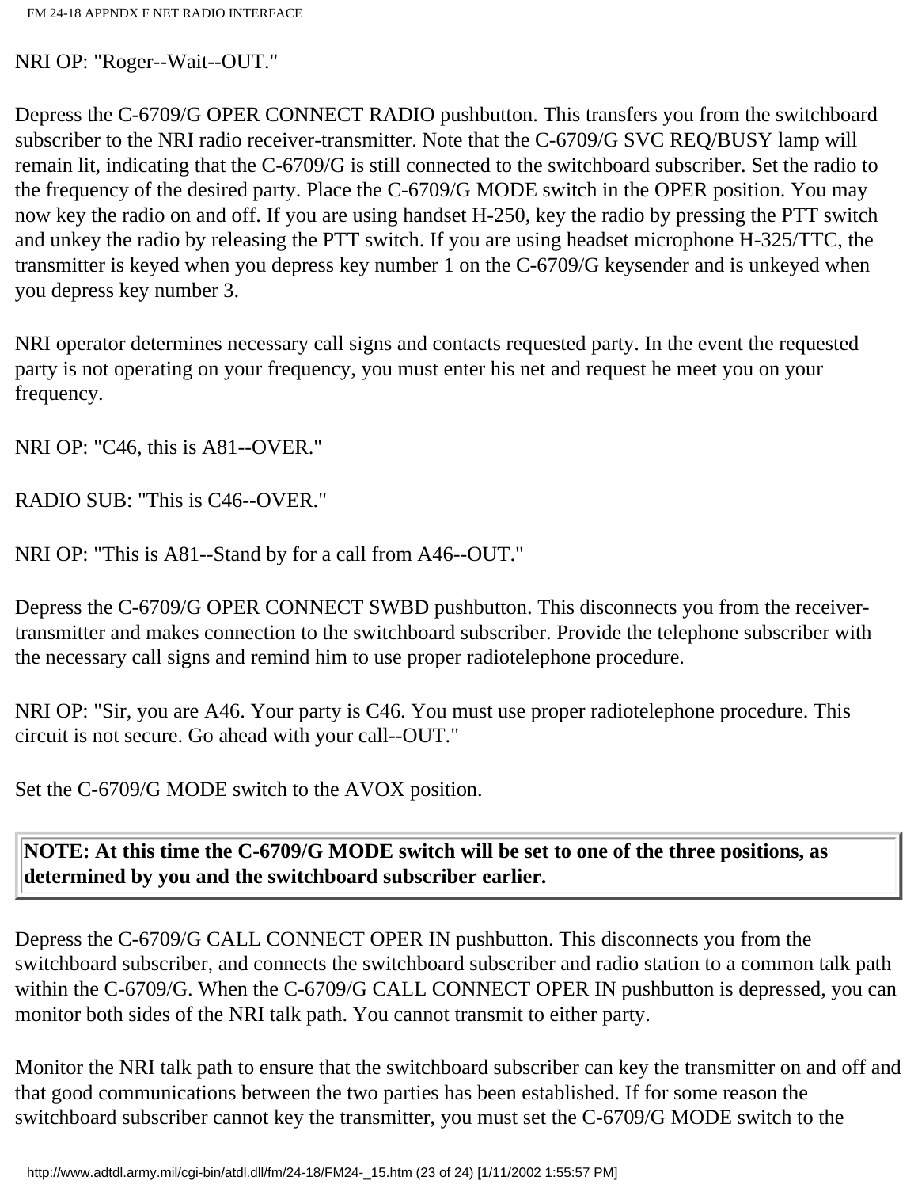NRI OP: "Roger--Wait--OUT."

Depress the C-6709/G OPER CONNECT RADIO pushbutton. This transfers you from the switchboard subscriber to the NRI radio receiver-transmitter. Note that the C-6709/G SVC REQ/BUSY lamp will remain lit, indicating that the C-6709/G is still connected to the switchboard subscriber. Set the radio to the frequency of the desired party. Place the C-6709/G MODE switch in the OPER position. You may now key the radio on and off. If you are using handset H-250, key the radio by pressing the PTT switch and unkey the radio by releasing the PTT switch. If you are using headset microphone H-325/TTC, the transmitter is keyed when you depress key number 1 on the C-6709/G keysender and is unkeyed when you depress key number 3.

NRI operator determines necessary call signs and contacts requested party. In the event the requested party is not operating on your frequency, you must enter his net and request he meet you on your frequency.

NRI OP: "C46, this is A81--OVER."

RADIO SUB: "This is C46--OVER."

NRI OP: "This is A81--Stand by for a call from A46--OUT."

Depress the C-6709/G OPER CONNECT SWBD pushbutton. This disconnects you from the receiver-transmitter and makes connection to the switchboard subscriber. Provide the telephone subscriber with the necessary call signs and remind him to use proper radiotelephone procedure.

NRI OP: "Sir, you are A46. Your party is C46. You must use proper radiotelephone procedure. This circuit is not secure. Go ahead with your call--OUT."

Set the C-6709/G MODE switch to the AVOX position.

**NOTE: At this time the C-6709/G MODE switch will be set to one of the three positions, as determined by you and the switchboard subscriber earlier.**

Depress the C-6709/G CALL CONNECT OPER IN pushbutton. This disconnects you from the switchboard subscriber, and connects the switchboard subscriber and radio station to a common talk path within the C-6709/G. When the C-6709/G CALL CONNECT OPER IN pushbutton is depressed, you can monitor both sides of the NRI talk path. You cannot transmit to either party.

Monitor the NRI talk path to ensure that the switchboard subscriber can key the transmitter on and off and that good communications between the two parties has been established. If for some reason the switchboard subscriber cannot key the transmitter, you must set the C-6709/G MODE switch to the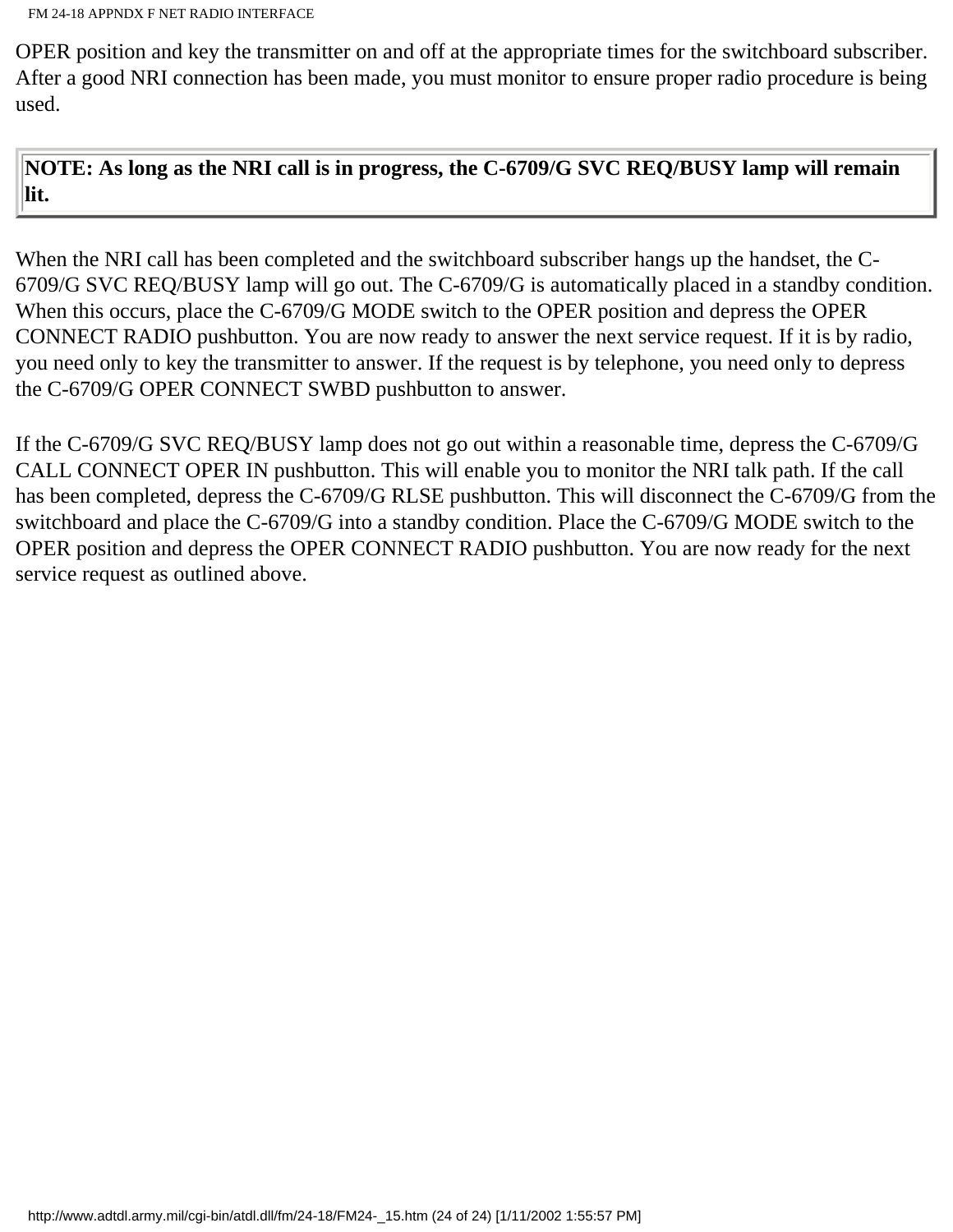OPER position and key the transmitter on and off at the appropriate times for the switchboard subscriber. After a good NRI connection has been made, you must monitor to ensure proper radio procedure is being used.

| **NOTE: As long as the NRI call is in progress, the C-6709/G SVC REQ/BUSY lamp will remain lit.** |
|---|

When the NRI call has been completed and the switchboard subscriber hangs up the handset, the C-6709/G SVC REQ/BUSY lamp will go out. The C-6709/G is automatically placed in a standby condition. When this occurs, place the C-6709/G MODE switch to the OPER position and depress the OPER CONNECT RADIO pushbutton. You are now ready to answer the next service request. If it is by radio, you need only to key the transmitter to answer. If the request is by telephone, you need only to depress the C-6709/G OPER CONNECT SWBD pushbutton to answer.

If the C-6709/G SVC REQ/BUSY lamp does not go out within a reasonable time, depress the C-6709/G CALL CONNECT OPER IN pushbutton. This will enable you to monitor the NRI talk path. If the call has been completed, depress the C-6709/G RLSE pushbutton. This will disconnect the C-6709/G from the switchboard and place the C-6709/G into a standby condition. Place the C-6709/G MODE switch to the OPER position and depress the OPER CONNECT RADIO pushbutton. You are now ready for the next service request as outlined above.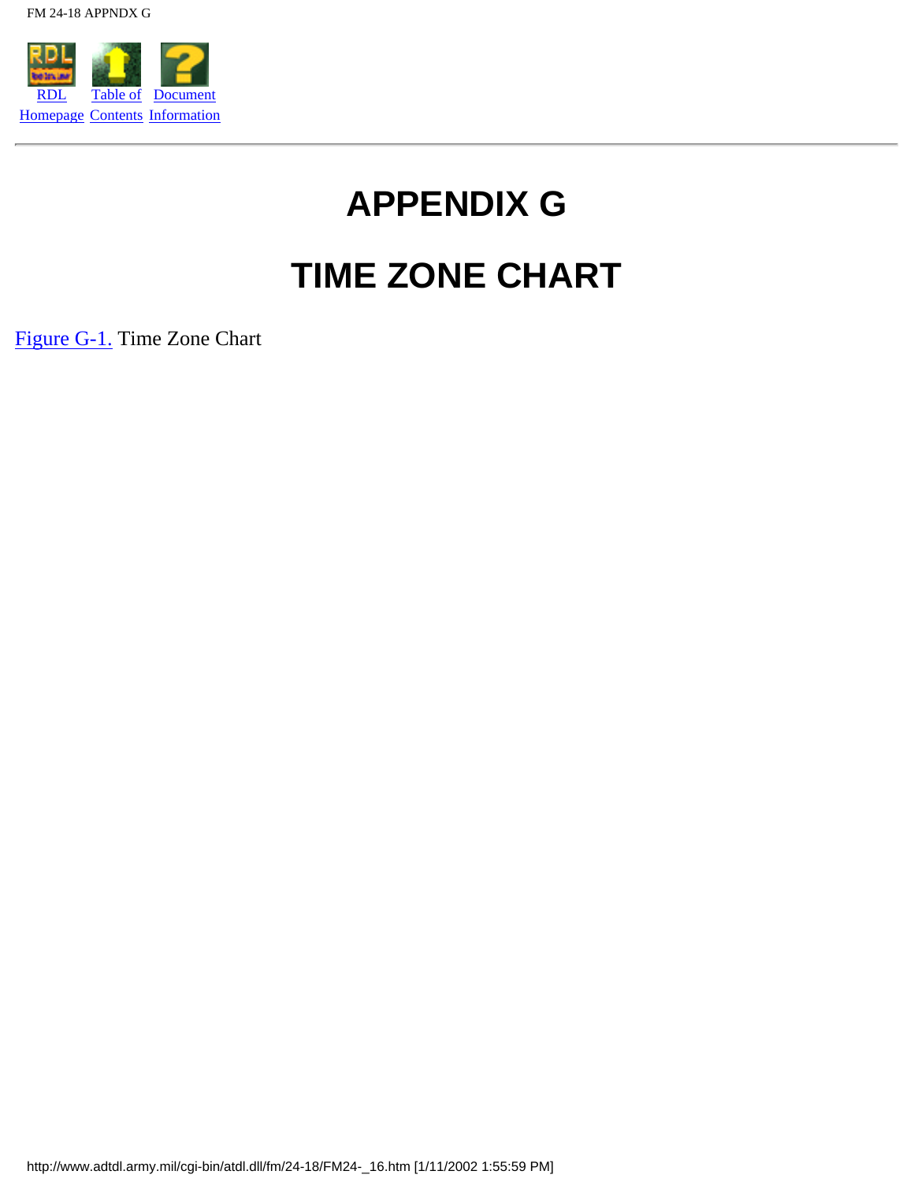# APPENDIX G

# TIME ZONE CHART

Figure G-1. Time Zone Chart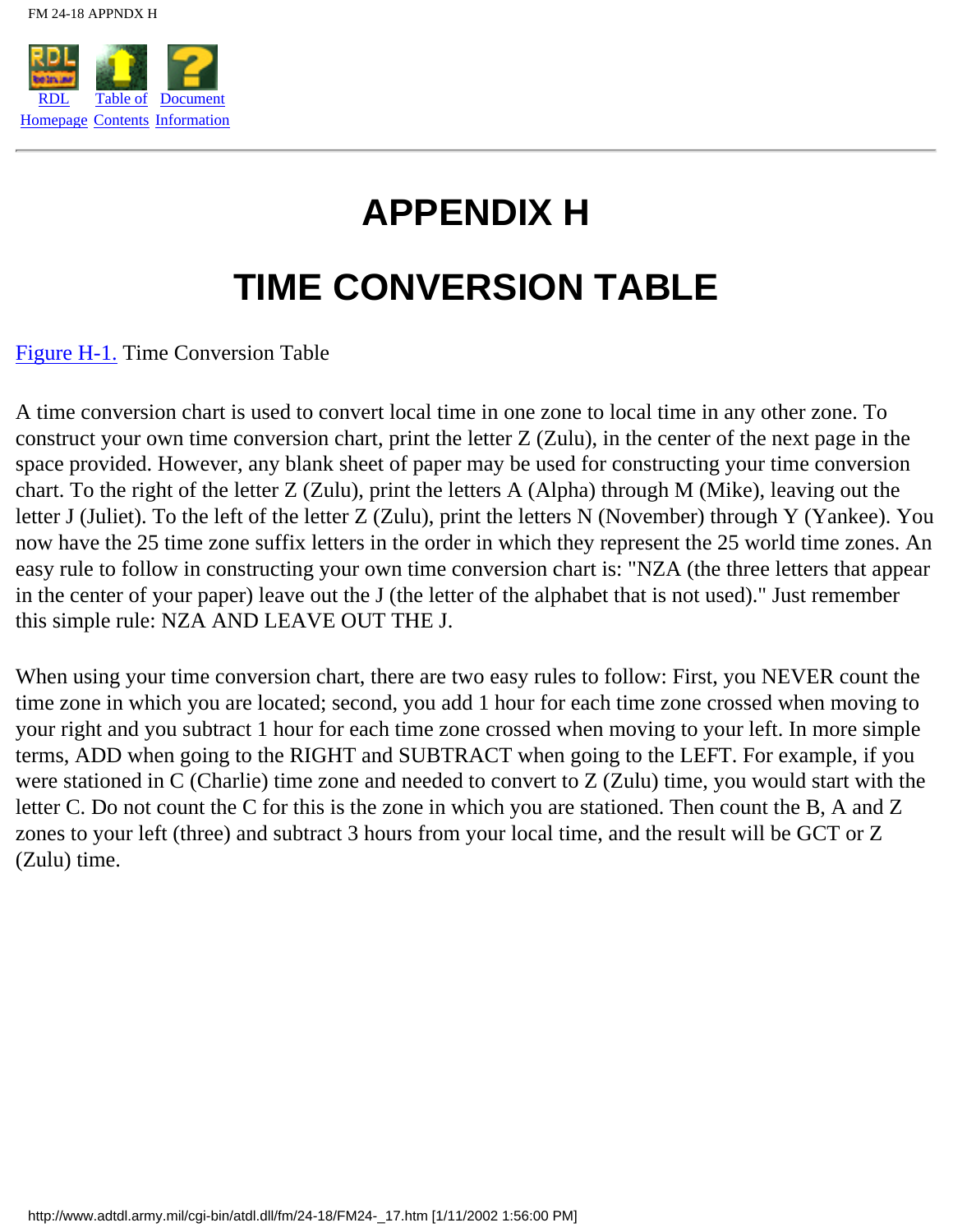# APPENDIX H

# TIME CONVERSION TABLE

[Figure H-1.](#) Time Conversion Table

A time conversion chart is used to convert local time in one zone to local time in any other zone. To construct your own time conversion chart, print the letter Z (Zulu), in the center of the next page in the space provided. However, any blank sheet of paper may be used for constructing your time conversion chart. To the right of the letter Z (Zulu), print the letters A (Alpha) through M (Mike), leaving out the letter J (Juliet). To the left of the letter Z (Zulu), print the letters N (November) through Y (Yankee). You now have the 25 time zone suffix letters in the order in which they represent the 25 world time zones. An easy rule to follow in constructing your own time conversion chart is: "NZA (the three letters that appear in the center of your paper) leave out the J (the letter of the alphabet that is not used)." Just remember this simple rule: NZA AND LEAVE OUT THE J.

When using your time conversion chart, there are two easy rules to follow: First, you NEVER count the time zone in which you are located; second, you add 1 hour for each time zone crossed when moving to your right and you subtract 1 hour for each time zone crossed when moving to your left. In more simple terms, ADD when going to the RIGHT and SUBTRACT when going to the LEFT. For example, if you were stationed in C (Charlie) time zone and needed to convert to Z (Zulu) time, you would start with the letter C. Do not count the C for this is the zone in which you are stationed. Then count the B, A and Z zones to your left (three) and subtract 3 hours from your local time, and the result will be GCT or Z (Zulu) time.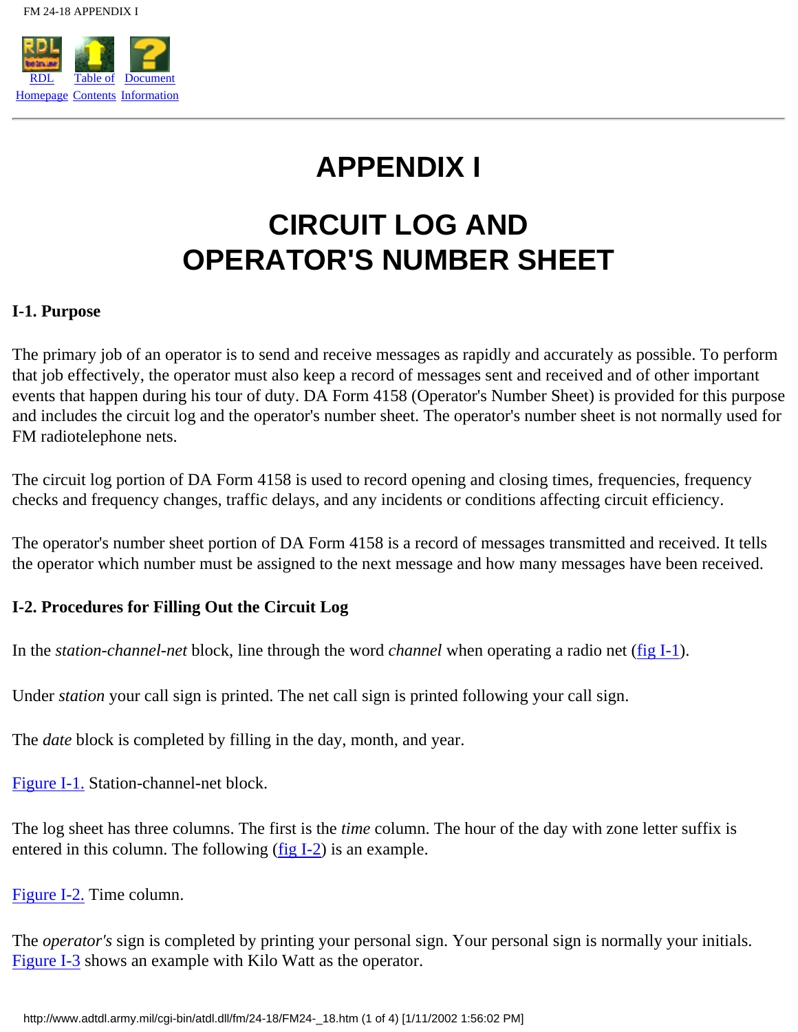# APPENDIX I

# CIRCUIT LOG AND OPERATOR'S NUMBER SHEET

**I-1. Purpose**

The primary job of an operator is to send and receive messages as rapidly and accurately as possible. To perform that job effectively, the operator must also keep a record of messages sent and received and of other important events that happen during his tour of duty. DA Form 4158 (Operator's Number Sheet) is provided for this purpose and includes the circuit log and the operator's number sheet. The operator's number sheet is not normally used for FM radiotelephone nets.

The circuit log portion of DA Form 4158 is used to record opening and closing times, frequencies, frequency checks and frequency changes, traffic delays, and any incidents or conditions affecting circuit efficiency.

The operator's number sheet portion of DA Form 4158 is a record of messages transmitted and received. It tells the operator which number must be assigned to the next message and how many messages have been received.

**I-2. Procedures for Filling Out the Circuit Log**

In the *station-channel-net* block, line through the word *channel* when operating a radio net (fig I-1).

Under *station* your call sign is printed. The net call sign is printed following your call sign.

The *date* block is completed by filling in the day, month, and year.

Figure I-1. Station-channel-net block.

The log sheet has three columns. The first is the *time* column. The hour of the day with zone letter suffix is entered in this column. The following (fig I-2) is an example.

Figure I-2. Time column.

The *operator's* sign is completed by printing your personal sign. Your personal sign is normally your initials. Figure I-3 shows an example with Kilo Watt as the operator.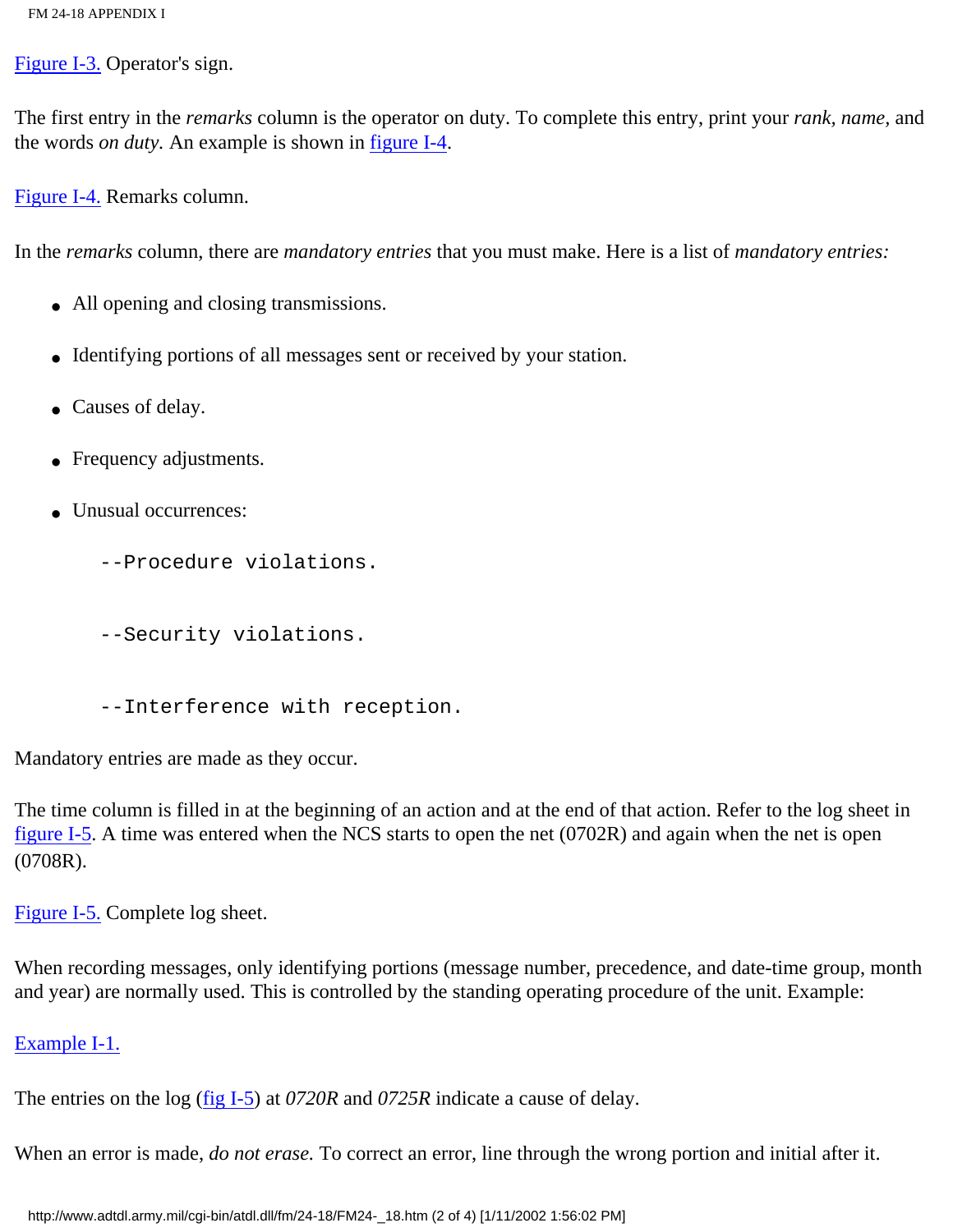[Figure I-3.](#) Operator's sign.

The first entry in the *remarks* column is the operator on duty. To complete this entry, print your *rank*, *name*, and the words *on duty.* An example is shown in [figure I-4](#).

[Figure I-4.](#) Remarks column.

In the *remarks* column, there are *mandatory entries* that you must make. Here is a list of *mandatory entries:*

- All opening and closing transmissions.
- Identifying portions of all messages sent or received by your station.
- Causes of delay.
- Frequency adjustments.
- Unusual occurrences:

```
--Procedure violations.

--Security violations.

--Interference with reception.
```

Mandatory entries are made as they occur.

The time column is filled in at the beginning of an action and at the end of that action. Refer to the log sheet in [figure I-5](#). A time was entered when the NCS starts to open the net (0702R) and again when the net is open (0708R).

[Figure I-5.](#) Complete log sheet.

When recording messages, only identifying portions (message number, precedence, and date-time group, month and year) are normally used. This is controlled by the standing operating procedure of the unit. Example:

[Example I-1.](#)

The entries on the log ([fig I-5](#)) at *0720R* and *0725R* indicate a cause of delay.

When an error is made, *do not erase.* To correct an error, line through the wrong portion and initial after it.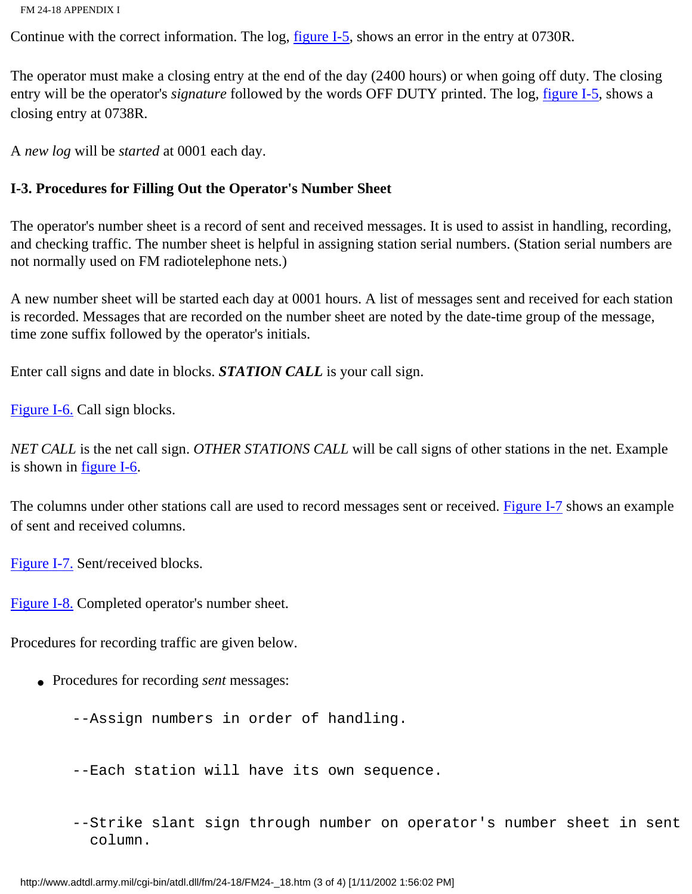Continue with the correct information. The log, figure I-5, shows an error in the entry at 0730R.

The operator must make a closing entry at the end of the day (2400 hours) or when going off duty. The closing entry will be the operator's *signature* followed by the words OFF DUTY printed. The log, figure I-5, shows a closing entry at 0738R.

A *new log* will be *started* at 0001 each day.

### I-3. Procedures for Filling Out the Operator's Number Sheet

The operator's number sheet is a record of sent and received messages. It is used to assist in handling, recording, and checking traffic. The number sheet is helpful in assigning station serial numbers. (Station serial numbers are not normally used on FM radiotelephone nets.)

A new number sheet will be started each day at 0001 hours. A list of messages sent and received for each station is recorded. Messages that are recorded on the number sheet are noted by the date-time group of the message, time zone suffix followed by the operator's initials.

Enter call signs and date in blocks. ***STATION CALL*** is your call sign.

Figure I-6. Call sign blocks.

*NET CALL* is the net call sign. *OTHER STATIONS CALL* will be call signs of other stations in the net. Example is shown in figure I-6.

The columns under other stations call are used to record messages sent or received. Figure I-7 shows an example of sent and received columns.

Figure I-7. Sent/received blocks.

Figure I-8. Completed operator's number sheet.

Procedures for recording traffic are given below.

- Procedures for recording *sent* messages:

```
--Assign numbers in order of handling.

--Each station will have its own sequence.

--Strike slant sign through number on operator's number sheet in sent
  column.
```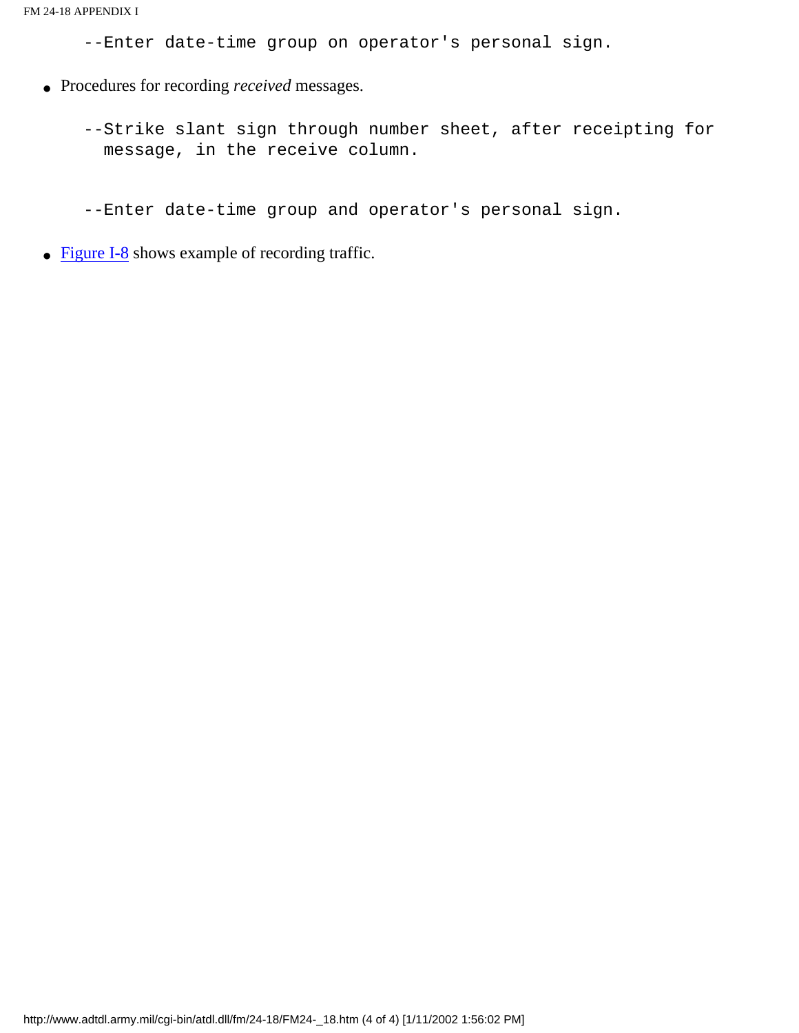--Enter date-time group on operator's personal sign.

- Procedures for recording *received* messages.

  --Strike slant sign through number sheet, after receipting for message, in the receive column.

  --Enter date-time group and operator's personal sign.

- Figure I-8 shows example of recording traffic.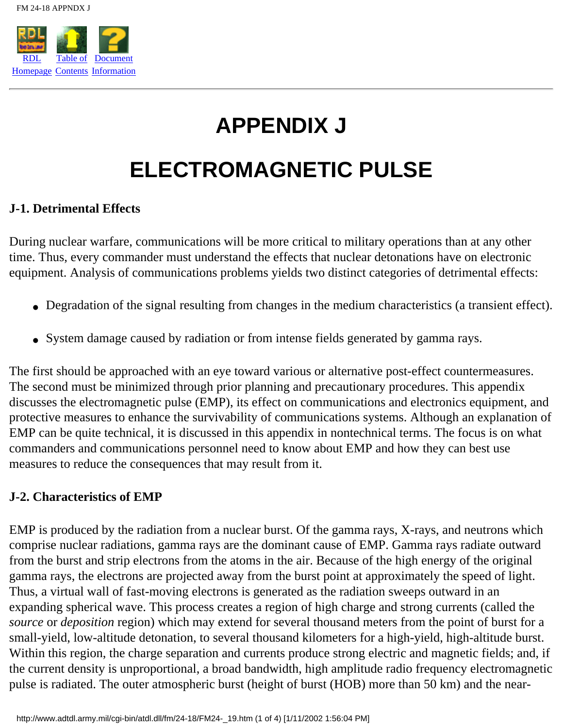# APPENDIX J

# ELECTROMAGNETIC PULSE

### J-1. Detrimental Effects

During nuclear warfare, communications will be more critical to military operations than at any other time. Thus, every commander must understand the effects that nuclear detonations have on electronic equipment. Analysis of communications problems yields two distinct categories of detrimental effects:

- Degradation of the signal resulting from changes in the medium characteristics (a transient effect).
- System damage caused by radiation or from intense fields generated by gamma rays.

The first should be approached with an eye toward various or alternative post-effect countermeasures. The second must be minimized through prior planning and precautionary procedures. This appendix discusses the electromagnetic pulse (EMP), its effect on communications and electronics equipment, and protective measures to enhance the survivability of communications systems. Although an explanation of EMP can be quite technical, it is discussed in this appendix in nontechnical terms. The focus is on what commanders and communications personnel need to know about EMP and how they can best use measures to reduce the consequences that may result from it.

### J-2. Characteristics of EMP

EMP is produced by the radiation from a nuclear burst. Of the gamma rays, X-rays, and neutrons which comprise nuclear radiations, gamma rays are the dominant cause of EMP. Gamma rays radiate outward from the burst and strip electrons from the atoms in the air. Because of the high energy of the original gamma rays, the electrons are projected away from the burst point at approximately the speed of light. Thus, a virtual wall of fast-moving electrons is generated as the radiation sweeps outward in an expanding spherical wave. This process creates a region of high charge and strong currents (called the *source* or *deposition* region) which may extend for several thousand meters from the point of burst for a small-yield, low-altitude detonation, to several thousand kilometers for a high-yield, high-altitude burst. Within this region, the charge separation and currents produce strong electric and magnetic fields; and, if the current density is unproportional, a broad bandwidth, high amplitude radio frequency electromagnetic pulse is radiated. The outer atmospheric burst (height of burst (HOB) more than 50 km) and the near-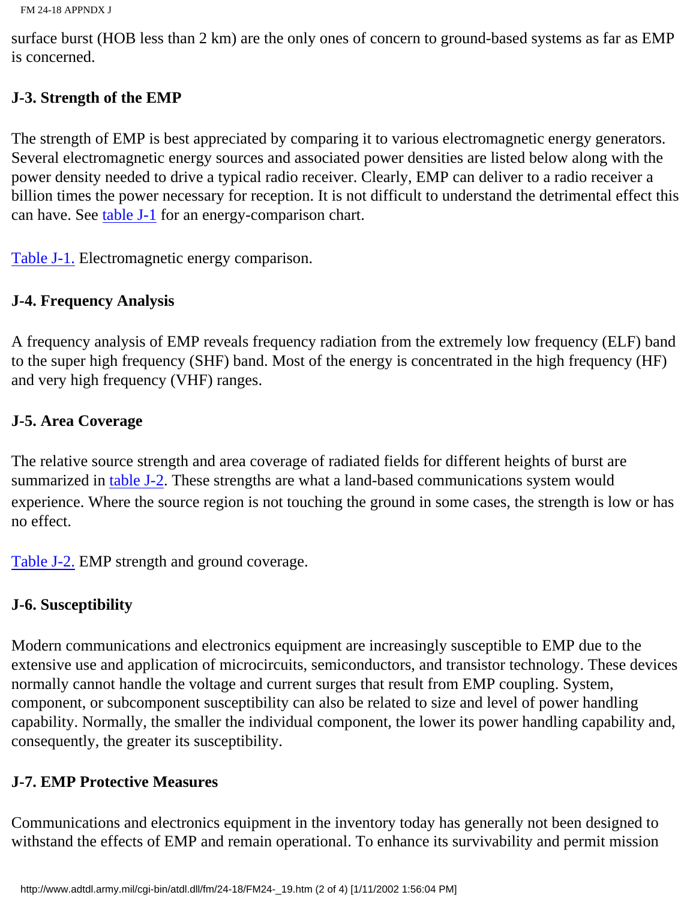surface burst (HOB less than 2 km) are the only ones of concern to ground-based systems as far as EMP is concerned.

### J-3. Strength of the EMP

The strength of EMP is best appreciated by comparing it to various electromagnetic energy generators. Several electromagnetic energy sources and associated power densities are listed below along with the power density needed to drive a typical radio receiver. Clearly, EMP can deliver to a radio receiver a billion times the power necessary for reception. It is not difficult to understand the detrimental effect this can have. See table J-1 for an energy-comparison chart.

Table J-1. Electromagnetic energy comparison.

### J-4. Frequency Analysis

A frequency analysis of EMP reveals frequency radiation from the extremely low frequency (ELF) band to the super high frequency (SHF) band. Most of the energy is concentrated in the high frequency (HF) and very high frequency (VHF) ranges.

### J-5. Area Coverage

The relative source strength and area coverage of radiated fields for different heights of burst are summarized in table J-2. These strengths are what a land-based communications system would experience. Where the source region is not touching the ground in some cases, the strength is low or has no effect.

Table J-2. EMP strength and ground coverage.

### J-6. Susceptibility

Modern communications and electronics equipment are increasingly susceptible to EMP due to the extensive use and application of microcircuits, semiconductors, and transistor technology. These devices normally cannot handle the voltage and current surges that result from EMP coupling. System, component, or subcomponent susceptibility can also be related to size and level of power handling capability. Normally, the smaller the individual component, the lower its power handling capability and, consequently, the greater its susceptibility.

### J-7. EMP Protective Measures

Communications and electronics equipment in the inventory today has generally not been designed to withstand the effects of EMP and remain operational. To enhance its survivability and permit mission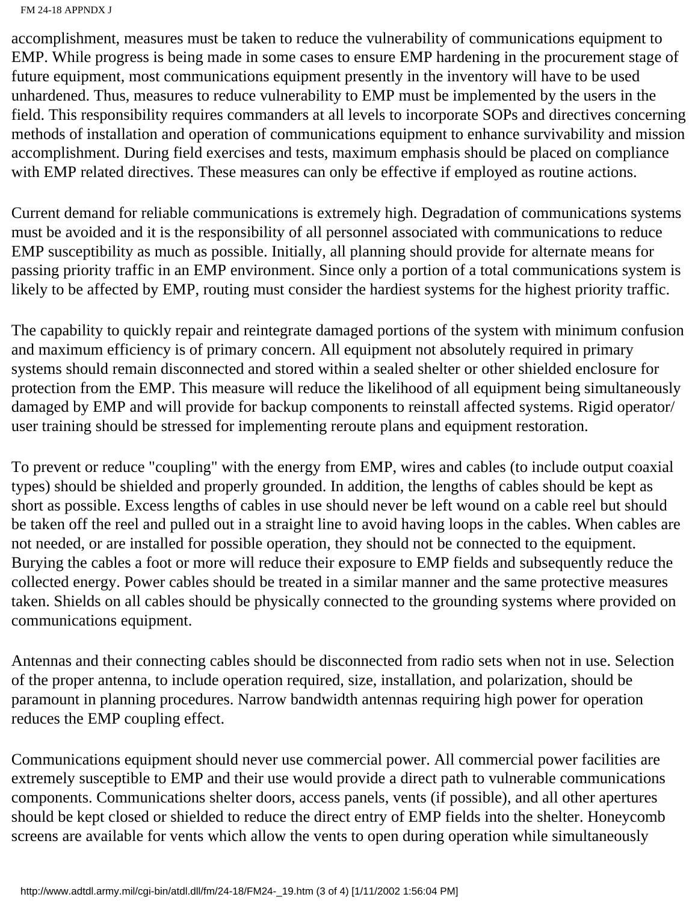accomplishment, measures must be taken to reduce the vulnerability of communications equipment to EMP. While progress is being made in some cases to ensure EMP hardening in the procurement stage of future equipment, most communications equipment presently in the inventory will have to be used unhardened. Thus, measures to reduce vulnerability to EMP must be implemented by the users in the field. This responsibility requires commanders at all levels to incorporate SOPs and directives concerning methods of installation and operation of communications equipment to enhance survivability and mission accomplishment. During field exercises and tests, maximum emphasis should be placed on compliance with EMP related directives. These measures can only be effective if employed as routine actions.

Current demand for reliable communications is extremely high. Degradation of communications systems must be avoided and it is the responsibility of all personnel associated with communications to reduce EMP susceptibility as much as possible. Initially, all planning should provide for alternate means for passing priority traffic in an EMP environment. Since only a portion of a total communications system is likely to be affected by EMP, routing must consider the hardiest systems for the highest priority traffic.

The capability to quickly repair and reintegrate damaged portions of the system with minimum confusion and maximum efficiency is of primary concern. All equipment not absolutely required in primary systems should remain disconnected and stored within a sealed shelter or other shielded enclosure for protection from the EMP. This measure will reduce the likelihood of all equipment being simultaneously damaged by EMP and will provide for backup components to reinstall affected systems. Rigid operator/ user training should be stressed for implementing reroute plans and equipment restoration.

To prevent or reduce "coupling" with the energy from EMP, wires and cables (to include output coaxial types) should be shielded and properly grounded. In addition, the lengths of cables should be kept as short as possible. Excess lengths of cables in use should never be left wound on a cable reel but should be taken off the reel and pulled out in a straight line to avoid having loops in the cables. When cables are not needed, or are installed for possible operation, they should not be connected to the equipment. Burying the cables a foot or more will reduce their exposure to EMP fields and subsequently reduce the collected energy. Power cables should be treated in a similar manner and the same protective measures taken. Shields on all cables should be physically connected to the grounding systems where provided on communications equipment.

Antennas and their connecting cables should be disconnected from radio sets when not in use. Selection of the proper antenna, to include operation required, size, installation, and polarization, should be paramount in planning procedures. Narrow bandwidth antennas requiring high power for operation reduces the EMP coupling effect.

Communications equipment should never use commercial power. All commercial power facilities are extremely susceptible to EMP and their use would provide a direct path to vulnerable communications components. Communications shelter doors, access panels, vents (if possible), and all other apertures should be kept closed or shielded to reduce the direct entry of EMP fields into the shelter. Honeycomb screens are available for vents which allow the vents to open during operation while simultaneously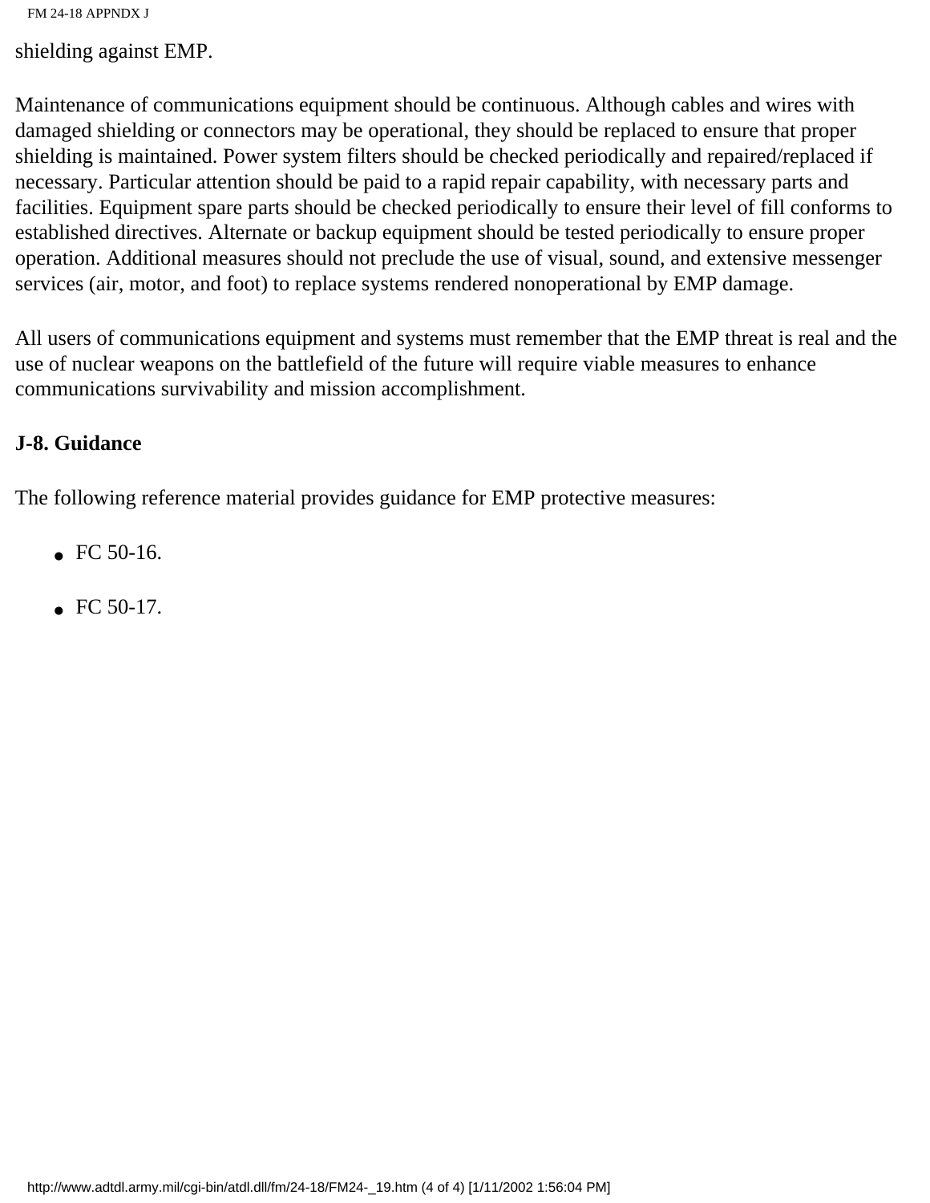shielding against EMP.

Maintenance of communications equipment should be continuous. Although cables and wires with damaged shielding or connectors may be operational, they should be replaced to ensure that proper shielding is maintained. Power system filters should be checked periodically and repaired/replaced if necessary. Particular attention should be paid to a rapid repair capability, with necessary parts and facilities. Equipment spare parts should be checked periodically to ensure their level of fill conforms to established directives. Alternate or backup equipment should be tested periodically to ensure proper operation. Additional measures should not preclude the use of visual, sound, and extensive messenger services (air, motor, and foot) to replace systems rendered nonoperational by EMP damage.

All users of communications equipment and systems must remember that the EMP threat is real and the use of nuclear weapons on the battlefield of the future will require viable measures to enhance communications survivability and mission accomplishment.

**J-8. Guidance**

The following reference material provides guidance for EMP protective measures:

- FC 50-16.
- FC 50-17.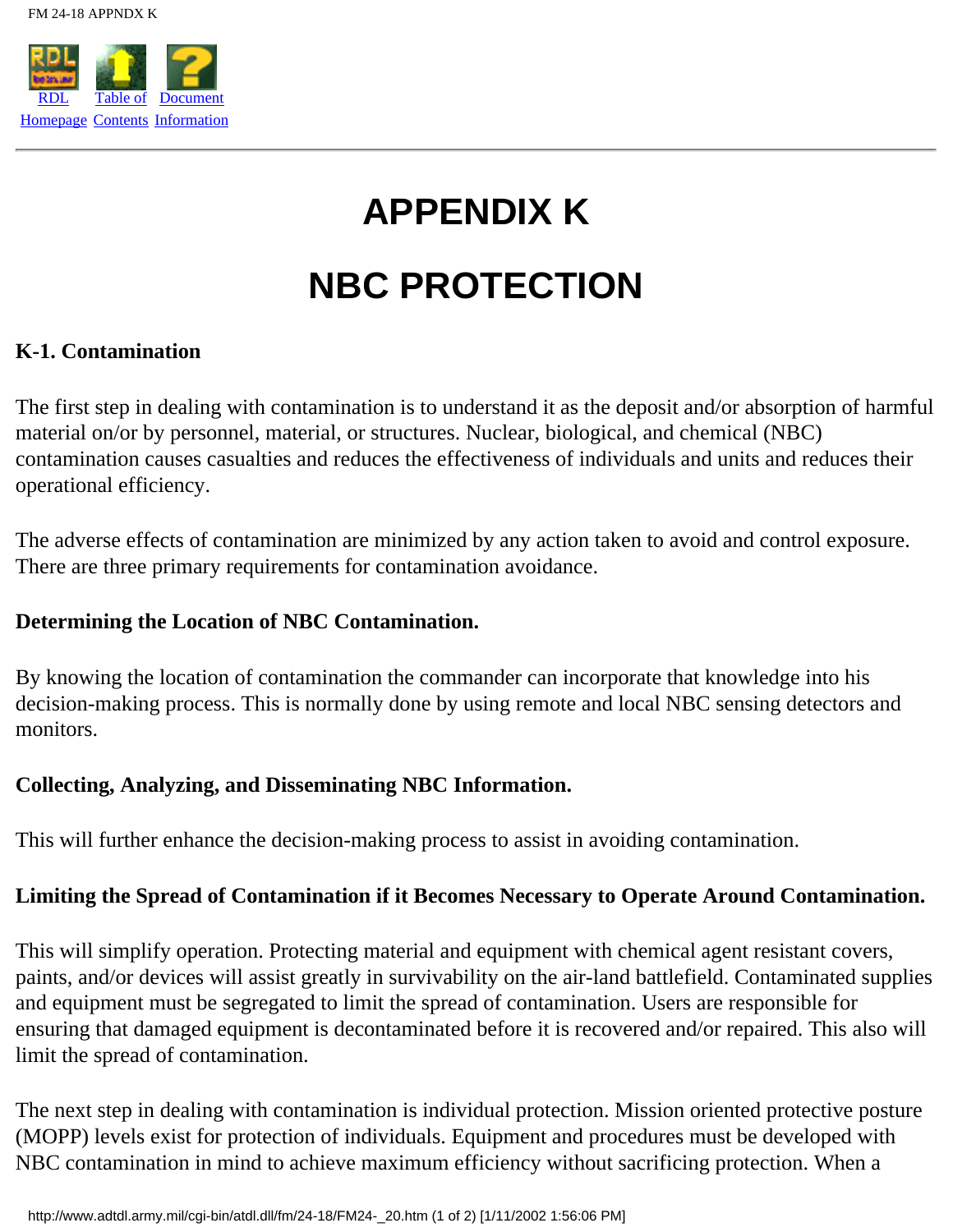# APPENDIX K

# NBC PROTECTION

### K-1. Contamination

The first step in dealing with contamination is to understand it as the deposit and/or absorption of harmful material on/or by personnel, material, or structures. Nuclear, biological, and chemical (NBC) contamination causes casualties and reduces the effectiveness of individuals and units and reduces their operational efficiency.

The adverse effects of contamination are minimized by any action taken to avoid and control exposure. There are three primary requirements for contamination avoidance.

**Determining the Location of NBC Contamination.**

By knowing the location of contamination the commander can incorporate that knowledge into his decision-making process. This is normally done by using remote and local NBC sensing detectors and monitors.

**Collecting, Analyzing, and Disseminating NBC Information.**

This will further enhance the decision-making process to assist in avoiding contamination.

**Limiting the Spread of Contamination if it Becomes Necessary to Operate Around Contamination.**

This will simplify operation. Protecting material and equipment with chemical agent resistant covers, paints, and/or devices will assist greatly in survivability on the air-land battlefield. Contaminated supplies and equipment must be segregated to limit the spread of contamination. Users are responsible for ensuring that damaged equipment is decontaminated before it is recovered and/or repaired. This also will limit the spread of contamination.

The next step in dealing with contamination is individual protection. Mission oriented protective posture (MOPP) levels exist for protection of individuals. Equipment and procedures must be developed with NBC contamination in mind to achieve maximum efficiency without sacrificing protection. When a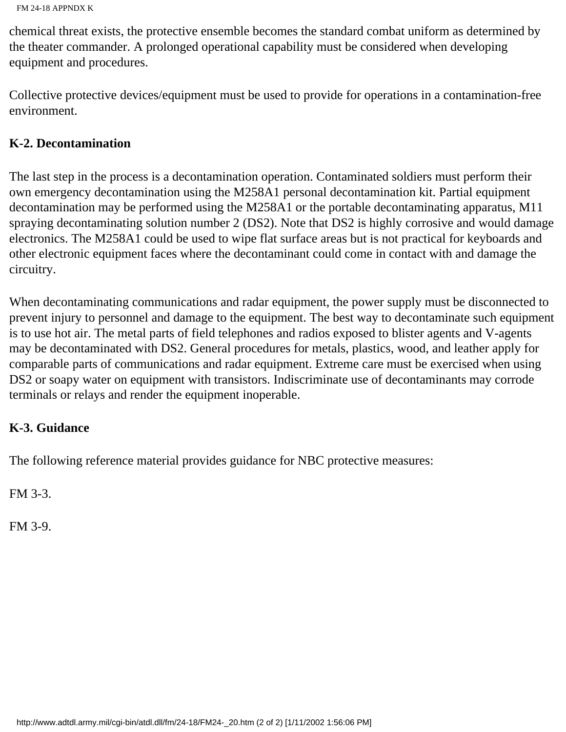chemical threat exists, the protective ensemble becomes the standard combat uniform as determined by the theater commander. A prolonged operational capability must be considered when developing equipment and procedures.

Collective protective devices/equipment must be used to provide for operations in a contamination-free environment.

**K-2. Decontamination**

The last step in the process is a decontamination operation. Contaminated soldiers must perform their own emergency decontamination using the M258A1 personal decontamination kit. Partial equipment decontamination may be performed using the M258A1 or the portable decontaminating apparatus, M11 spraying decontaminating solution number 2 (DS2). Note that DS2 is highly corrosive and would damage electronics. The M258A1 could be used to wipe flat surface areas but is not practical for keyboards and other electronic equipment faces where the decontaminant could come in contact with and damage the circuitry.

When decontaminating communications and radar equipment, the power supply must be disconnected to prevent injury to personnel and damage to the equipment. The best way to decontaminate such equipment is to use hot air. The metal parts of field telephones and radios exposed to blister agents and V-agents may be decontaminated with DS2. General procedures for metals, plastics, wood, and leather apply for comparable parts of communications and radar equipment. Extreme care must be exercised when using DS2 or soapy water on equipment with transistors. Indiscriminate use of decontaminants may corrode terminals or relays and render the equipment inoperable.

**K-3. Guidance**

The following reference material provides guidance for NBC protective measures:

FM 3-3.

FM 3-9.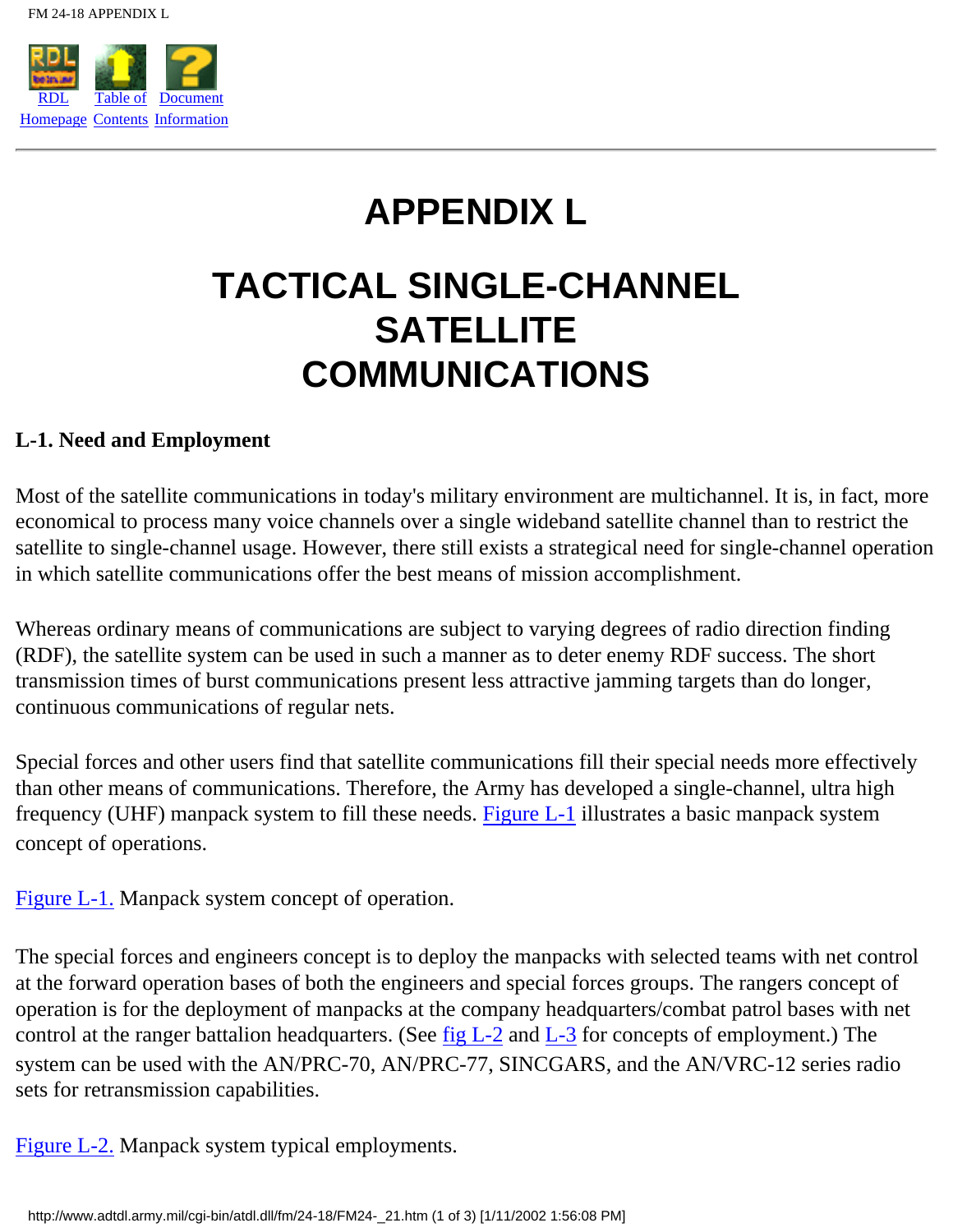# APPENDIX L

# TACTICAL SINGLE-CHANNEL SATELLITE COMMUNICATIONS

### L-1. Need and Employment

Most of the satellite communications in today's military environment are multichannel. It is, in fact, more economical to process many voice channels over a single wideband satellite channel than to restrict the satellite to single-channel usage. However, there still exists a strategical need for single-channel operation in which satellite communications offer the best means of mission accomplishment.

Whereas ordinary means of communications are subject to varying degrees of radio direction finding (RDF), the satellite system can be used in such a manner as to deter enemy RDF success. The short transmission times of burst communications present less attractive jamming targets than do longer, continuous communications of regular nets.

Special forces and other users find that satellite communications fill their special needs more effectively than other means of communications. Therefore, the Army has developed a single-channel, ultra high frequency (UHF) manpack system to fill these needs. Figure L-1 illustrates a basic manpack system concept of operations.

Figure L-1. Manpack system concept of operation.

The special forces and engineers concept is to deploy the manpacks with selected teams with net control at the forward operation bases of both the engineers and special forces groups. The rangers concept of operation is for the deployment of manpacks at the company headquarters/combat patrol bases with net control at the ranger battalion headquarters. (See fig L-2 and L-3 for concepts of employment.) The system can be used with the AN/PRC-70, AN/PRC-77, SINCGARS, and the AN/VRC-12 series radio sets for retransmission capabilities.

Figure L-2. Manpack system typical employments.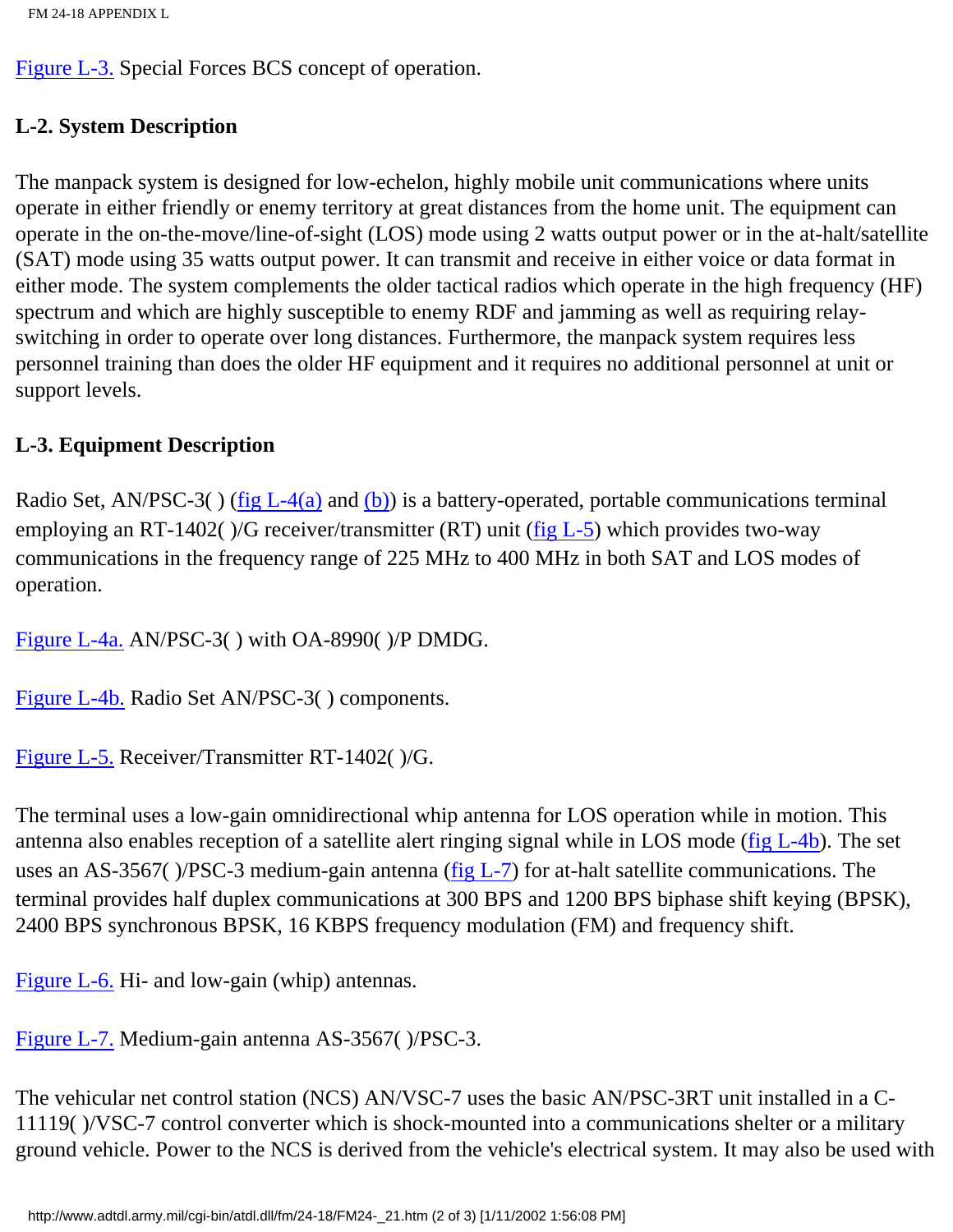Figure L-3. Special Forces BCS concept of operation.

## L-2. System Description

The manpack system is designed for low-echelon, highly mobile unit communications where units operate in either friendly or enemy territory at great distances from the home unit. The equipment can operate in the on-the-move/line-of-sight (LOS) mode using 2 watts output power or in the at-halt/satellite (SAT) mode using 35 watts output power. It can transmit and receive in either voice or data format in either mode. The system complements the older tactical radios which operate in the high frequency (HF) spectrum and which are highly susceptible to enemy RDF and jamming as well as requiring relay-switching in order to operate over long distances. Furthermore, the manpack system requires less personnel training than does the older HF equipment and it requires no additional personnel at unit or support levels.

## L-3. Equipment Description

Radio Set, AN/PSC-3( ) (fig L-4(a) and (b)) is a battery-operated, portable communications terminal employing an RT-1402( )/G receiver/transmitter (RT) unit (fig L-5) which provides two-way communications in the frequency range of 225 MHz to 400 MHz in both SAT and LOS modes of operation.

Figure L-4a. AN/PSC-3( ) with OA-8990( )/P DMDG.

Figure L-4b. Radio Set AN/PSC-3( ) components.

Figure L-5. Receiver/Transmitter RT-1402( )/G.

The terminal uses a low-gain omnidirectional whip antenna for LOS operation while in motion. This antenna also enables reception of a satellite alert ringing signal while in LOS mode (fig L-4b). The set uses an AS-3567( )/PSC-3 medium-gain antenna (fig L-7) for at-halt satellite communications. The terminal provides half duplex communications at 300 BPS and 1200 BPS biphase shift keying (BPSK), 2400 BPS synchronous BPSK, 16 KBPS frequency modulation (FM) and frequency shift.

Figure L-6. Hi- and low-gain (whip) antennas.

Figure L-7. Medium-gain antenna AS-3567( )/PSC-3.

The vehicular net control station (NCS) AN/VSC-7 uses the basic AN/PSC-3RT unit installed in a C-11119( )/VSC-7 control converter which is shock-mounted into a communications shelter or a military ground vehicle. Power to the NCS is derived from the vehicle's electrical system. It may also be used with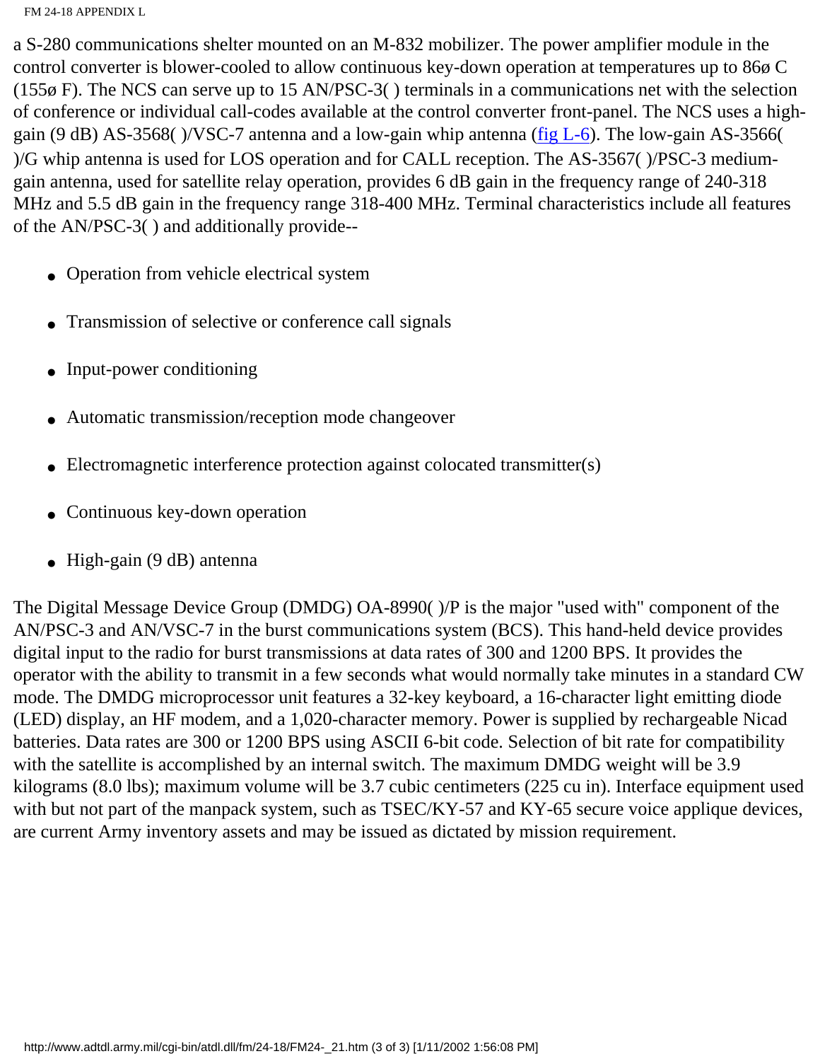a S-280 communications shelter mounted on an M-832 mobilizer. The power amplifier module in the control converter is blower-cooled to allow continuous key-down operation at temperatures up to 86ø C (155ø F). The NCS can serve up to 15 AN/PSC-3( ) terminals in a communications net with the selection of conference or individual call-codes available at the control converter front-panel. The NCS uses a high-gain (9 dB) AS-3568( )/VSC-7 antenna and a low-gain whip antenna (fig L-6). The low-gain AS-3566( )/G whip antenna is used for LOS operation and for CALL reception. The AS-3567( )/PSC-3 medium-gain antenna, used for satellite relay operation, provides 6 dB gain in the frequency range of 240-318 MHz and 5.5 dB gain in the frequency range 318-400 MHz. Terminal characteristics include all features of the AN/PSC-3( ) and additionally provide--

- Operation from vehicle electrical system
- Transmission of selective or conference call signals
- Input-power conditioning
- Automatic transmission/reception mode changeover
- Electromagnetic interference protection against colocated transmitter(s)
- Continuous key-down operation
- High-gain (9 dB) antenna

The Digital Message Device Group (DMDG) OA-8990( )/P is the major "used with" component of the AN/PSC-3 and AN/VSC-7 in the burst communications system (BCS). This hand-held device provides digital input to the radio for burst transmissions at data rates of 300 and 1200 BPS. It provides the operator with the ability to transmit in a few seconds what would normally take minutes in a standard CW mode. The DMDG microprocessor unit features a 32-key keyboard, a 16-character light emitting diode (LED) display, an HF modem, and a 1,020-character memory. Power is supplied by rechargeable Nicad batteries. Data rates are 300 or 1200 BPS using ASCII 6-bit code. Selection of bit rate for compatibility with the satellite is accomplished by an internal switch. The maximum DMDG weight will be 3.9 kilograms (8.0 lbs); maximum volume will be 3.7 cubic centimeters (225 cu in). Interface equipment used with but not part of the manpack system, such as TSEC/KY-57 and KY-65 secure voice applique devices, are current Army inventory assets and may be issued as dictated by mission requirement.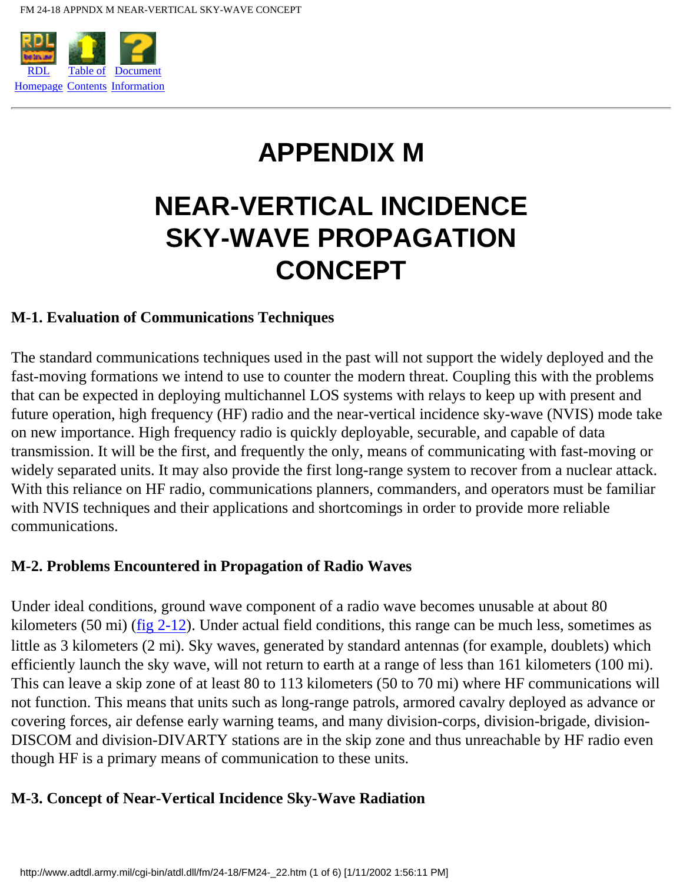# APPENDIX M

# NEAR-VERTICAL INCIDENCE SKY-WAVE PROPAGATION CONCEPT

### M-1. Evaluation of Communications Techniques

The standard communications techniques used in the past will not support the widely deployed and the fast-moving formations we intend to use to counter the modern threat. Coupling this with the problems that can be expected in deploying multichannel LOS systems with relays to keep up with present and future operation, high frequency (HF) radio and the near-vertical incidence sky-wave (NVIS) mode take on new importance. High frequency radio is quickly deployable, securable, and capable of data transmission. It will be the first, and frequently the only, means of communicating with fast-moving or widely separated units. It may also provide the first long-range system to recover from a nuclear attack. With this reliance on HF radio, communications planners, commanders, and operators must be familiar with NVIS techniques and their applications and shortcomings in order to provide more reliable communications.

### M-2. Problems Encountered in Propagation of Radio Waves

Under ideal conditions, ground wave component of a radio wave becomes unusable at about 80 kilometers (50 mi) (fig 2-12). Under actual field conditions, this range can be much less, sometimes as little as 3 kilometers (2 mi). Sky waves, generated by standard antennas (for example, doublets) which efficiently launch the sky wave, will not return to earth at a range of less than 161 kilometers (100 mi). This can leave a skip zone of at least 80 to 113 kilometers (50 to 70 mi) where HF communications will not function. This means that units such as long-range patrols, armored cavalry deployed as advance or covering forces, air defense early warning teams, and many division-corps, division-brigade, division-DISCOM and division-DIVARTY stations are in the skip zone and thus unreachable by HF radio even though HF is a primary means of communication to these units.

### M-3. Concept of Near-Vertical Incidence Sky-Wave Radiation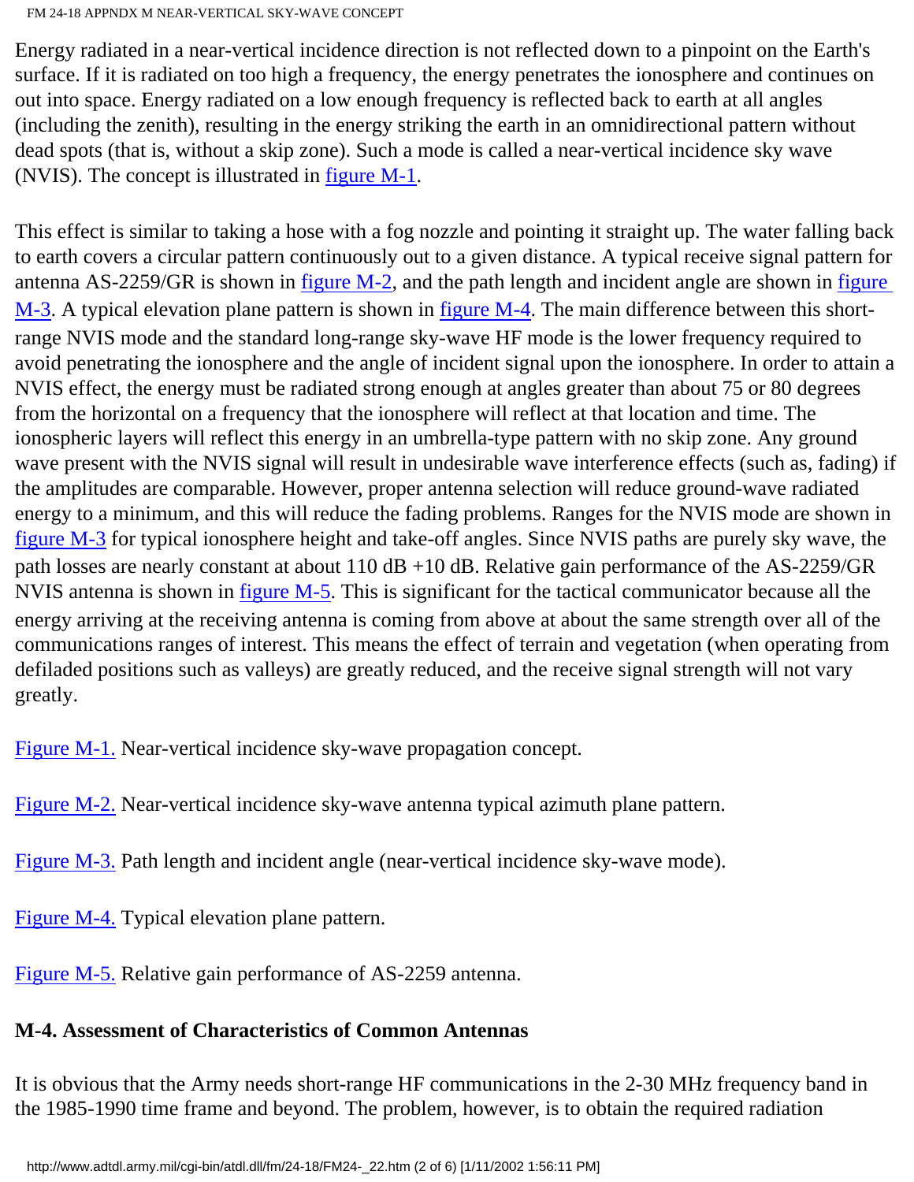Energy radiated in a near-vertical incidence direction is not reflected down to a pinpoint on the Earth's surface. If it is radiated on too high a frequency, the energy penetrates the ionosphere and continues on out into space. Energy radiated on a low enough frequency is reflected back to earth at all angles (including the zenith), resulting in the energy striking the earth in an omnidirectional pattern without dead spots (that is, without a skip zone). Such a mode is called a near-vertical incidence sky wave (NVIS). The concept is illustrated in figure M-1.

This effect is similar to taking a hose with a fog nozzle and pointing it straight up. The water falling back to earth covers a circular pattern continuously out to a given distance. A typical receive signal pattern for antenna AS-2259/GR is shown in figure M-2, and the path length and incident angle are shown in figure M-3. A typical elevation plane pattern is shown in figure M-4. The main difference between this short-range NVIS mode and the standard long-range sky-wave HF mode is the lower frequency required to avoid penetrating the ionosphere and the angle of incident signal upon the ionosphere. In order to attain a NVIS effect, the energy must be radiated strong enough at angles greater than about 75 or 80 degrees from the horizontal on a frequency that the ionosphere will reflect at that location and time. The ionospheric layers will reflect this energy in an umbrella-type pattern with no skip zone. Any ground wave present with the NVIS signal will result in undesirable wave interference effects (such as, fading) if the amplitudes are comparable. However, proper antenna selection will reduce ground-wave radiated energy to a minimum, and this will reduce the fading problems. Ranges for the NVIS mode are shown in figure M-3 for typical ionosphere height and take-off angles. Since NVIS paths are purely sky wave, the path losses are nearly constant at about 110 dB +10 dB. Relative gain performance of the AS-2259/GR NVIS antenna is shown in figure M-5. This is significant for the tactical communicator because all the energy arriving at the receiving antenna is coming from above at about the same strength over all of the communications ranges of interest. This means the effect of terrain and vegetation (when operating from defiladed positions such as valleys) are greatly reduced, and the receive signal strength will not vary greatly.

Figure M-1. Near-vertical incidence sky-wave propagation concept.

Figure M-2. Near-vertical incidence sky-wave antenna typical azimuth plane pattern.

Figure M-3. Path length and incident angle (near-vertical incidence sky-wave mode).

Figure M-4. Typical elevation plane pattern.

Figure M-5. Relative gain performance of AS-2259 antenna.

## M-4. Assessment of Characteristics of Common Antennas

It is obvious that the Army needs short-range HF communications in the 2-30 MHz frequency band in the 1985-1990 time frame and beyond. The problem, however, is to obtain the required radiation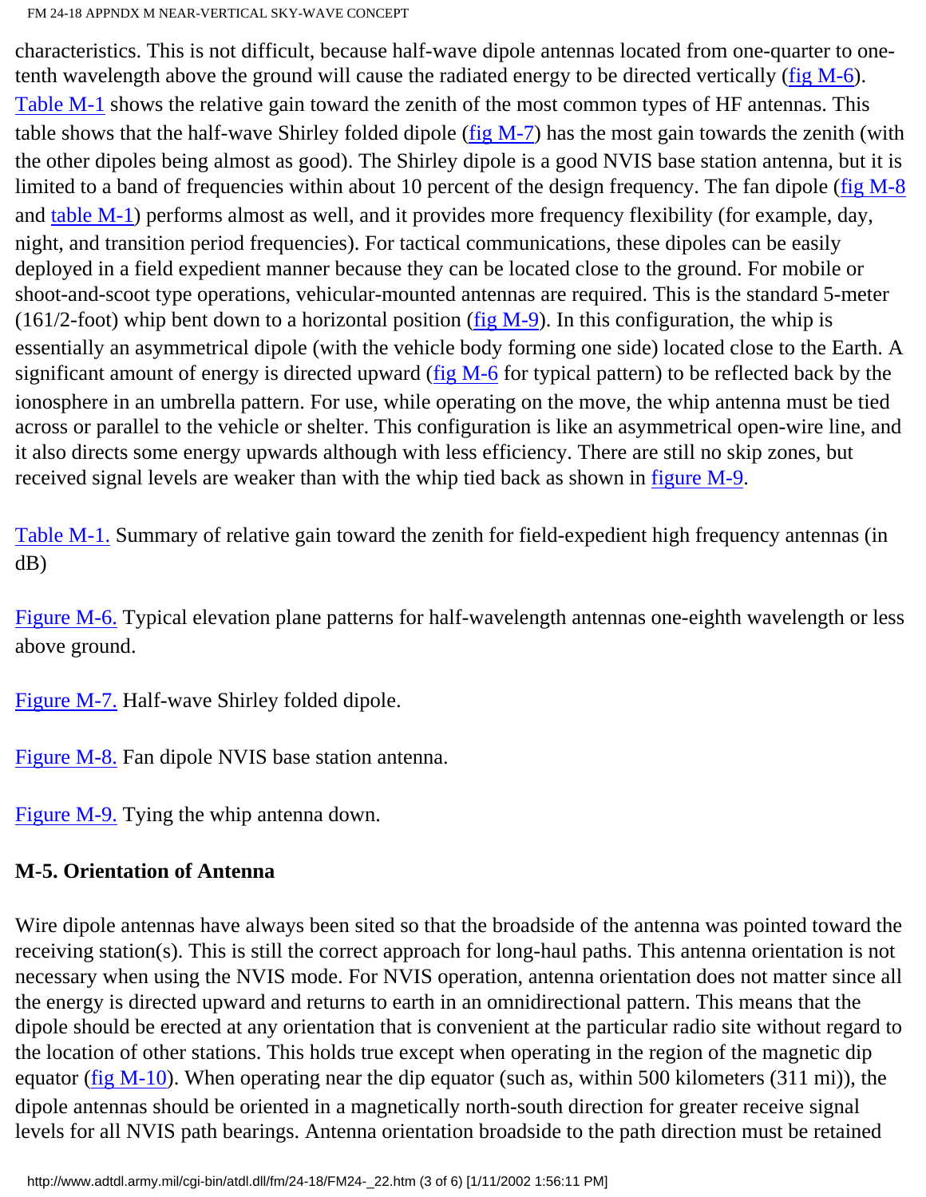characteristics. This is not difficult, because half-wave dipole antennas located from one-quarter to one-tenth wavelength above the ground will cause the radiated energy to be directed vertically (fig M-6). Table M-1 shows the relative gain toward the zenith of the most common types of HF antennas. This table shows that the half-wave Shirley folded dipole (fig M-7) has the most gain towards the zenith (with the other dipoles being almost as good). The Shirley dipole is a good NVIS base station antenna, but it is limited to a band of frequencies within about 10 percent of the design frequency. The fan dipole (fig M-8 and table M-1) performs almost as well, and it provides more frequency flexibility (for example, day, night, and transition period frequencies). For tactical communications, these dipoles can be easily deployed in a field expedient manner because they can be located close to the ground. For mobile or shoot-and-scoot type operations, vehicular-mounted antennas are required. This is the standard 5-meter (161/2-foot) whip bent down to a horizontal position (fig M-9). In this configuration, the whip is essentially an asymmetrical dipole (with the vehicle body forming one side) located close to the Earth. A significant amount of energy is directed upward (fig M-6 for typical pattern) to be reflected back by the ionosphere in an umbrella pattern. For use, while operating on the move, the whip antenna must be tied across or parallel to the vehicle or shelter. This configuration is like an asymmetrical open-wire line, and it also directs some energy upwards although with less efficiency. There are still no skip zones, but received signal levels are weaker than with the whip tied back as shown in figure M-9.

Table M-1. Summary of relative gain toward the zenith for field-expedient high frequency antennas (in dB)

Figure M-6. Typical elevation plane patterns for half-wavelength antennas one-eighth wavelength or less above ground.

Figure M-7. Half-wave Shirley folded dipole.

Figure M-8. Fan dipole NVIS base station antenna.

Figure M-9. Tying the whip antenna down.

### M-5. Orientation of Antenna

Wire dipole antennas have always been sited so that the broadside of the antenna was pointed toward the receiving station(s). This is still the correct approach for long-haul paths. This antenna orientation is not necessary when using the NVIS mode. For NVIS operation, antenna orientation does not matter since all the energy is directed upward and returns to earth in an omnidirectional pattern. This means that the dipole should be erected at any orientation that is convenient at the particular radio site without regard to the location of other stations. This holds true except when operating in the region of the magnetic dip equator (fig M-10). When operating near the dip equator (such as, within 500 kilometers (311 mi)), the dipole antennas should be oriented in a magnetically north-south direction for greater receive signal levels for all NVIS path bearings. Antenna orientation broadside to the path direction must be retained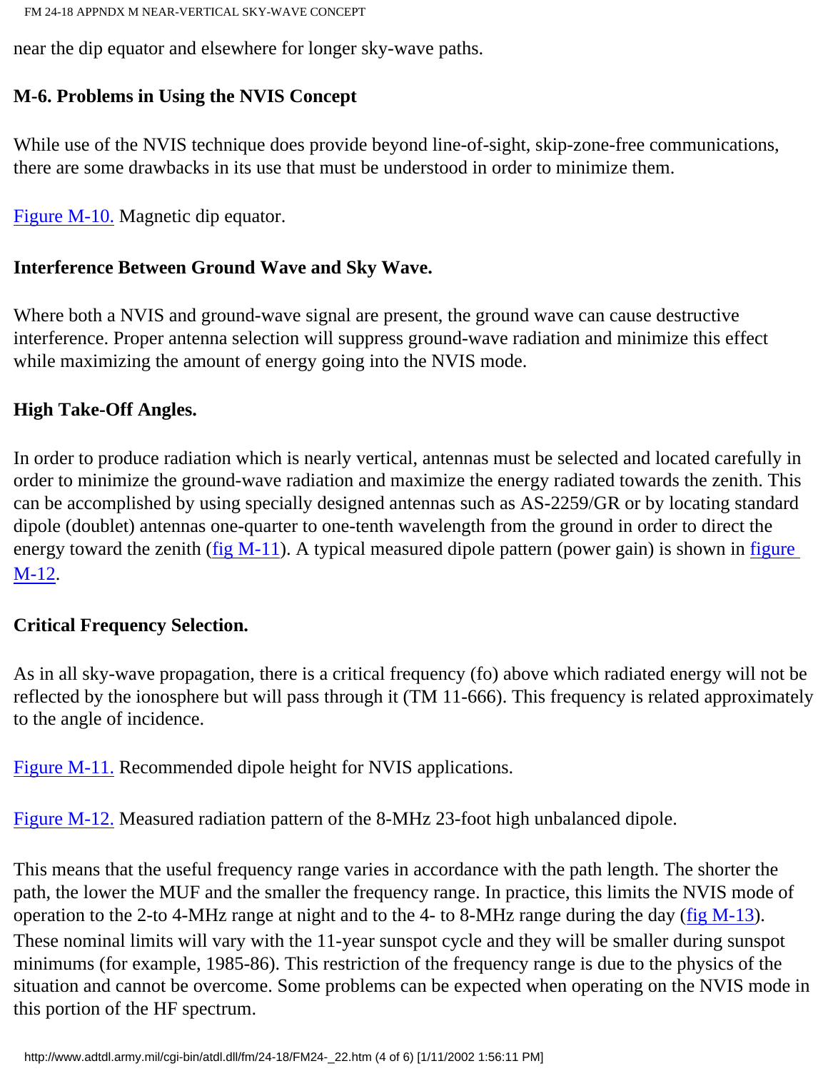near the dip equator and elsewhere for longer sky-wave paths.

## M-6. Problems in Using the NVIS Concept

While use of the NVIS technique does provide beyond line-of-sight, skip-zone-free communications, there are some drawbacks in its use that must be understood in order to minimize them.

Figure M-10. Magnetic dip equator.

### Interference Between Ground Wave and Sky Wave.

Where both a NVIS and ground-wave signal are present, the ground wave can cause destructive interference. Proper antenna selection will suppress ground-wave radiation and minimize this effect while maximizing the amount of energy going into the NVIS mode.

### High Take-Off Angles.

In order to produce radiation which is nearly vertical, antennas must be selected and located carefully in order to minimize the ground-wave radiation and maximize the energy radiated towards the zenith. This can be accomplished by using specially designed antennas such as AS-2259/GR or by locating standard dipole (doublet) antennas one-quarter to one-tenth wavelength from the ground in order to direct the energy toward the zenith (fig M-11). A typical measured dipole pattern (power gain) is shown in figure M-12.

### Critical Frequency Selection.

As in all sky-wave propagation, there is a critical frequency (fo) above which radiated energy will not be reflected by the ionosphere but will pass through it (TM 11-666). This frequency is related approximately to the angle of incidence.

Figure M-11. Recommended dipole height for NVIS applications.

Figure M-12. Measured radiation pattern of the 8-MHz 23-foot high unbalanced dipole.

This means that the useful frequency range varies in accordance with the path length. The shorter the path, the lower the MUF and the smaller the frequency range. In practice, this limits the NVIS mode of operation to the 2-to 4-MHz range at night and to the 4- to 8-MHz range during the day (fig M-13). These nominal limits will vary with the 11-year sunspot cycle and they will be smaller during sunspot minimums (for example, 1985-86). This restriction of the frequency range is due to the physics of the situation and cannot be overcome. Some problems can be expected when operating on the NVIS mode in this portion of the HF spectrum.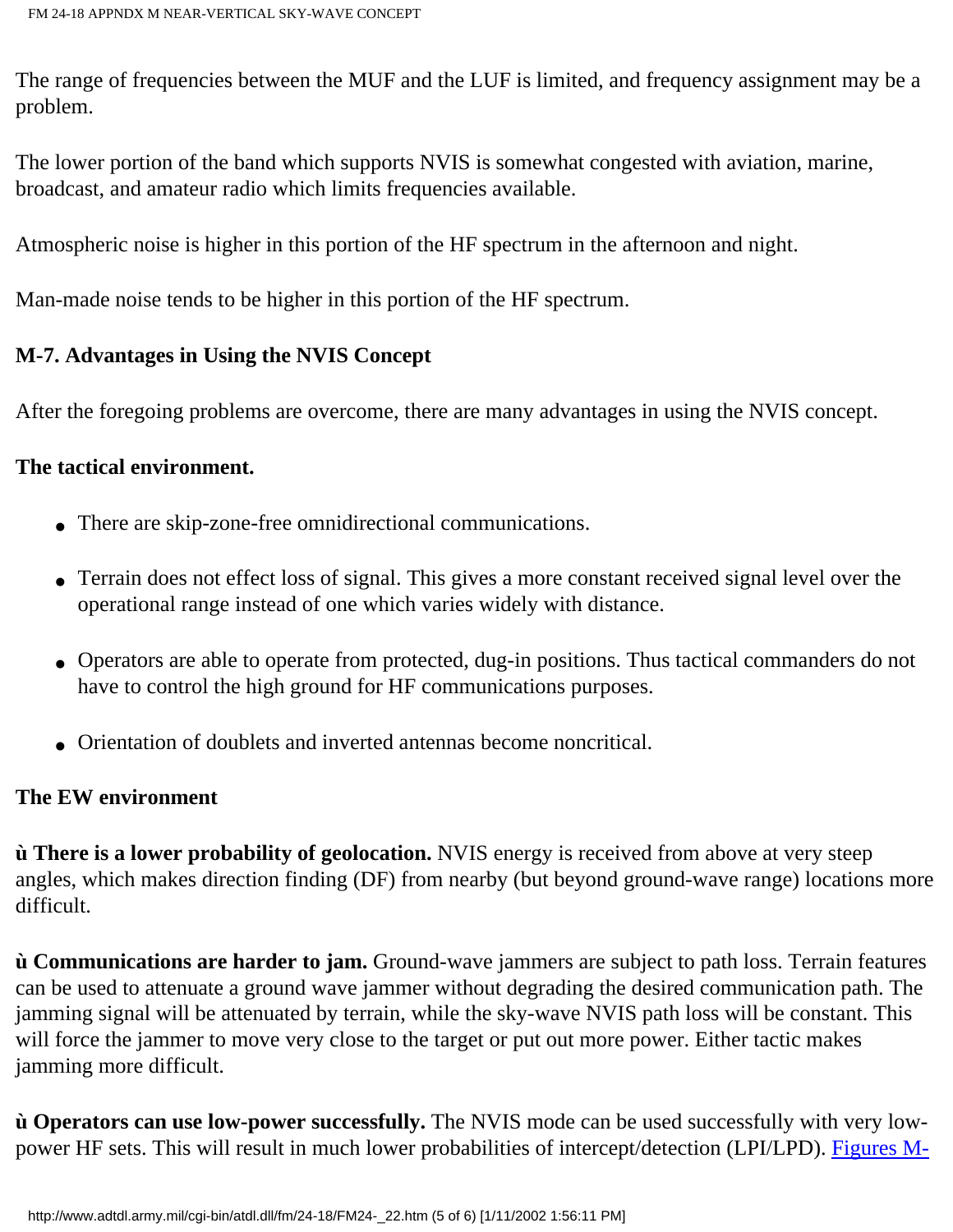The range of frequencies between the MUF and the LUF is limited, and frequency assignment may be a problem.

The lower portion of the band which supports NVIS is somewhat congested with aviation, marine, broadcast, and amateur radio which limits frequencies available.

Atmospheric noise is higher in this portion of the HF spectrum in the afternoon and night.

Man-made noise tends to be higher in this portion of the HF spectrum.

### M-7. Advantages in Using the NVIS Concept

After the foregoing problems are overcome, there are many advantages in using the NVIS concept.

**The tactical environment.**

- There are skip-zone-free omnidirectional communications.
- Terrain does not effect loss of signal. This gives a more constant received signal level over the operational range instead of one which varies widely with distance.
- Operators are able to operate from protected, dug-in positions. Thus tactical commanders do not have to control the high ground for HF communications purposes.
- Orientation of doublets and inverted antennas become noncritical.

**The EW environment**

ù **There is a lower probability of geolocation.** NVIS energy is received from above at very steep angles, which makes direction finding (DF) from nearby (but beyond ground-wave range) locations more difficult.

ù **Communications are harder to jam.** Ground-wave jammers are subject to path loss. Terrain features can be used to attenuate a ground wave jammer without degrading the desired communication path. The jamming signal will be attenuated by terrain, while the sky-wave NVIS path loss will be constant. This will force the jammer to move very close to the target or put out more power. Either tactic makes jamming more difficult.

ù **Operators can use low-power successfully.** The NVIS mode can be used successfully with very low-power HF sets. This will result in much lower probabilities of intercept/detection (LPI/LPD). Figures M-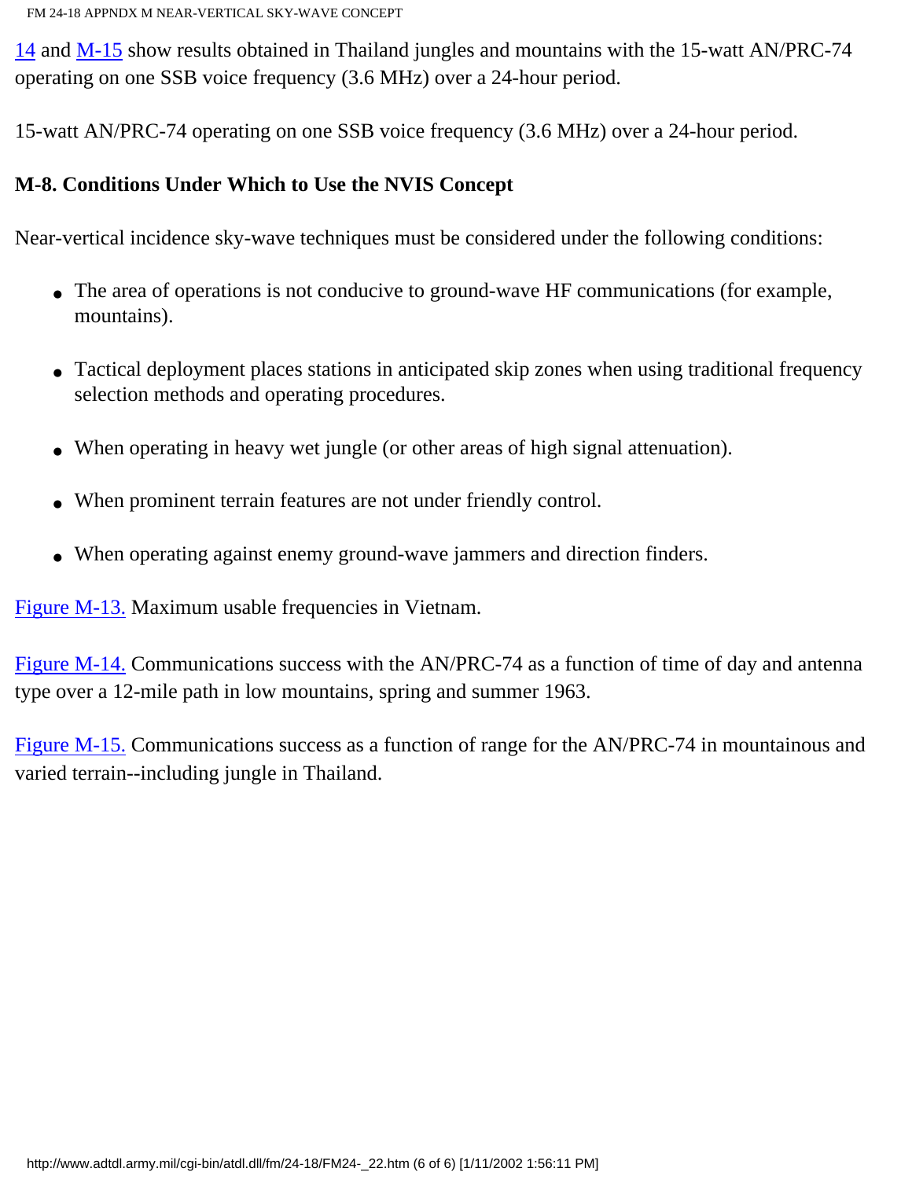14 and M-15 show results obtained in Thailand jungles and mountains with the 15-watt AN/PRC-74 operating on one SSB voice frequency (3.6 MHz) over a 24-hour period.

15-watt AN/PRC-74 operating on one SSB voice frequency (3.6 MHz) over a 24-hour period.

### M-8. Conditions Under Which to Use the NVIS Concept

Near-vertical incidence sky-wave techniques must be considered under the following conditions:

- The area of operations is not conducive to ground-wave HF communications (for example, mountains).
- Tactical deployment places stations in anticipated skip zones when using traditional frequency selection methods and operating procedures.
- When operating in heavy wet jungle (or other areas of high signal attenuation).
- When prominent terrain features are not under friendly control.
- When operating against enemy ground-wave jammers and direction finders.

Figure M-13. Maximum usable frequencies in Vietnam.

Figure M-14. Communications success with the AN/PRC-74 as a function of time of day and antenna type over a 12-mile path in low mountains, spring and summer 1963.

Figure M-15. Communications success as a function of range for the AN/PRC-74 in mountainous and varied terrain--including jungle in Thailand.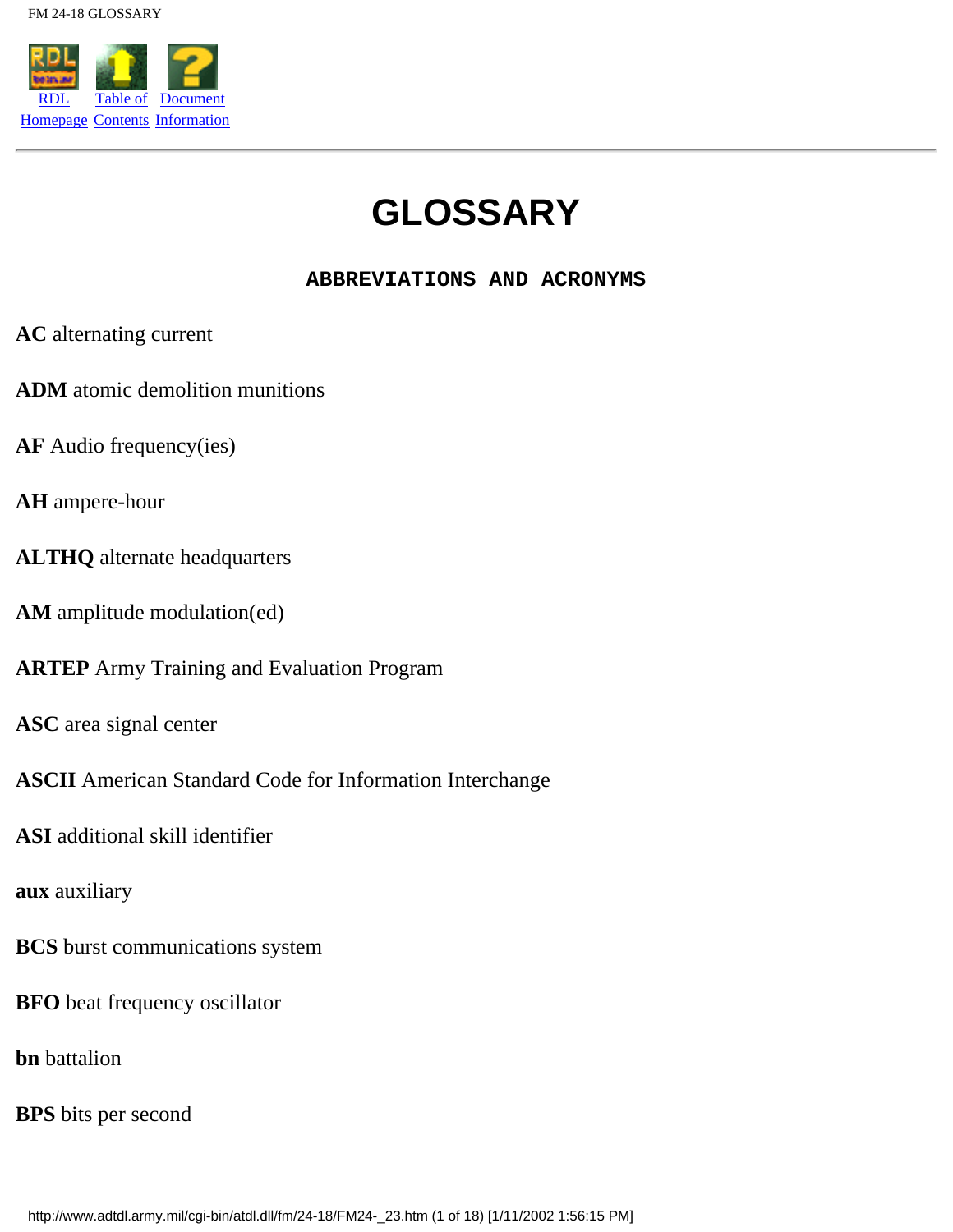# GLOSSARY

## ABBREVIATIONS AND ACRONYMS

**AC** alternating current

**ADM** atomic demolition munitions

**AF** Audio frequency(ies)

**AH** ampere-hour

**ALTHQ** alternate headquarters

**AM** amplitude modulation(ed)

**ARTEP** Army Training and Evaluation Program

**ASC** area signal center

**ASCII** American Standard Code for Information Interchange

**ASI** additional skill identifier

**aux** auxiliary

**BCS** burst communications system

**BFO** beat frequency oscillator

**bn** battalion

**BPS** bits per second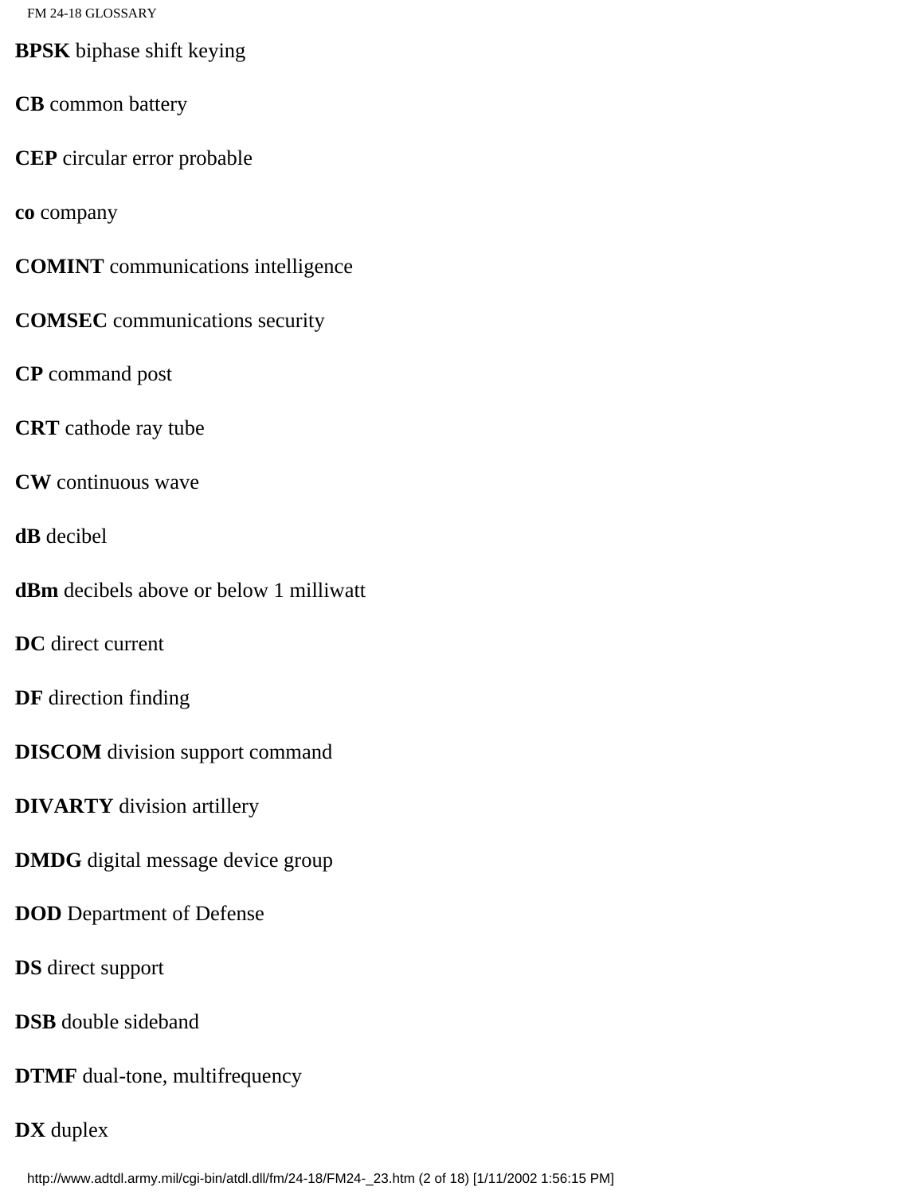**BPSK** biphase shift keying

**CB** common battery

**CEP** circular error probable

**co** company

**COMINT** communications intelligence

**COMSEC** communications security

**CP** command post

**CRT** cathode ray tube

**CW** continuous wave

**dB** decibel

**dBm** decibels above or below 1 milliwatt

**DC** direct current

**DF** direction finding

**DISCOM** division support command

**DIVARTY** division artillery

**DMDG** digital message device group

**DOD** Department of Defense

**DS** direct support

**DSB** double sideband

**DTMF** dual-tone, multifrequency

**DX** duplex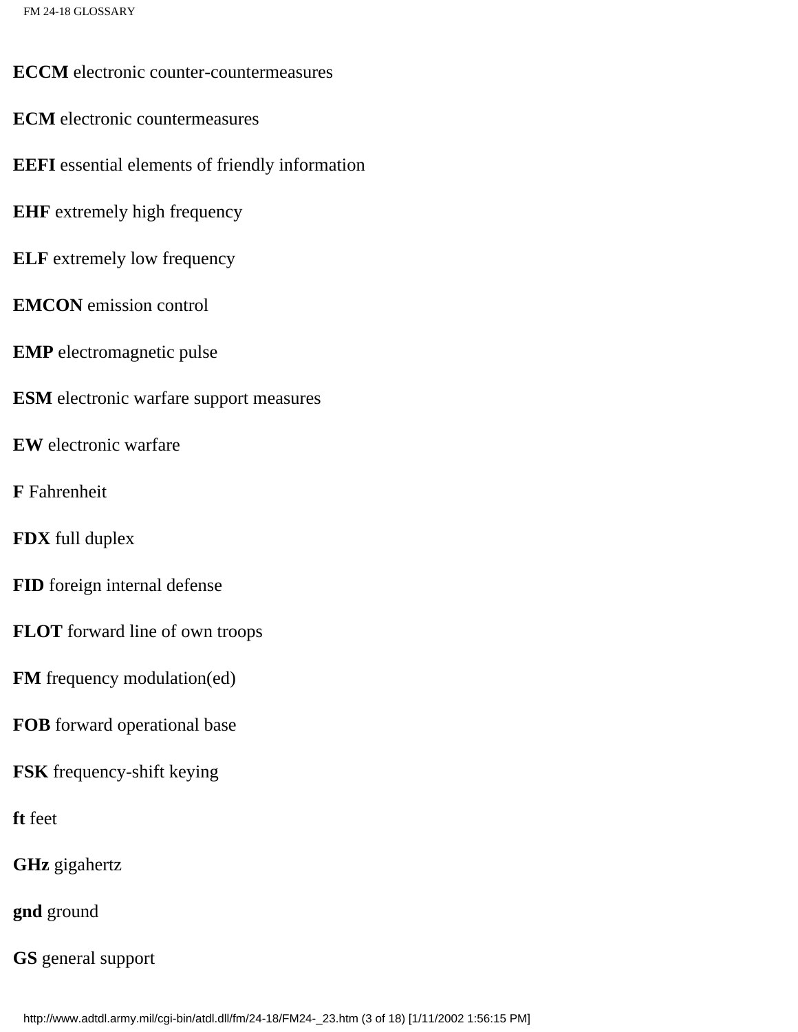**ECCM** electronic counter-countermeasures

**ECM** electronic countermeasures

**EEFI** essential elements of friendly information

**EHF** extremely high frequency

**ELF** extremely low frequency

**EMCON** emission control

**EMP** electromagnetic pulse

**ESM** electronic warfare support measures

**EW** electronic warfare

**F** Fahrenheit

**FDX** full duplex

**FID** foreign internal defense

**FLOT** forward line of own troops

**FM** frequency modulation(ed)

**FOB** forward operational base

**FSK** frequency-shift keying

**ft** feet

**GHz** gigahertz

**gnd** ground

**GS** general support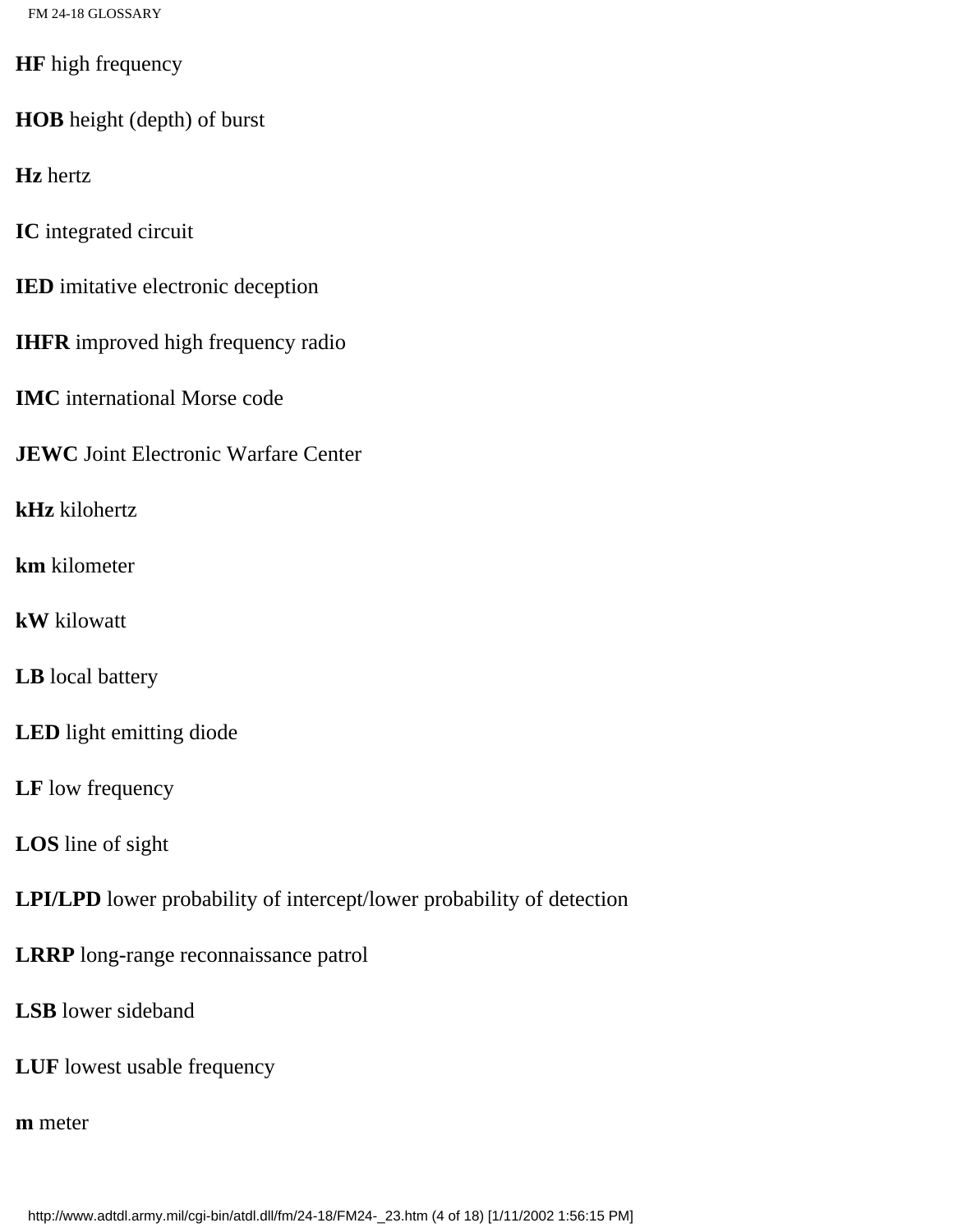**HF** high frequency

**HOB** height (depth) of burst

**Hz** hertz

**IC** integrated circuit

**IED** imitative electronic deception

**IHFR** improved high frequency radio

**IMC** international Morse code

**JEWC** Joint Electronic Warfare Center

**kHz** kilohertz

**km** kilometer

**kW** kilowatt

**LB** local battery

**LED** light emitting diode

**LF** low frequency

**LOS** line of sight

**LPI/LPD** lower probability of intercept/lower probability of detection

**LRRP** long-range reconnaissance patrol

**LSB** lower sideband

**LUF** lowest usable frequency

**m** meter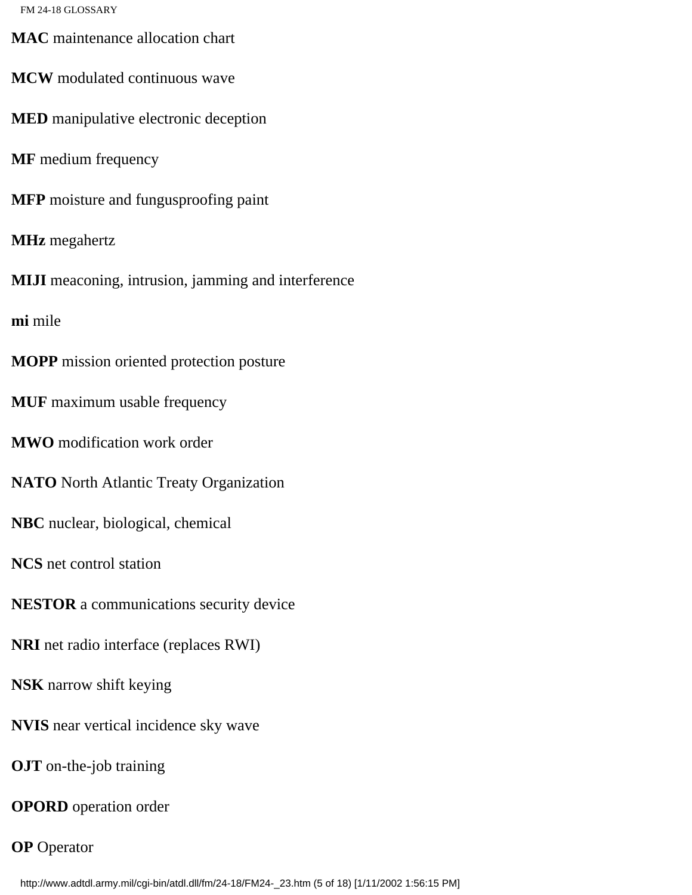**MAC** maintenance allocation chart

**MCW** modulated continuous wave

**MED** manipulative electronic deception

**MF** medium frequency

**MFP** moisture and fungusproofing paint

**MHz** megahertz

**MIJI** meaconing, intrusion, jamming and interference

**mi** mile

**MOPP** mission oriented protection posture

**MUF** maximum usable frequency

**MWO** modification work order

**NATO** North Atlantic Treaty Organization

**NBC** nuclear, biological, chemical

**NCS** net control station

**NESTOR** a communications security device

**NRI** net radio interface (replaces RWI)

**NSK** narrow shift keying

**NVIS** near vertical incidence sky wave

**OJT** on-the-job training

**OPORD** operation order

**OP** Operator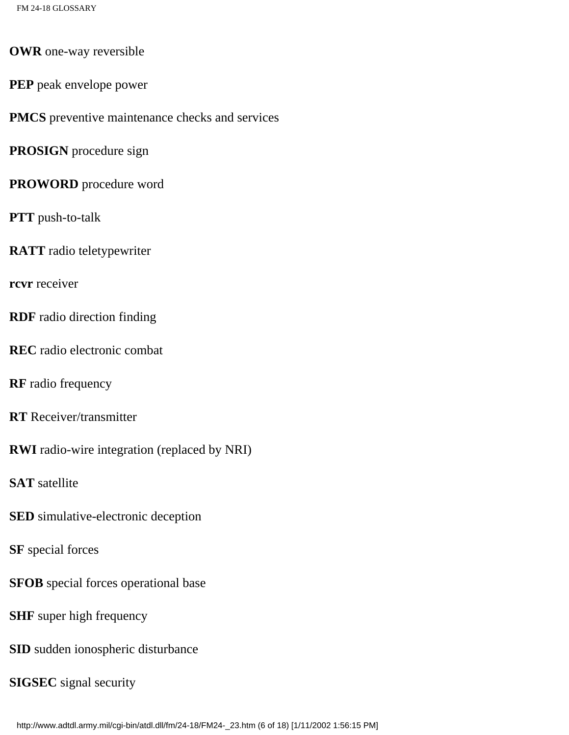**OWR** one-way reversible

**PEP** peak envelope power

**PMCS** preventive maintenance checks and services

**PROSIGN** procedure sign

**PROWORD** procedure word

**PTT** push-to-talk

**RATT** radio teletypewriter

**rcvr** receiver

**RDF** radio direction finding

**REC** radio electronic combat

**RF** radio frequency

**RT** Receiver/transmitter

**RWI** radio-wire integration (replaced by NRI)

**SAT** satellite

**SED** simulative-electronic deception

**SF** special forces

**SFOB** special forces operational base

**SHF** super high frequency

**SID** sudden ionospheric disturbance

**SIGSEC** signal security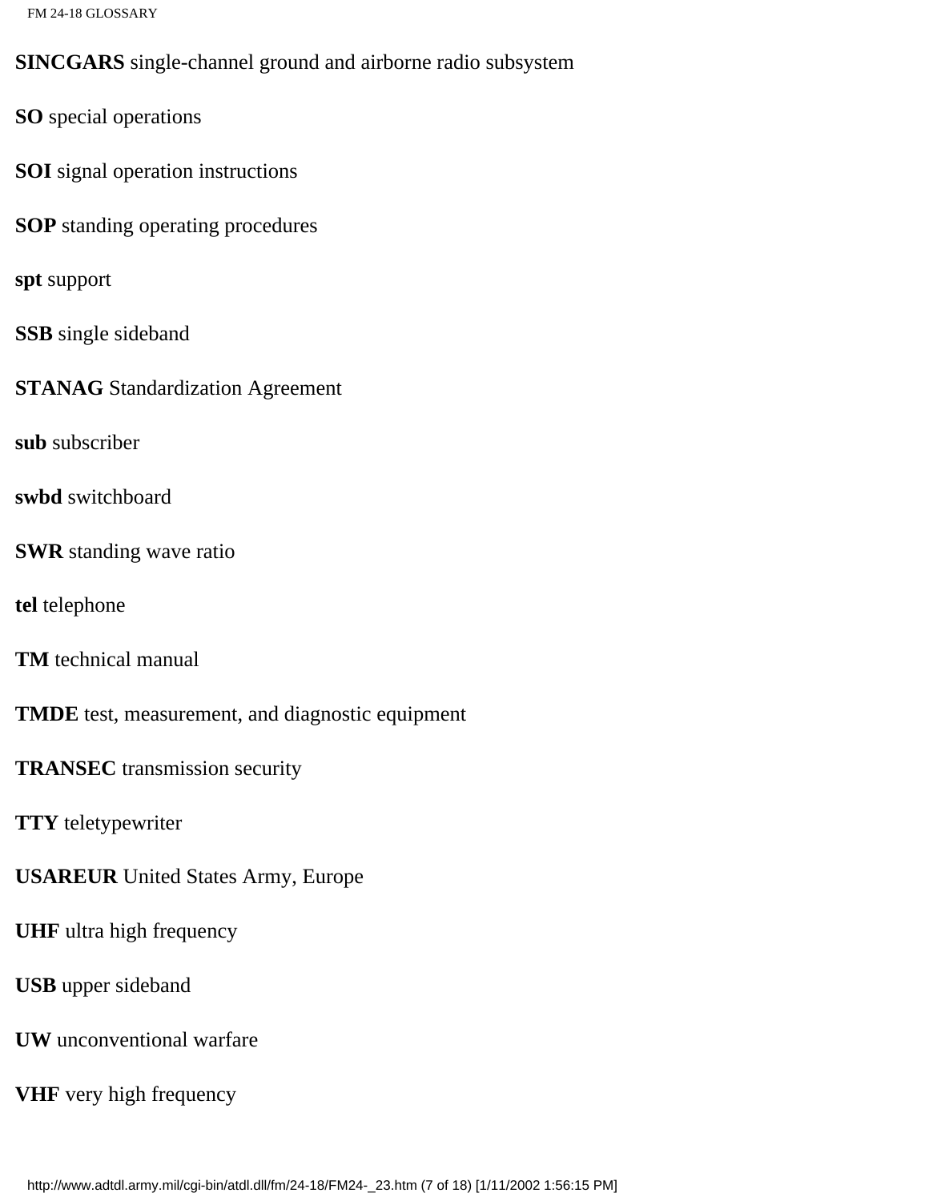**SINCGARS** single-channel ground and airborne radio subsystem

**SO** special operations

**SOI** signal operation instructions

**SOP** standing operating procedures

**spt** support

**SSB** single sideband

**STANAG** Standardization Agreement

**sub** subscriber

**swbd** switchboard

**SWR** standing wave ratio

**tel** telephone

**TM** technical manual

**TMDE** test, measurement, and diagnostic equipment

**TRANSEC** transmission security

**TTY** teletypewriter

**USAREUR** United States Army, Europe

**UHF** ultra high frequency

**USB** upper sideband

**UW** unconventional warfare

**VHF** very high frequency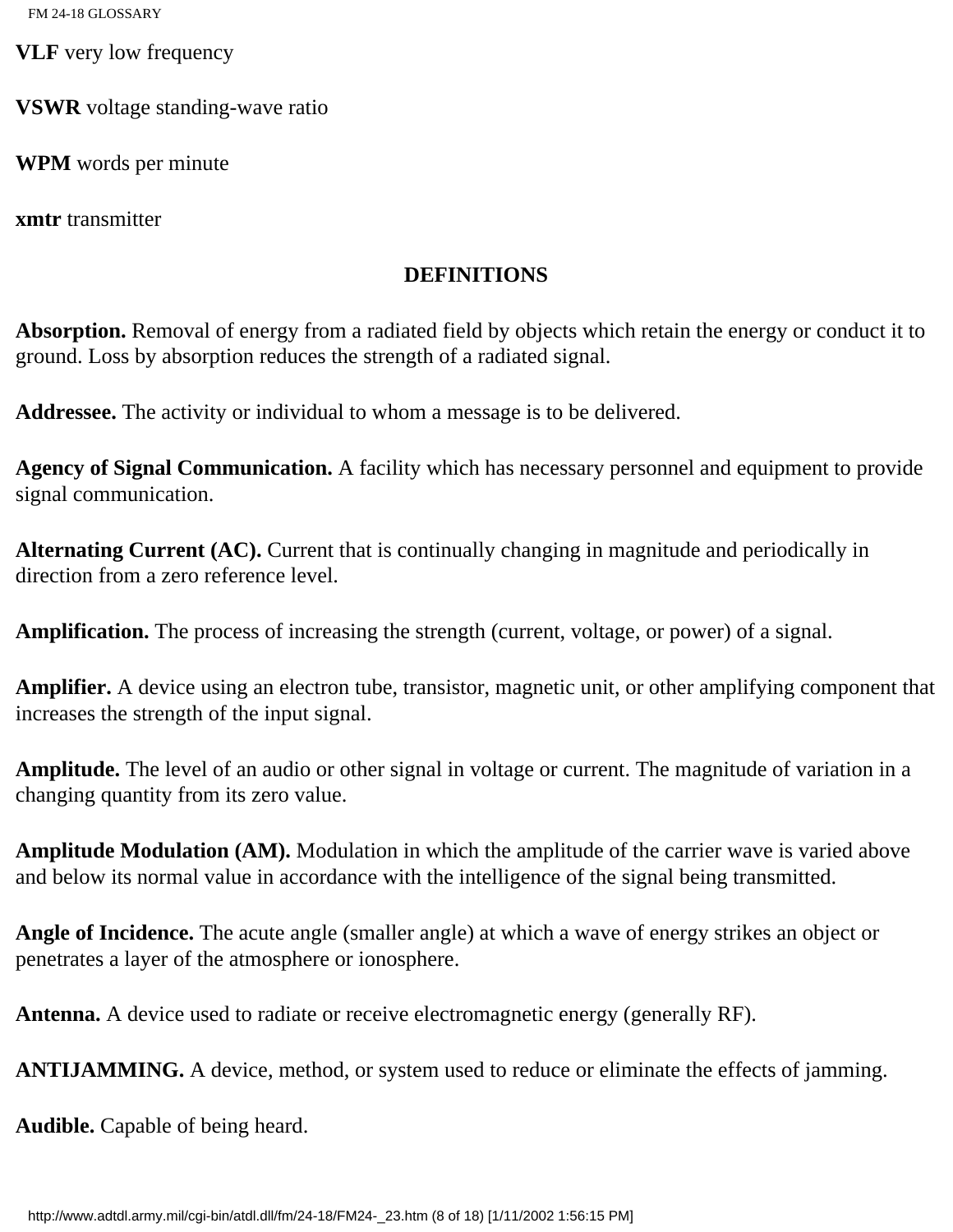**VLF** very low frequency

**VSWR** voltage standing-wave ratio

**WPM** words per minute

**xmtr** transmitter

## DEFINITIONS

**Absorption.** Removal of energy from a radiated field by objects which retain the energy or conduct it to ground. Loss by absorption reduces the strength of a radiated signal.

**Addressee.** The activity or individual to whom a message is to be delivered.

**Agency of Signal Communication.** A facility which has necessary personnel and equipment to provide signal communication.

**Alternating Current (AC).** Current that is continually changing in magnitude and periodically in direction from a zero reference level.

**Amplification.** The process of increasing the strength (current, voltage, or power) of a signal.

**Amplifier.** A device using an electron tube, transistor, magnetic unit, or other amplifying component that increases the strength of the input signal.

**Amplitude.** The level of an audio or other signal in voltage or current. The magnitude of variation in a changing quantity from its zero value.

**Amplitude Modulation (AM).** Modulation in which the amplitude of the carrier wave is varied above and below its normal value in accordance with the intelligence of the signal being transmitted.

**Angle of Incidence.** The acute angle (smaller angle) at which a wave of energy strikes an object or penetrates a layer of the atmosphere or ionosphere.

**Antenna.** A device used to radiate or receive electromagnetic energy (generally RF).

**ANTIJAMMING.** A device, method, or system used to reduce or eliminate the effects of jamming.

**Audible.** Capable of being heard.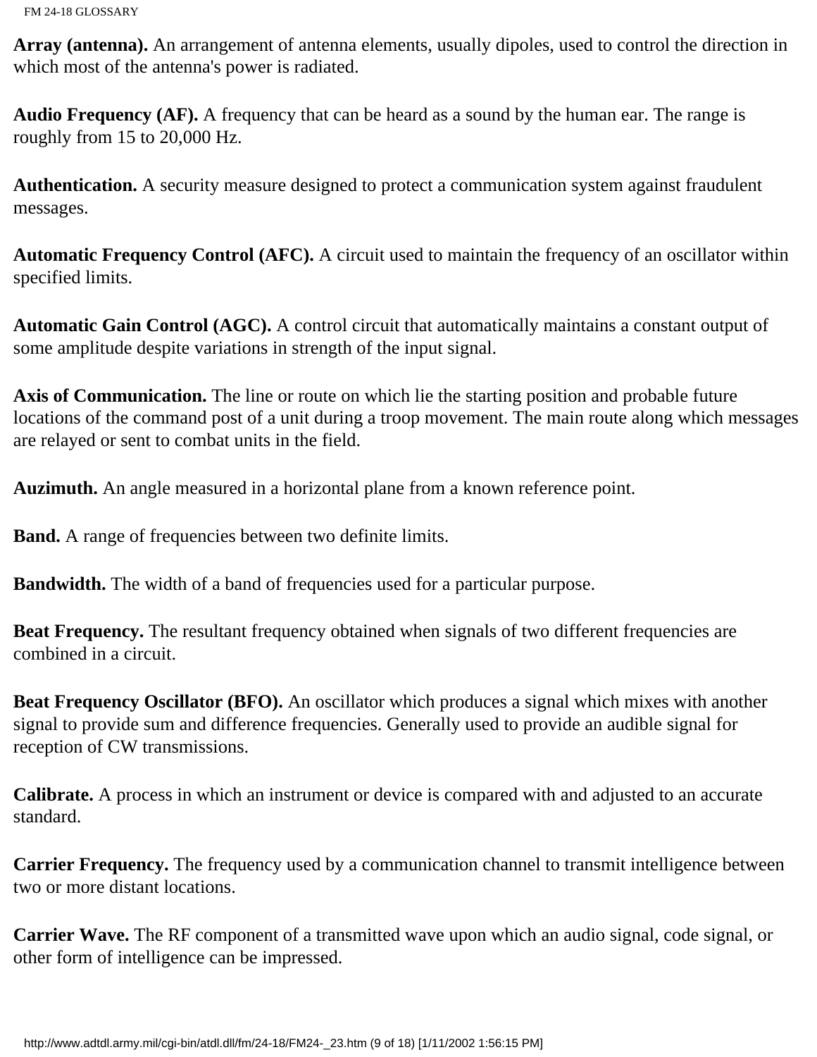**Array (antenna).** An arrangement of antenna elements, usually dipoles, used to control the direction in which most of the antenna's power is radiated.

**Audio Frequency (AF).** A frequency that can be heard as a sound by the human ear. The range is roughly from 15 to 20,000 Hz.

**Authentication.** A security measure designed to protect a communication system against fraudulent messages.

**Automatic Frequency Control (AFC).** A circuit used to maintain the frequency of an oscillator within specified limits.

**Automatic Gain Control (AGC).** A control circuit that automatically maintains a constant output of some amplitude despite variations in strength of the input signal.

**Axis of Communication.** The line or route on which lie the starting position and probable future locations of the command post of a unit during a troop movement. The main route along which messages are relayed or sent to combat units in the field.

**Auzimuth.** An angle measured in a horizontal plane from a known reference point.

**Band.** A range of frequencies between two definite limits.

**Bandwidth.** The width of a band of frequencies used for a particular purpose.

**Beat Frequency.** The resultant frequency obtained when signals of two different frequencies are combined in a circuit.

**Beat Frequency Oscillator (BFO).** An oscillator which produces a signal which mixes with another signal to provide sum and difference frequencies. Generally used to provide an audible signal for reception of CW transmissions.

**Calibrate.** A process in which an instrument or device is compared with and adjusted to an accurate standard.

**Carrier Frequency.** The frequency used by a communication channel to transmit intelligence between two or more distant locations.

**Carrier Wave.** The RF component of a transmitted wave upon which an audio signal, code signal, or other form of intelligence can be impressed.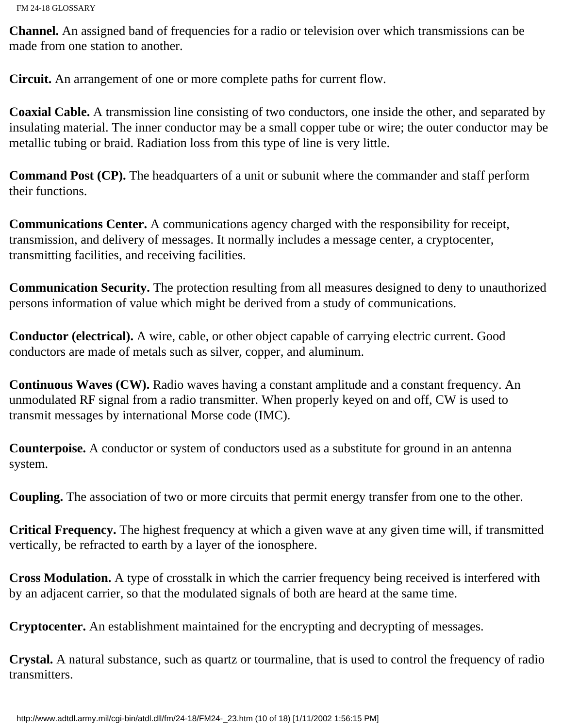**Channel.** An assigned band of frequencies for a radio or television over which transmissions can be made from one station to another.

**Circuit.** An arrangement of one or more complete paths for current flow.

**Coaxial Cable.** A transmission line consisting of two conductors, one inside the other, and separated by insulating material. The inner conductor may be a small copper tube or wire; the outer conductor may be metallic tubing or braid. Radiation loss from this type of line is very little.

**Command Post (CP).** The headquarters of a unit or subunit where the commander and staff perform their functions.

**Communications Center.** A communications agency charged with the responsibility for receipt, transmission, and delivery of messages. It normally includes a message center, a cryptocenter, transmitting facilities, and receiving facilities.

**Communication Security.** The protection resulting from all measures designed to deny to unauthorized persons information of value which might be derived from a study of communications.

**Conductor (electrical).** A wire, cable, or other object capable of carrying electric current. Good conductors are made of metals such as silver, copper, and aluminum.

**Continuous Waves (CW).** Radio waves having a constant amplitude and a constant frequency. An unmodulated RF signal from a radio transmitter. When properly keyed on and off, CW is used to transmit messages by international Morse code (IMC).

**Counterpoise.** A conductor or system of conductors used as a substitute for ground in an antenna system.

**Coupling.** The association of two or more circuits that permit energy transfer from one to the other.

**Critical Frequency.** The highest frequency at which a given wave at any given time will, if transmitted vertically, be refracted to earth by a layer of the ionosphere.

**Cross Modulation.** A type of crosstalk in which the carrier frequency being received is interfered with by an adjacent carrier, so that the modulated signals of both are heard at the same time.

**Cryptocenter.** An establishment maintained for the encrypting and decrypting of messages.

**Crystal.** A natural substance, such as quartz or tourmaline, that is used to control the frequency of radio transmitters.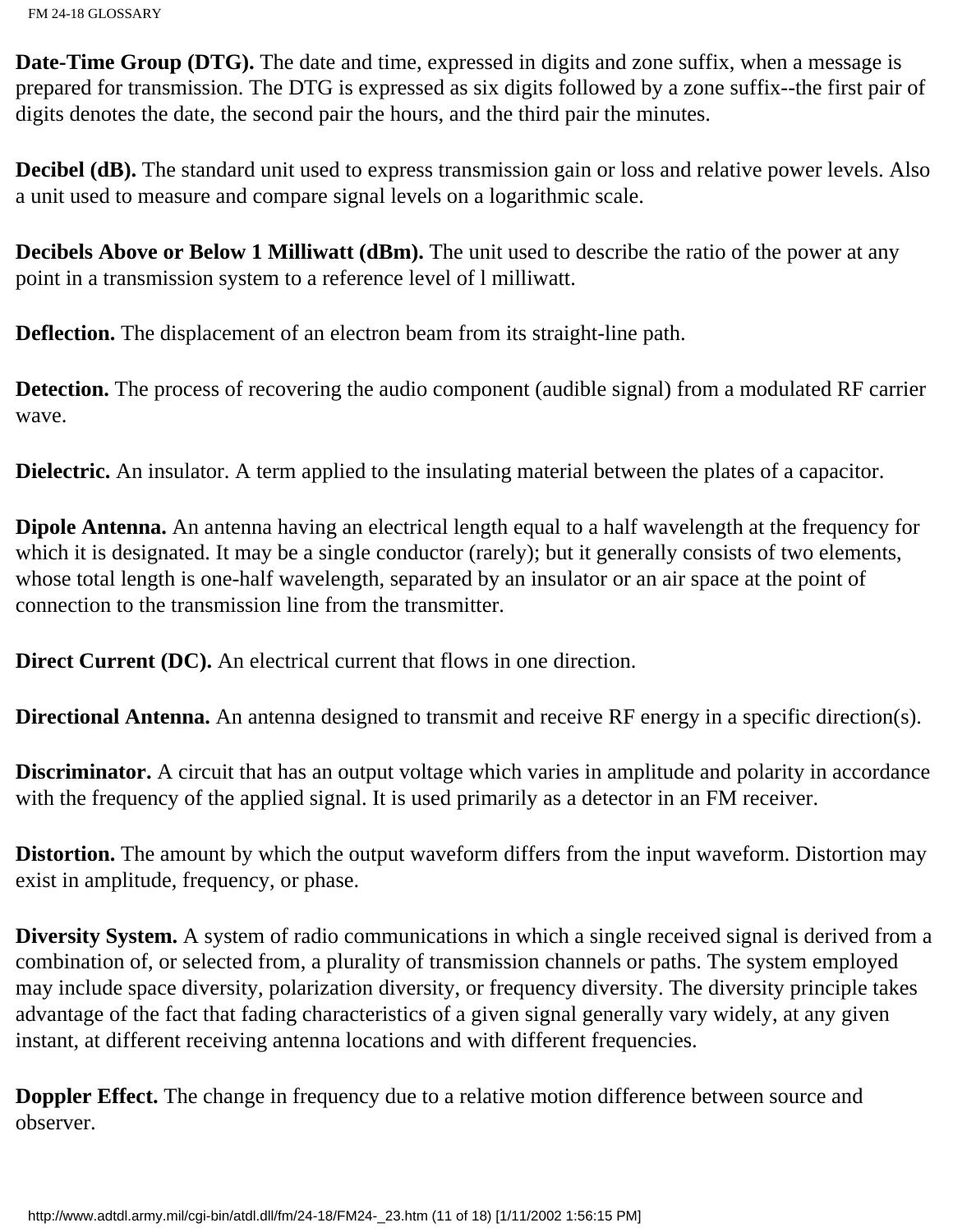**Date-Time Group (DTG).** The date and time, expressed in digits and zone suffix, when a message is prepared for transmission. The DTG is expressed as six digits followed by a zone suffix--the first pair of digits denotes the date, the second pair the hours, and the third pair the minutes.

**Decibel (dB).** The standard unit used to express transmission gain or loss and relative power levels. Also a unit used to measure and compare signal levels on a logarithmic scale.

**Decibels Above or Below 1 Milliwatt (dBm).** The unit used to describe the ratio of the power at any point in a transmission system to a reference level of l milliwatt.

**Deflection.** The displacement of an electron beam from its straight-line path.

**Detection.** The process of recovering the audio component (audible signal) from a modulated RF carrier wave.

**Dielectric.** An insulator. A term applied to the insulating material between the plates of a capacitor.

**Dipole Antenna.** An antenna having an electrical length equal to a half wavelength at the frequency for which it is designated. It may be a single conductor (rarely); but it generally consists of two elements, whose total length is one-half wavelength, separated by an insulator or an air space at the point of connection to the transmission line from the transmitter.

**Direct Current (DC).** An electrical current that flows in one direction.

**Directional Antenna.** An antenna designed to transmit and receive RF energy in a specific direction(s).

**Discriminator.** A circuit that has an output voltage which varies in amplitude and polarity in accordance with the frequency of the applied signal. It is used primarily as a detector in an FM receiver.

**Distortion.** The amount by which the output waveform differs from the input waveform. Distortion may exist in amplitude, frequency, or phase.

**Diversity System.** A system of radio communications in which a single received signal is derived from a combination of, or selected from, a plurality of transmission channels or paths. The system employed may include space diversity, polarization diversity, or frequency diversity. The diversity principle takes advantage of the fact that fading characteristics of a given signal generally vary widely, at any given instant, at different receiving antenna locations and with different frequencies.

**Doppler Effect.** The change in frequency due to a relative motion difference between source and observer.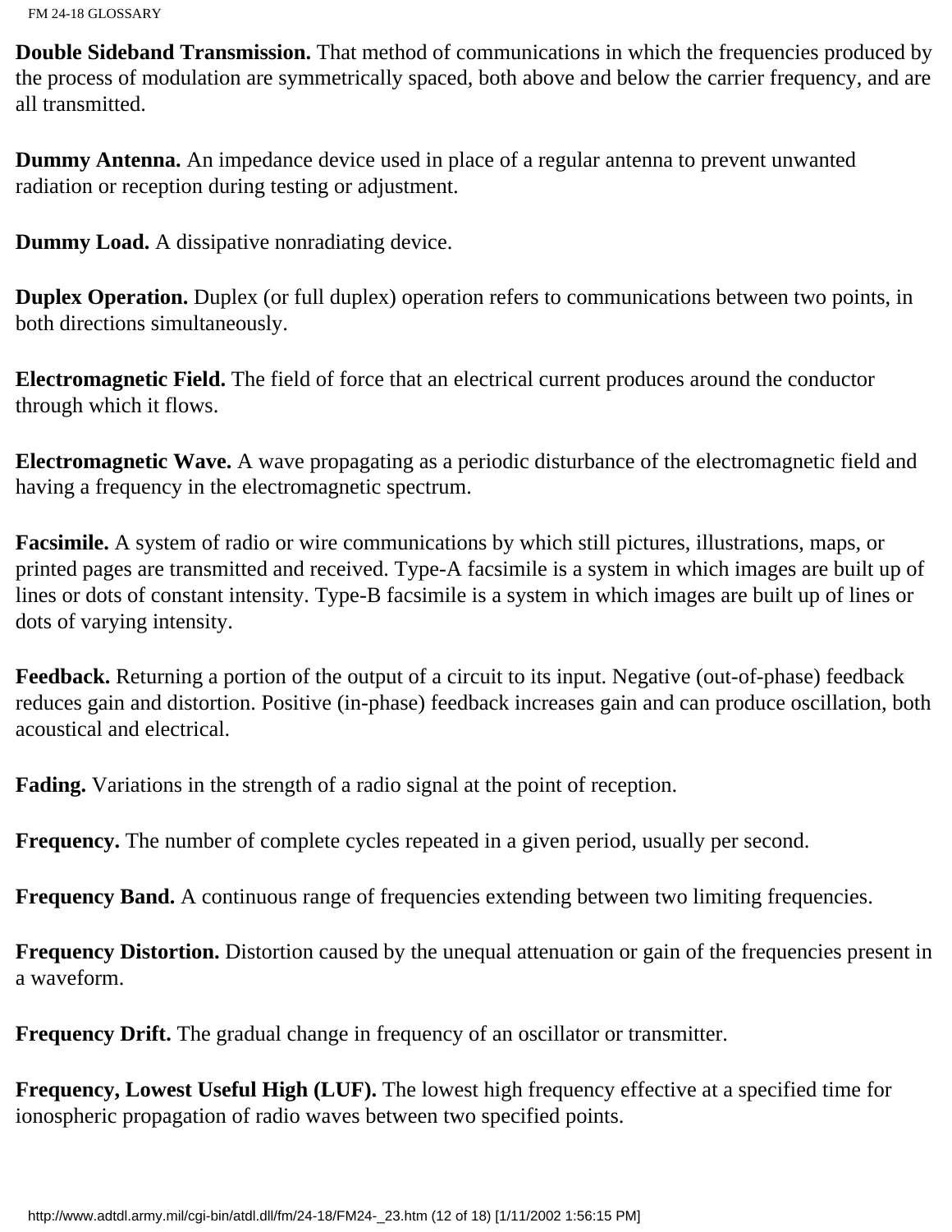**Double Sideband Transmission.** That method of communications in which the frequencies produced by the process of modulation are symmetrically spaced, both above and below the carrier frequency, and are all transmitted.

**Dummy Antenna.** An impedance device used in place of a regular antenna to prevent unwanted radiation or reception during testing or adjustment.

**Dummy Load.** A dissipative nonradiating device.

**Duplex Operation.** Duplex (or full duplex) operation refers to communications between two points, in both directions simultaneously.

**Electromagnetic Field.** The field of force that an electrical current produces around the conductor through which it flows.

**Electromagnetic Wave.** A wave propagating as a periodic disturbance of the electromagnetic field and having a frequency in the electromagnetic spectrum.

**Facsimile.** A system of radio or wire communications by which still pictures, illustrations, maps, or printed pages are transmitted and received. Type-A facsimile is a system in which images are built up of lines or dots of constant intensity. Type-B facsimile is a system in which images are built up of lines or dots of varying intensity.

**Feedback.** Returning a portion of the output of a circuit to its input. Negative (out-of-phase) feedback reduces gain and distortion. Positive (in-phase) feedback increases gain and can produce oscillation, both acoustical and electrical.

**Fading.** Variations in the strength of a radio signal at the point of reception.

**Frequency.** The number of complete cycles repeated in a given period, usually per second.

**Frequency Band.** A continuous range of frequencies extending between two limiting frequencies.

**Frequency Distortion.** Distortion caused by the unequal attenuation or gain of the frequencies present in a waveform.

**Frequency Drift.** The gradual change in frequency of an oscillator or transmitter.

**Frequency, Lowest Useful High (LUF).** The lowest high frequency effective at a specified time for ionospheric propagation of radio waves between two specified points.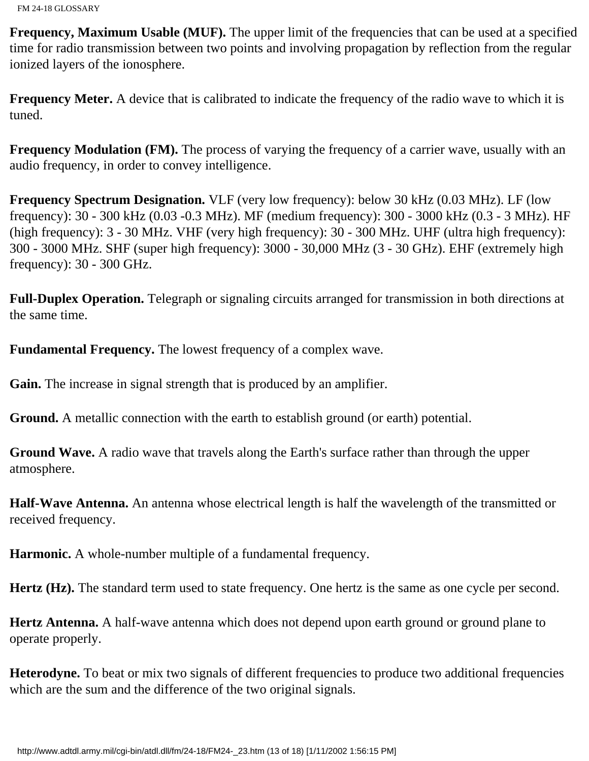**Frequency, Maximum Usable (MUF).** The upper limit of the frequencies that can be used at a specified time for radio transmission between two points and involving propagation by reflection from the regular ionized layers of the ionosphere.

**Frequency Meter.** A device that is calibrated to indicate the frequency of the radio wave to which it is tuned.

**Frequency Modulation (FM).** The process of varying the frequency of a carrier wave, usually with an audio frequency, in order to convey intelligence.

**Frequency Spectrum Designation.** VLF (very low frequency): below 30 kHz (0.03 MHz). LF (low frequency): 30 - 300 kHz (0.03 -0.3 MHz). MF (medium frequency): 300 - 3000 kHz (0.3 - 3 MHz). HF (high frequency): 3 - 30 MHz. VHF (very high frequency): 30 - 300 MHz. UHF (ultra high frequency): 300 - 3000 MHz. SHF (super high frequency): 3000 - 30,000 MHz (3 - 30 GHz). EHF (extremely high frequency): 30 - 300 GHz.

**Full-Duplex Operation.** Telegraph or signaling circuits arranged for transmission in both directions at the same time.

**Fundamental Frequency.** The lowest frequency of a complex wave.

**Gain.** The increase in signal strength that is produced by an amplifier.

**Ground.** A metallic connection with the earth to establish ground (or earth) potential.

**Ground Wave.** A radio wave that travels along the Earth's surface rather than through the upper atmosphere.

**Half-Wave Antenna.** An antenna whose electrical length is half the wavelength of the transmitted or received frequency.

**Harmonic.** A whole-number multiple of a fundamental frequency.

**Hertz (Hz).** The standard term used to state frequency. One hertz is the same as one cycle per second.

**Hertz Antenna.** A half-wave antenna which does not depend upon earth ground or ground plane to operate properly.

**Heterodyne.** To beat or mix two signals of different frequencies to produce two additional frequencies which are the sum and the difference of the two original signals.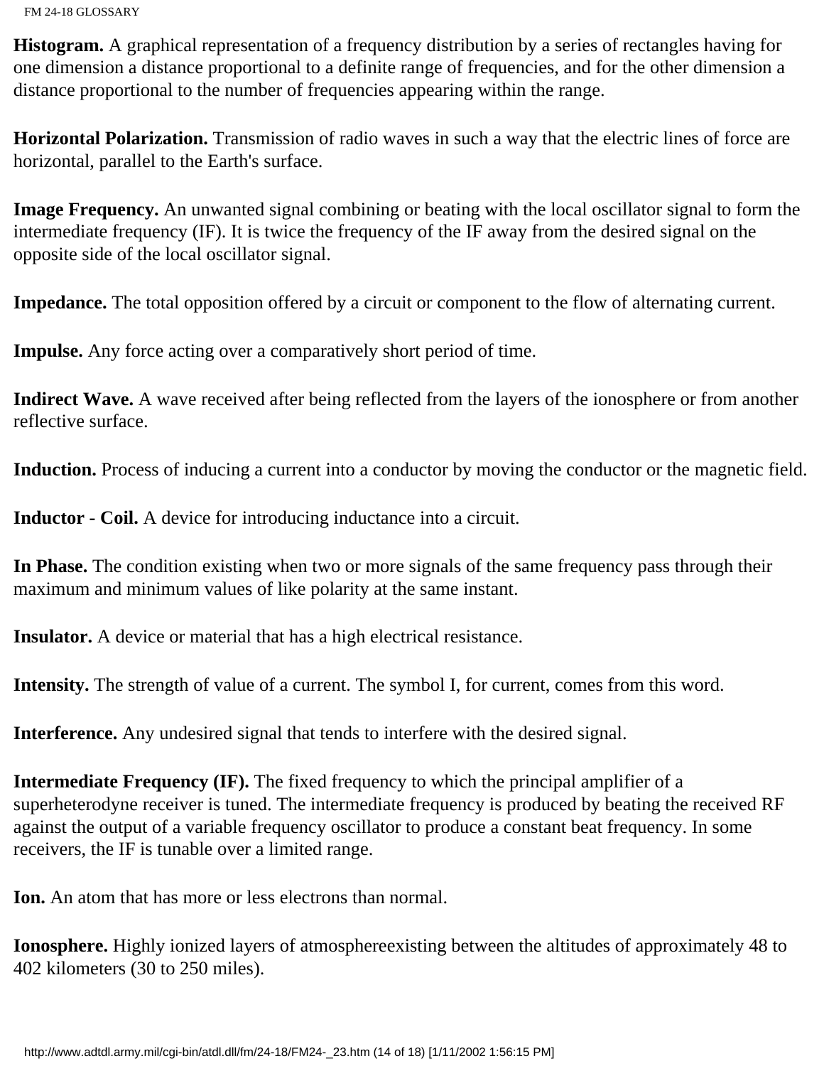**Histogram.** A graphical representation of a frequency distribution by a series of rectangles having for one dimension a distance proportional to a definite range of frequencies, and for the other dimension a distance proportional to the number of frequencies appearing within the range.

**Horizontal Polarization.** Transmission of radio waves in such a way that the electric lines of force are horizontal, parallel to the Earth's surface.

**Image Frequency.** An unwanted signal combining or beating with the local oscillator signal to form the intermediate frequency (IF). It is twice the frequency of the IF away from the desired signal on the opposite side of the local oscillator signal.

**Impedance.** The total opposition offered by a circuit or component to the flow of alternating current.

**Impulse.** Any force acting over a comparatively short period of time.

**Indirect Wave.** A wave received after being reflected from the layers of the ionosphere or from another reflective surface.

**Induction.** Process of inducing a current into a conductor by moving the conductor or the magnetic field.

**Inductor - Coil.** A device for introducing inductance into a circuit.

**In Phase.** The condition existing when two or more signals of the same frequency pass through their maximum and minimum values of like polarity at the same instant.

**Insulator.** A device or material that has a high electrical resistance.

**Intensity.** The strength of value of a current. The symbol I, for current, comes from this word.

**Interference.** Any undesired signal that tends to interfere with the desired signal.

**Intermediate Frequency (IF).** The fixed frequency to which the principal amplifier of a superheterodyne receiver is tuned. The intermediate frequency is produced by beating the received RF against the output of a variable frequency oscillator to produce a constant beat frequency. In some receivers, the IF is tunable over a limited range.

**Ion.** An atom that has more or less electrons than normal.

**Ionosphere.** Highly ionized layers of atmosphereexisting between the altitudes of approximately 48 to 402 kilometers (30 to 250 miles).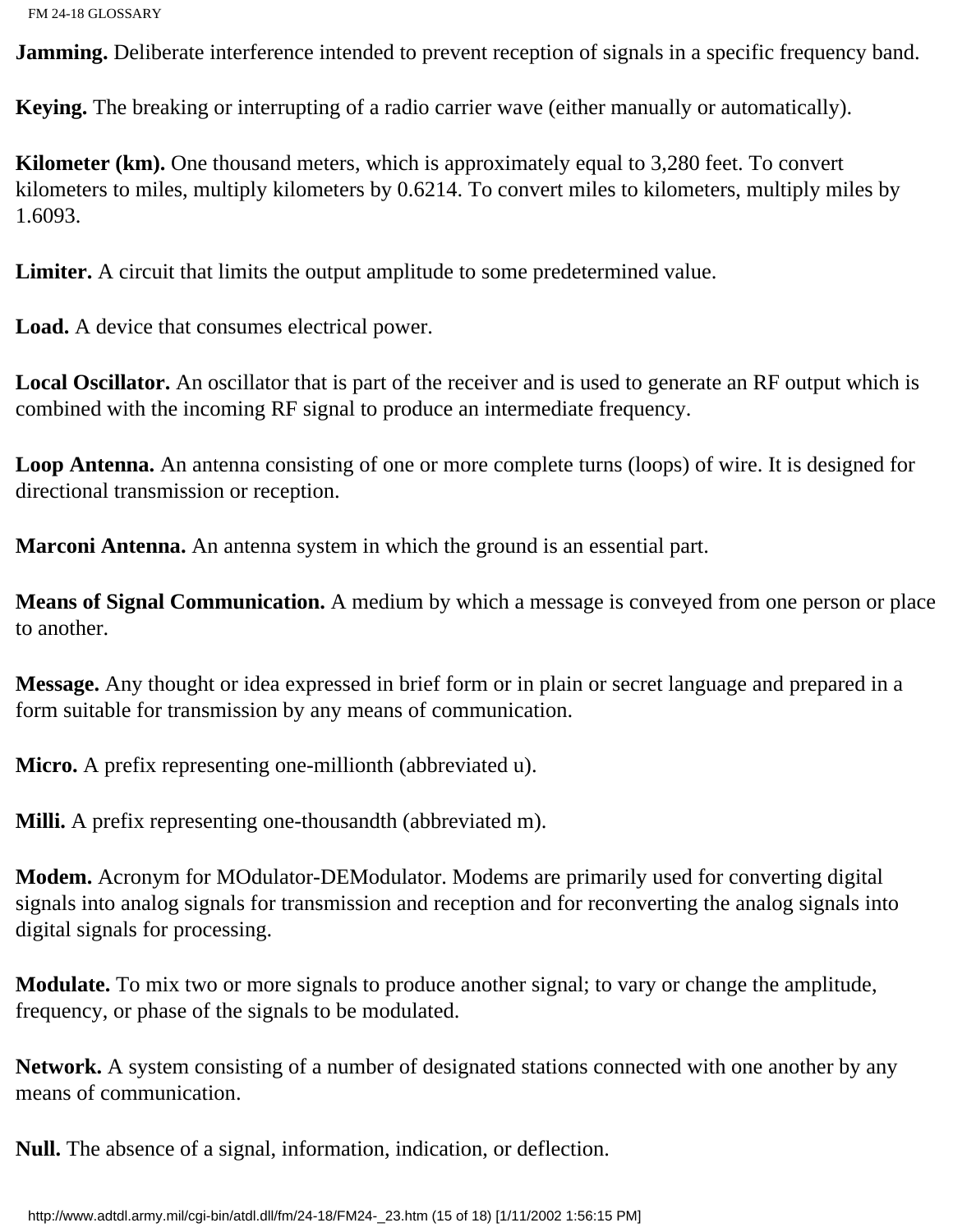**Jamming.** Deliberate interference intended to prevent reception of signals in a specific frequency band.

**Keying.** The breaking or interrupting of a radio carrier wave (either manually or automatically).

**Kilometer (km).** One thousand meters, which is approximately equal to 3,280 feet. To convert kilometers to miles, multiply kilometers by 0.6214. To convert miles to kilometers, multiply miles by 1.6093.

**Limiter.** A circuit that limits the output amplitude to some predetermined value.

**Load.** A device that consumes electrical power.

**Local Oscillator.** An oscillator that is part of the receiver and is used to generate an RF output which is combined with the incoming RF signal to produce an intermediate frequency.

**Loop Antenna.** An antenna consisting of one or more complete turns (loops) of wire. It is designed for directional transmission or reception.

**Marconi Antenna.** An antenna system in which the ground is an essential part.

**Means of Signal Communication.** A medium by which a message is conveyed from one person or place to another.

**Message.** Any thought or idea expressed in brief form or in plain or secret language and prepared in a form suitable for transmission by any means of communication.

**Micro.** A prefix representing one-millionth (abbreviated u).

**Milli.** A prefix representing one-thousandth (abbreviated m).

**Modem.** Acronym for MOdulator-DEModulator. Modems are primarily used for converting digital signals into analog signals for transmission and reception and for reconverting the analog signals into digital signals for processing.

**Modulate.** To mix two or more signals to produce another signal; to vary or change the amplitude, frequency, or phase of the signals to be modulated.

**Network.** A system consisting of a number of designated stations connected with one another by any means of communication.

**Null.** The absence of a signal, information, indication, or deflection.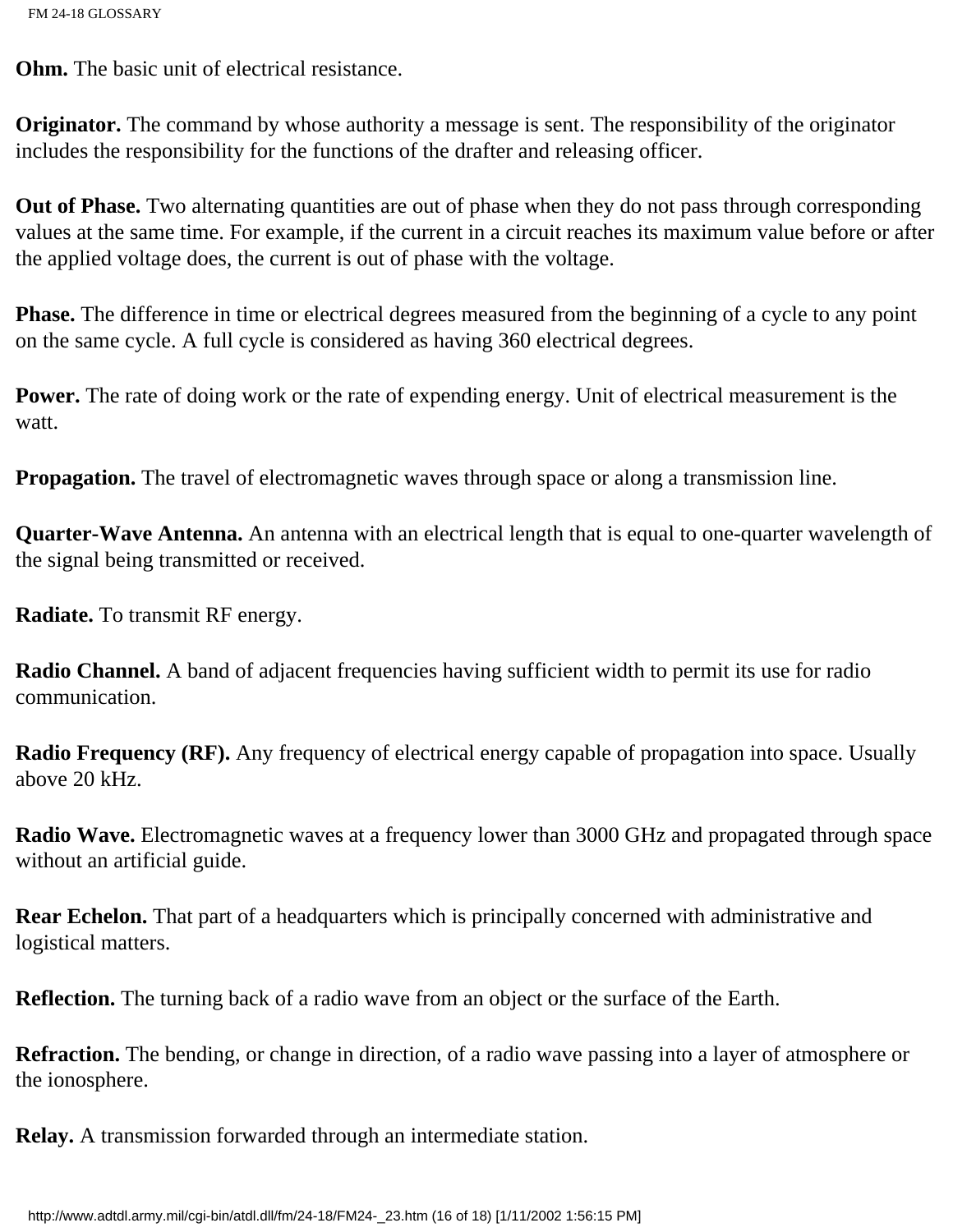**Ohm.** The basic unit of electrical resistance.

**Originator.** The command by whose authority a message is sent. The responsibility of the originator includes the responsibility for the functions of the drafter and releasing officer.

**Out of Phase.** Two alternating quantities are out of phase when they do not pass through corresponding values at the same time. For example, if the current in a circuit reaches its maximum value before or after the applied voltage does, the current is out of phase with the voltage.

**Phase.** The difference in time or electrical degrees measured from the beginning of a cycle to any point on the same cycle. A full cycle is considered as having 360 electrical degrees.

**Power.** The rate of doing work or the rate of expending energy. Unit of electrical measurement is the watt.

**Propagation.** The travel of electromagnetic waves through space or along a transmission line.

**Quarter-Wave Antenna.** An antenna with an electrical length that is equal to one-quarter wavelength of the signal being transmitted or received.

**Radiate.** To transmit RF energy.

**Radio Channel.** A band of adjacent frequencies having sufficient width to permit its use for radio communication.

**Radio Frequency (RF).** Any frequency of electrical energy capable of propagation into space. Usually above 20 kHz.

**Radio Wave.** Electromagnetic waves at a frequency lower than 3000 GHz and propagated through space without an artificial guide.

**Rear Echelon.** That part of a headquarters which is principally concerned with administrative and logistical matters.

**Reflection.** The turning back of a radio wave from an object or the surface of the Earth.

**Refraction.** The bending, or change in direction, of a radio wave passing into a layer of atmosphere or the ionosphere.

**Relay.** A transmission forwarded through an intermediate station.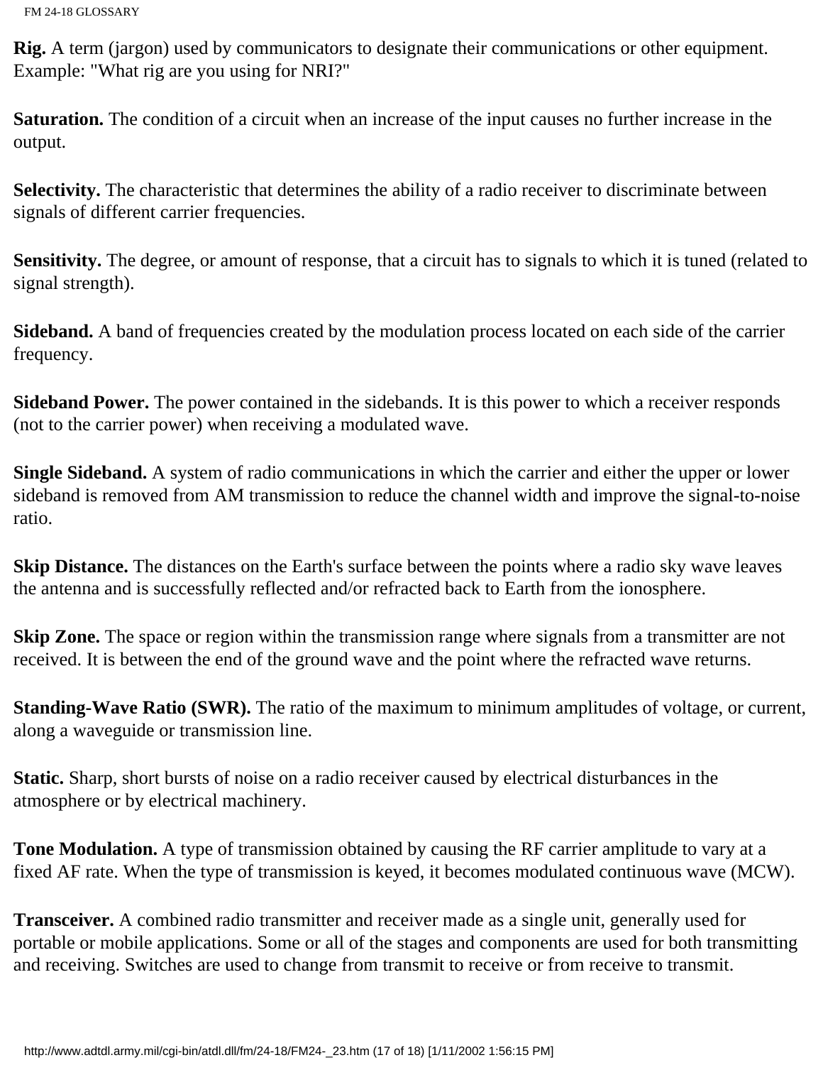**Rig.** A term (jargon) used by communicators to designate their communications or other equipment. Example: "What rig are you using for NRI?"

**Saturation.** The condition of a circuit when an increase of the input causes no further increase in the output.

**Selectivity.** The characteristic that determines the ability of a radio receiver to discriminate between signals of different carrier frequencies.

**Sensitivity.** The degree, or amount of response, that a circuit has to signals to which it is tuned (related to signal strength).

**Sideband.** A band of frequencies created by the modulation process located on each side of the carrier frequency.

**Sideband Power.** The power contained in the sidebands. It is this power to which a receiver responds (not to the carrier power) when receiving a modulated wave.

**Single Sideband.** A system of radio communications in which the carrier and either the upper or lower sideband is removed from AM transmission to reduce the channel width and improve the signal-to-noise ratio.

**Skip Distance.** The distances on the Earth's surface between the points where a radio sky wave leaves the antenna and is successfully reflected and/or refracted back to Earth from the ionosphere.

**Skip Zone.** The space or region within the transmission range where signals from a transmitter are not received. It is between the end of the ground wave and the point where the refracted wave returns.

**Standing-Wave Ratio (SWR).** The ratio of the maximum to minimum amplitudes of voltage, or current, along a waveguide or transmission line.

**Static.** Sharp, short bursts of noise on a radio receiver caused by electrical disturbances in the atmosphere or by electrical machinery.

**Tone Modulation.** A type of transmission obtained by causing the RF carrier amplitude to vary at a fixed AF rate. When the type of transmission is keyed, it becomes modulated continuous wave (MCW).

**Transceiver.** A combined radio transmitter and receiver made as a single unit, generally used for portable or mobile applications. Some or all of the stages and components are used for both transmitting and receiving. Switches are used to change from transmit to receive or from receive to transmit.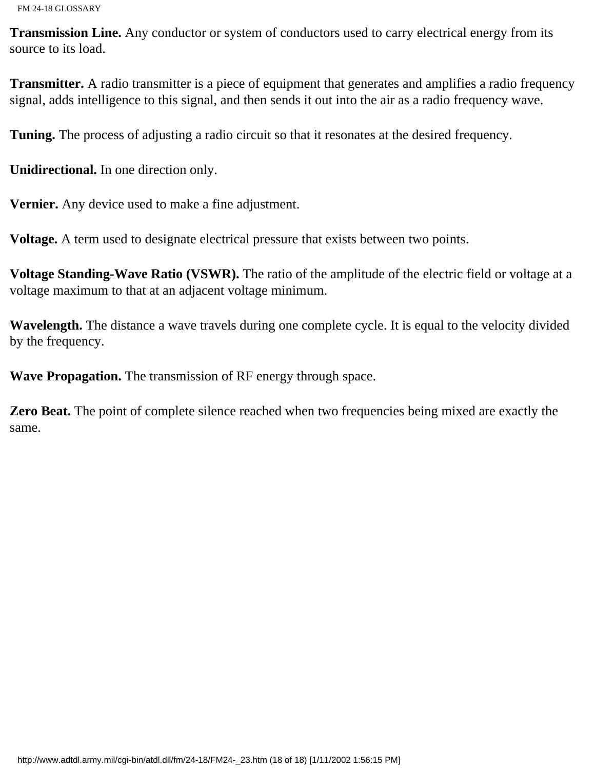**Transmission Line.** Any conductor or system of conductors used to carry electrical energy from its source to its load.

**Transmitter.** A radio transmitter is a piece of equipment that generates and amplifies a radio frequency signal, adds intelligence to this signal, and then sends it out into the air as a radio frequency wave.

**Tuning.** The process of adjusting a radio circuit so that it resonates at the desired frequency.

**Unidirectional.** In one direction only.

**Vernier.** Any device used to make a fine adjustment.

**Voltage.** A term used to designate electrical pressure that exists between two points.

**Voltage Standing-Wave Ratio (VSWR).** The ratio of the amplitude of the electric field or voltage at a voltage maximum to that at an adjacent voltage minimum.

**Wavelength.** The distance a wave travels during one complete cycle. It is equal to the velocity divided by the frequency.

**Wave Propagation.** The transmission of RF energy through space.

**Zero Beat.** The point of complete silence reached when two frequencies being mixed are exactly the same.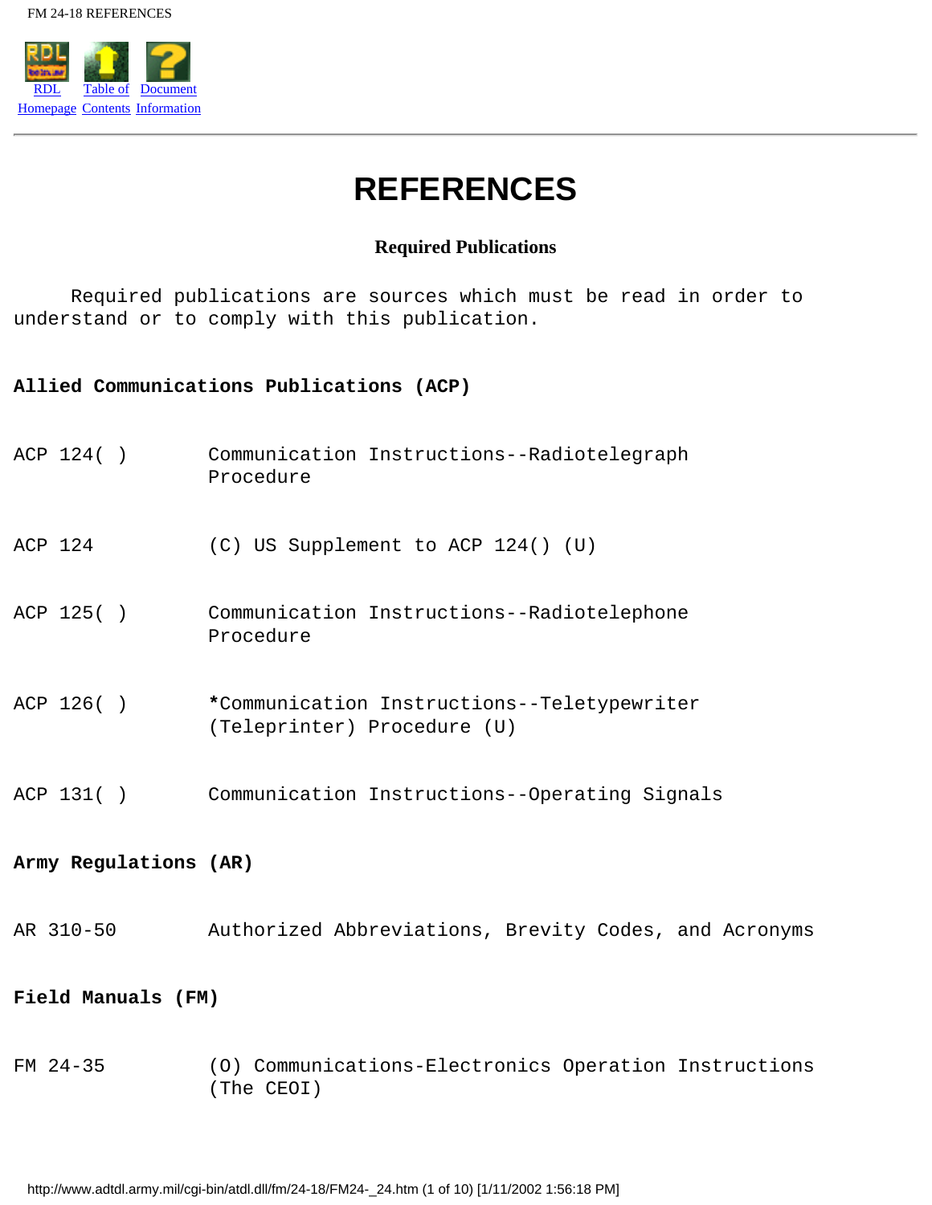# REFERENCES

### Required Publications

Required publications are sources which must be read in order to understand or to comply with this publication.

**Allied Communications Publications (ACP)**

| | |
|---|---|
| ACP 124( ) | Communication Instructions--Radiotelegraph Procedure |
| ACP 124 | (C) US Supplement to ACP 124() (U) |
| ACP 125( ) | Communication Instructions--Radiotelephone Procedure |
| ACP 126( ) | *Communication Instructions--Teletypewriter (Teleprinter) Procedure (U) |
| ACP 131( ) | Communication Instructions--Operating Signals |

**Army Regulations (AR)**

| | |
|---|---|
| AR 310-50 | Authorized Abbreviations, Brevity Codes, and Acronyms |

**Field Manuals (FM)**

| | |
|---|---|
| FM 24-35 | (O) Communications-Electronics Operation Instructions (The CEOI) |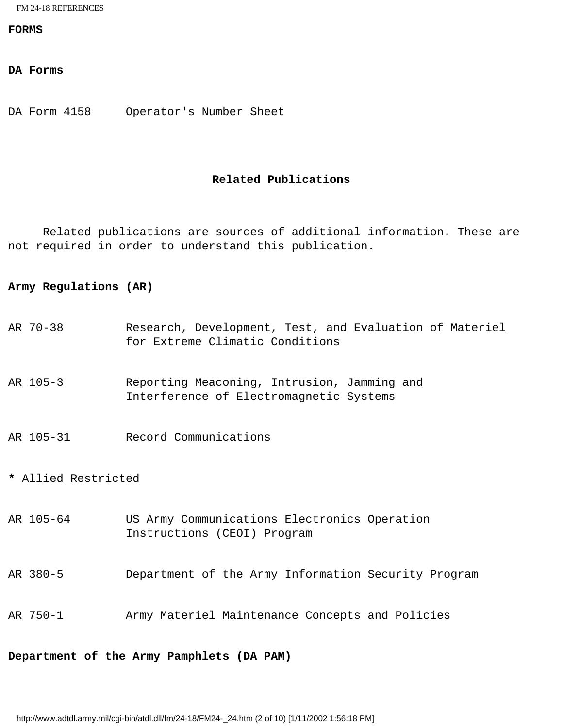**FORMS**

**DA Forms**

DA Form 4158 Operator's Number Sheet

## Related Publications

Related publications are sources of additional information. These are not required in order to understand this publication.

**Army Regulations (AR)**

AR 70-38 Research, Development, Test, and Evaluation of Materiel for Extreme Climatic Conditions

AR 105-3 Reporting Meaconing, Intrusion, Jamming and Interference of Electromagnetic Systems

AR 105-31 Record Communications

**\*** Allied Restricted

AR 105-64 US Army Communications Electronics Operation Instructions (CEOI) Program

AR 380-5 Department of the Army Information Security Program

AR 750-1 Army Materiel Maintenance Concepts and Policies

**Department of the Army Pamphlets (DA PAM)**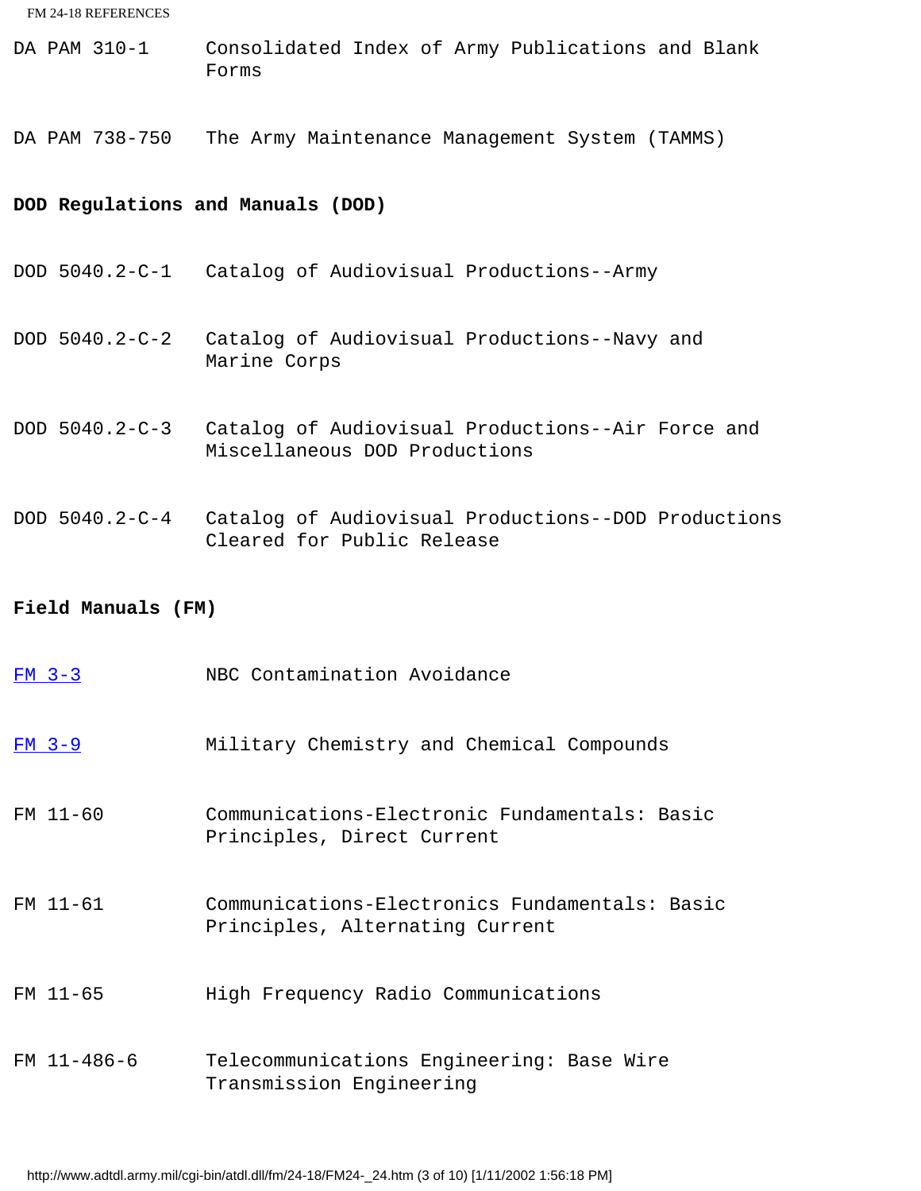| | |
|---|---|
| DA PAM 310-1 | Consolidated Index of Army Publications and Blank Forms |
| DA PAM 738-750 | The Army Maintenance Management System (TAMMS) |

**DOD Regulations and Manuals (DOD)**

| | |
|---|---|
| DOD 5040.2-C-1 | Catalog of Audiovisual Productions--Army |
| DOD 5040.2-C-2 | Catalog of Audiovisual Productions--Navy and Marine Corps |
| DOD 5040.2-C-3 | Catalog of Audiovisual Productions--Air Force and Miscellaneous DOD Productions |
| DOD 5040.2-C-4 | Catalog of Audiovisual Productions--DOD Productions Cleared for Public Release |

**Field Manuals (FM)**

| | |
|---|---|
| FM 3-3 | NBC Contamination Avoidance |
| FM 3-9 | Military Chemistry and Chemical Compounds |
| FM 11-60 | Communications-Electronic Fundamentals: Basic Principles, Direct Current |
| FM 11-61 | Communications-Electronics Fundamentals: Basic Principles, Alternating Current |
| FM 11-65 | High Frequency Radio Communications |
| FM 11-486-6 | Telecommunications Engineering: Base Wire Transmission Engineering |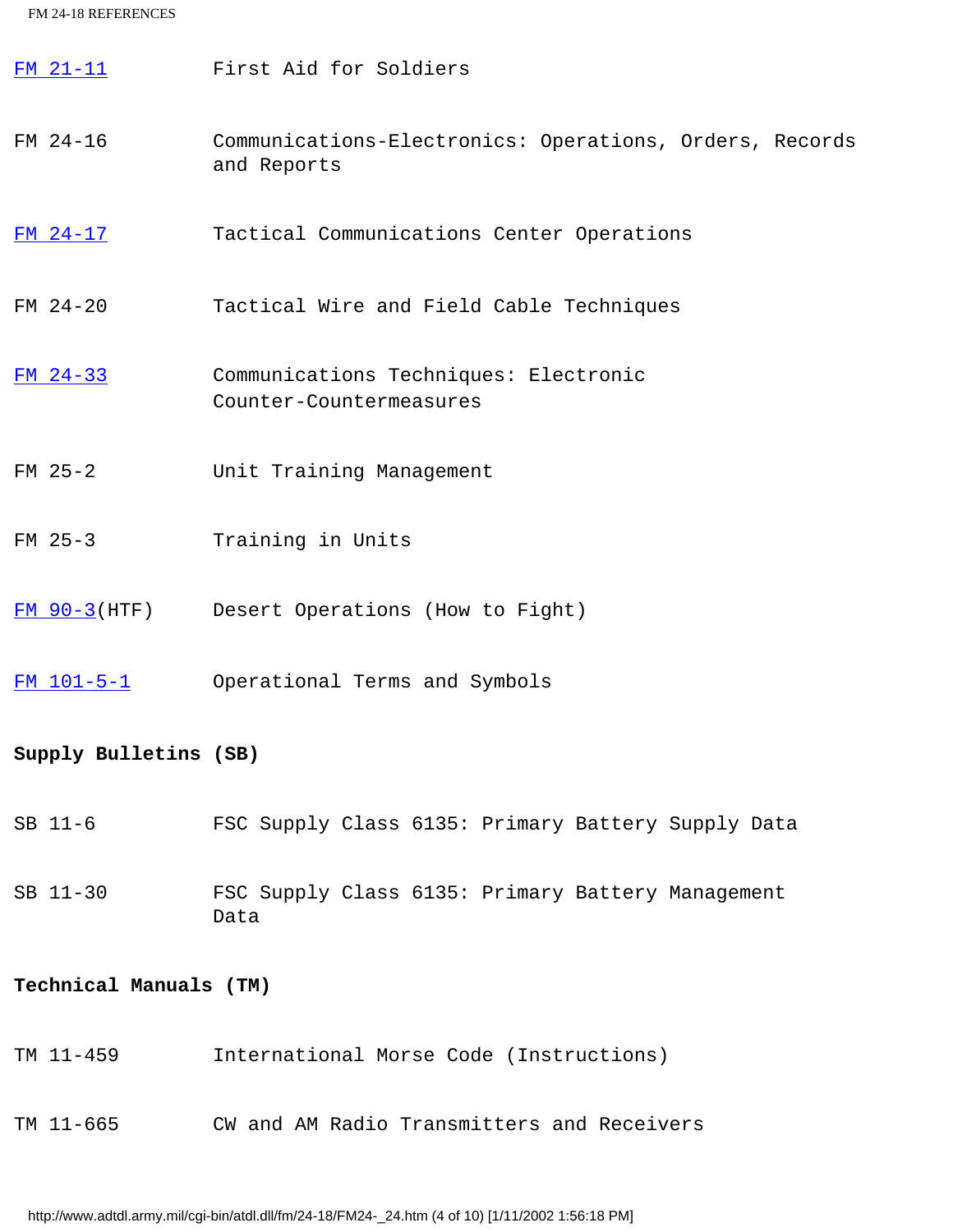| | |
|---|---|
| FM 21-11 | First Aid for Soldiers |
| FM 24-16 | Communications-Electronics: Operations, Orders, Records and Reports |
| FM 24-17 | Tactical Communications Center Operations |
| FM 24-20 | Tactical Wire and Field Cable Techniques |
| FM 24-33 | Communications Techniques: Electronic Counter-Countermeasures |
| FM 25-2 | Unit Training Management |
| FM 25-3 | Training in Units |
| FM 90-3(HTF) | Desert Operations (How to Fight) |
| FM 101-5-1 | Operational Terms and Symbols |

**Supply Bulletins (SB)**

| | |
|---|---|
| SB 11-6 | FSC Supply Class 6135: Primary Battery Supply Data |
| SB 11-30 | FSC Supply Class 6135: Primary Battery Management Data |

**Technical Manuals (TM)**

| | |
|---|---|
| TM 11-459 | International Morse Code (Instructions) |
| TM 11-665 | CW and AM Radio Transmitters and Receivers |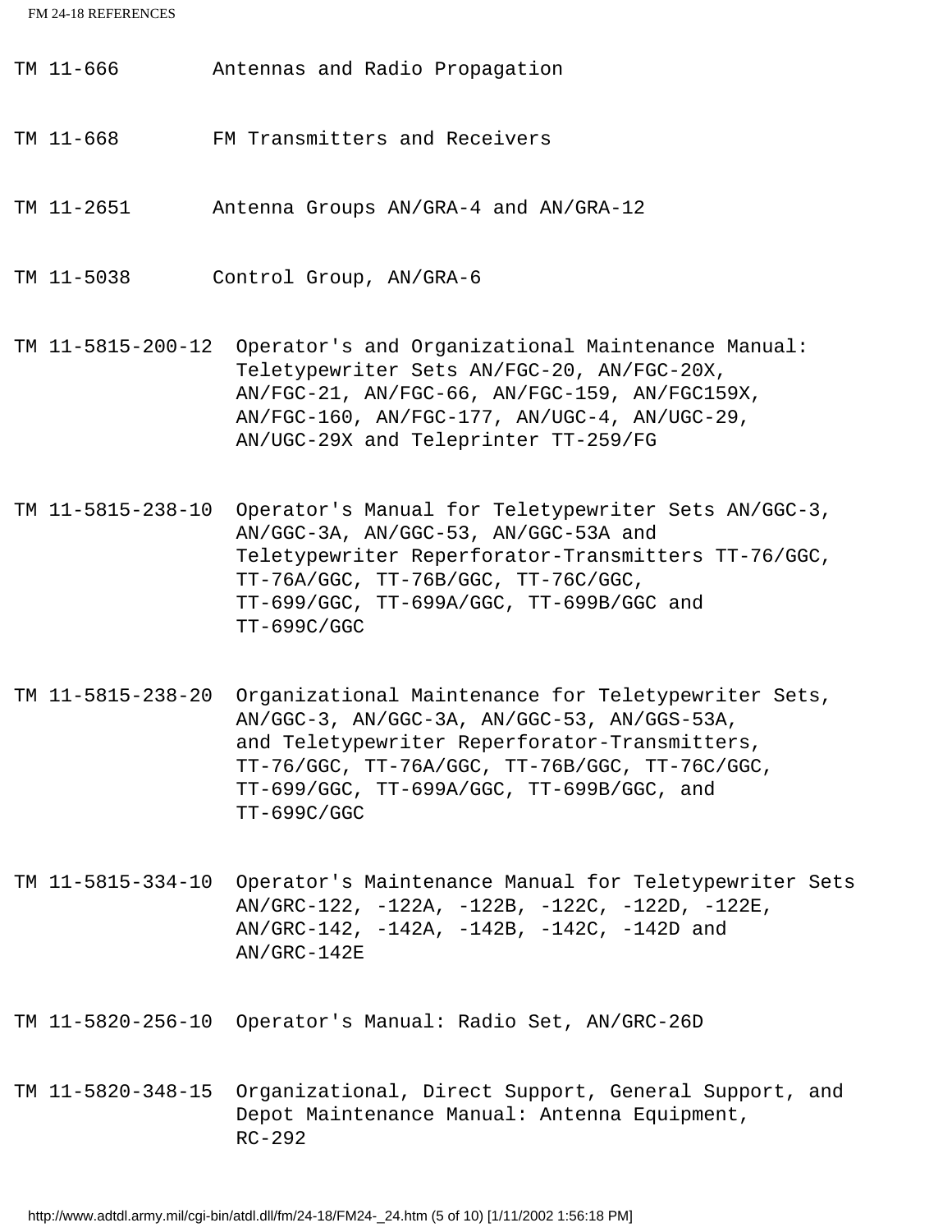TM 11-666 Antennas and Radio Propagation

TM 11-668 FM Transmitters and Receivers

TM 11-2651 Antenna Groups AN/GRA-4 and AN/GRA-12

TM 11-5038 Control Group, AN/GRA-6

TM 11-5815-200-12 Operator's and Organizational Maintenance Manual: Teletypewriter Sets AN/FGC-20, AN/FGC-20X, AN/FGC-21, AN/FGC-66, AN/FGC-159, AN/FGC159X, AN/FGC-160, AN/FGC-177, AN/UGC-4, AN/UGC-29, AN/UGC-29X and Teleprinter TT-259/FG

TM 11-5815-238-10 Operator's Manual for Teletypewriter Sets AN/GGC-3, AN/GGC-3A, AN/GGC-53, AN/GGC-53A and Teletypewriter Reperforator-Transmitters TT-76/GGC, TT-76A/GGC, TT-76B/GGC, TT-76C/GGC, TT-699/GGC, TT-699A/GGC, TT-699B/GGC and TT-699C/GGC

TM 11-5815-238-20 Organizational Maintenance for Teletypewriter Sets, AN/GGC-3, AN/GGC-3A, AN/GGC-53, AN/GGS-53A, and Teletypewriter Reperforator-Transmitters, TT-76/GGC, TT-76A/GGC, TT-76B/GGC, TT-76C/GGC, TT-699/GGC, TT-699A/GGC, TT-699B/GGC, and TT-699C/GGC

TM 11-5815-334-10 Operator's Maintenance Manual for Teletypewriter Sets AN/GRC-122, -122A, -122B, -122C, -122D, -122E, AN/GRC-142, -142A, -142B, -142C, -142D and AN/GRC-142E

TM 11-5820-256-10 Operator's Manual: Radio Set, AN/GRC-26D

TM 11-5820-348-15 Organizational, Direct Support, General Support, and Depot Maintenance Manual: Antenna Equipment, RC-292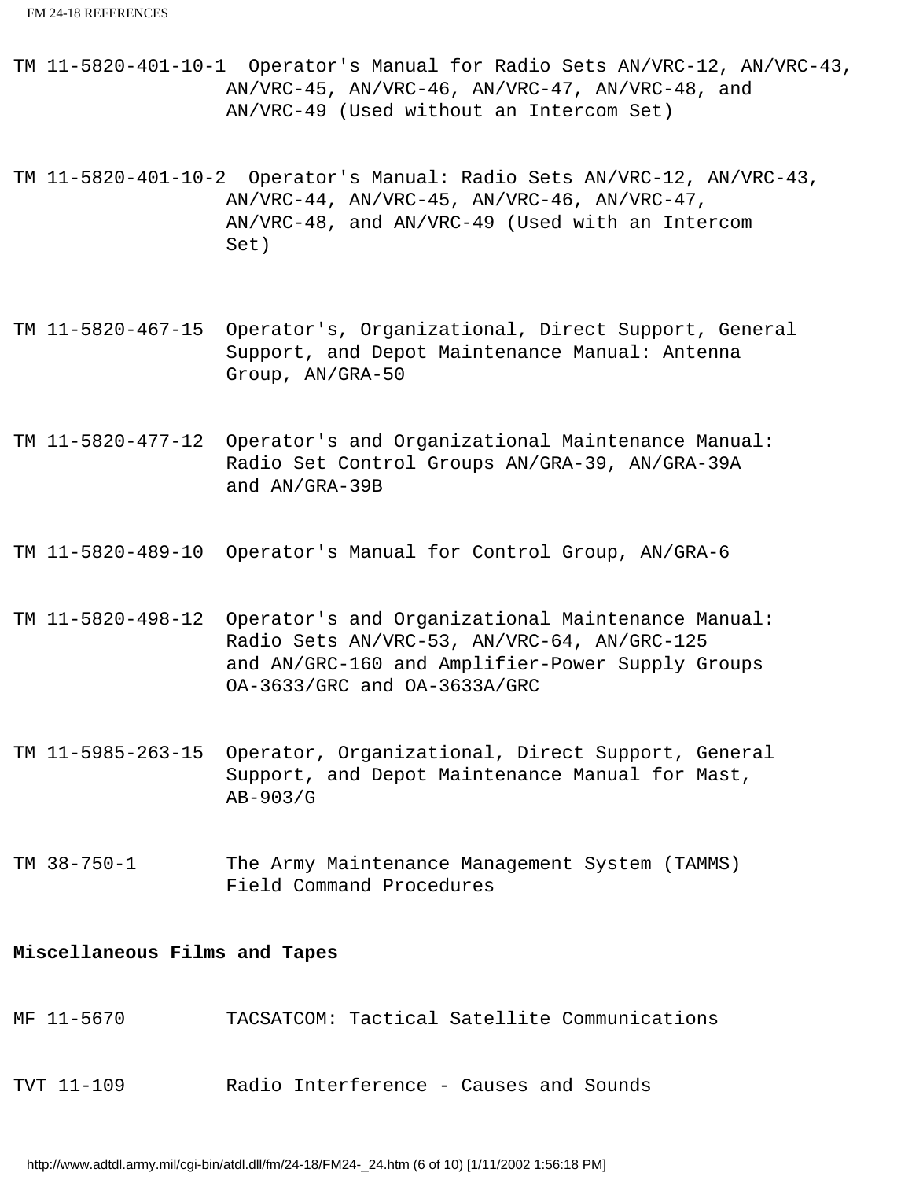TM 11-5820-401-10-1 Operator's Manual for Radio Sets AN/VRC-12, AN/VRC-43, AN/VRC-45, AN/VRC-46, AN/VRC-47, AN/VRC-48, and AN/VRC-49 (Used without an Intercom Set)

TM 11-5820-401-10-2 Operator's Manual: Radio Sets AN/VRC-12, AN/VRC-43, AN/VRC-44, AN/VRC-45, AN/VRC-46, AN/VRC-47, AN/VRC-48, and AN/VRC-49 (Used with an Intercom Set)

TM 11-5820-467-15 Operator's, Organizational, Direct Support, General Support, and Depot Maintenance Manual: Antenna Group, AN/GRA-50

TM 11-5820-477-12 Operator's and Organizational Maintenance Manual: Radio Set Control Groups AN/GRA-39, AN/GRA-39A and AN/GRA-39B

TM 11-5820-489-10 Operator's Manual for Control Group, AN/GRA-6

TM 11-5820-498-12 Operator's and Organizational Maintenance Manual: Radio Sets AN/VRC-53, AN/VRC-64, AN/GRC-125 and AN/GRC-160 and Amplifier-Power Supply Groups OA-3633/GRC and OA-3633A/GRC

TM 11-5985-263-15 Operator, Organizational, Direct Support, General Support, and Depot Maintenance Manual for Mast, AB-903/G

TM 38-750-1 The Army Maintenance Management System (TAMMS) Field Command Procedures

**Miscellaneous Films and Tapes**

MF 11-5670 TACSATCOM: Tactical Satellite Communications

TVT 11-109 Radio Interference - Causes and Sounds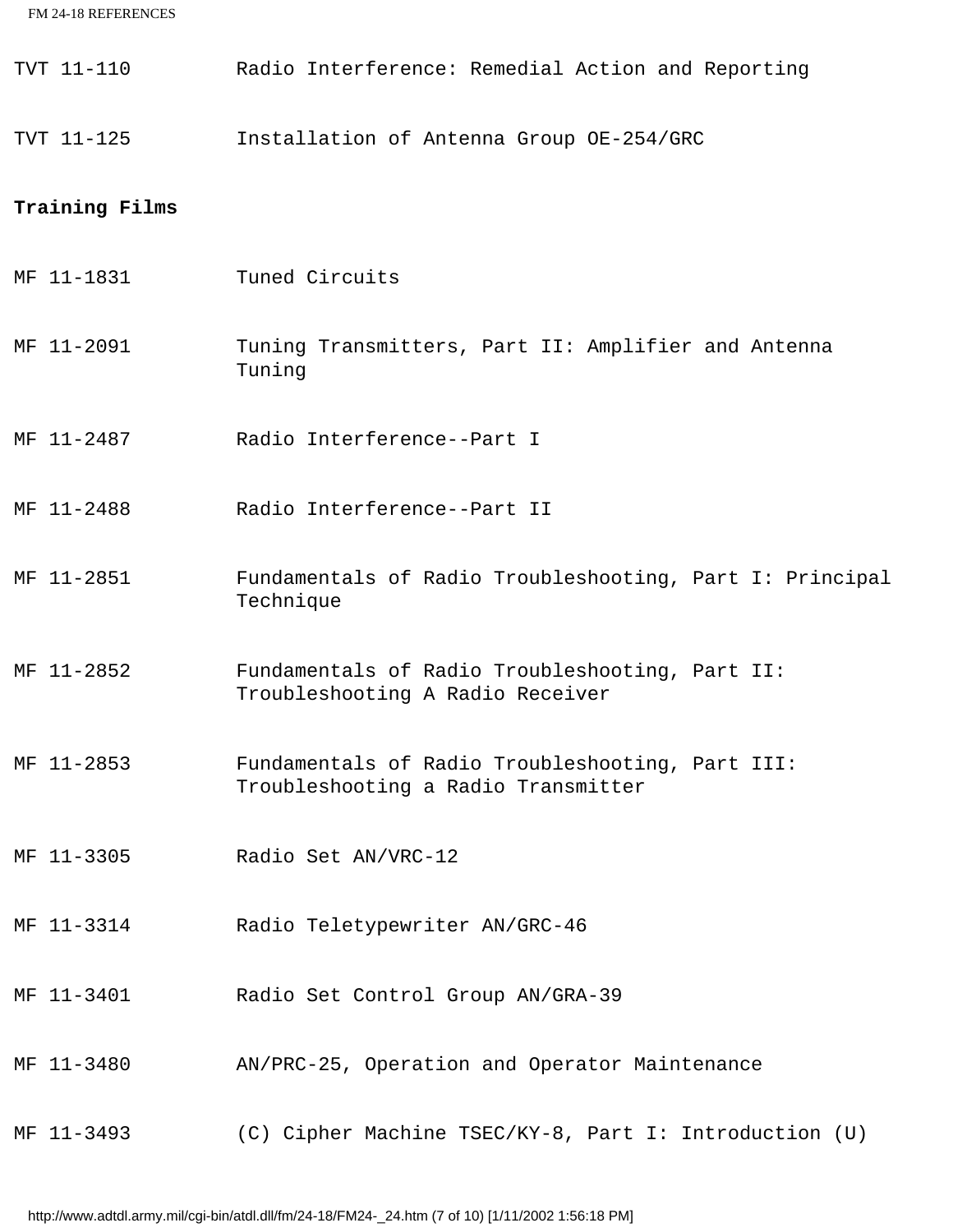| | |
|---|---|
| TVT 11-110 | Radio Interference: Remedial Action and Reporting |
| TVT 11-125 | Installation of Antenna Group OE-254/GRC |

**Training Films**

| | |
|---|---|
| MF 11-1831 | Tuned Circuits |
| MF 11-2091 | Tuning Transmitters, Part II: Amplifier and Antenna Tuning |
| MF 11-2487 | Radio Interference--Part I |
| MF 11-2488 | Radio Interference--Part II |
| MF 11-2851 | Fundamentals of Radio Troubleshooting, Part I: Principal Technique |
| MF 11-2852 | Fundamentals of Radio Troubleshooting, Part II: Troubleshooting A Radio Receiver |
| MF 11-2853 | Fundamentals of Radio Troubleshooting, Part III: Troubleshooting a Radio Transmitter |
| MF 11-3305 | Radio Set AN/VRC-12 |
| MF 11-3314 | Radio Teletypewriter AN/GRC-46 |
| MF 11-3401 | Radio Set Control Group AN/GRA-39 |
| MF 11-3480 | AN/PRC-25, Operation and Operator Maintenance |
| MF 11-3493 | (C) Cipher Machine TSEC/KY-8, Part I: Introduction (U) |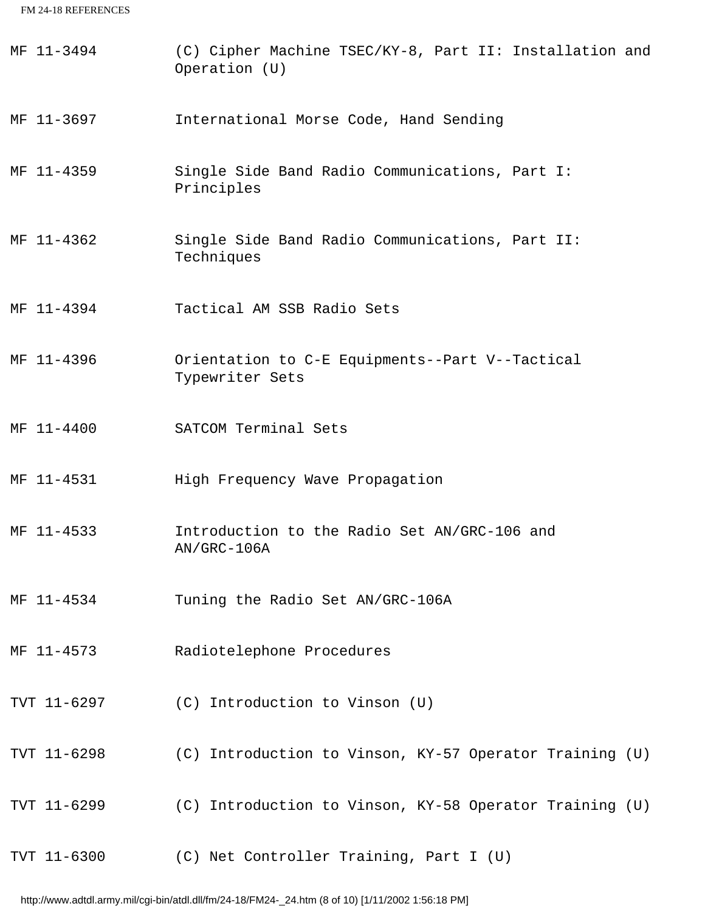| | |
|---|---|
| MF 11-3494 | (C) Cipher Machine TSEC/KY-8, Part II: Installation and Operation (U) |
| MF 11-3697 | International Morse Code, Hand Sending |
| MF 11-4359 | Single Side Band Radio Communications, Part I: Principles |
| MF 11-4362 | Single Side Band Radio Communications, Part II: Techniques |
| MF 11-4394 | Tactical AM SSB Radio Sets |
| MF 11-4396 | Orientation to C-E Equipments--Part V--Tactical Typewriter Sets |
| MF 11-4400 | SATCOM Terminal Sets |
| MF 11-4531 | High Frequency Wave Propagation |
| MF 11-4533 | Introduction to the Radio Set AN/GRC-106 and AN/GRC-106A |
| MF 11-4534 | Tuning the Radio Set AN/GRC-106A |
| MF 11-4573 | Radiotelephone Procedures |
| TVT 11-6297 | (C) Introduction to Vinson (U) |
| TVT 11-6298 | (C) Introduction to Vinson, KY-57 Operator Training (U) |
| TVT 11-6299 | (C) Introduction to Vinson, KY-58 Operator Training (U) |
| TVT 11-6300 | (C) Net Controller Training, Part I (U) |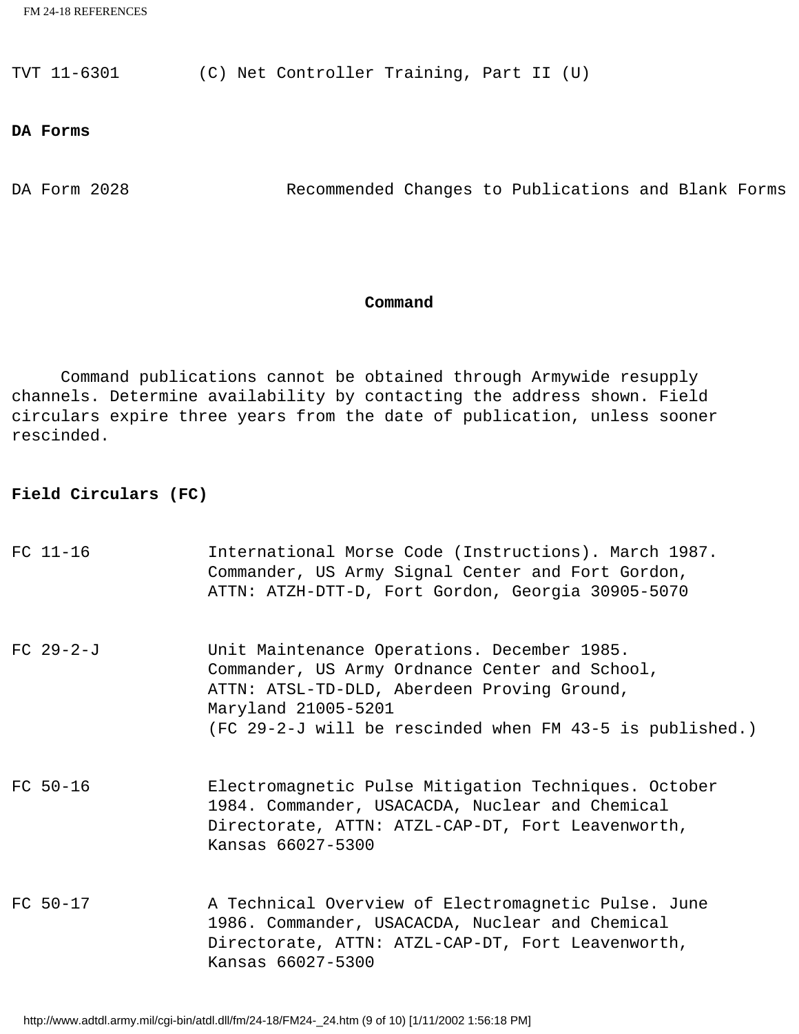TVT 11-6301 (C) Net Controller Training, Part II (U)

**DA Forms**

DA Form 2028 Recommended Changes to Publications and Blank Forms

## Command

Command publications cannot be obtained through Armywide resupply channels. Determine availability by contacting the address shown. Field circulars expire three years from the date of publication, unless sooner rescinded.

**Field Circulars (FC)**

FC 11-16 International Morse Code (Instructions). March 1987. Commander, US Army Signal Center and Fort Gordon, ATTN: ATZH-DTT-D, Fort Gordon, Georgia 30905-5070

FC 29-2-J Unit Maintenance Operations. December 1985. Commander, US Army Ordnance Center and School, ATTN: ATSL-TD-DLD, Aberdeen Proving Ground, Maryland 21005-5201
(FC 29-2-J will be rescinded when FM 43-5 is published.)

FC 50-16 Electromagnetic Pulse Mitigation Techniques. October 1984. Commander, USACACDA, Nuclear and Chemical Directorate, ATTN: ATZL-CAP-DT, Fort Leavenworth, Kansas 66027-5300

FC 50-17 A Technical Overview of Electromagnetic Pulse. June 1986. Commander, USACACDA, Nuclear and Chemical Directorate, ATTN: ATZL-CAP-DT, Fort Leavenworth, Kansas 66027-5300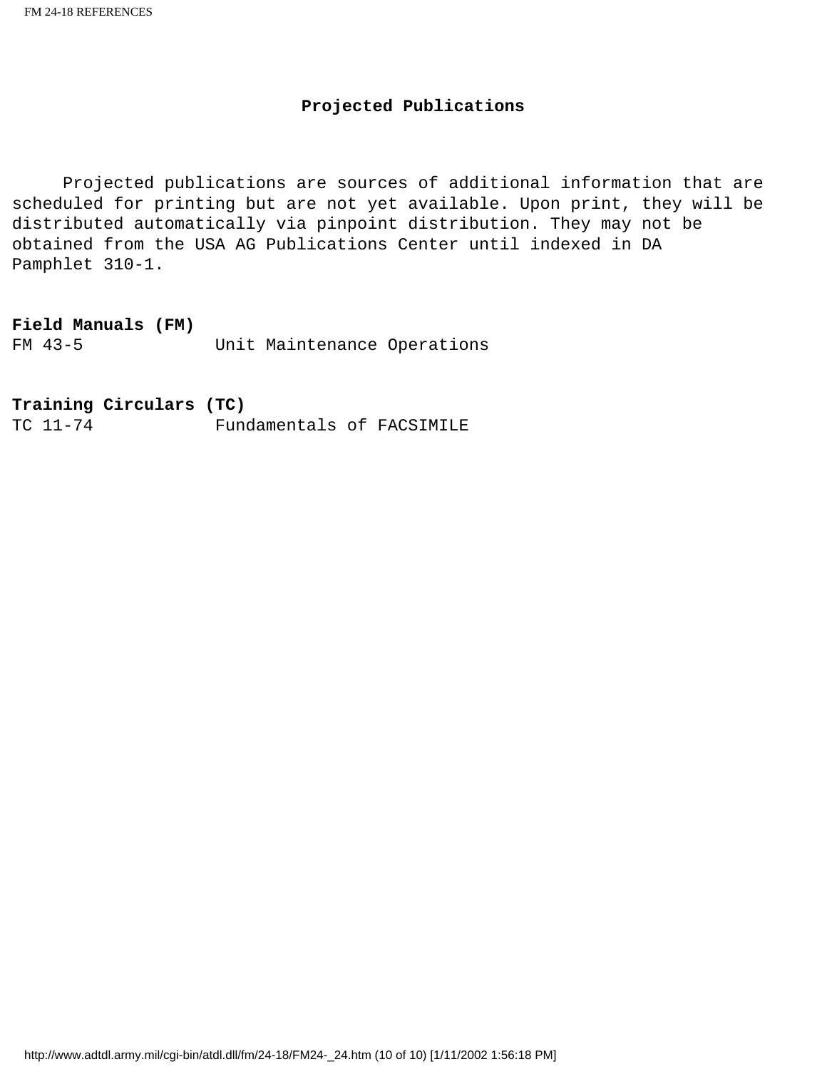## Projected Publications

Projected publications are sources of additional information that are scheduled for printing but are not yet available. Upon print, they will be distributed automatically via pinpoint distribution. They may not be obtained from the USA AG Publications Center until indexed in DA Pamphlet 310-1.

**Field Manuals (FM)**

| | |
|---|---|
| FM 43-5 | Unit Maintenance Operations |

**Training Circulars (TC)**

| | |
|---|---|
| TC 11-74 | Fundamentals of FACSIMILE |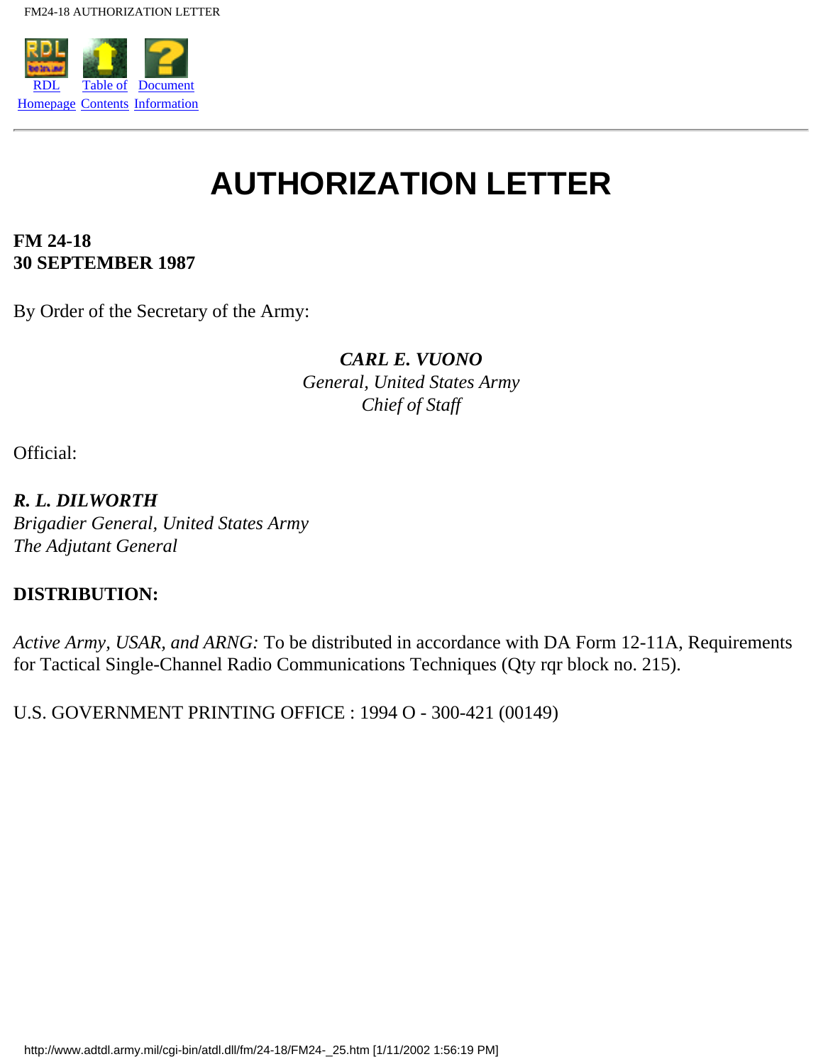# AUTHORIZATION LETTER

**FM 24-18**
**30 SEPTEMBER 1987**

By Order of the Secretary of the Army:

***CARL E. VUONO***
*General, United States Army*
*Chief of Staff*

Official:

***R. L. DILWORTH***
*Brigadier General, United States Army*
*The Adjutant General*

**DISTRIBUTION:**

*Active Army, USAR, and ARNG:* To be distributed in accordance with DA Form 12-11A, Requirements for Tactical Single-Channel Radio Communications Techniques (Qty rqr block no. 215).

U.S. GOVERNMENT PRINTING OFFICE : 1994 O - 300-421 (00149)